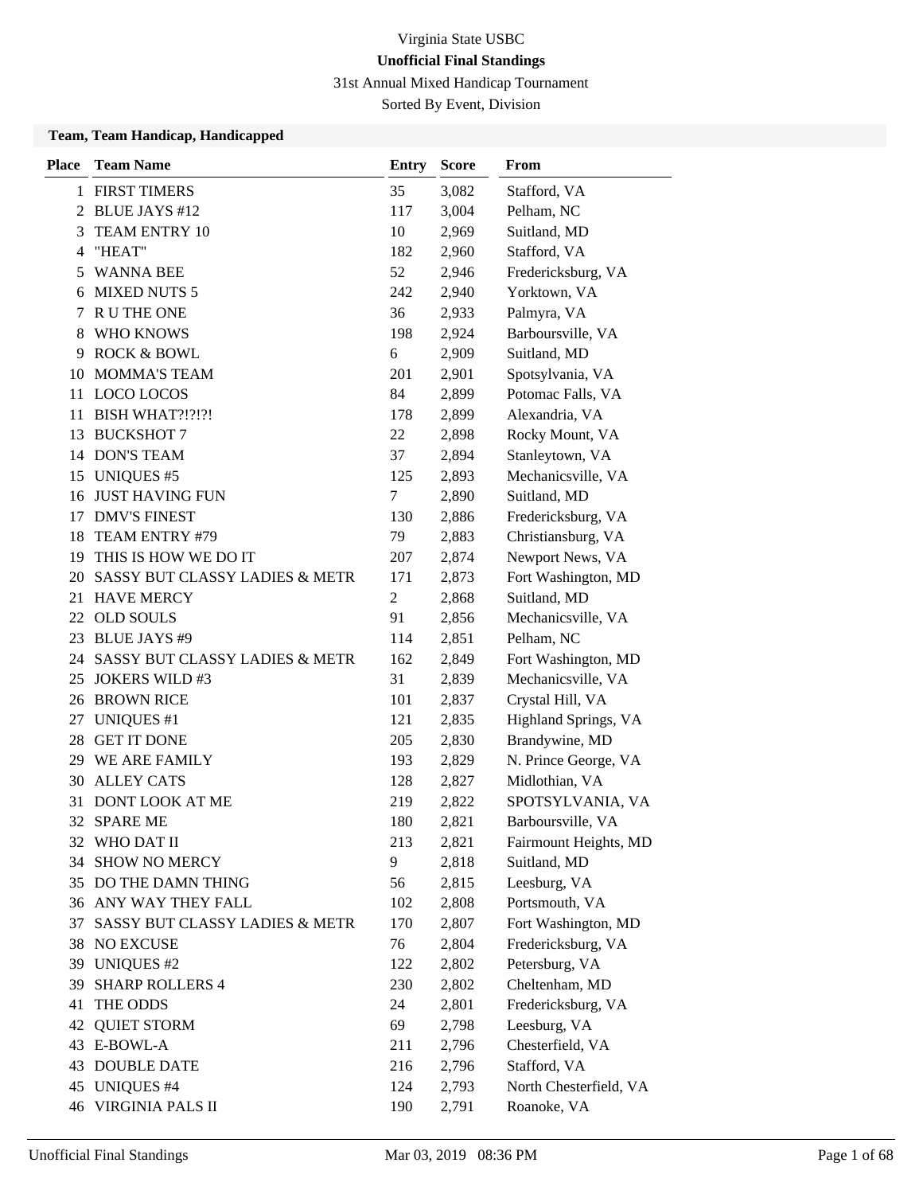Virginia State USBC

**Unofficial Final Standings**

31st Annual Mixed Handicap Tournament

Sorted By Event, Division

### Team, Team Handicap, Handicapped

| Place | Team Name | Entry | Score | From |
|---|---|---|---|---|
| 1 | FIRST TIMERS | 35 | 3,082 | Stafford, VA |
| 2 | BLUE JAYS #12 | 117 | 3,004 | Pelham, NC |
| 3 | TEAM ENTRY 10 | 10 | 2,969 | Suitland, MD |
| 4 | "HEAT" | 182 | 2,960 | Stafford, VA |
| 5 | WANNA BEE | 52 | 2,946 | Fredericksburg, VA |
| 6 | MIXED NUTS 5 | 242 | 2,940 | Yorktown, VA |
| 7 | R U THE ONE | 36 | 2,933 | Palmyra, VA |
| 8 | WHO KNOWS | 198 | 2,924 | Barboursville, VA |
| 9 | ROCK & BOWL | 6 | 2,909 | Suitland, MD |
| 10 | MOMMA'S TEAM | 201 | 2,901 | Spotsylvania, VA |
| 11 | LOCO LOCOS | 84 | 2,899 | Potomac Falls, VA |
| 11 | BISH WHAT?!?!?! | 178 | 2,899 | Alexandria, VA |
| 13 | BUCKSHOT 7 | 22 | 2,898 | Rocky Mount, VA |
| 14 | DON'S TEAM | 37 | 2,894 | Stanleytown, VA |
| 15 | UNIQUES #5 | 125 | 2,893 | Mechanicsville, VA |
| 16 | JUST HAVING FUN | 7 | 2,890 | Suitland, MD |
| 17 | DMV'S FINEST | 130 | 2,886 | Fredericksburg, VA |
| 18 | TEAM ENTRY #79 | 79 | 2,883 | Christiansburg, VA |
| 19 | THIS IS HOW WE DO IT | 207 | 2,874 | Newport News, VA |
| 20 | SASSY BUT CLASSY LADIES & METR | 171 | 2,873 | Fort Washington, MD |
| 21 | HAVE MERCY | 2 | 2,868 | Suitland, MD |
| 22 | OLD SOULS | 91 | 2,856 | Mechanicsville, VA |
| 23 | BLUE JAYS #9 | 114 | 2,851 | Pelham, NC |
| 24 | SASSY BUT CLASSY LADIES & METR | 162 | 2,849 | Fort Washington, MD |
| 25 | JOKERS WILD #3 | 31 | 2,839 | Mechanicsville, VA |
| 26 | BROWN RICE | 101 | 2,837 | Crystal Hill, VA |
| 27 | UNIQUES #1 | 121 | 2,835 | Highland Springs, VA |
| 28 | GET IT DONE | 205 | 2,830 | Brandywine, MD |
| 29 | WE ARE FAMILY | 193 | 2,829 | N. Prince George, VA |
| 30 | ALLEY CATS | 128 | 2,827 | Midlothian, VA |
| 31 | DONT LOOK AT ME | 219 | 2,822 | SPOTSYLVANIA, VA |
| 32 | SPARE ME | 180 | 2,821 | Barboursville, VA |
| 32 | WHO DAT II | 213 | 2,821 | Fairmount Heights, MD |
| 34 | SHOW NO MERCY | 9 | 2,818 | Suitland, MD |
| 35 | DO THE DAMN THING | 56 | 2,815 | Leesburg, VA |
| 36 | ANY WAY THEY FALL | 102 | 2,808 | Portsmouth, VA |
| 37 | SASSY BUT CLASSY LADIES & METR | 170 | 2,807 | Fort Washington, MD |
| 38 | NO EXCUSE | 76 | 2,804 | Fredericksburg, VA |
| 39 | UNIQUES #2 | 122 | 2,802 | Petersburg, VA |
| 39 | SHARP ROLLERS 4 | 230 | 2,802 | Cheltenham, MD |
| 41 | THE ODDS | 24 | 2,801 | Fredericksburg, VA |
| 42 | QUIET STORM | 69 | 2,798 | Leesburg, VA |
| 43 | E-BOWL-A | 211 | 2,796 | Chesterfield, VA |
| 43 | DOUBLE DATE | 216 | 2,796 | Stafford, VA |
| 45 | UNIQUES #4 | 124 | 2,793 | North Chesterfield, VA |
| 46 | VIRGINIA PALS II | 190 | 2,791 | Roanoke, VA |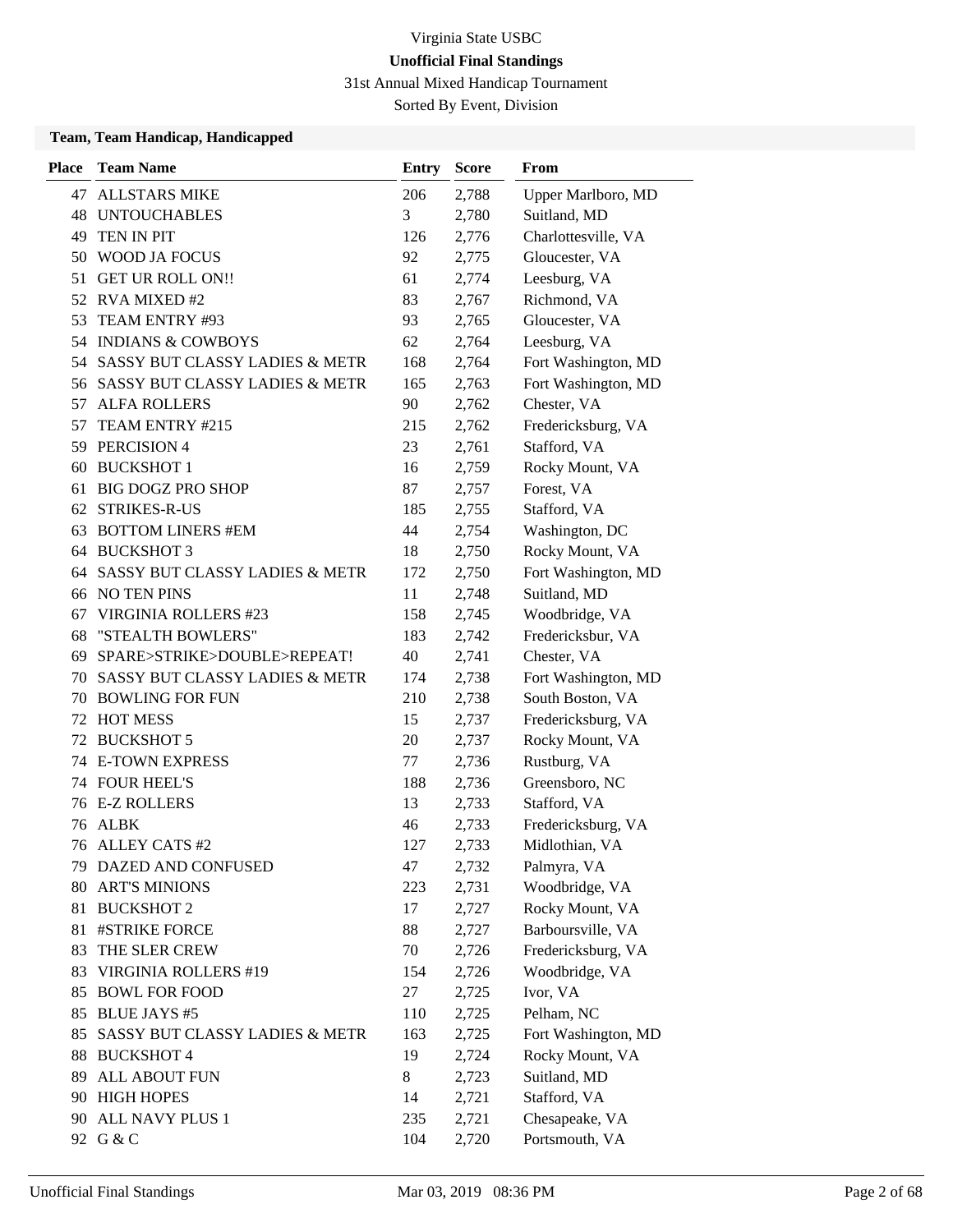Virginia State USBC

**Unofficial Final Standings**

31st Annual Mixed Handicap Tournament

Sorted By Event, Division

### Team, Team Handicap, Handicapped

| Place | Team Name | Entry | Score | From |
|---|---|---|---|---|
| 47 | ALLSTARS MIKE | 206 | 2,788 | Upper Marlboro, MD |
| 48 | UNTOUCHABLES | 3 | 2,780 | Suitland, MD |
| 49 | TEN IN PIT | 126 | 2,776 | Charlottesville, VA |
| 50 | WOOD JA FOCUS | 92 | 2,775 | Gloucester, VA |
| 51 | GET UR ROLL ON!! | 61 | 2,774 | Leesburg, VA |
| 52 | RVA MIXED #2 | 83 | 2,767 | Richmond, VA |
| 53 | TEAM ENTRY #93 | 93 | 2,765 | Gloucester, VA |
| 54 | INDIANS & COWBOYS | 62 | 2,764 | Leesburg, VA |
| 54 | SASSY BUT CLASSY LADIES & METR | 168 | 2,764 | Fort Washington, MD |
| 56 | SASSY BUT CLASSY LADIES & METR | 165 | 2,763 | Fort Washington, MD |
| 57 | ALFA ROLLERS | 90 | 2,762 | Chester, VA |
| 57 | TEAM ENTRY #215 | 215 | 2,762 | Fredericksburg, VA |
| 59 | PERCISION 4 | 23 | 2,761 | Stafford, VA |
| 60 | BUCKSHOT 1 | 16 | 2,759 | Rocky Mount, VA |
| 61 | BIG DOGZ PRO SHOP | 87 | 2,757 | Forest, VA |
| 62 | STRIKES-R-US | 185 | 2,755 | Stafford, VA |
| 63 | BOTTOM LINERS #EM | 44 | 2,754 | Washington, DC |
| 64 | BUCKSHOT 3 | 18 | 2,750 | Rocky Mount, VA |
| 64 | SASSY BUT CLASSY LADIES & METR | 172 | 2,750 | Fort Washington, MD |
| 66 | NO TEN PINS | 11 | 2,748 | Suitland, MD |
| 67 | VIRGINIA ROLLERS #23 | 158 | 2,745 | Woodbridge, VA |
| 68 | "STEALTH BOWLERS" | 183 | 2,742 | Fredericksbur, VA |
| 69 | SPARE>STRIKE>DOUBLE>REPEAT! | 40 | 2,741 | Chester, VA |
| 70 | SASSY BUT CLASSY LADIES & METR | 174 | 2,738 | Fort Washington, MD |
| 70 | BOWLING FOR FUN | 210 | 2,738 | South Boston, VA |
| 72 | HOT MESS | 15 | 2,737 | Fredericksburg, VA |
| 72 | BUCKSHOT 5 | 20 | 2,737 | Rocky Mount, VA |
| 74 | E-TOWN EXPRESS | 77 | 2,736 | Rustburg, VA |
| 74 | FOUR HEEL'S | 188 | 2,736 | Greensboro, NC |
| 76 | E-Z ROLLERS | 13 | 2,733 | Stafford, VA |
| 76 | ALBK | 46 | 2,733 | Fredericksburg, VA |
| 76 | ALLEY CATS #2 | 127 | 2,733 | Midlothian, VA |
| 79 | DAZED AND CONFUSED | 47 | 2,732 | Palmyra, VA |
| 80 | ART'S MINIONS | 223 | 2,731 | Woodbridge, VA |
| 81 | BUCKSHOT 2 | 17 | 2,727 | Rocky Mount, VA |
| 81 | #STRIKE FORCE | 88 | 2,727 | Barboursville, VA |
| 83 | THE SLER CREW | 70 | 2,726 | Fredericksburg, VA |
| 83 | VIRGINIA ROLLERS #19 | 154 | 2,726 | Woodbridge, VA |
| 85 | BOWL FOR FOOD | 27 | 2,725 | Ivor, VA |
| 85 | BLUE JAYS #5 | 110 | 2,725 | Pelham, NC |
| 85 | SASSY BUT CLASSY LADIES & METR | 163 | 2,725 | Fort Washington, MD |
| 88 | BUCKSHOT 4 | 19 | 2,724 | Rocky Mount, VA |
| 89 | ALL ABOUT FUN | 8 | 2,723 | Suitland, MD |
| 90 | HIGH HOPES | 14 | 2,721 | Stafford, VA |
| 90 | ALL NAVY PLUS 1 | 235 | 2,721 | Chesapeake, VA |
| 92 | G & C | 104 | 2,720 | Portsmouth, VA |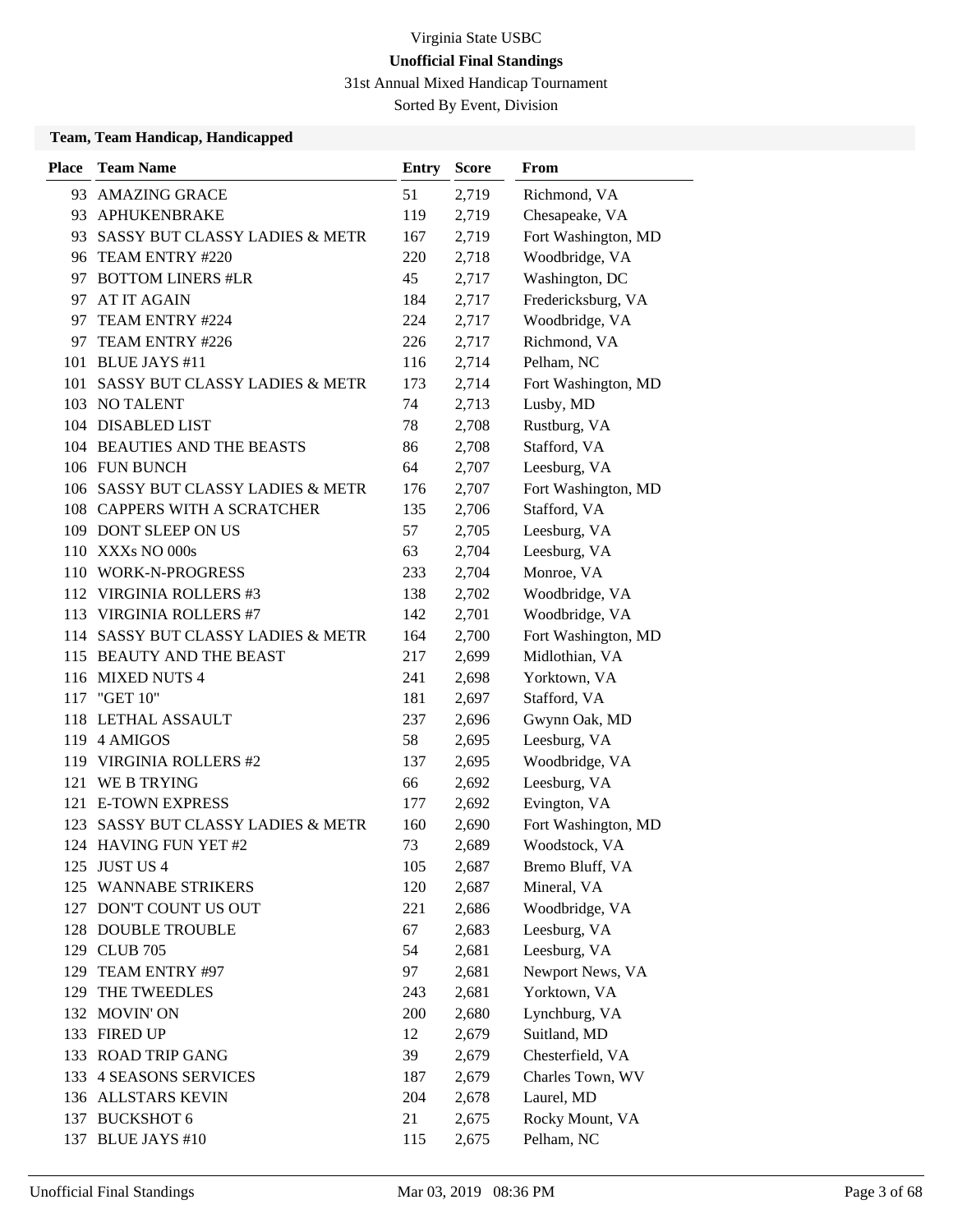# Virginia State USBC

## Unofficial Final Standings

31st Annual Mixed Handicap Tournament

Sorted By Event, Division

### Team, Team Handicap, Handicapped

| Place | Team Name | Entry | Score | From |
|---|---|---|---|---|
| 93 | AMAZING GRACE | 51 | 2,719 | Richmond, VA |
| 93 | APHUKENBRAKE | 119 | 2,719 | Chesapeake, VA |
| 93 | SASSY BUT CLASSY LADIES & METR | 167 | 2,719 | Fort Washington, MD |
| 96 | TEAM ENTRY #220 | 220 | 2,718 | Woodbridge, VA |
| 97 | BOTTOM LINERS #LR | 45 | 2,717 | Washington, DC |
| 97 | AT IT AGAIN | 184 | 2,717 | Fredericksburg, VA |
| 97 | TEAM ENTRY #224 | 224 | 2,717 | Woodbridge, VA |
| 97 | TEAM ENTRY #226 | 226 | 2,717 | Richmond, VA |
| 101 | BLUE JAYS #11 | 116 | 2,714 | Pelham, NC |
| 101 | SASSY BUT CLASSY LADIES & METR | 173 | 2,714 | Fort Washington, MD |
| 103 | NO TALENT | 74 | 2,713 | Lusby, MD |
| 104 | DISABLED LIST | 78 | 2,708 | Rustburg, VA |
| 104 | BEAUTIES AND THE BEASTS | 86 | 2,708 | Stafford, VA |
| 106 | FUN BUNCH | 64 | 2,707 | Leesburg, VA |
| 106 | SASSY BUT CLASSY LADIES & METR | 176 | 2,707 | Fort Washington, MD |
| 108 | CAPPERS WITH A SCRATCHER | 135 | 2,706 | Stafford, VA |
| 109 | DONT SLEEP ON US | 57 | 2,705 | Leesburg, VA |
| 110 | XXXs NO 000s | 63 | 2,704 | Leesburg, VA |
| 110 | WORK-N-PROGRESS | 233 | 2,704 | Monroe, VA |
| 112 | VIRGINIA ROLLERS #3 | 138 | 2,702 | Woodbridge, VA |
| 113 | VIRGINIA ROLLERS #7 | 142 | 2,701 | Woodbridge, VA |
| 114 | SASSY BUT CLASSY LADIES & METR | 164 | 2,700 | Fort Washington, MD |
| 115 | BEAUTY AND THE BEAST | 217 | 2,699 | Midlothian, VA |
| 116 | MIXED NUTS 4 | 241 | 2,698 | Yorktown, VA |
| 117 | "GET 10" | 181 | 2,697 | Stafford, VA |
| 118 | LETHAL ASSAULT | 237 | 2,696 | Gwynn Oak, MD |
| 119 | 4 AMIGOS | 58 | 2,695 | Leesburg, VA |
| 119 | VIRGINIA ROLLERS #2 | 137 | 2,695 | Woodbridge, VA |
| 121 | WE B TRYING | 66 | 2,692 | Leesburg, VA |
| 121 | E-TOWN EXPRESS | 177 | 2,692 | Evington, VA |
| 123 | SASSY BUT CLASSY LADIES & METR | 160 | 2,690 | Fort Washington, MD |
| 124 | HAVING FUN YET #2 | 73 | 2,689 | Woodstock, VA |
| 125 | JUST US 4 | 105 | 2,687 | Bremo Bluff, VA |
| 125 | WANNABE STRIKERS | 120 | 2,687 | Mineral, VA |
| 127 | DON'T COUNT US OUT | 221 | 2,686 | Woodbridge, VA |
| 128 | DOUBLE TROUBLE | 67 | 2,683 | Leesburg, VA |
| 129 | CLUB 705 | 54 | 2,681 | Leesburg, VA |
| 129 | TEAM ENTRY #97 | 97 | 2,681 | Newport News, VA |
| 129 | THE TWEEDLES | 243 | 2,681 | Yorktown, VA |
| 132 | MOVIN' ON | 200 | 2,680 | Lynchburg, VA |
| 133 | FIRED UP | 12 | 2,679 | Suitland, MD |
| 133 | ROAD TRIP GANG | 39 | 2,679 | Chesterfield, VA |
| 133 | 4 SEASONS SERVICES | 187 | 2,679 | Charles Town, WV |
| 136 | ALLSTARS KEVIN | 204 | 2,678 | Laurel, MD |
| 137 | BUCKSHOT 6 | 21 | 2,675 | Rocky Mount, VA |
| 137 | BLUE JAYS #10 | 115 | 2,675 | Pelham, NC |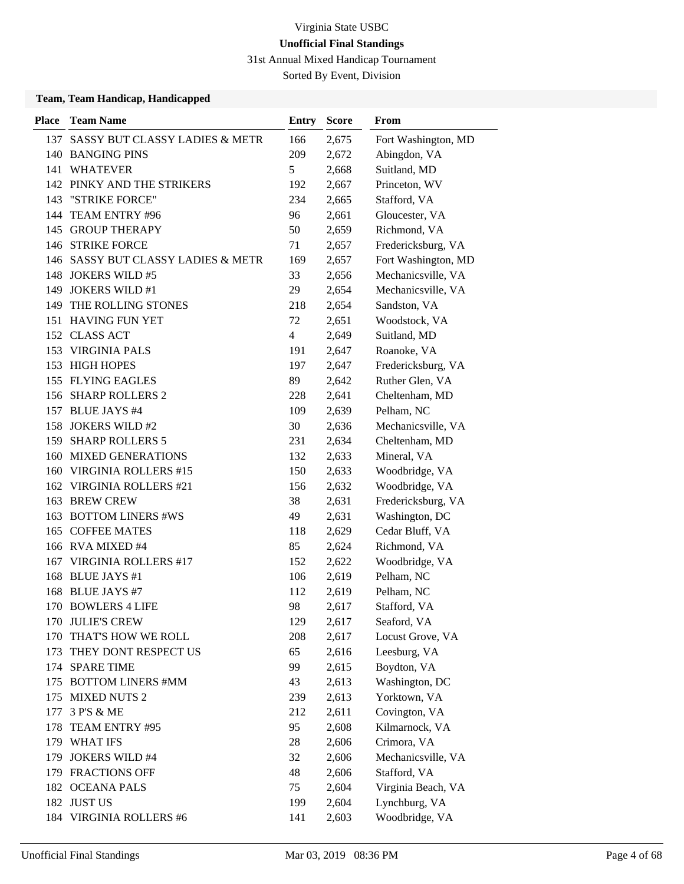Virginia State USBC

**Unofficial Final Standings**

31st Annual Mixed Handicap Tournament

Sorted By Event, Division

### Team, Team Handicap, Handicapped

| Place | Team Name | Entry | Score | From |
|---|---|---|---|---|
| 137 | SASSY BUT CLASSY LADIES & METR | 166 | 2,675 | Fort Washington, MD |
| 140 | BANGING PINS | 209 | 2,672 | Abingdon, VA |
| 141 | WHATEVER | 5 | 2,668 | Suitland, MD |
| 142 | PINKY AND THE STRIKERS | 192 | 2,667 | Princeton, WV |
| 143 | "STRIKE FORCE" | 234 | 2,665 | Stafford, VA |
| 144 | TEAM ENTRY #96 | 96 | 2,661 | Gloucester, VA |
| 145 | GROUP THERAPY | 50 | 2,659 | Richmond, VA |
| 146 | STRIKE FORCE | 71 | 2,657 | Fredericksburg, VA |
| 146 | SASSY BUT CLASSY LADIES & METR | 169 | 2,657 | Fort Washington, MD |
| 148 | JOKERS WILD #5 | 33 | 2,656 | Mechanicsville, VA |
| 149 | JOKERS WILD #1 | 29 | 2,654 | Mechanicsville, VA |
| 149 | THE ROLLING STONES | 218 | 2,654 | Sandston, VA |
| 151 | HAVING FUN YET | 72 | 2,651 | Woodstock, VA |
| 152 | CLASS ACT | 4 | 2,649 | Suitland, MD |
| 153 | VIRGINIA PALS | 191 | 2,647 | Roanoke, VA |
| 153 | HIGH HOPES | 197 | 2,647 | Fredericksburg, VA |
| 155 | FLYING EAGLES | 89 | 2,642 | Ruther Glen, VA |
| 156 | SHARP ROLLERS 2 | 228 | 2,641 | Cheltenham, MD |
| 157 | BLUE JAYS #4 | 109 | 2,639 | Pelham, NC |
| 158 | JOKERS WILD #2 | 30 | 2,636 | Mechanicsville, VA |
| 159 | SHARP ROLLERS 5 | 231 | 2,634 | Cheltenham, MD |
| 160 | MIXED GENERATIONS | 132 | 2,633 | Mineral, VA |
| 160 | VIRGINIA ROLLERS #15 | 150 | 2,633 | Woodbridge, VA |
| 162 | VIRGINIA ROLLERS #21 | 156 | 2,632 | Woodbridge, VA |
| 163 | BREW CREW | 38 | 2,631 | Fredericksburg, VA |
| 163 | BOTTOM LINERS #WS | 49 | 2,631 | Washington, DC |
| 165 | COFFEE MATES | 118 | 2,629 | Cedar Bluff, VA |
| 166 | RVA MIXED #4 | 85 | 2,624 | Richmond, VA |
| 167 | VIRGINIA ROLLERS #17 | 152 | 2,622 | Woodbridge, VA |
| 168 | BLUE JAYS #1 | 106 | 2,619 | Pelham, NC |
| 168 | BLUE JAYS #7 | 112 | 2,619 | Pelham, NC |
| 170 | BOWLERS 4 LIFE | 98 | 2,617 | Stafford, VA |
| 170 | JULIE'S CREW | 129 | 2,617 | Seaford, VA |
| 170 | THAT'S HOW WE ROLL | 208 | 2,617 | Locust Grove, VA |
| 173 | THEY DONT RESPECT US | 65 | 2,616 | Leesburg, VA |
| 174 | SPARE TIME | 99 | 2,615 | Boydton, VA |
| 175 | BOTTOM LINERS #MM | 43 | 2,613 | Washington, DC |
| 175 | MIXED NUTS 2 | 239 | 2,613 | Yorktown, VA |
| 177 | 3 P'S & ME | 212 | 2,611 | Covington, VA |
| 178 | TEAM ENTRY #95 | 95 | 2,608 | Kilmarnock, VA |
| 179 | WHAT IFS | 28 | 2,606 | Crimora, VA |
| 179 | JOKERS WILD #4 | 32 | 2,606 | Mechanicsville, VA |
| 179 | FRACTIONS OFF | 48 | 2,606 | Stafford, VA |
| 182 | OCEANA PALS | 75 | 2,604 | Virginia Beach, VA |
| 182 | JUST US | 199 | 2,604 | Lynchburg, VA |
| 184 | VIRGINIA ROLLERS #6 | 141 | 2,603 | Woodbridge, VA |

Unofficial Final Standings    Mar 03, 2019 08:36 PM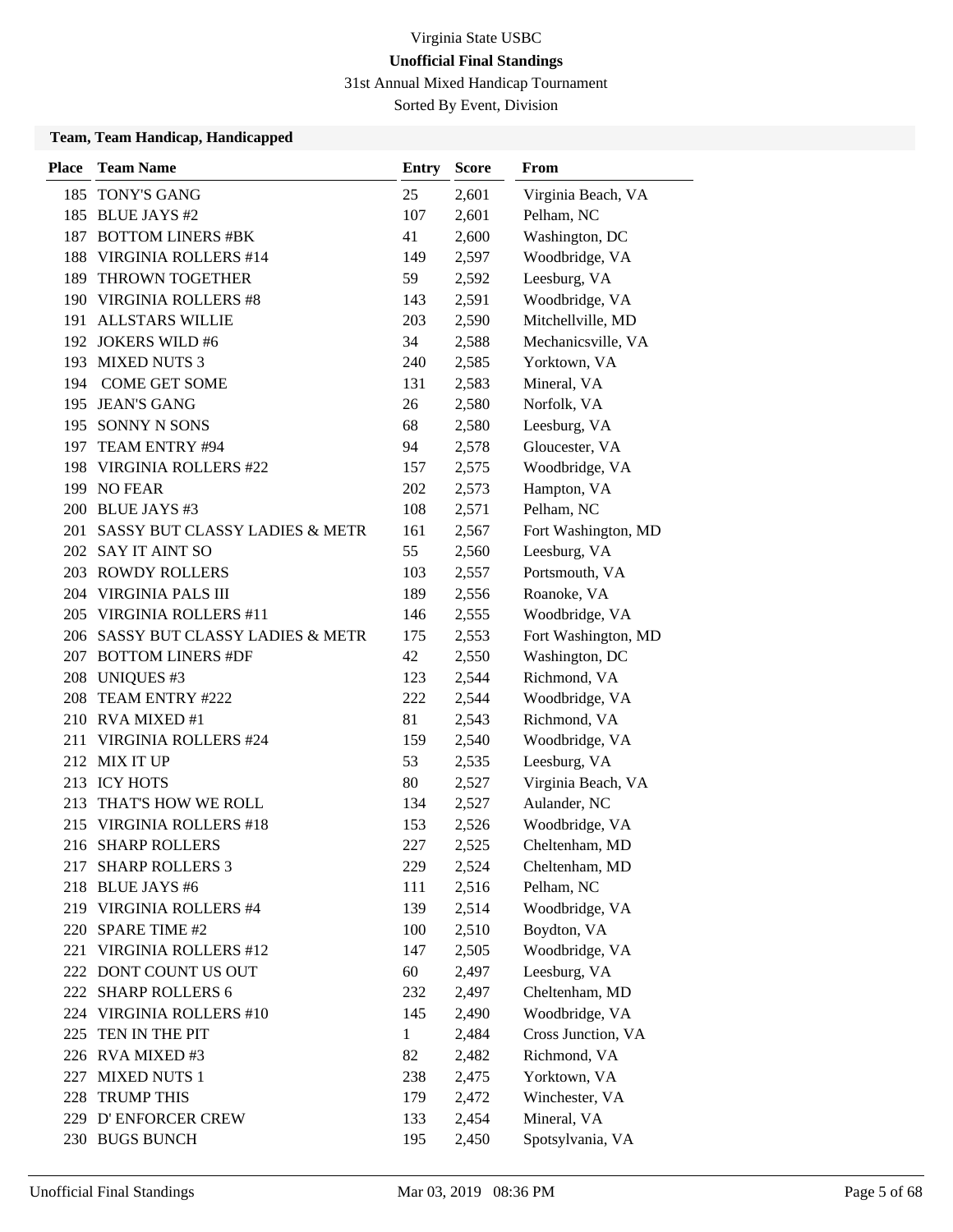Virginia State USBC

**Unofficial Final Standings**

31st Annual Mixed Handicap Tournament

Sorted By Event, Division

### Team, Team Handicap, Handicapped

| Place | Team Name | Entry | Score | From |
|---|---|---|---|---|
| 185 | TONY'S GANG | 25 | 2,601 | Virginia Beach, VA |
| 185 | BLUE JAYS #2 | 107 | 2,601 | Pelham, NC |
| 187 | BOTTOM LINERS #BK | 41 | 2,600 | Washington, DC |
| 188 | VIRGINIA ROLLERS #14 | 149 | 2,597 | Woodbridge, VA |
| 189 | THROWN TOGETHER | 59 | 2,592 | Leesburg, VA |
| 190 | VIRGINIA ROLLERS #8 | 143 | 2,591 | Woodbridge, VA |
| 191 | ALLSTARS WILLIE | 203 | 2,590 | Mitchellville, MD |
| 192 | JOKERS WILD #6 | 34 | 2,588 | Mechanicsville, VA |
| 193 | MIXED NUTS 3 | 240 | 2,585 | Yorktown, VA |
| 194 | COME GET SOME | 131 | 2,583 | Mineral, VA |
| 195 | JEAN'S GANG | 26 | 2,580 | Norfolk, VA |
| 195 | SONNY N SONS | 68 | 2,580 | Leesburg, VA |
| 197 | TEAM ENTRY #94 | 94 | 2,578 | Gloucester, VA |
| 198 | VIRGINIA ROLLERS #22 | 157 | 2,575 | Woodbridge, VA |
| 199 | NO FEAR | 202 | 2,573 | Hampton, VA |
| 200 | BLUE JAYS #3 | 108 | 2,571 | Pelham, NC |
| 201 | SASSY BUT CLASSY LADIES & METR | 161 | 2,567 | Fort Washington, MD |
| 202 | SAY IT AINT SO | 55 | 2,560 | Leesburg, VA |
| 203 | ROWDY ROLLERS | 103 | 2,557 | Portsmouth, VA |
| 204 | VIRGINIA PALS III | 189 | 2,556 | Roanoke, VA |
| 205 | VIRGINIA ROLLERS #11 | 146 | 2,555 | Woodbridge, VA |
| 206 | SASSY BUT CLASSY LADIES & METR | 175 | 2,553 | Fort Washington, MD |
| 207 | BOTTOM LINERS #DF | 42 | 2,550 | Washington, DC |
| 208 | UNIQUES #3 | 123 | 2,544 | Richmond, VA |
| 208 | TEAM ENTRY #222 | 222 | 2,544 | Woodbridge, VA |
| 210 | RVA MIXED #1 | 81 | 2,543 | Richmond, VA |
| 211 | VIRGINIA ROLLERS #24 | 159 | 2,540 | Woodbridge, VA |
| 212 | MIX IT UP | 53 | 2,535 | Leesburg, VA |
| 213 | ICY HOTS | 80 | 2,527 | Virginia Beach, VA |
| 213 | THAT'S HOW WE ROLL | 134 | 2,527 | Aulander, NC |
| 215 | VIRGINIA ROLLERS #18 | 153 | 2,526 | Woodbridge, VA |
| 216 | SHARP ROLLERS | 227 | 2,525 | Cheltenham, MD |
| 217 | SHARP ROLLERS 3 | 229 | 2,524 | Cheltenham, MD |
| 218 | BLUE JAYS #6 | 111 | 2,516 | Pelham, NC |
| 219 | VIRGINIA ROLLERS #4 | 139 | 2,514 | Woodbridge, VA |
| 220 | SPARE TIME #2 | 100 | 2,510 | Boydton, VA |
| 221 | VIRGINIA ROLLERS #12 | 147 | 2,505 | Woodbridge, VA |
| 222 | DONT COUNT US OUT | 60 | 2,497 | Leesburg, VA |
| 222 | SHARP ROLLERS 6 | 232 | 2,497 | Cheltenham, MD |
| 224 | VIRGINIA ROLLERS #10 | 145 | 2,490 | Woodbridge, VA |
| 225 | TEN IN THE PIT | 1 | 2,484 | Cross Junction, VA |
| 226 | RVA MIXED #3 | 82 | 2,482 | Richmond, VA |
| 227 | MIXED NUTS 1 | 238 | 2,475 | Yorktown, VA |
| 228 | TRUMP THIS | 179 | 2,472 | Winchester, VA |
| 229 | D' ENFORCER CREW | 133 | 2,454 | Mineral, VA |
| 230 | BUGS BUNCH | 195 | 2,450 | Spotsylvania, VA |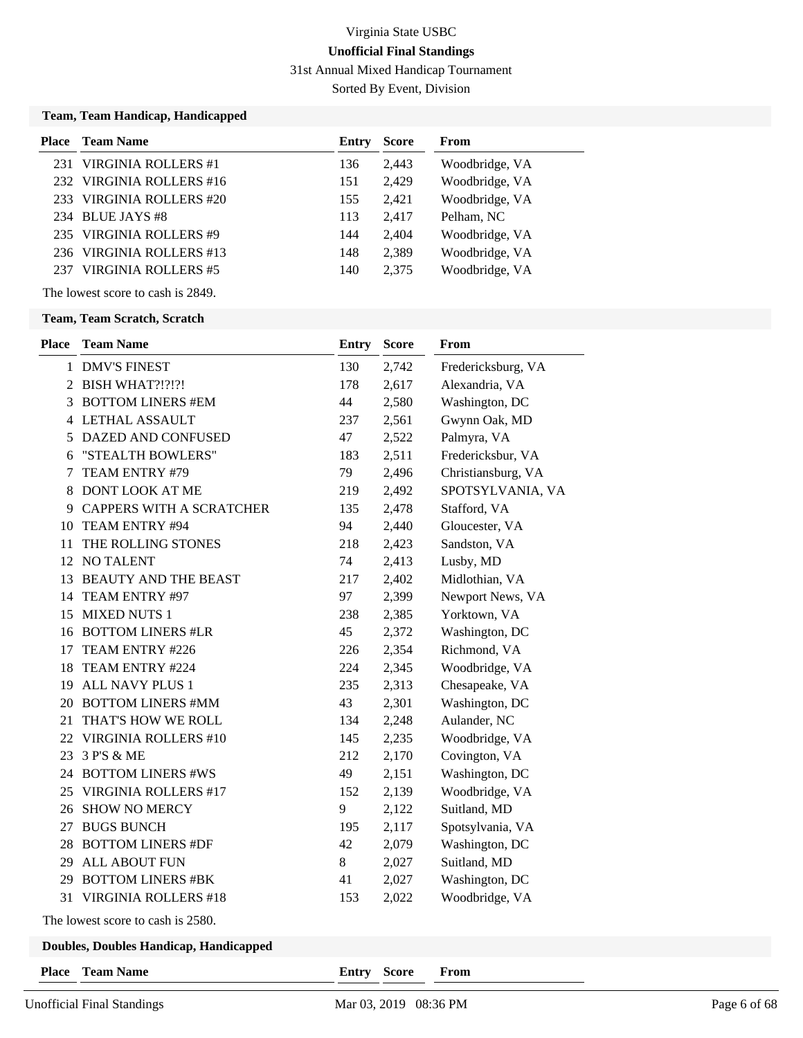Virginia State USBC

**Unofficial Final Standings**

31st Annual Mixed Handicap Tournament

Sorted By Event, Division

### Team, Team Handicap, Handicapped

| Place | Team Name | Entry | Score | From |
|---|---|---|---|---|
| 231 | VIRGINIA ROLLERS #1 | 136 | 2,443 | Woodbridge, VA |
| 232 | VIRGINIA ROLLERS #16 | 151 | 2,429 | Woodbridge, VA |
| 233 | VIRGINIA ROLLERS #20 | 155 | 2,421 | Woodbridge, VA |
| 234 | BLUE JAYS #8 | 113 | 2,417 | Pelham, NC |
| 235 | VIRGINIA ROLLERS #9 | 144 | 2,404 | Woodbridge, VA |
| 236 | VIRGINIA ROLLERS #13 | 148 | 2,389 | Woodbridge, VA |
| 237 | VIRGINIA ROLLERS #5 | 140 | 2,375 | Woodbridge, VA |

The lowest score to cash is 2849.

### Team, Team Scratch, Scratch

| Place | Team Name | Entry | Score | From |
|---|---|---|---|---|
| 1 | DMV'S FINEST | 130 | 2,742 | Fredericksburg, VA |
| 2 | BISH WHAT?!?!?! | 178 | 2,617 | Alexandria, VA |
| 3 | BOTTOM LINERS #EM | 44 | 2,580 | Washington, DC |
| 4 | LETHAL ASSAULT | 237 | 2,561 | Gwynn Oak, MD |
| 5 | DAZED AND CONFUSED | 47 | 2,522 | Palmyra, VA |
| 6 | "STEALTH BOWLERS" | 183 | 2,511 | Fredericksbur, VA |
| 7 | TEAM ENTRY #79 | 79 | 2,496 | Christiansburg, VA |
| 8 | DONT LOOK AT ME | 219 | 2,492 | SPOTSYLVANIA, VA |
| 9 | CAPPERS WITH A SCRATCHER | 135 | 2,478 | Stafford, VA |
| 10 | TEAM ENTRY #94 | 94 | 2,440 | Gloucester, VA |
| 11 | THE ROLLING STONES | 218 | 2,423 | Sandston, VA |
| 12 | NO TALENT | 74 | 2,413 | Lusby, MD |
| 13 | BEAUTY AND THE BEAST | 217 | 2,402 | Midlothian, VA |
| 14 | TEAM ENTRY #97 | 97 | 2,399 | Newport News, VA |
| 15 | MIXED NUTS 1 | 238 | 2,385 | Yorktown, VA |
| 16 | BOTTOM LINERS #LR | 45 | 2,372 | Washington, DC |
| 17 | TEAM ENTRY #226 | 226 | 2,354 | Richmond, VA |
| 18 | TEAM ENTRY #224 | 224 | 2,345 | Woodbridge, VA |
| 19 | ALL NAVY PLUS 1 | 235 | 2,313 | Chesapeake, VA |
| 20 | BOTTOM LINERS #MM | 43 | 2,301 | Washington, DC |
| 21 | THAT'S HOW WE ROLL | 134 | 2,248 | Aulander, NC |
| 22 | VIRGINIA ROLLERS #10 | 145 | 2,235 | Woodbridge, VA |
| 23 | 3 P'S & ME | 212 | 2,170 | Covington, VA |
| 24 | BOTTOM LINERS #WS | 49 | 2,151 | Washington, DC |
| 25 | VIRGINIA ROLLERS #17 | 152 | 2,139 | Woodbridge, VA |
| 26 | SHOW NO MERCY | 9 | 2,122 | Suitland, MD |
| 27 | BUGS BUNCH | 195 | 2,117 | Spotsylvania, VA |
| 28 | BOTTOM LINERS #DF | 42 | 2,079 | Washington, DC |
| 29 | ALL ABOUT FUN | 8 | 2,027 | Suitland, MD |
| 29 | BOTTOM LINERS #BK | 41 | 2,027 | Washington, DC |
| 31 | VIRGINIA ROLLERS #18 | 153 | 2,022 | Woodbridge, VA |

The lowest score to cash is 2580.

### Doubles, Doubles Handicap, Handicapped

| Place | Team Name | Entry | Score | From |
|---|---|---|---|---|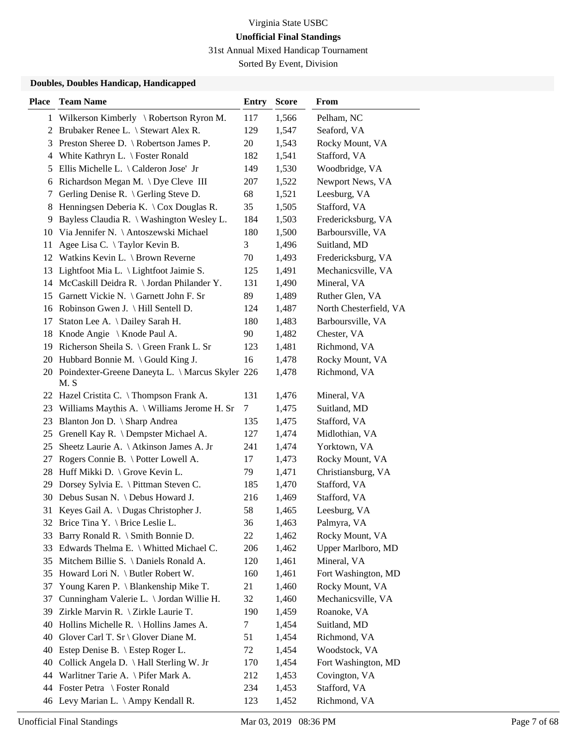Virginia State USBC

**Unofficial Final Standings**

31st Annual Mixed Handicap Tournament

Sorted By Event, Division

### Doubles, Doubles Handicap, Handicapped

| Place | Team Name | Entry | Score | From |
|---|---|---|---|---|
| 1 | Wilkerson Kimberly \ Robertson Ryron M. | 117 | 1,566 | Pelham, NC |
| 2 | Brubaker Renee L. \ Stewart Alex R. | 129 | 1,547 | Seaford, VA |
| 3 | Preston Sheree D. \ Robertson James P. | 20 | 1,543 | Rocky Mount, VA |
| 4 | White Kathryn L. \ Foster Ronald | 182 | 1,541 | Stafford, VA |
| 5 | Ellis Michelle L. \ Calderon Jose' Jr | 149 | 1,530 | Woodbridge, VA |
| 6 | Richardson Megan M. \ Dye Cleve III | 207 | 1,522 | Newport News, VA |
| 7 | Gerling Denise R. \ Gerling Steve D. | 68 | 1,521 | Leesburg, VA |
| 8 | Henningsen Deberia K. \ Cox Douglas R. | 35 | 1,505 | Stafford, VA |
| 9 | Bayless Claudia R. \ Washington Wesley L. | 184 | 1,503 | Fredericksburg, VA |
| 10 | Via Jennifer N. \ Antoszewski Michael | 180 | 1,500 | Barboursville, VA |
| 11 | Agee Lisa C. \ Taylor Kevin B. | 3 | 1,496 | Suitland, MD |
| 12 | Watkins Kevin L. \ Brown Reverne | 70 | 1,493 | Fredericksburg, VA |
| 13 | Lightfoot Mia L. \ Lightfoot Jaimie S. | 125 | 1,491 | Mechanicsville, VA |
| 14 | McCaskill Deidra R. \ Jordan Philander Y. | 131 | 1,490 | Mineral, VA |
| 15 | Garnett Vickie N. \ Garnett John F. Sr | 89 | 1,489 | Ruther Glen, VA |
| 16 | Robinson Gwen J. \ Hill Sentell D. | 124 | 1,487 | North Chesterfield, VA |
| 17 | Staton Lee A. \ Dailey Sarah H. | 180 | 1,483 | Barboursville, VA |
| 18 | Knode Angie \ Knode Paul A. | 90 | 1,482 | Chester, VA |
| 19 | Richerson Sheila S. \ Green Frank L. Sr | 123 | 1,481 | Richmond, VA |
| 20 | Hubbard Bonnie M. \ Gould King J. | 16 | 1,478 | Rocky Mount, VA |
| 20 | Poindexter-Greene Daneyta L. \ Marcus Skyler M. S | 226 | 1,478 | Richmond, VA |
| 22 | Hazel Cristita C. \ Thompson Frank A. | 131 | 1,476 | Mineral, VA |
| 23 | Williams Maythis A. \ Williams Jerome H. Sr | 7 | 1,475 | Suitland, MD |
| 23 | Blanton Jon D. \ Sharp Andrea | 135 | 1,475 | Stafford, VA |
| 25 | Grenell Kay R. \ Dempster Michael A. | 127 | 1,474 | Midlothian, VA |
| 25 | Sheetz Laurie A. \ Atkinson James A. Jr | 241 | 1,474 | Yorktown, VA |
| 27 | Rogers Connie B. \ Potter Lowell A. | 17 | 1,473 | Rocky Mount, VA |
| 28 | Huff Mikki D. \ Grove Kevin L. | 79 | 1,471 | Christiansburg, VA |
| 29 | Dorsey Sylvia E. \ Pittman Steven C. | 185 | 1,470 | Stafford, VA |
| 30 | Debus Susan N. \ Debus Howard J. | 216 | 1,469 | Stafford, VA |
| 31 | Keyes Gail A. \ Dugas Christopher J. | 58 | 1,465 | Leesburg, VA |
| 32 | Brice Tina Y. \ Brice Leslie L. | 36 | 1,463 | Palmyra, VA |
| 33 | Barry Ronald R. \ Smith Bonnie D. | 22 | 1,462 | Rocky Mount, VA |
| 33 | Edwards Thelma E. \ Whitted Michael C. | 206 | 1,462 | Upper Marlboro, MD |
| 35 | Mitchem Billie S. \ Daniels Ronald A. | 120 | 1,461 | Mineral, VA |
| 35 | Howard Lori N. \ Butler Robert W. | 160 | 1,461 | Fort Washington, MD |
| 37 | Young Karen P. \ Blankenship Mike T. | 21 | 1,460 | Rocky Mount, VA |
| 37 | Cunningham Valerie L. \ Jordan Willie H. | 32 | 1,460 | Mechanicsville, VA |
| 39 | Zirkle Marvin R. \ Zirkle Laurie T. | 190 | 1,459 | Roanoke, VA |
| 40 | Hollins Michelle R. \ Hollins James A. | 7 | 1,454 | Suitland, MD |
| 40 | Glover Carl T. Sr \ Glover Diane M. | 51 | 1,454 | Richmond, VA |
| 40 | Estep Denise B. \ Estep Roger L. | 72 | 1,454 | Woodstock, VA |
| 40 | Collick Angela D. \ Hall Sterling W. Jr | 170 | 1,454 | Fort Washington, MD |
| 44 | Warlitner Tarie A. \ Pifer Mark A. | 212 | 1,453 | Covington, VA |
| 44 | Foster Petra \ Foster Ronald | 234 | 1,453 | Stafford, VA |
| 46 | Levy Marian L. \ Ampy Kendall R. | 123 | 1,452 | Richmond, VA |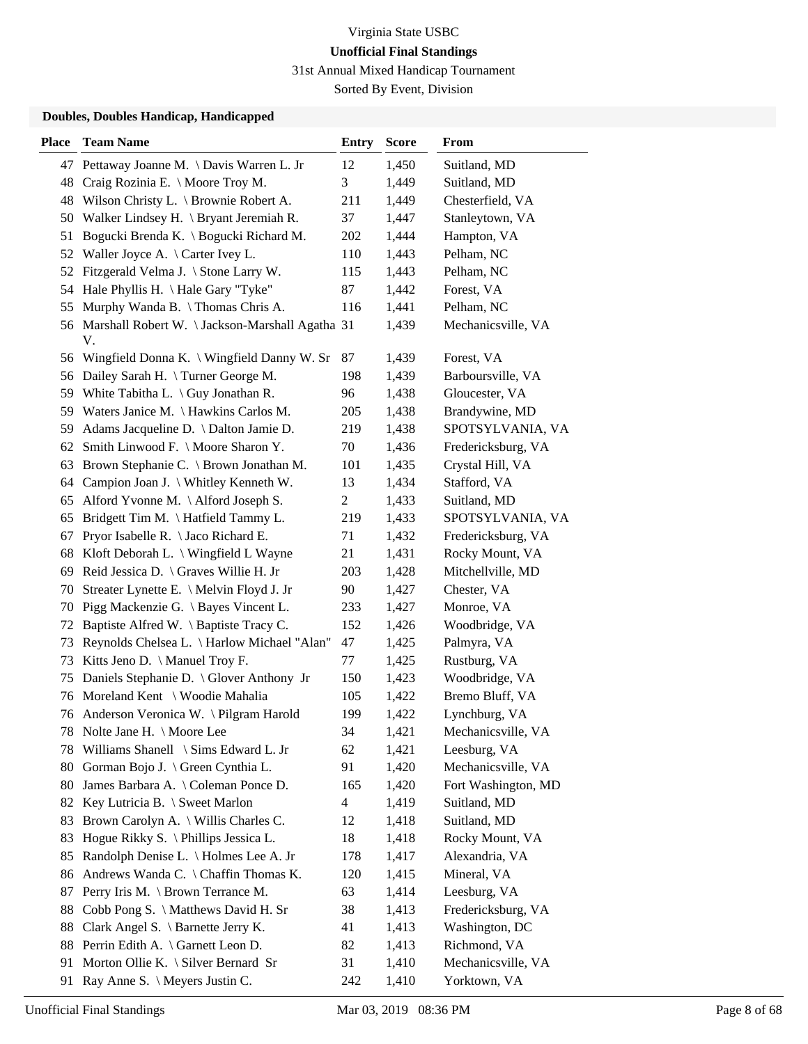Virginia State USBC

**Unofficial Final Standings**

31st Annual Mixed Handicap Tournament

Sorted By Event, Division

### Doubles, Doubles Handicap, Handicapped

| Place | Team Name | Entry | Score | From |
|---|---|---|---|---|
| 47 | Pettaway Joanne M. \ Davis Warren L. Jr | 12 | 1,450 | Suitland, MD |
| 48 | Craig Rozinia E. \ Moore Troy M. | 3 | 1,449 | Suitland, MD |
| 48 | Wilson Christy L. \ Brownie Robert A. | 211 | 1,449 | Chesterfield, VA |
| 50 | Walker Lindsey H. \ Bryant Jeremiah R. | 37 | 1,447 | Stanleytown, VA |
| 51 | Bogucki Brenda K. \ Bogucki Richard M. | 202 | 1,444 | Hampton, VA |
| 52 | Waller Joyce A. \ Carter Ivey L. | 110 | 1,443 | Pelham, NC |
| 52 | Fitzgerald Velma J. \ Stone Larry W. | 115 | 1,443 | Pelham, NC |
| 54 | Hale Phyllis H. \ Hale Gary "Tyke" | 87 | 1,442 | Forest, VA |
| 55 | Murphy Wanda B. \ Thomas Chris A. | 116 | 1,441 | Pelham, NC |
| 56 | Marshall Robert W. \ Jackson-Marshall Agatha V. | 31 | 1,439 | Mechanicsville, VA |
| 56 | Wingfield Donna K. \ Wingfield Danny W. Sr | 87 | 1,439 | Forest, VA |
| 56 | Dailey Sarah H. \ Turner George M. | 198 | 1,439 | Barboursville, VA |
| 59 | White Tabitha L. \ Guy Jonathan R. | 96 | 1,438 | Gloucester, VA |
| 59 | Waters Janice M. \ Hawkins Carlos M. | 205 | 1,438 | Brandywine, MD |
| 59 | Adams Jacqueline D. \ Dalton Jamie D. | 219 | 1,438 | SPOTSYLVANIA, VA |
| 62 | Smith Linwood F. \ Moore Sharon Y. | 70 | 1,436 | Fredericksburg, VA |
| 63 | Brown Stephanie C. \ Brown Jonathan M. | 101 | 1,435 | Crystal Hill, VA |
| 64 | Campion Joan J. \ Whitley Kenneth W. | 13 | 1,434 | Stafford, VA |
| 65 | Alford Yvonne M. \ Alford Joseph S. | 2 | 1,433 | Suitland, MD |
| 65 | Bridgett Tim M. \ Hatfield Tammy L. | 219 | 1,433 | SPOTSYLVANIA, VA |
| 67 | Pryor Isabelle R. \ Jaco Richard E. | 71 | 1,432 | Fredericksburg, VA |
| 68 | Kloft Deborah L. \ Wingfield L Wayne | 21 | 1,431 | Rocky Mount, VA |
| 69 | Reid Jessica D. \ Graves Willie H. Jr | 203 | 1,428 | Mitchellville, MD |
| 70 | Streater Lynette E. \ Melvin Floyd J. Jr | 90 | 1,427 | Chester, VA |
| 70 | Pigg Mackenzie G. \ Bayes Vincent L. | 233 | 1,427 | Monroe, VA |
| 72 | Baptiste Alfred W. \ Baptiste Tracy C. | 152 | 1,426 | Woodbridge, VA |
| 73 | Reynolds Chelsea L. \ Harlow Michael "Alan" | 47 | 1,425 | Palmyra, VA |
| 73 | Kitts Jeno D. \ Manuel Troy F. | 77 | 1,425 | Rustburg, VA |
| 75 | Daniels Stephanie D. \ Glover Anthony Jr | 150 | 1,423 | Woodbridge, VA |
| 76 | Moreland Kent \ Woodie Mahalia | 105 | 1,422 | Bremo Bluff, VA |
| 76 | Anderson Veronica W. \ Pilgram Harold | 199 | 1,422 | Lynchburg, VA |
| 78 | Nolte Jane H. \ Moore Lee | 34 | 1,421 | Mechanicsville, VA |
| 78 | Williams Shanell \ Sims Edward L. Jr | 62 | 1,421 | Leesburg, VA |
| 80 | Gorman Bojo J. \ Green Cynthia L. | 91 | 1,420 | Mechanicsville, VA |
| 80 | James Barbara A. \ Coleman Ponce D. | 165 | 1,420 | Fort Washington, MD |
| 82 | Key Lutricia B. \ Sweet Marlon | 4 | 1,419 | Suitland, MD |
| 83 | Brown Carolyn A. \ Willis Charles C. | 12 | 1,418 | Suitland, MD |
| 83 | Hogue Rikky S. \ Phillips Jessica L. | 18 | 1,418 | Rocky Mount, VA |
| 85 | Randolph Denise L. \ Holmes Lee A. Jr | 178 | 1,417 | Alexandria, VA |
| 86 | Andrews Wanda C. \ Chaffin Thomas K. | 120 | 1,415 | Mineral, VA |
| 87 | Perry Iris M. \ Brown Terrance M. | 63 | 1,414 | Leesburg, VA |
| 88 | Cobb Pong S. \ Matthews David H. Sr | 38 | 1,413 | Fredericksburg, VA |
| 88 | Clark Angel S. \ Barnette Jerry K. | 41 | 1,413 | Washington, DC |
| 88 | Perrin Edith A. \ Garnett Leon D. | 82 | 1,413 | Richmond, VA |
| 91 | Morton Ollie K. \ Silver Bernard Sr | 31 | 1,410 | Mechanicsville, VA |
| 91 | Ray Anne S. \ Meyers Justin C. | 242 | 1,410 | Yorktown, VA |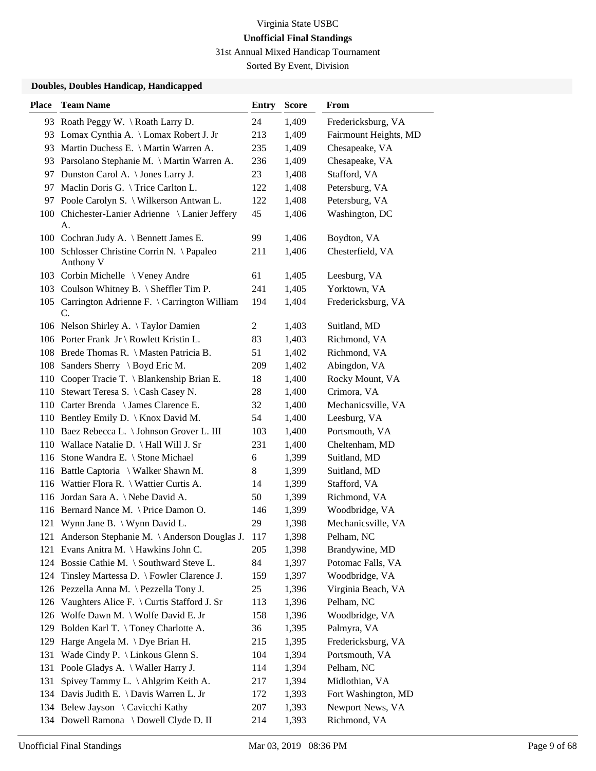Virginia State USBC

**Unofficial Final Standings**

31st Annual Mixed Handicap Tournament

Sorted By Event, Division

**Doubles, Doubles Handicap, Handicapped**

| Place | Team Name | Entry | Score | From |
|---|---|---|---|---|
| 93 | Roath Peggy W. \ Roath Larry D. | 24 | 1,409 | Fredericksburg, VA |
| 93 | Lomax Cynthia A. \ Lomax Robert J. Jr | 213 | 1,409 | Fairmount Heights, MD |
| 93 | Martin Duchess E. \ Martin Warren A. | 235 | 1,409 | Chesapeake, VA |
| 93 | Parsolano Stephanie M. \ Martin Warren A. | 236 | 1,409 | Chesapeake, VA |
| 97 | Dunston Carol A. \ Jones Larry J. | 23 | 1,408 | Stafford, VA |
| 97 | Maclin Doris G. \ Trice Carlton L. | 122 | 1,408 | Petersburg, VA |
| 97 | Poole Carolyn S. \ Wilkerson Antwan L. | 122 | 1,408 | Petersburg, VA |
| 100 | Chichester-Lanier Adrienne \ Lanier Jeffery A. | 45 | 1,406 | Washington, DC |
| 100 | Cochran Judy A. \ Bennett James E. | 99 | 1,406 | Boydton, VA |
| 100 | Schlosser Christine Corrin N. \ Papaleo Anthony V | 211 | 1,406 | Chesterfield, VA |
| 103 | Corbin Michelle \ Veney Andre | 61 | 1,405 | Leesburg, VA |
| 103 | Coulson Whitney B. \ Sheffler Tim P. | 241 | 1,405 | Yorktown, VA |
| 105 | Carrington Adrienne F. \ Carrington William C. | 194 | 1,404 | Fredericksburg, VA |
| 106 | Nelson Shirley A. \ Taylor Damien | 2 | 1,403 | Suitland, MD |
| 106 | Porter Frank Jr \ Rowlett Kristin L. | 83 | 1,403 | Richmond, VA |
| 108 | Brede Thomas R. \ Masten Patricia B. | 51 | 1,402 | Richmond, VA |
| 108 | Sanders Sherry \ Boyd Eric M. | 209 | 1,402 | Abingdon, VA |
| 110 | Cooper Tracie T. \ Blankenship Brian E. | 18 | 1,400 | Rocky Mount, VA |
| 110 | Stewart Teresa S. \ Cash Casey N. | 28 | 1,400 | Crimora, VA |
| 110 | Carter Brenda \ James Clarence E. | 32 | 1,400 | Mechanicsville, VA |
| 110 | Bentley Emily D. \ Knox David M. | 54 | 1,400 | Leesburg, VA |
| 110 | Baez Rebecca L. \ Johnson Grover L. III | 103 | 1,400 | Portsmouth, VA |
| 110 | Wallace Natalie D. \ Hall Will J. Sr | 231 | 1,400 | Cheltenham, MD |
| 116 | Stone Wandra E. \ Stone Michael | 6 | 1,399 | Suitland, MD |
| 116 | Battle Captoria \ Walker Shawn M. | 8 | 1,399 | Suitland, MD |
| 116 | Wattier Flora R. \ Wattier Curtis A. | 14 | 1,399 | Stafford, VA |
| 116 | Jordan Sara A. \ Nebe David A. | 50 | 1,399 | Richmond, VA |
| 116 | Bernard Nance M. \ Price Damon O. | 146 | 1,399 | Woodbridge, VA |
| 121 | Wynn Jane B. \ Wynn David L. | 29 | 1,398 | Mechanicsville, VA |
| 121 | Anderson Stephanie M. \ Anderson Douglas J. | 117 | 1,398 | Pelham, NC |
| 121 | Evans Anitra M. \ Hawkins John C. | 205 | 1,398 | Brandywine, MD |
| 124 | Bossie Cathie M. \ Southward Steve L. | 84 | 1,397 | Potomac Falls, VA |
| 124 | Tinsley Martessa D. \ Fowler Clarence J. | 159 | 1,397 | Woodbridge, VA |
| 126 | Pezzella Anna M. \ Pezzella Tony J. | 25 | 1,396 | Virginia Beach, VA |
| 126 | Vaughters Alice F. \ Curtis Stafford J. Sr | 113 | 1,396 | Pelham, NC |
| 126 | Wolfe Dawn M. \ Wolfe David E. Jr | 158 | 1,396 | Woodbridge, VA |
| 129 | Bolden Karl T. \ Toney Charlotte A. | 36 | 1,395 | Palmyra, VA |
| 129 | Harge Angela M. \ Dye Brian H. | 215 | 1,395 | Fredericksburg, VA |
| 131 | Wade Cindy P. \ Linkous Glenn S. | 104 | 1,394 | Portsmouth, VA |
| 131 | Poole Gladys A. \ Waller Harry J. | 114 | 1,394 | Pelham, NC |
| 131 | Spivey Tammy L. \ Ahlgrim Keith A. | 217 | 1,394 | Midlothian, VA |
| 134 | Davis Judith E. \ Davis Warren L. Jr | 172 | 1,393 | Fort Washington, MD |
| 134 | Belew Jayson \ Cavicchi Kathy | 207 | 1,393 | Newport News, VA |
| 134 | Dowell Ramona \ Dowell Clyde D. II | 214 | 1,393 | Richmond, VA |

Unofficial Final Standings Mar 03, 2019 08:36 PM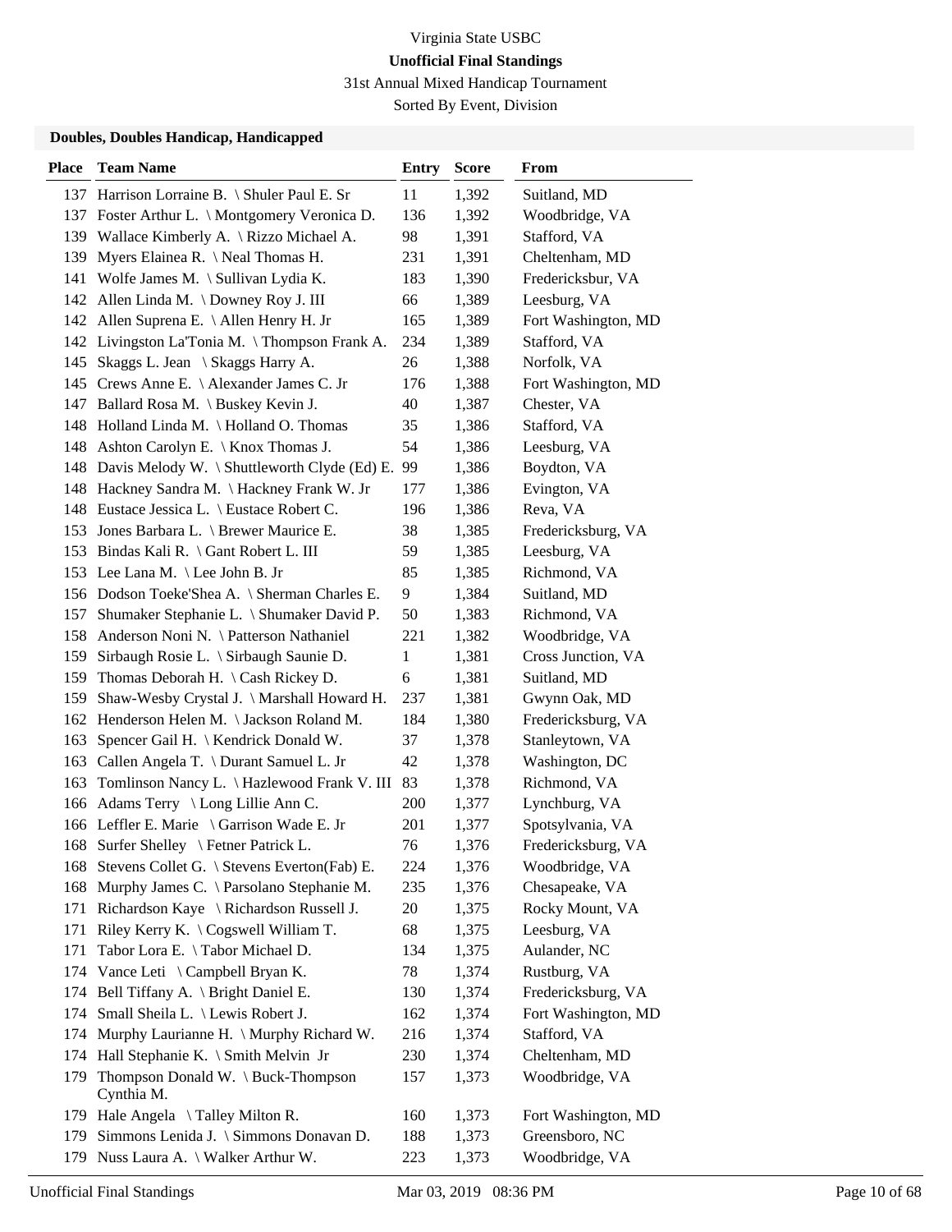Virginia State USBC

**Unofficial Final Standings**

31st Annual Mixed Handicap Tournament

Sorted By Event, Division

### Doubles, Doubles Handicap, Handicapped

| Place | Team Name | Entry | Score | From |
|---|---|---|---|---|
| 137 | Harrison Lorraine B. \ Shuler Paul E. Sr | 11 | 1,392 | Suitland, MD |
| 137 | Foster Arthur L. \ Montgomery Veronica D. | 136 | 1,392 | Woodbridge, VA |
| 139 | Wallace Kimberly A. \ Rizzo Michael A. | 98 | 1,391 | Stafford, VA |
| 139 | Myers Elainea R. \ Neal Thomas H. | 231 | 1,391 | Cheltenham, MD |
| 141 | Wolfe James M. \ Sullivan Lydia K. | 183 | 1,390 | Fredericksbur, VA |
| 142 | Allen Linda M. \ Downey Roy J. III | 66 | 1,389 | Leesburg, VA |
| 142 | Allen Suprena E. \ Allen Henry H. Jr | 165 | 1,389 | Fort Washington, MD |
| 142 | Livingston La'Tonia M. \ Thompson Frank A. | 234 | 1,389 | Stafford, VA |
| 145 | Skaggs L. Jean \ Skaggs Harry A. | 26 | 1,388 | Norfolk, VA |
| 145 | Crews Anne E. \ Alexander James C. Jr | 176 | 1,388 | Fort Washington, MD |
| 147 | Ballard Rosa M. \ Buskey Kevin J. | 40 | 1,387 | Chester, VA |
| 148 | Holland Linda M. \ Holland O. Thomas | 35 | 1,386 | Stafford, VA |
| 148 | Ashton Carolyn E. \ Knox Thomas J. | 54 | 1,386 | Leesburg, VA |
| 148 | Davis Melody W. \ Shuttleworth Clyde (Ed) E. | 99 | 1,386 | Boydton, VA |
| 148 | Hackney Sandra M. \ Hackney Frank W. Jr | 177 | 1,386 | Evington, VA |
| 148 | Eustace Jessica L. \ Eustace Robert C. | 196 | 1,386 | Reva, VA |
| 153 | Jones Barbara L. \ Brewer Maurice E. | 38 | 1,385 | Fredericksburg, VA |
| 153 | Bindas Kali R. \ Gant Robert L. III | 59 | 1,385 | Leesburg, VA |
| 153 | Lee Lana M. \ Lee John B. Jr | 85 | 1,385 | Richmond, VA |
| 156 | Dodson Toeke'Shea A. \ Sherman Charles E. | 9 | 1,384 | Suitland, MD |
| 157 | Shumaker Stephanie L. \ Shumaker David P. | 50 | 1,383 | Richmond, VA |
| 158 | Anderson Noni N. \ Patterson Nathaniel | 221 | 1,382 | Woodbridge, VA |
| 159 | Sirbaugh Rosie L. \ Sirbaugh Saunie D. | 1 | 1,381 | Cross Junction, VA |
| 159 | Thomas Deborah H. \ Cash Rickey D. | 6 | 1,381 | Suitland, MD |
| 159 | Shaw-Wesby Crystal J. \ Marshall Howard H. | 237 | 1,381 | Gwynn Oak, MD |
| 162 | Henderson Helen M. \ Jackson Roland M. | 184 | 1,380 | Fredericksburg, VA |
| 163 | Spencer Gail H. \ Kendrick Donald W. | 37 | 1,378 | Stanleytown, VA |
| 163 | Callen Angela T. \ Durant Samuel L. Jr | 42 | 1,378 | Washington, DC |
| 163 | Tomlinson Nancy L. \ Hazlewood Frank V. III | 83 | 1,378 | Richmond, VA |
| 166 | Adams Terry \ Long Lillie Ann C. | 200 | 1,377 | Lynchburg, VA |
| 166 | Leffler E. Marie \ Garrison Wade E. Jr | 201 | 1,377 | Spotsylvania, VA |
| 168 | Surfer Shelley \ Fetner Patrick L. | 76 | 1,376 | Fredericksburg, VA |
| 168 | Stevens Collet G. \ Stevens Everton(Fab) E. | 224 | 1,376 | Woodbridge, VA |
| 168 | Murphy James C. \ Parsolano Stephanie M. | 235 | 1,376 | Chesapeake, VA |
| 171 | Richardson Kaye \ Richardson Russell J. | 20 | 1,375 | Rocky Mount, VA |
| 171 | Riley Kerry K. \ Cogswell William T. | 68 | 1,375 | Leesburg, VA |
| 171 | Tabor Lora E. \ Tabor Michael D. | 134 | 1,375 | Aulander, NC |
| 174 | Vance Leti \ Campbell Bryan K. | 78 | 1,374 | Rustburg, VA |
| 174 | Bell Tiffany A. \ Bright Daniel E. | 130 | 1,374 | Fredericksburg, VA |
| 174 | Small Sheila L. \ Lewis Robert J. | 162 | 1,374 | Fort Washington, MD |
| 174 | Murphy Laurianne H. \ Murphy Richard W. | 216 | 1,374 | Stafford, VA |
| 174 | Hall Stephanie K. \ Smith Melvin Jr | 230 | 1,374 | Cheltenham, MD |
| 179 | Thompson Donald W. \ Buck-Thompson Cynthia M. | 157 | 1,373 | Woodbridge, VA |
| 179 | Hale Angela \ Talley Milton R. | 160 | 1,373 | Fort Washington, MD |
| 179 | Simmons Lenida J. \ Simmons Donavan D. | 188 | 1,373 | Greensboro, NC |
| 179 | Nuss Laura A. \ Walker Arthur W. | 223 | 1,373 | Woodbridge, VA |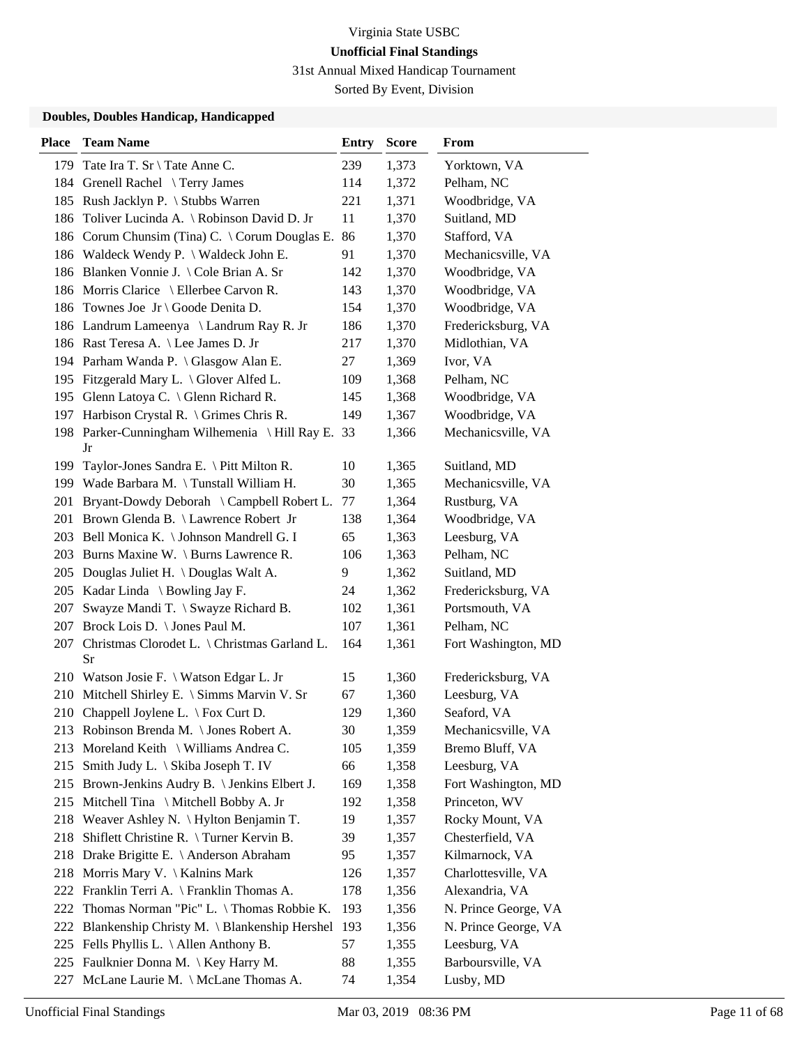Virginia State USBC

**Unofficial Final Standings**

31st Annual Mixed Handicap Tournament

Sorted By Event, Division

### Doubles, Doubles Handicap, Handicapped

| Place | Team Name | Entry | Score | From |
|---|---|---|---|---|
| 179 | Tate Ira T. Sr \ Tate Anne C. | 239 | 1,373 | Yorktown, VA |
| 184 | Grenell Rachel \ Terry James | 114 | 1,372 | Pelham, NC |
| 185 | Rush Jacklyn P. \ Stubbs Warren | 221 | 1,371 | Woodbridge, VA |
| 186 | Toliver Lucinda A. \ Robinson David D. Jr | 11 | 1,370 | Suitland, MD |
| 186 | Corum Chunsim (Tina) C. \ Corum Douglas E. | 86 | 1,370 | Stafford, VA |
| 186 | Waldeck Wendy P. \ Waldeck John E. | 91 | 1,370 | Mechanicsville, VA |
| 186 | Blanken Vonnie J. \ Cole Brian A. Sr | 142 | 1,370 | Woodbridge, VA |
| 186 | Morris Clarice \ Ellerbee Carvon R. | 143 | 1,370 | Woodbridge, VA |
| 186 | Townes Joe Jr \ Goode Denita D. | 154 | 1,370 | Woodbridge, VA |
| 186 | Landrum Lameenya \ Landrum Ray R. Jr | 186 | 1,370 | Fredericksburg, VA |
| 186 | Rast Teresa A. \ Lee James D. Jr | 217 | 1,370 | Midlothian, VA |
| 194 | Parham Wanda P. \ Glasgow Alan E. | 27 | 1,369 | Ivor, VA |
| 195 | Fitzgerald Mary L. \ Glover Alfed L. | 109 | 1,368 | Pelham, NC |
| 195 | Glenn Latoya C. \ Glenn Richard R. | 145 | 1,368 | Woodbridge, VA |
| 197 | Harbison Crystal R. \ Grimes Chris R. | 149 | 1,367 | Woodbridge, VA |
| 198 | Parker-Cunningham Wilhemenia \ Hill Ray E. Jr | 33 | 1,366 | Mechanicsville, VA |
| 199 | Taylor-Jones Sandra E. \ Pitt Milton R. | 10 | 1,365 | Suitland, MD |
| 199 | Wade Barbara M. \ Tunstall William H. | 30 | 1,365 | Mechanicsville, VA |
| 201 | Bryant-Dowdy Deborah \ Campbell Robert L. | 77 | 1,364 | Rustburg, VA |
| 201 | Brown Glenda B. \ Lawrence Robert Jr | 138 | 1,364 | Woodbridge, VA |
| 203 | Bell Monica K. \ Johnson Mandrell G. I | 65 | 1,363 | Leesburg, VA |
| 203 | Burns Maxine W. \ Burns Lawrence R. | 106 | 1,363 | Pelham, NC |
| 205 | Douglas Juliet H. \ Douglas Walt A. | 9 | 1,362 | Suitland, MD |
| 205 | Kadar Linda \ Bowling Jay F. | 24 | 1,362 | Fredericksburg, VA |
| 207 | Swayze Mandi T. \ Swayze Richard B. | 102 | 1,361 | Portsmouth, VA |
| 207 | Brock Lois D. \ Jones Paul M. | 107 | 1,361 | Pelham, NC |
| 207 | Christmas Clorodet L. \ Christmas Garland L. Sr | 164 | 1,361 | Fort Washington, MD |
| 210 | Watson Josie F. \ Watson Edgar L. Jr | 15 | 1,360 | Fredericksburg, VA |
| 210 | Mitchell Shirley E. \ Simms Marvin V. Sr | 67 | 1,360 | Leesburg, VA |
| 210 | Chappell Joylene L. \ Fox Curt D. | 129 | 1,360 | Seaford, VA |
| 213 | Robinson Brenda M. \ Jones Robert A. | 30 | 1,359 | Mechanicsville, VA |
| 213 | Moreland Keith \ Williams Andrea C. | 105 | 1,359 | Bremo Bluff, VA |
| 215 | Smith Judy L. \ Skiba Joseph T. IV | 66 | 1,358 | Leesburg, VA |
| 215 | Brown-Jenkins Audry B. \ Jenkins Elbert J. | 169 | 1,358 | Fort Washington, MD |
| 215 | Mitchell Tina \ Mitchell Bobby A. Jr | 192 | 1,358 | Princeton, WV |
| 218 | Weaver Ashley N. \ Hylton Benjamin T. | 19 | 1,357 | Rocky Mount, VA |
| 218 | Shiflett Christine R. \ Turner Kervin B. | 39 | 1,357 | Chesterfield, VA |
| 218 | Drake Brigitte E. \ Anderson Abraham | 95 | 1,357 | Kilmarnock, VA |
| 218 | Morris Mary V. \ Kalnins Mark | 126 | 1,357 | Charlottesville, VA |
| 222 | Franklin Terri A. \ Franklin Thomas A. | 178 | 1,356 | Alexandria, VA |
| 222 | Thomas Norman "Pic" L. \ Thomas Robbie K. | 193 | 1,356 | N. Prince George, VA |
| 222 | Blankenship Christy M. \ Blankenship Hershel | 193 | 1,356 | N. Prince George, VA |
| 225 | Fells Phyllis L. \ Allen Anthony B. | 57 | 1,355 | Leesburg, VA |
| 225 | Faulknier Donna M. \ Key Harry M. | 88 | 1,355 | Barboursville, VA |
| 227 | McLane Laurie M. \ McLane Thomas A. | 74 | 1,354 | Lusby, MD |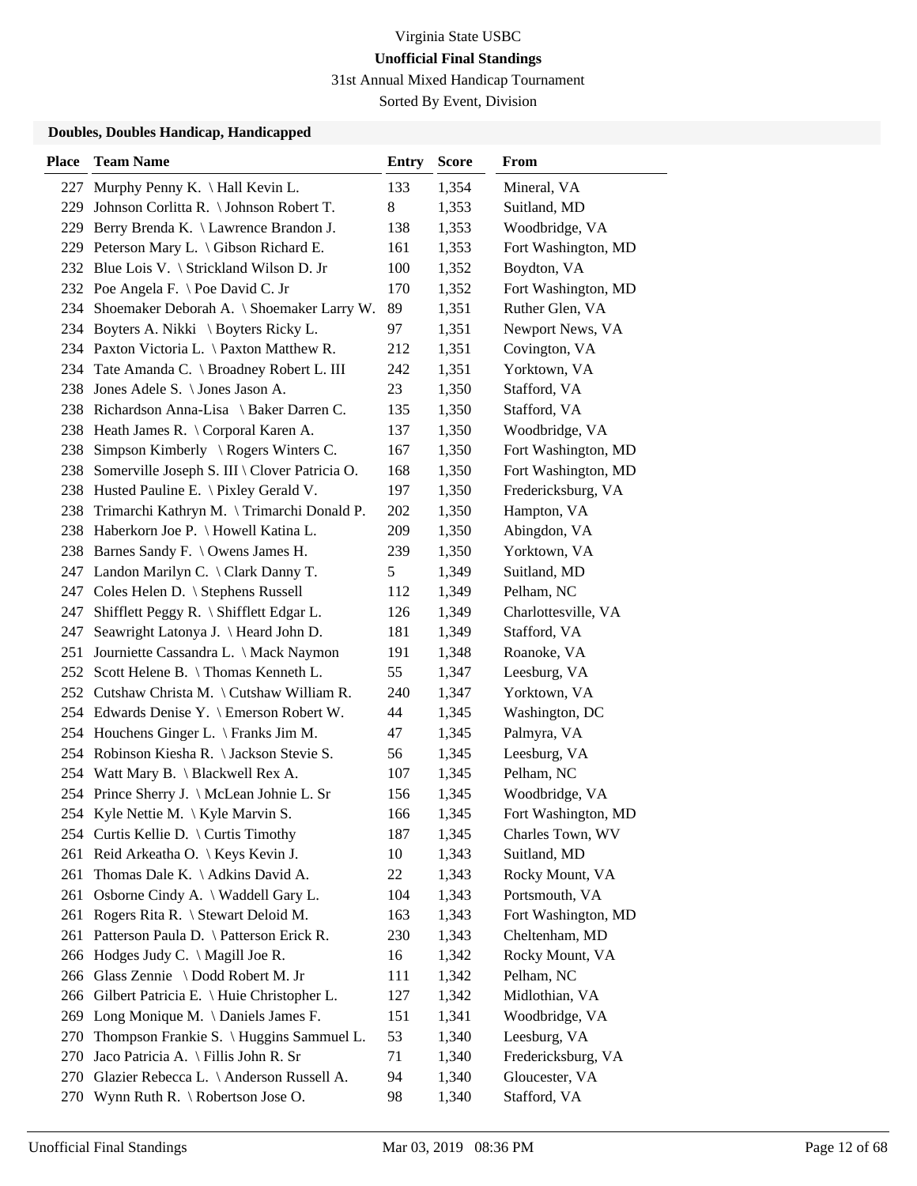Virginia State USBC

**Unofficial Final Standings**

31st Annual Mixed Handicap Tournament

Sorted By Event, Division

### Doubles, Doubles Handicap, Handicapped

| Place | Team Name | Entry | Score | From |
|---|---|---|---|---|
| 227 | Murphy Penny K. \ Hall Kevin L. | 133 | 1,354 | Mineral, VA |
| 229 | Johnson Corlitta R. \ Johnson Robert T. | 8 | 1,353 | Suitland, MD |
| 229 | Berry Brenda K. \ Lawrence Brandon J. | 138 | 1,353 | Woodbridge, VA |
| 229 | Peterson Mary L. \ Gibson Richard E. | 161 | 1,353 | Fort Washington, MD |
| 232 | Blue Lois V. \ Strickland Wilson D. Jr | 100 | 1,352 | Boydton, VA |
| 232 | Poe Angela F. \ Poe David C. Jr | 170 | 1,352 | Fort Washington, MD |
| 234 | Shoemaker Deborah A. \ Shoemaker Larry W. | 89 | 1,351 | Ruther Glen, VA |
| 234 | Boyters A. Nikki \ Boyters Ricky L. | 97 | 1,351 | Newport News, VA |
| 234 | Paxton Victoria L. \ Paxton Matthew R. | 212 | 1,351 | Covington, VA |
| 234 | Tate Amanda C. \ Broadney Robert L. III | 242 | 1,351 | Yorktown, VA |
| 238 | Jones Adele S. \ Jones Jason A. | 23 | 1,350 | Stafford, VA |
| 238 | Richardson Anna-Lisa \ Baker Darren C. | 135 | 1,350 | Stafford, VA |
| 238 | Heath James R. \ Corporal Karen A. | 137 | 1,350 | Woodbridge, VA |
| 238 | Simpson Kimberly \ Rogers Winters C. | 167 | 1,350 | Fort Washington, MD |
| 238 | Somerville Joseph S. III \ Clover Patricia O. | 168 | 1,350 | Fort Washington, MD |
| 238 | Husted Pauline E. \ Pixley Gerald V. | 197 | 1,350 | Fredericksburg, VA |
| 238 | Trimarchi Kathryn M. \ Trimarchi Donald P. | 202 | 1,350 | Hampton, VA |
| 238 | Haberkorn Joe P. \ Howell Katina L. | 209 | 1,350 | Abingdon, VA |
| 238 | Barnes Sandy F. \ Owens James H. | 239 | 1,350 | Yorktown, VA |
| 247 | Landon Marilyn C. \ Clark Danny T. | 5 | 1,349 | Suitland, MD |
| 247 | Coles Helen D. \ Stephens Russell | 112 | 1,349 | Pelham, NC |
| 247 | Shifflett Peggy R. \ Shifflett Edgar L. | 126 | 1,349 | Charlottesville, VA |
| 247 | Seawright Latonya J. \ Heard John D. | 181 | 1,349 | Stafford, VA |
| 251 | Journiette Cassandra L. \ Mack Naymon | 191 | 1,348 | Roanoke, VA |
| 252 | Scott Helene B. \ Thomas Kenneth L. | 55 | 1,347 | Leesburg, VA |
| 252 | Cutshaw Christa M. \ Cutshaw William R. | 240 | 1,347 | Yorktown, VA |
| 254 | Edwards Denise Y. \ Emerson Robert W. | 44 | 1,345 | Washington, DC |
| 254 | Houchens Ginger L. \ Franks Jim M. | 47 | 1,345 | Palmyra, VA |
| 254 | Robinson Kiesha R. \ Jackson Stevie S. | 56 | 1,345 | Leesburg, VA |
| 254 | Watt Mary B. \ Blackwell Rex A. | 107 | 1,345 | Pelham, NC |
| 254 | Prince Sherry J. \ McLean Johnie L. Sr | 156 | 1,345 | Woodbridge, VA |
| 254 | Kyle Nettie M. \ Kyle Marvin S. | 166 | 1,345 | Fort Washington, MD |
| 254 | Curtis Kellie D. \ Curtis Timothy | 187 | 1,345 | Charles Town, WV |
| 261 | Reid Arkeatha O. \ Keys Kevin J. | 10 | 1,343 | Suitland, MD |
| 261 | Thomas Dale K. \ Adkins David A. | 22 | 1,343 | Rocky Mount, VA |
| 261 | Osborne Cindy A. \ Waddell Gary L. | 104 | 1,343 | Portsmouth, VA |
| 261 | Rogers Rita R. \ Stewart Deloid M. | 163 | 1,343 | Fort Washington, MD |
| 261 | Patterson Paula D. \ Patterson Erick R. | 230 | 1,343 | Cheltenham, MD |
| 266 | Hodges Judy C. \ Magill Joe R. | 16 | 1,342 | Rocky Mount, VA |
| 266 | Glass Zennie \ Dodd Robert M. Jr | 111 | 1,342 | Pelham, NC |
| 266 | Gilbert Patricia E. \ Huie Christopher L. | 127 | 1,342 | Midlothian, VA |
| 269 | Long Monique M. \ Daniels James F. | 151 | 1,341 | Woodbridge, VA |
| 270 | Thompson Frankie S. \ Huggins Sammuel L. | 53 | 1,340 | Leesburg, VA |
| 270 | Jaco Patricia A. \ Fillis John R. Sr | 71 | 1,340 | Fredericksburg, VA |
| 270 | Glazier Rebecca L. \ Anderson Russell A. | 94 | 1,340 | Gloucester, VA |
| 270 | Wynn Ruth R. \ Robertson Jose O. | 98 | 1,340 | Stafford, VA |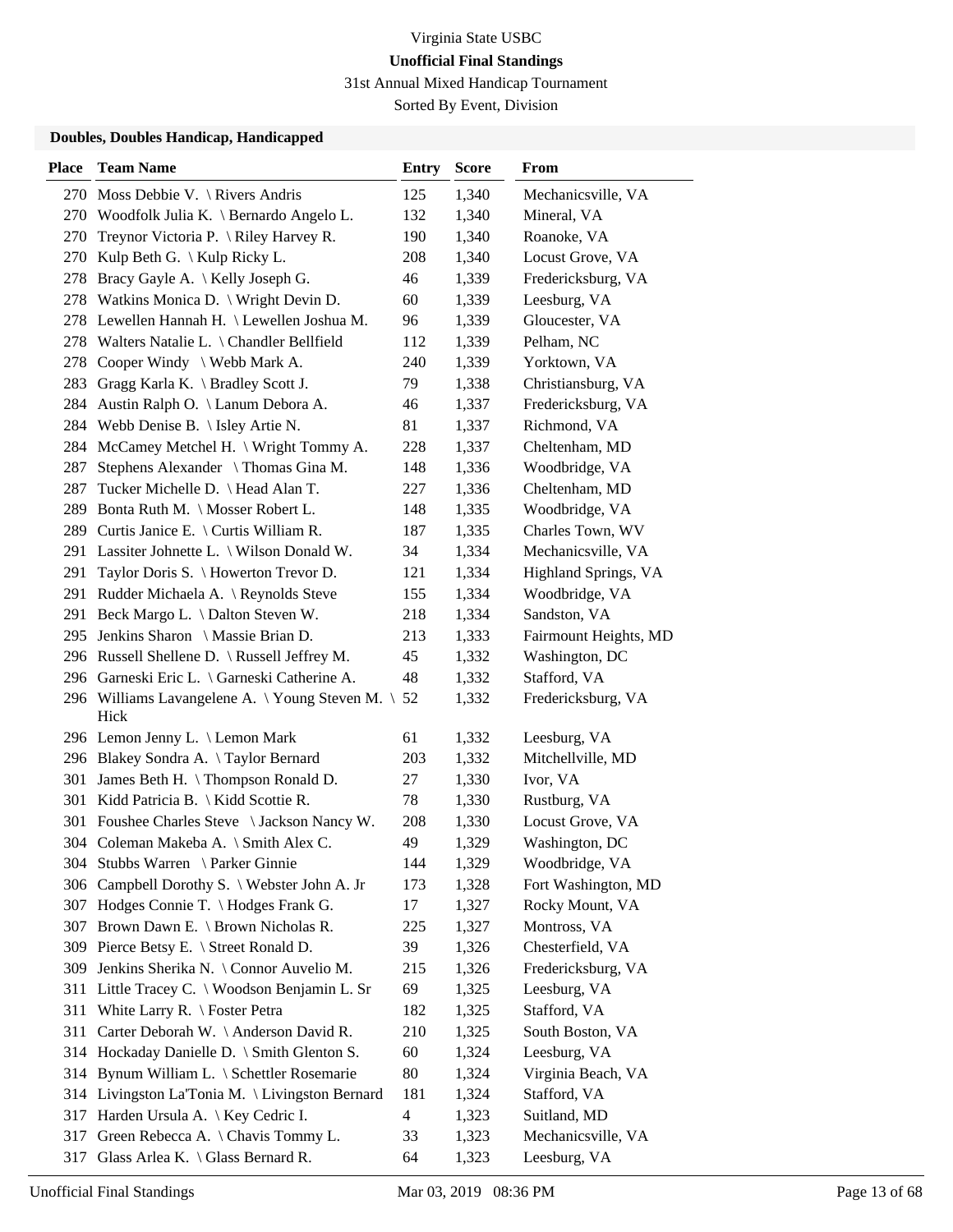Virginia State USBC

**Unofficial Final Standings**

31st Annual Mixed Handicap Tournament

Sorted By Event, Division

### Doubles, Doubles Handicap, Handicapped

| Place | Team Name | Entry | Score | From |
|---|---|---|---|---|
| 270 | Moss Debbie V. \ Rivers Andris | 125 | 1,340 | Mechanicsville, VA |
| 270 | Woodfolk Julia K. \ Bernardo Angelo L. | 132 | 1,340 | Mineral, VA |
| 270 | Treynor Victoria P. \ Riley Harvey R. | 190 | 1,340 | Roanoke, VA |
| 270 | Kulp Beth G. \ Kulp Ricky L. | 208 | 1,340 | Locust Grove, VA |
| 278 | Bracy Gayle A. \ Kelly Joseph G. | 46 | 1,339 | Fredericksburg, VA |
| 278 | Watkins Monica D. \ Wright Devin D. | 60 | 1,339 | Leesburg, VA |
| 278 | Lewellen Hannah H. \ Lewellen Joshua M. | 96 | 1,339 | Gloucester, VA |
| 278 | Walters Natalie L. \ Chandler Bellfield | 112 | 1,339 | Pelham, NC |
| 278 | Cooper Windy \ Webb Mark A. | 240 | 1,339 | Yorktown, VA |
| 283 | Gragg Karla K. \ Bradley Scott J. | 79 | 1,338 | Christiansburg, VA |
| 284 | Austin Ralph O. \ Lanum Debora A. | 46 | 1,337 | Fredericksburg, VA |
| 284 | Webb Denise B. \ Isley Artie N. | 81 | 1,337 | Richmond, VA |
| 284 | McCamey Metchel H. \ Wright Tommy A. | 228 | 1,337 | Cheltenham, MD |
| 287 | Stephens Alexander \ Thomas Gina M. | 148 | 1,336 | Woodbridge, VA |
| 287 | Tucker Michelle D. \ Head Alan T. | 227 | 1,336 | Cheltenham, MD |
| 289 | Bonta Ruth M. \ Mosser Robert L. | 148 | 1,335 | Woodbridge, VA |
| 289 | Curtis Janice E. \ Curtis William R. | 187 | 1,335 | Charles Town, WV |
| 291 | Lassiter Johnette L. \ Wilson Donald W. | 34 | 1,334 | Mechanicsville, VA |
| 291 | Taylor Doris S. \ Howerton Trevor D. | 121 | 1,334 | Highland Springs, VA |
| 291 | Rudder Michaela A. \ Reynolds Steve | 155 | 1,334 | Woodbridge, VA |
| 291 | Beck Margo L. \ Dalton Steven W. | 218 | 1,334 | Sandston, VA |
| 295 | Jenkins Sharon \ Massie Brian D. | 213 | 1,333 | Fairmount Heights, MD |
| 296 | Russell Shellene D. \ Russell Jeffrey M. | 45 | 1,332 | Washington, DC |
| 296 | Garneski Eric L. \ Garneski Catherine A. | 48 | 1,332 | Stafford, VA |
| 296 | Williams Lavangelene A. \ Young Steven M. \ Hick | 52 | 1,332 | Fredericksburg, VA |
| 296 | Lemon Jenny L. \ Lemon Mark | 61 | 1,332 | Leesburg, VA |
| 296 | Blakey Sondra A. \ Taylor Bernard | 203 | 1,332 | Mitchellville, MD |
| 301 | James Beth H. \ Thompson Ronald D. | 27 | 1,330 | Ivor, VA |
| 301 | Kidd Patricia B. \ Kidd Scottie R. | 78 | 1,330 | Rustburg, VA |
| 301 | Foushee Charles Steve \ Jackson Nancy W. | 208 | 1,330 | Locust Grove, VA |
| 304 | Coleman Makeba A. \ Smith Alex C. | 49 | 1,329 | Washington, DC |
| 304 | Stubbs Warren \ Parker Ginnie | 144 | 1,329 | Woodbridge, VA |
| 306 | Campbell Dorothy S. \ Webster John A. Jr | 173 | 1,328 | Fort Washington, MD |
| 307 | Hodges Connie T. \ Hodges Frank G. | 17 | 1,327 | Rocky Mount, VA |
| 307 | Brown Dawn E. \ Brown Nicholas R. | 225 | 1,327 | Montross, VA |
| 309 | Pierce Betsy E. \ Street Ronald D. | 39 | 1,326 | Chesterfield, VA |
| 309 | Jenkins Sherika N. \ Connor Auvelio M. | 215 | 1,326 | Fredericksburg, VA |
| 311 | Little Tracey C. \ Woodson Benjamin L. Sr | 69 | 1,325 | Leesburg, VA |
| 311 | White Larry R. \ Foster Petra | 182 | 1,325 | Stafford, VA |
| 311 | Carter Deborah W. \ Anderson David R. | 210 | 1,325 | South Boston, VA |
| 314 | Hockaday Danielle D. \ Smith Glenton S. | 60 | 1,324 | Leesburg, VA |
| 314 | Bynum William L. \ Schettler Rosemarie | 80 | 1,324 | Virginia Beach, VA |
| 314 | Livingston La'Tonia M. \ Livingston Bernard | 181 | 1,324 | Stafford, VA |
| 317 | Harden Ursula A. \ Key Cedric I. | 4 | 1,323 | Suitland, MD |
| 317 | Green Rebecca A. \ Chavis Tommy L. | 33 | 1,323 | Mechanicsville, VA |
| 317 | Glass Arlea K. \ Glass Bernard R. | 64 | 1,323 | Leesburg, VA |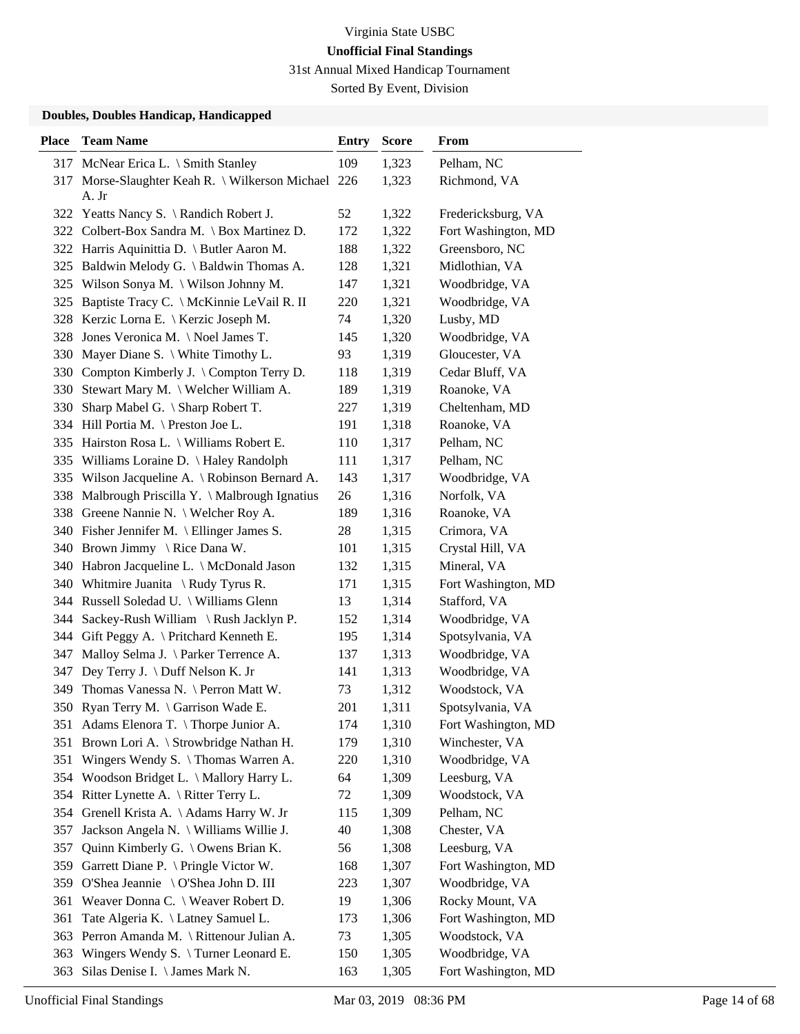Virginia State USBC

**Unofficial Final Standings**

31st Annual Mixed Handicap Tournament

Sorted By Event, Division

### Doubles, Doubles Handicap, Handicapped

| Place | Team Name | Entry | Score | From |
|---|---|---|---|---|
| 317 | McNear Erica L. \ Smith Stanley | 109 | 1,323 | Pelham, NC |
| 317 | Morse-Slaughter Keah R. \ Wilkerson Michael A. Jr | 226 | 1,323 | Richmond, VA |
| 322 | Yeatts Nancy S. \ Randich Robert J. | 52 | 1,322 | Fredericksburg, VA |
| 322 | Colbert-Box Sandra M. \ Box Martinez D. | 172 | 1,322 | Fort Washington, MD |
| 322 | Harris Aquinittia D. \ Butler Aaron M. | 188 | 1,322 | Greensboro, NC |
| 325 | Baldwin Melody G. \ Baldwin Thomas A. | 128 | 1,321 | Midlothian, VA |
| 325 | Wilson Sonya M. \ Wilson Johnny M. | 147 | 1,321 | Woodbridge, VA |
| 325 | Baptiste Tracy C. \ McKinnie LeVail R. II | 220 | 1,321 | Woodbridge, VA |
| 328 | Kerzic Lorna E. \ Kerzic Joseph M. | 74 | 1,320 | Lusby, MD |
| 328 | Jones Veronica M. \ Noel James T. | 145 | 1,320 | Woodbridge, VA |
| 330 | Mayer Diane S. \ White Timothy L. | 93 | 1,319 | Gloucester, VA |
| 330 | Compton Kimberly J. \ Compton Terry D. | 118 | 1,319 | Cedar Bluff, VA |
| 330 | Stewart Mary M. \ Welcher William A. | 189 | 1,319 | Roanoke, VA |
| 330 | Sharp Mabel G. \ Sharp Robert T. | 227 | 1,319 | Cheltenham, MD |
| 334 | Hill Portia M. \ Preston Joe L. | 191 | 1,318 | Roanoke, VA |
| 335 | Hairston Rosa L. \ Williams Robert E. | 110 | 1,317 | Pelham, NC |
| 335 | Williams Loraine D. \ Haley Randolph | 111 | 1,317 | Pelham, NC |
| 335 | Wilson Jacqueline A. \ Robinson Bernard A. | 143 | 1,317 | Woodbridge, VA |
| 338 | Malbrough Priscilla Y. \ Malbrough Ignatius | 26 | 1,316 | Norfolk, VA |
| 338 | Greene Nannie N. \ Welcher Roy A. | 189 | 1,316 | Roanoke, VA |
| 340 | Fisher Jennifer M. \ Ellinger James S. | 28 | 1,315 | Crimora, VA |
| 340 | Brown Jimmy \ Rice Dana W. | 101 | 1,315 | Crystal Hill, VA |
| 340 | Habron Jacqueline L. \ McDonald Jason | 132 | 1,315 | Mineral, VA |
| 340 | Whitmire Juanita \ Rudy Tyrus R. | 171 | 1,315 | Fort Washington, MD |
| 344 | Russell Soledad U. \ Williams Glenn | 13 | 1,314 | Stafford, VA |
| 344 | Sackey-Rush William \ Rush Jacklyn P. | 152 | 1,314 | Woodbridge, VA |
| 344 | Gift Peggy A. \ Pritchard Kenneth E. | 195 | 1,314 | Spotsylvania, VA |
| 347 | Malloy Selma J. \ Parker Terrence A. | 137 | 1,313 | Woodbridge, VA |
| 347 | Dey Terry J. \ Duff Nelson K. Jr | 141 | 1,313 | Woodbridge, VA |
| 349 | Thomas Vanessa N. \ Perron Matt W. | 73 | 1,312 | Woodstock, VA |
| 350 | Ryan Terry M. \ Garrison Wade E. | 201 | 1,311 | Spotsylvania, VA |
| 351 | Adams Elenora T. \ Thorpe Junior A. | 174 | 1,310 | Fort Washington, MD |
| 351 | Brown Lori A. \ Strowbridge Nathan H. | 179 | 1,310 | Winchester, VA |
| 351 | Wingers Wendy S. \ Thomas Warren A. | 220 | 1,310 | Woodbridge, VA |
| 354 | Woodson Bridget L. \ Mallory Harry L. | 64 | 1,309 | Leesburg, VA |
| 354 | Ritter Lynette A. \ Ritter Terry L. | 72 | 1,309 | Woodstock, VA |
| 354 | Grenell Krista A. \ Adams Harry W. Jr | 115 | 1,309 | Pelham, NC |
| 357 | Jackson Angela N. \ Williams Willie J. | 40 | 1,308 | Chester, VA |
| 357 | Quinn Kimberly G. \ Owens Brian K. | 56 | 1,308 | Leesburg, VA |
| 359 | Garrett Diane P. \ Pringle Victor W. | 168 | 1,307 | Fort Washington, MD |
| 359 | O'Shea Jeannie \ O'Shea John D. III | 223 | 1,307 | Woodbridge, VA |
| 361 | Weaver Donna C. \ Weaver Robert D. | 19 | 1,306 | Rocky Mount, VA |
| 361 | Tate Algeria K. \ Latney Samuel L. | 173 | 1,306 | Fort Washington, MD |
| 363 | Perron Amanda M. \ Rittenour Julian A. | 73 | 1,305 | Woodstock, VA |
| 363 | Wingers Wendy S. \ Turner Leonard E. | 150 | 1,305 | Woodbridge, VA |
| 363 | Silas Denise I. \ James Mark N. | 163 | 1,305 | Fort Washington, MD |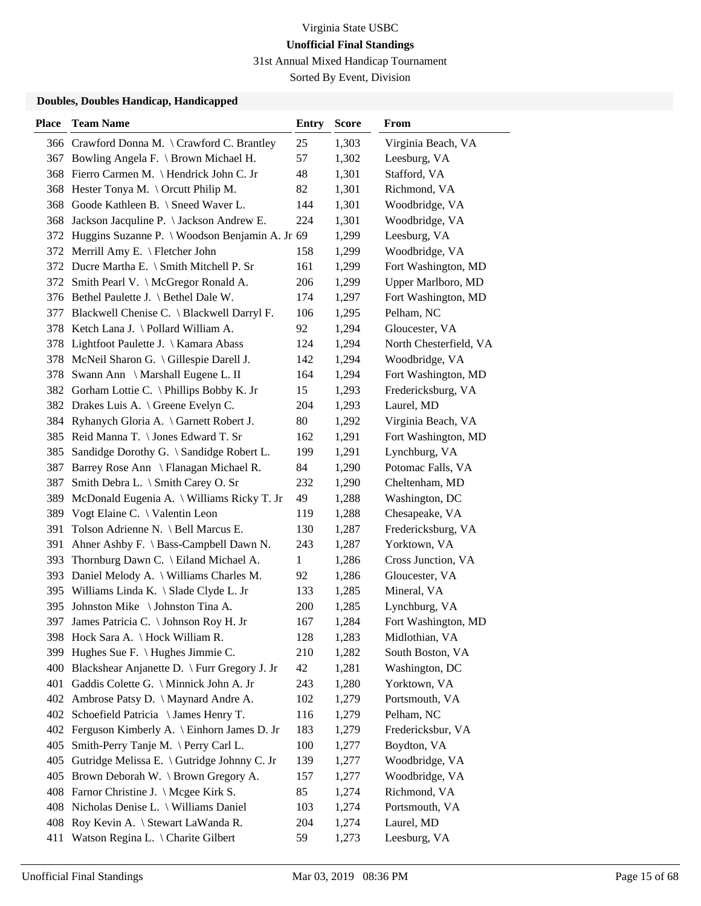Virginia State USBC

**Unofficial Final Standings**

31st Annual Mixed Handicap Tournament

Sorted By Event, Division

### Doubles, Doubles Handicap, Handicapped

| Place | Team Name | Entry | Score | From |
|---|---|---|---|---|
| 366 | Crawford Donna M. \ Crawford C. Brantley | 25 | 1,303 | Virginia Beach, VA |
| 367 | Bowling Angela F. \ Brown Michael H. | 57 | 1,302 | Leesburg, VA |
| 368 | Fierro Carmen M. \ Hendrick John C. Jr | 48 | 1,301 | Stafford, VA |
| 368 | Hester Tonya M. \ Orcutt Philip M. | 82 | 1,301 | Richmond, VA |
| 368 | Goode Kathleen B. \ Sneed Waver L. | 144 | 1,301 | Woodbridge, VA |
| 368 | Jackson Jacquline P. \ Jackson Andrew E. | 224 | 1,301 | Woodbridge, VA |
| 372 | Huggins Suzanne P. \ Woodson Benjamin A. Jr | 69 | 1,299 | Leesburg, VA |
| 372 | Merrill Amy E. \ Fletcher John | 158 | 1,299 | Woodbridge, VA |
| 372 | Ducre Martha E. \ Smith Mitchell P. Sr | 161 | 1,299 | Fort Washington, MD |
| 372 | Smith Pearl V. \ McGregor Ronald A. | 206 | 1,299 | Upper Marlboro, MD |
| 376 | Bethel Paulette J. \ Bethel Dale W. | 174 | 1,297 | Fort Washington, MD |
| 377 | Blackwell Chenise C. \ Blackwell Darryl F. | 106 | 1,295 | Pelham, NC |
| 378 | Ketch Lana J. \ Pollard William A. | 92 | 1,294 | Gloucester, VA |
| 378 | Lightfoot Paulette J. \ Kamara Abass | 124 | 1,294 | North Chesterfield, VA |
| 378 | McNeil Sharon G. \ Gillespie Darell J. | 142 | 1,294 | Woodbridge, VA |
| 378 | Swann Ann \ Marshall Eugene L. II | 164 | 1,294 | Fort Washington, MD |
| 382 | Gorham Lottie C. \ Phillips Bobby K. Jr | 15 | 1,293 | Fredericksburg, VA |
| 382 | Drakes Luis A. \ Greene Evelyn C. | 204 | 1,293 | Laurel, MD |
| 384 | Ryhanych Gloria A. \ Garnett Robert J. | 80 | 1,292 | Virginia Beach, VA |
| 385 | Reid Manna T. \ Jones Edward T. Sr | 162 | 1,291 | Fort Washington, MD |
| 385 | Sandidge Dorothy G. \ Sandidge Robert L. | 199 | 1,291 | Lynchburg, VA |
| 387 | Barrey Rose Ann \ Flanagan Michael R. | 84 | 1,290 | Potomac Falls, VA |
| 387 | Smith Debra L. \ Smith Carey O. Sr | 232 | 1,290 | Cheltenham, MD |
| 389 | McDonald Eugenia A. \ Williams Ricky T. Jr | 49 | 1,288 | Washington, DC |
| 389 | Vogt Elaine C. \ Valentin Leon | 119 | 1,288 | Chesapeake, VA |
| 391 | Tolson Adrienne N. \ Bell Marcus E. | 130 | 1,287 | Fredericksburg, VA |
| 391 | Ahner Ashby F. \ Bass-Campbell Dawn N. | 243 | 1,287 | Yorktown, VA |
| 393 | Thornburg Dawn C. \ Eiland Michael A. | 1 | 1,286 | Cross Junction, VA |
| 393 | Daniel Melody A. \ Williams Charles M. | 92 | 1,286 | Gloucester, VA |
| 395 | Williams Linda K. \ Slade Clyde L. Jr | 133 | 1,285 | Mineral, VA |
| 395 | Johnston Mike \ Johnston Tina A. | 200 | 1,285 | Lynchburg, VA |
| 397 | James Patricia C. \ Johnson Roy H. Jr | 167 | 1,284 | Fort Washington, MD |
| 398 | Hock Sara A. \ Hock William R. | 128 | 1,283 | Midlothian, VA |
| 399 | Hughes Sue F. \ Hughes Jimmie C. | 210 | 1,282 | South Boston, VA |
| 400 | Blackshear Anjanette D. \ Furr Gregory J. Jr | 42 | 1,281 | Washington, DC |
| 401 | Gaddis Colette G. \ Minnick John A. Jr | 243 | 1,280 | Yorktown, VA |
| 402 | Ambrose Patsy D. \ Maynard Andre A. | 102 | 1,279 | Portsmouth, VA |
| 402 | Schoefield Patricia \ James Henry T. | 116 | 1,279 | Pelham, NC |
| 402 | Ferguson Kimberly A. \ Einhorn James D. Jr | 183 | 1,279 | Fredericksbur, VA |
| 405 | Smith-Perry Tanje M. \ Perry Carl L. | 100 | 1,277 | Boydton, VA |
| 405 | Gutridge Melissa E. \ Gutridge Johnny C. Jr | 139 | 1,277 | Woodbridge, VA |
| 405 | Brown Deborah W. \ Brown Gregory A. | 157 | 1,277 | Woodbridge, VA |
| 408 | Farnor Christine J. \ Mcgee Kirk S. | 85 | 1,274 | Richmond, VA |
| 408 | Nicholas Denise L. \ Williams Daniel | 103 | 1,274 | Portsmouth, VA |
| 408 | Roy Kevin A. \ Stewart LaWanda R. | 204 | 1,274 | Laurel, MD |
| 411 | Watson Regina L. \ Charite Gilbert | 59 | 1,273 | Leesburg, VA |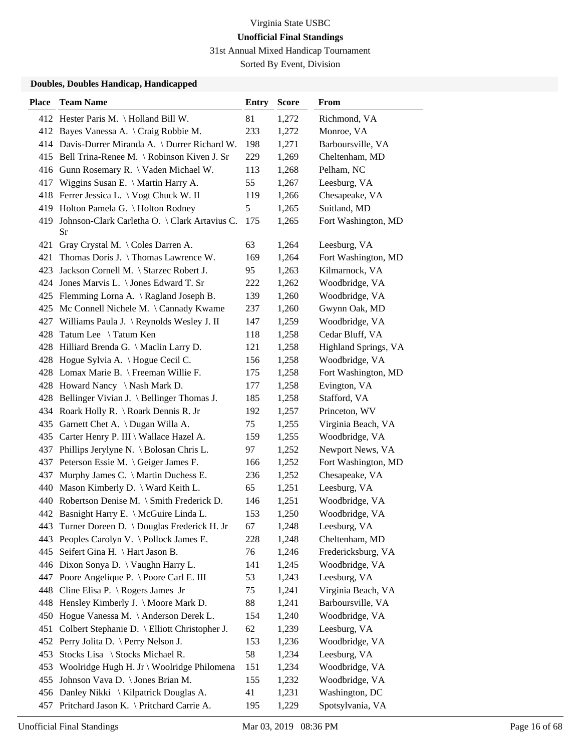Virginia State USBC

**Unofficial Final Standings**

31st Annual Mixed Handicap Tournament

Sorted By Event, Division

### Doubles, Doubles Handicap, Handicapped

| Place | Team Name | Entry | Score | From |
|---|---|---|---|---|
| 412 | Hester Paris M. \ Holland Bill W. | 81 | 1,272 | Richmond, VA |
| 412 | Bayes Vanessa A. \ Craig Robbie M. | 233 | 1,272 | Monroe, VA |
| 414 | Davis-Durrer Miranda A. \ Durrer Richard W. | 198 | 1,271 | Barboursville, VA |
| 415 | Bell Trina-Renee M. \ Robinson Kiven J. Sr | 229 | 1,269 | Cheltenham, MD |
| 416 | Gunn Rosemary R. \ Vaden Michael W. | 113 | 1,268 | Pelham, NC |
| 417 | Wiggins Susan E. \ Martin Harry A. | 55 | 1,267 | Leesburg, VA |
| 418 | Ferrer Jessica L. \ Vogt Chuck W. II | 119 | 1,266 | Chesapeake, VA |
| 419 | Holton Pamela G. \ Holton Rodney | 5 | 1,265 | Suitland, MD |
| 419 | Johnson-Clark Carletha O. \ Clark Artavius C. Sr | 175 | 1,265 | Fort Washington, MD |
| 421 | Gray Crystal M. \ Coles Darren A. | 63 | 1,264 | Leesburg, VA |
| 421 | Thomas Doris J. \ Thomas Lawrence W. | 169 | 1,264 | Fort Washington, MD |
| 423 | Jackson Cornell M. \ Starzec Robert J. | 95 | 1,263 | Kilmarnock, VA |
| 424 | Jones Marvis L. \ Jones Edward T. Sr | 222 | 1,262 | Woodbridge, VA |
| 425 | Flemming Lorna A. \ Ragland Joseph B. | 139 | 1,260 | Woodbridge, VA |
| 425 | Mc Connell Nichele M. \ Cannady Kwame | 237 | 1,260 | Gwynn Oak, MD |
| 427 | Williams Paula J. \ Reynolds Wesley J. II | 147 | 1,259 | Woodbridge, VA |
| 428 | Tatum Lee \ Tatum Ken | 118 | 1,258 | Cedar Bluff, VA |
| 428 | Hilliard Brenda G. \ Maclin Larry D. | 121 | 1,258 | Highland Springs, VA |
| 428 | Hogue Sylvia A. \ Hogue Cecil C. | 156 | 1,258 | Woodbridge, VA |
| 428 | Lomax Marie B. \ Freeman Willie F. | 175 | 1,258 | Fort Washington, MD |
| 428 | Howard Nancy \ Nash Mark D. | 177 | 1,258 | Evington, VA |
| 428 | Bellinger Vivian J. \ Bellinger Thomas J. | 185 | 1,258 | Stafford, VA |
| 434 | Roark Holly R. \ Roark Dennis R. Jr | 192 | 1,257 | Princeton, WV |
| 435 | Garnett Chet A. \ Dugan Willa A. | 75 | 1,255 | Virginia Beach, VA |
| 435 | Carter Henry P. III \ Wallace Hazel A. | 159 | 1,255 | Woodbridge, VA |
| 437 | Phillips Jerylyne N. \ Bolosan Chris L. | 97 | 1,252 | Newport News, VA |
| 437 | Peterson Essie M. \ Geiger James F. | 166 | 1,252 | Fort Washington, MD |
| 437 | Murphy James C. \ Martin Duchess E. | 236 | 1,252 | Chesapeake, VA |
| 440 | Mason Kimberly D. \ Ward Keith L. | 65 | 1,251 | Leesburg, VA |
| 440 | Robertson Denise M. \ Smith Frederick D. | 146 | 1,251 | Woodbridge, VA |
| 442 | Basnight Harry E. \ McGuire Linda L. | 153 | 1,250 | Woodbridge, VA |
| 443 | Turner Doreen D. \ Douglas Frederick H. Jr | 67 | 1,248 | Leesburg, VA |
| 443 | Peoples Carolyn V. \ Pollock James E. | 228 | 1,248 | Cheltenham, MD |
| 445 | Seifert Gina H. \ Hart Jason B. | 76 | 1,246 | Fredericksburg, VA |
| 446 | Dixon Sonya D. \ Vaughn Harry L. | 141 | 1,245 | Woodbridge, VA |
| 447 | Poore Angelique P. \ Poore Carl E. III | 53 | 1,243 | Leesburg, VA |
| 448 | Cline Elisa P. \ Rogers James Jr | 75 | 1,241 | Virginia Beach, VA |
| 448 | Hensley Kimberly J. \ Moore Mark D. | 88 | 1,241 | Barboursville, VA |
| 450 | Hogue Vanessa M. \ Anderson Derek L. | 154 | 1,240 | Woodbridge, VA |
| 451 | Colbert Stephanie D. \ Elliott Christopher J. | 62 | 1,239 | Leesburg, VA |
| 452 | Perry Jolita D. \ Perry Nelson J. | 153 | 1,236 | Woodbridge, VA |
| 453 | Stocks Lisa \ Stocks Michael R. | 58 | 1,234 | Leesburg, VA |
| 453 | Woolridge Hugh H. Jr \ Woolridge Philomena | 151 | 1,234 | Woodbridge, VA |
| 455 | Johnson Vava D. \ Jones Brian M. | 155 | 1,232 | Woodbridge, VA |
| 456 | Danley Nikki \ Kilpatrick Douglas A. | 41 | 1,231 | Washington, DC |
| 457 | Pritchard Jason K. \ Pritchard Carrie A. | 195 | 1,229 | Spotsylvania, VA |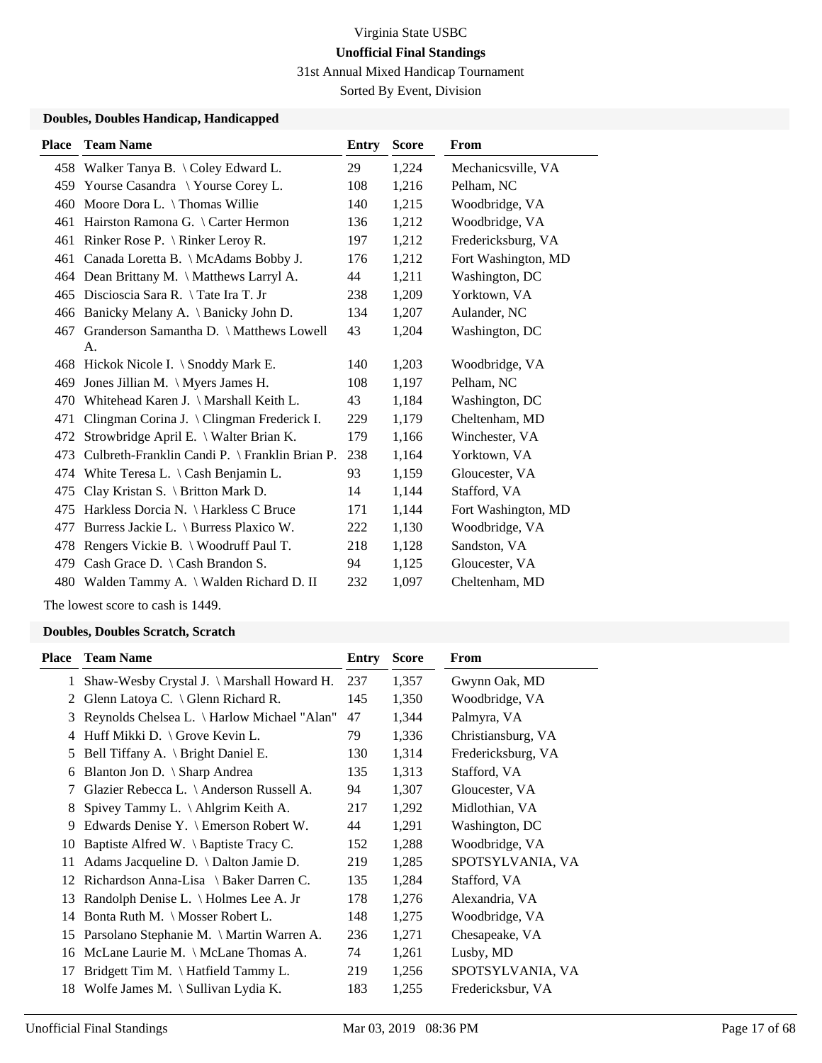Virginia State USBC

**Unofficial Final Standings**

31st Annual Mixed Handicap Tournament

Sorted By Event, Division

### Doubles, Doubles Handicap, Handicapped

| Place | Team Name | Entry | Score | From |
|---|---|---|---|---|
| 458 | Walker Tanya B. \ Coley Edward L. | 29 | 1,224 | Mechanicsville, VA |
| 459 | Yourse Casandra \ Yourse Corey L. | 108 | 1,216 | Pelham, NC |
| 460 | Moore Dora L. \ Thomas Willie | 140 | 1,215 | Woodbridge, VA |
| 461 | Hairston Ramona G. \ Carter Hermon | 136 | 1,212 | Woodbridge, VA |
| 461 | Rinker Rose P. \ Rinker Leroy R. | 197 | 1,212 | Fredericksburg, VA |
| 461 | Canada Loretta B. \ McAdams Bobby J. | 176 | 1,212 | Fort Washington, MD |
| 464 | Dean Brittany M. \ Matthews Larryl A. | 44 | 1,211 | Washington, DC |
| 465 | Discioscia Sara R. \ Tate Ira T. Jr | 238 | 1,209 | Yorktown, VA |
| 466 | Banicky Melany A. \ Banicky John D. | 134 | 1,207 | Aulander, NC |
| 467 | Granderson Samantha D. \ Matthews Lowell A. | 43 | 1,204 | Washington, DC |
| 468 | Hickok Nicole I. \ Snoddy Mark E. | 140 | 1,203 | Woodbridge, VA |
| 469 | Jones Jillian M. \ Myers James H. | 108 | 1,197 | Pelham, NC |
| 470 | Whitehead Karen J. \ Marshall Keith L. | 43 | 1,184 | Washington, DC |
| 471 | Clingman Corina J. \ Clingman Frederick I. | 229 | 1,179 | Cheltenham, MD |
| 472 | Strowbridge April E. \ Walter Brian K. | 179 | 1,166 | Winchester, VA |
| 473 | Culbreth-Franklin Candi P. \ Franklin Brian P. | 238 | 1,164 | Yorktown, VA |
| 474 | White Teresa L. \ Cash Benjamin L. | 93 | 1,159 | Gloucester, VA |
| 475 | Clay Kristan S. \ Britton Mark D. | 14 | 1,144 | Stafford, VA |
| 475 | Harkless Dorcia N. \ Harkless C Bruce | 171 | 1,144 | Fort Washington, MD |
| 477 | Burress Jackie L. \ Burress Plaxico W. | 222 | 1,130 | Woodbridge, VA |
| 478 | Rengers Vickie B. \ Woodruff Paul T. | 218 | 1,128 | Sandston, VA |
| 479 | Cash Grace D. \ Cash Brandon S. | 94 | 1,125 | Gloucester, VA |
| 480 | Walden Tammy A. \ Walden Richard D. II | 232 | 1,097 | Cheltenham, MD |

The lowest score to cash is 1449.

### Doubles, Doubles Scratch, Scratch

| Place | Team Name | Entry | Score | From |
|---|---|---|---|---|
| 1 | Shaw-Wesby Crystal J. \ Marshall Howard H. | 237 | 1,357 | Gwynn Oak, MD |
| 2 | Glenn Latoya C. \ Glenn Richard R. | 145 | 1,350 | Woodbridge, VA |
| 3 | Reynolds Chelsea L. \ Harlow Michael "Alan" | 47 | 1,344 | Palmyra, VA |
| 4 | Huff Mikki D. \ Grove Kevin L. | 79 | 1,336 | Christiansburg, VA |
| 5 | Bell Tiffany A. \ Bright Daniel E. | 130 | 1,314 | Fredericksburg, VA |
| 6 | Blanton Jon D. \ Sharp Andrea | 135 | 1,313 | Stafford, VA |
| 7 | Glazier Rebecca L. \ Anderson Russell A. | 94 | 1,307 | Gloucester, VA |
| 8 | Spivey Tammy L. \ Ahlgrim Keith A. | 217 | 1,292 | Midlothian, VA |
| 9 | Edwards Denise Y. \ Emerson Robert W. | 44 | 1,291 | Washington, DC |
| 10 | Baptiste Alfred W. \ Baptiste Tracy C. | 152 | 1,288 | Woodbridge, VA |
| 11 | Adams Jacqueline D. \ Dalton Jamie D. | 219 | 1,285 | SPOTSYLVANIA, VA |
| 12 | Richardson Anna-Lisa \ Baker Darren C. | 135 | 1,284 | Stafford, VA |
| 13 | Randolph Denise L. \ Holmes Lee A. Jr | 178 | 1,276 | Alexandria, VA |
| 14 | Bonta Ruth M. \ Mosser Robert L. | 148 | 1,275 | Woodbridge, VA |
| 15 | Parsolano Stephanie M. \ Martin Warren A. | 236 | 1,271 | Chesapeake, VA |
| 16 | McLane Laurie M. \ McLane Thomas A. | 74 | 1,261 | Lusby, MD |
| 17 | Bridgett Tim M. \ Hatfield Tammy L. | 219 | 1,256 | SPOTSYLVANIA, VA |
| 18 | Wolfe James M. \ Sullivan Lydia K. | 183 | 1,255 | Fredericksbur, VA |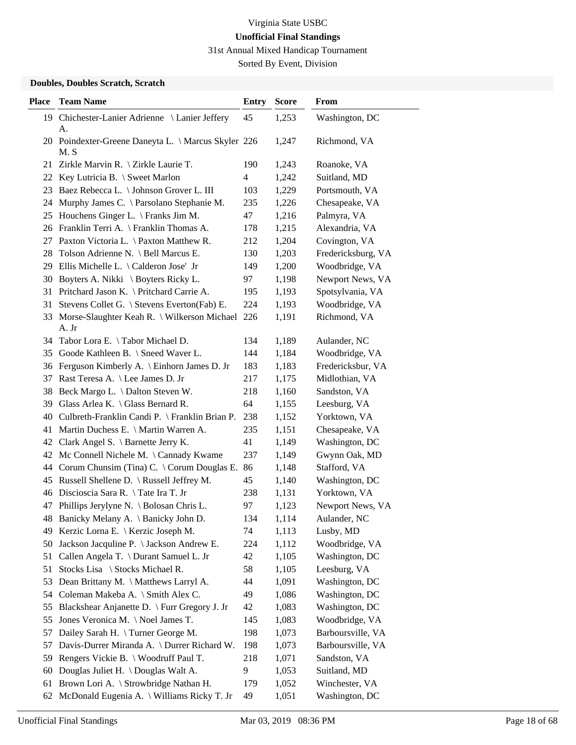Virginia State USBC

**Unofficial Final Standings**

31st Annual Mixed Handicap Tournament

Sorted By Event, Division

**Doubles, Doubles Scratch, Scratch**

| Place | Team Name | Entry | Score | From |
|---|---|---|---|---|
| 19 | Chichester-Lanier Adrienne \ Lanier Jeffery A. | 45 | 1,253 | Washington, DC |
| 20 | Poindexter-Greene Daneyta L. \ Marcus Skyler M. S | 226 | 1,247 | Richmond, VA |
| 21 | Zirkle Marvin R. \ Zirkle Laurie T. | 190 | 1,243 | Roanoke, VA |
| 22 | Key Lutricia B. \ Sweet Marlon | 4 | 1,242 | Suitland, MD |
| 23 | Baez Rebecca L. \ Johnson Grover L. III | 103 | 1,229 | Portsmouth, VA |
| 24 | Murphy James C. \ Parsolano Stephanie M. | 235 | 1,226 | Chesapeake, VA |
| 25 | Houchens Ginger L. \ Franks Jim M. | 47 | 1,216 | Palmyra, VA |
| 26 | Franklin Terri A. \ Franklin Thomas A. | 178 | 1,215 | Alexandria, VA |
| 27 | Paxton Victoria L. \ Paxton Matthew R. | 212 | 1,204 | Covington, VA |
| 28 | Tolson Adrienne N. \ Bell Marcus E. | 130 | 1,203 | Fredericksburg, VA |
| 29 | Ellis Michelle L. \ Calderon Jose' Jr | 149 | 1,200 | Woodbridge, VA |
| 30 | Boyters A. Nikki \ Boyters Ricky L. | 97 | 1,198 | Newport News, VA |
| 31 | Pritchard Jason K. \ Pritchard Carrie A. | 195 | 1,193 | Spotsylvania, VA |
| 31 | Stevens Collet G. \ Stevens Everton(Fab) E. | 224 | 1,193 | Woodbridge, VA |
| 33 | Morse-Slaughter Keah R. \ Wilkerson Michael A. Jr | 226 | 1,191 | Richmond, VA |
| 34 | Tabor Lora E. \ Tabor Michael D. | 134 | 1,189 | Aulander, NC |
| 35 | Goode Kathleen B. \ Sneed Waver L. | 144 | 1,184 | Woodbridge, VA |
| 36 | Ferguson Kimberly A. \ Einhorn James D. Jr | 183 | 1,183 | Fredericksbur, VA |
| 37 | Rast Teresa A. \ Lee James D. Jr | 217 | 1,175 | Midlothian, VA |
| 38 | Beck Margo L. \ Dalton Steven W. | 218 | 1,160 | Sandston, VA |
| 39 | Glass Arlea K. \ Glass Bernard R. | 64 | 1,155 | Leesburg, VA |
| 40 | Culbreth-Franklin Candi P. \ Franklin Brian P. | 238 | 1,152 | Yorktown, VA |
| 41 | Martin Duchess E. \ Martin Warren A. | 235 | 1,151 | Chesapeake, VA |
| 42 | Clark Angel S. \ Barnette Jerry K. | 41 | 1,149 | Washington, DC |
| 42 | Mc Connell Nichele M. \ Cannady Kwame | 237 | 1,149 | Gwynn Oak, MD |
| 44 | Corum Chunsim (Tina) C. \ Corum Douglas E. | 86 | 1,148 | Stafford, VA |
| 45 | Russell Shellene D. \ Russell Jeffrey M. | 45 | 1,140 | Washington, DC |
| 46 | Discioscia Sara R. \ Tate Ira T. Jr | 238 | 1,131 | Yorktown, VA |
| 47 | Phillips Jerylyne N. \ Bolosan Chris L. | 97 | 1,123 | Newport News, VA |
| 48 | Banicky Melany A. \ Banicky John D. | 134 | 1,114 | Aulander, NC |
| 49 | Kerzic Lorna E. \ Kerzic Joseph M. | 74 | 1,113 | Lusby, MD |
| 50 | Jackson Jacquline P. \ Jackson Andrew E. | 224 | 1,112 | Woodbridge, VA |
| 51 | Callen Angela T. \ Durant Samuel L. Jr | 42 | 1,105 | Washington, DC |
| 51 | Stocks Lisa \ Stocks Michael R. | 58 | 1,105 | Leesburg, VA |
| 53 | Dean Brittany M. \ Matthews Larryl A. | 44 | 1,091 | Washington, DC |
| 54 | Coleman Makeba A. \ Smith Alex C. | 49 | 1,086 | Washington, DC |
| 55 | Blackshear Anjanette D. \ Furr Gregory J. Jr | 42 | 1,083 | Washington, DC |
| 55 | Jones Veronica M. \ Noel James T. | 145 | 1,083 | Woodbridge, VA |
| 57 | Dailey Sarah H. \ Turner George M. | 198 | 1,073 | Barboursville, VA |
| 57 | Davis-Durrer Miranda A. \ Durrer Richard W. | 198 | 1,073 | Barboursville, VA |
| 59 | Rengers Vickie B. \ Woodruff Paul T. | 218 | 1,071 | Sandston, VA |
| 60 | Douglas Juliet H. \ Douglas Walt A. | 9 | 1,053 | Suitland, MD |
| 61 | Brown Lori A. \ Strowbridge Nathan H. | 179 | 1,052 | Winchester, VA |
| 62 | McDonald Eugenia A. \ Williams Ricky T. Jr | 49 | 1,051 | Washington, DC |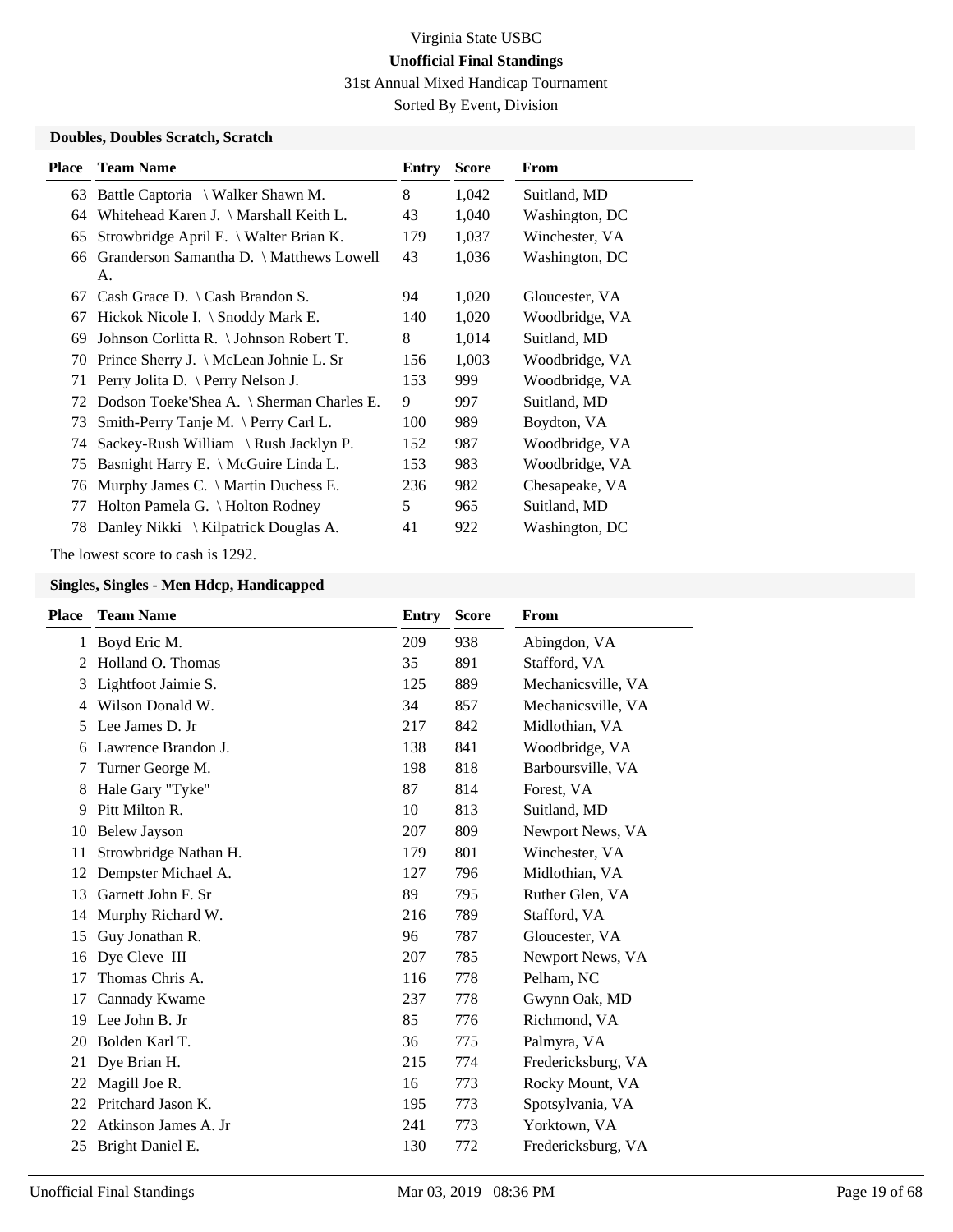Virginia State USBC

**Unofficial Final Standings**

31st Annual Mixed Handicap Tournament

Sorted By Event, Division

### Doubles, Doubles Scratch, Scratch

| Place | Team Name | Entry | Score | From |
|---|---|---|---|---|
| 63 | Battle Captoria \ Walker Shawn M. | 8 | 1,042 | Suitland, MD |
| 64 | Whitehead Karen J. \ Marshall Keith L. | 43 | 1,040 | Washington, DC |
| 65 | Strowbridge April E. \ Walter Brian K. | 179 | 1,037 | Winchester, VA |
| 66 | Granderson Samantha D. \ Matthews Lowell A. | 43 | 1,036 | Washington, DC |
| 67 | Cash Grace D. \ Cash Brandon S. | 94 | 1,020 | Gloucester, VA |
| 67 | Hickok Nicole I. \ Snoddy Mark E. | 140 | 1,020 | Woodbridge, VA |
| 69 | Johnson Corlitta R. \ Johnson Robert T. | 8 | 1,014 | Suitland, MD |
| 70 | Prince Sherry J. \ McLean Johnie L. Sr | 156 | 1,003 | Woodbridge, VA |
| 71 | Perry Jolita D. \ Perry Nelson J. | 153 | 999 | Woodbridge, VA |
| 72 | Dodson Toeke'Shea A. \ Sherman Charles E. | 9 | 997 | Suitland, MD |
| 73 | Smith-Perry Tanje M. \ Perry Carl L. | 100 | 989 | Boydton, VA |
| 74 | Sackey-Rush William \ Rush Jacklyn P. | 152 | 987 | Woodbridge, VA |
| 75 | Basnight Harry E. \ McGuire Linda L. | 153 | 983 | Woodbridge, VA |
| 76 | Murphy James C. \ Martin Duchess E. | 236 | 982 | Chesapeake, VA |
| 77 | Holton Pamela G. \ Holton Rodney | 5 | 965 | Suitland, MD |
| 78 | Danley Nikki \ Kilpatrick Douglas A. | 41 | 922 | Washington, DC |

The lowest score to cash is 1292.

### Singles, Singles - Men Hdcp, Handicapped

| Place | Team Name | Entry | Score | From |
|---|---|---|---|---|
| 1 | Boyd Eric M. | 209 | 938 | Abingdon, VA |
| 2 | Holland O. Thomas | 35 | 891 | Stafford, VA |
| 3 | Lightfoot Jaimie S. | 125 | 889 | Mechanicsville, VA |
| 4 | Wilson Donald W. | 34 | 857 | Mechanicsville, VA |
| 5 | Lee James D. Jr | 217 | 842 | Midlothian, VA |
| 6 | Lawrence Brandon J. | 138 | 841 | Woodbridge, VA |
| 7 | Turner George M. | 198 | 818 | Barboursville, VA |
| 8 | Hale Gary "Tyke" | 87 | 814 | Forest, VA |
| 9 | Pitt Milton R. | 10 | 813 | Suitland, MD |
| 10 | Belew Jayson | 207 | 809 | Newport News, VA |
| 11 | Strowbridge Nathan H. | 179 | 801 | Winchester, VA |
| 12 | Dempster Michael A. | 127 | 796 | Midlothian, VA |
| 13 | Garnett John F. Sr | 89 | 795 | Ruther Glen, VA |
| 14 | Murphy Richard W. | 216 | 789 | Stafford, VA |
| 15 | Guy Jonathan R. | 96 | 787 | Gloucester, VA |
| 16 | Dye Cleve III | 207 | 785 | Newport News, VA |
| 17 | Thomas Chris A. | 116 | 778 | Pelham, NC |
| 17 | Cannady Kwame | 237 | 778 | Gwynn Oak, MD |
| 19 | Lee John B. Jr | 85 | 776 | Richmond, VA |
| 20 | Bolden Karl T. | 36 | 775 | Palmyra, VA |
| 21 | Dye Brian H. | 215 | 774 | Fredericksburg, VA |
| 22 | Magill Joe R. | 16 | 773 | Rocky Mount, VA |
| 22 | Pritchard Jason K. | 195 | 773 | Spotsylvania, VA |
| 22 | Atkinson James A. Jr | 241 | 773 | Yorktown, VA |
| 25 | Bright Daniel E. | 130 | 772 | Fredericksburg, VA |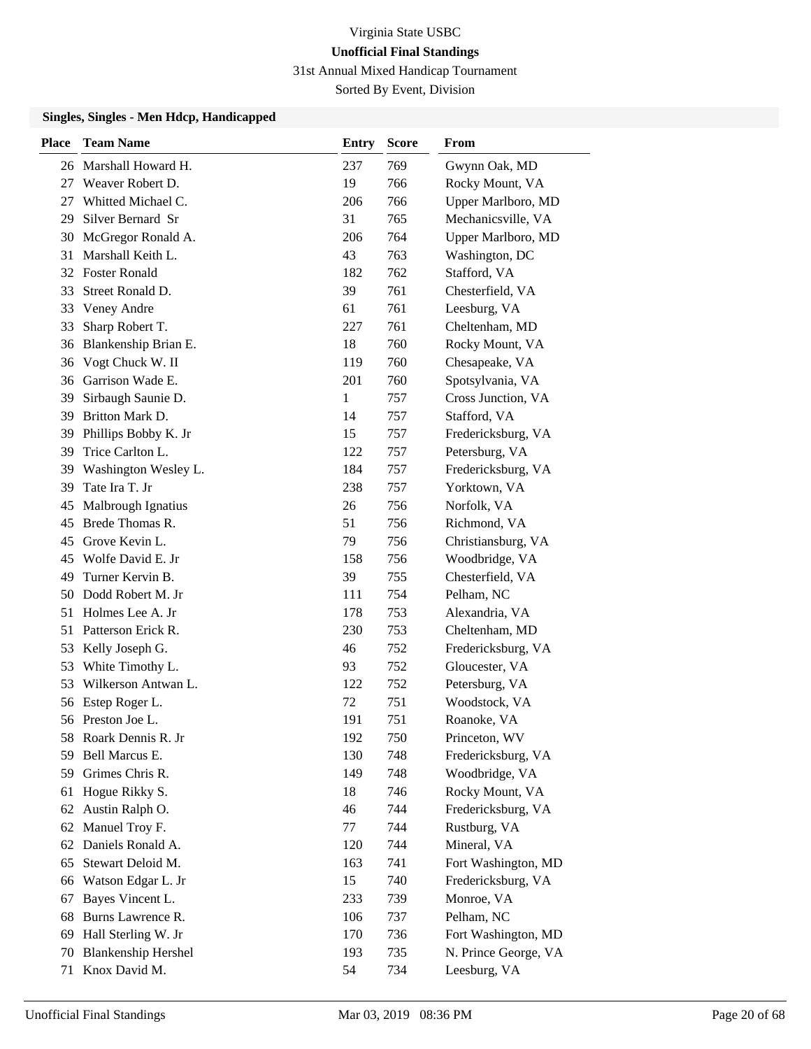Virginia State USBC

**Unofficial Final Standings**

31st Annual Mixed Handicap Tournament

Sorted By Event, Division

### Singles, Singles - Men Hdcp, Handicapped

| Place | Team Name | Entry | Score | From |
|---|---|---|---|---|
| 26 | Marshall Howard H. | 237 | 769 | Gwynn Oak, MD |
| 27 | Weaver Robert D. | 19 | 766 | Rocky Mount, VA |
| 27 | Whitted Michael C. | 206 | 766 | Upper Marlboro, MD |
| 29 | Silver Bernard Sr | 31 | 765 | Mechanicsville, VA |
| 30 | McGregor Ronald A. | 206 | 764 | Upper Marlboro, MD |
| 31 | Marshall Keith L. | 43 | 763 | Washington, DC |
| 32 | Foster Ronald | 182 | 762 | Stafford, VA |
| 33 | Street Ronald D. | 39 | 761 | Chesterfield, VA |
| 33 | Veney Andre | 61 | 761 | Leesburg, VA |
| 33 | Sharp Robert T. | 227 | 761 | Cheltenham, MD |
| 36 | Blankenship Brian E. | 18 | 760 | Rocky Mount, VA |
| 36 | Vogt Chuck W. II | 119 | 760 | Chesapeake, VA |
| 36 | Garrison Wade E. | 201 | 760 | Spotsylvania, VA |
| 39 | Sirbaugh Saunie D. | 1 | 757 | Cross Junction, VA |
| 39 | Britton Mark D. | 14 | 757 | Stafford, VA |
| 39 | Phillips Bobby K. Jr | 15 | 757 | Fredericksburg, VA |
| 39 | Trice Carlton L. | 122 | 757 | Petersburg, VA |
| 39 | Washington Wesley L. | 184 | 757 | Fredericksburg, VA |
| 39 | Tate Ira T. Jr | 238 | 757 | Yorktown, VA |
| 45 | Malbrough Ignatius | 26 | 756 | Norfolk, VA |
| 45 | Brede Thomas R. | 51 | 756 | Richmond, VA |
| 45 | Grove Kevin L. | 79 | 756 | Christiansburg, VA |
| 45 | Wolfe David E. Jr | 158 | 756 | Woodbridge, VA |
| 49 | Turner Kervin B. | 39 | 755 | Chesterfield, VA |
| 50 | Dodd Robert M. Jr | 111 | 754 | Pelham, NC |
| 51 | Holmes Lee A. Jr | 178 | 753 | Alexandria, VA |
| 51 | Patterson Erick R. | 230 | 753 | Cheltenham, MD |
| 53 | Kelly Joseph G. | 46 | 752 | Fredericksburg, VA |
| 53 | White Timothy L. | 93 | 752 | Gloucester, VA |
| 53 | Wilkerson Antwan L. | 122 | 752 | Petersburg, VA |
| 56 | Estep Roger L. | 72 | 751 | Woodstock, VA |
| 56 | Preston Joe L. | 191 | 751 | Roanoke, VA |
| 58 | Roark Dennis R. Jr | 192 | 750 | Princeton, WV |
| 59 | Bell Marcus E. | 130 | 748 | Fredericksburg, VA |
| 59 | Grimes Chris R. | 149 | 748 | Woodbridge, VA |
| 61 | Hogue Rikky S. | 18 | 746 | Rocky Mount, VA |
| 62 | Austin Ralph O. | 46 | 744 | Fredericksburg, VA |
| 62 | Manuel Troy F. | 77 | 744 | Rustburg, VA |
| 62 | Daniels Ronald A. | 120 | 744 | Mineral, VA |
| 65 | Stewart Deloid M. | 163 | 741 | Fort Washington, MD |
| 66 | Watson Edgar L. Jr | 15 | 740 | Fredericksburg, VA |
| 67 | Bayes Vincent L. | 233 | 739 | Monroe, VA |
| 68 | Burns Lawrence R. | 106 | 737 | Pelham, NC |
| 69 | Hall Sterling W. Jr | 170 | 736 | Fort Washington, MD |
| 70 | Blankenship Hershel | 193 | 735 | N. Prince George, VA |
| 71 | Knox David M. | 54 | 734 | Leesburg, VA |

Unofficial Final Standings　　Mar 03, 2019 08:36 PM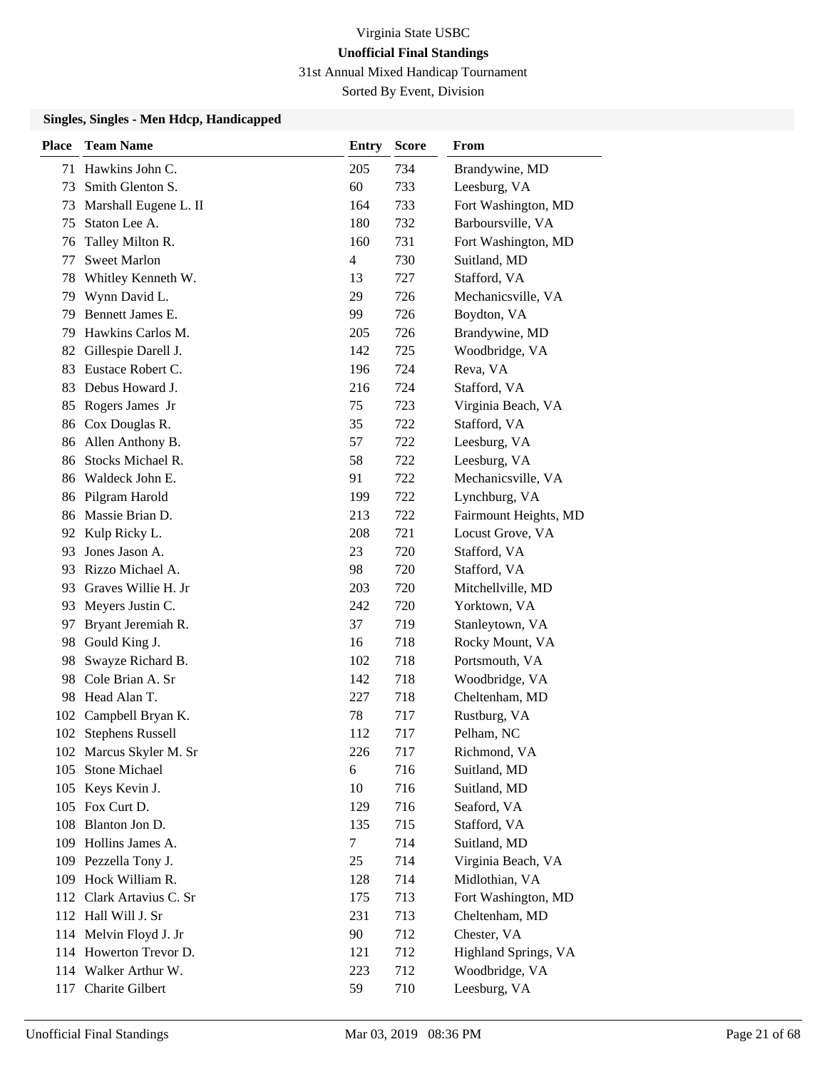Virginia State USBC

**Unofficial Final Standings**

31st Annual Mixed Handicap Tournament

Sorted By Event, Division

### Singles, Singles - Men Hdcp, Handicapped

| Place | Team Name | Entry | Score | From |
|---|---|---|---|---|
| 71 | Hawkins John C. | 205 | 734 | Brandywine, MD |
| 73 | Smith Glenton S. | 60 | 733 | Leesburg, VA |
| 73 | Marshall Eugene L. II | 164 | 733 | Fort Washington, MD |
| 75 | Staton Lee A. | 180 | 732 | Barboursville, VA |
| 76 | Talley Milton R. | 160 | 731 | Fort Washington, MD |
| 77 | Sweet Marlon | 4 | 730 | Suitland, MD |
| 78 | Whitley Kenneth W. | 13 | 727 | Stafford, VA |
| 79 | Wynn David L. | 29 | 726 | Mechanicsville, VA |
| 79 | Bennett James E. | 99 | 726 | Boydton, VA |
| 79 | Hawkins Carlos M. | 205 | 726 | Brandywine, MD |
| 82 | Gillespie Darell J. | 142 | 725 | Woodbridge, VA |
| 83 | Eustace Robert C. | 196 | 724 | Reva, VA |
| 83 | Debus Howard J. | 216 | 724 | Stafford, VA |
| 85 | Rogers James Jr | 75 | 723 | Virginia Beach, VA |
| 86 | Cox Douglas R. | 35 | 722 | Stafford, VA |
| 86 | Allen Anthony B. | 57 | 722 | Leesburg, VA |
| 86 | Stocks Michael R. | 58 | 722 | Leesburg, VA |
| 86 | Waldeck John E. | 91 | 722 | Mechanicsville, VA |
| 86 | Pilgram Harold | 199 | 722 | Lynchburg, VA |
| 86 | Massie Brian D. | 213 | 722 | Fairmount Heights, MD |
| 92 | Kulp Ricky L. | 208 | 721 | Locust Grove, VA |
| 93 | Jones Jason A. | 23 | 720 | Stafford, VA |
| 93 | Rizzo Michael A. | 98 | 720 | Stafford, VA |
| 93 | Graves Willie H. Jr | 203 | 720 | Mitchellville, MD |
| 93 | Meyers Justin C. | 242 | 720 | Yorktown, VA |
| 97 | Bryant Jeremiah R. | 37 | 719 | Stanleytown, VA |
| 98 | Gould King J. | 16 | 718 | Rocky Mount, VA |
| 98 | Swayze Richard B. | 102 | 718 | Portsmouth, VA |
| 98 | Cole Brian A. Sr | 142 | 718 | Woodbridge, VA |
| 98 | Head Alan T. | 227 | 718 | Cheltenham, MD |
| 102 | Campbell Bryan K. | 78 | 717 | Rustburg, VA |
| 102 | Stephens Russell | 112 | 717 | Pelham, NC |
| 102 | Marcus Skyler M. Sr | 226 | 717 | Richmond, VA |
| 105 | Stone Michael | 6 | 716 | Suitland, MD |
| 105 | Keys Kevin J. | 10 | 716 | Suitland, MD |
| 105 | Fox Curt D. | 129 | 716 | Seaford, VA |
| 108 | Blanton Jon D. | 135 | 715 | Stafford, VA |
| 109 | Hollins James A. | 7 | 714 | Suitland, MD |
| 109 | Pezzella Tony J. | 25 | 714 | Virginia Beach, VA |
| 109 | Hock William R. | 128 | 714 | Midlothian, VA |
| 112 | Clark Artavius C. Sr | 175 | 713 | Fort Washington, MD |
| 112 | Hall Will J. Sr | 231 | 713 | Cheltenham, MD |
| 114 | Melvin Floyd J. Jr | 90 | 712 | Chester, VA |
| 114 | Howerton Trevor D. | 121 | 712 | Highland Springs, VA |
| 114 | Walker Arthur W. | 223 | 712 | Woodbridge, VA |
| 117 | Charite Gilbert | 59 | 710 | Leesburg, VA |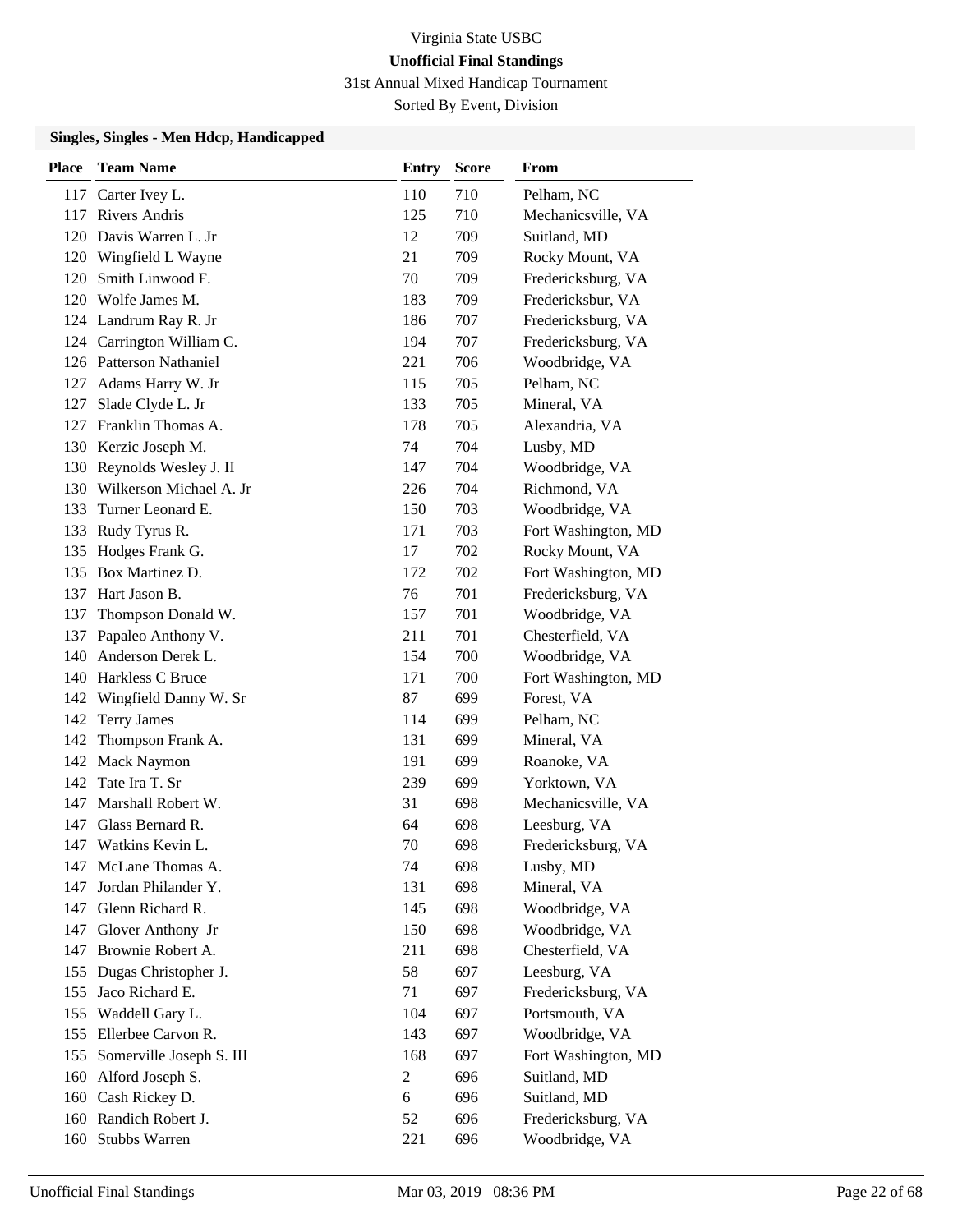# Virginia State USBC

**Unofficial Final Standings**

31st Annual Mixed Handicap Tournament

Sorted By Event, Division

### Singles, Singles - Men Hdcp, Handicapped

| Place | Team Name | Entry | Score | From |
|---|---|---|---|---|
| 117 | Carter Ivey L. | 110 | 710 | Pelham, NC |
| 117 | Rivers Andris | 125 | 710 | Mechanicsville, VA |
| 120 | Davis Warren L. Jr | 12 | 709 | Suitland, MD |
| 120 | Wingfield L Wayne | 21 | 709 | Rocky Mount, VA |
| 120 | Smith Linwood F. | 70 | 709 | Fredericksburg, VA |
| 120 | Wolfe James M. | 183 | 709 | Fredericksbur, VA |
| 124 | Landrum Ray R. Jr | 186 | 707 | Fredericksburg, VA |
| 124 | Carrington William C. | 194 | 707 | Fredericksburg, VA |
| 126 | Patterson Nathaniel | 221 | 706 | Woodbridge, VA |
| 127 | Adams Harry W. Jr | 115 | 705 | Pelham, NC |
| 127 | Slade Clyde L. Jr | 133 | 705 | Mineral, VA |
| 127 | Franklin Thomas A. | 178 | 705 | Alexandria, VA |
| 130 | Kerzic Joseph M. | 74 | 704 | Lusby, MD |
| 130 | Reynolds Wesley J. II | 147 | 704 | Woodbridge, VA |
| 130 | Wilkerson Michael A. Jr | 226 | 704 | Richmond, VA |
| 133 | Turner Leonard E. | 150 | 703 | Woodbridge, VA |
| 133 | Rudy Tyrus R. | 171 | 703 | Fort Washington, MD |
| 135 | Hodges Frank G. | 17 | 702 | Rocky Mount, VA |
| 135 | Box Martinez D. | 172 | 702 | Fort Washington, MD |
| 137 | Hart Jason B. | 76 | 701 | Fredericksburg, VA |
| 137 | Thompson Donald W. | 157 | 701 | Woodbridge, VA |
| 137 | Papaleo Anthony V. | 211 | 701 | Chesterfield, VA |
| 140 | Anderson Derek L. | 154 | 700 | Woodbridge, VA |
| 140 | Harkless C Bruce | 171 | 700 | Fort Washington, MD |
| 142 | Wingfield Danny W. Sr | 87 | 699 | Forest, VA |
| 142 | Terry James | 114 | 699 | Pelham, NC |
| 142 | Thompson Frank A. | 131 | 699 | Mineral, VA |
| 142 | Mack Naymon | 191 | 699 | Roanoke, VA |
| 142 | Tate Ira T. Sr | 239 | 699 | Yorktown, VA |
| 147 | Marshall Robert W. | 31 | 698 | Mechanicsville, VA |
| 147 | Glass Bernard R. | 64 | 698 | Leesburg, VA |
| 147 | Watkins Kevin L. | 70 | 698 | Fredericksburg, VA |
| 147 | McLane Thomas A. | 74 | 698 | Lusby, MD |
| 147 | Jordan Philander Y. | 131 | 698 | Mineral, VA |
| 147 | Glenn Richard R. | 145 | 698 | Woodbridge, VA |
| 147 | Glover Anthony Jr | 150 | 698 | Woodbridge, VA |
| 147 | Brownie Robert A. | 211 | 698 | Chesterfield, VA |
| 155 | Dugas Christopher J. | 58 | 697 | Leesburg, VA |
| 155 | Jaco Richard E. | 71 | 697 | Fredericksburg, VA |
| 155 | Waddell Gary L. | 104 | 697 | Portsmouth, VA |
| 155 | Ellerbee Carvon R. | 143 | 697 | Woodbridge, VA |
| 155 | Somerville Joseph S. III | 168 | 697 | Fort Washington, MD |
| 160 | Alford Joseph S. | 2 | 696 | Suitland, MD |
| 160 | Cash Rickey D. | 6 | 696 | Suitland, MD |
| 160 | Randich Robert J. | 52 | 696 | Fredericksburg, VA |
| 160 | Stubbs Warren | 221 | 696 | Woodbridge, VA |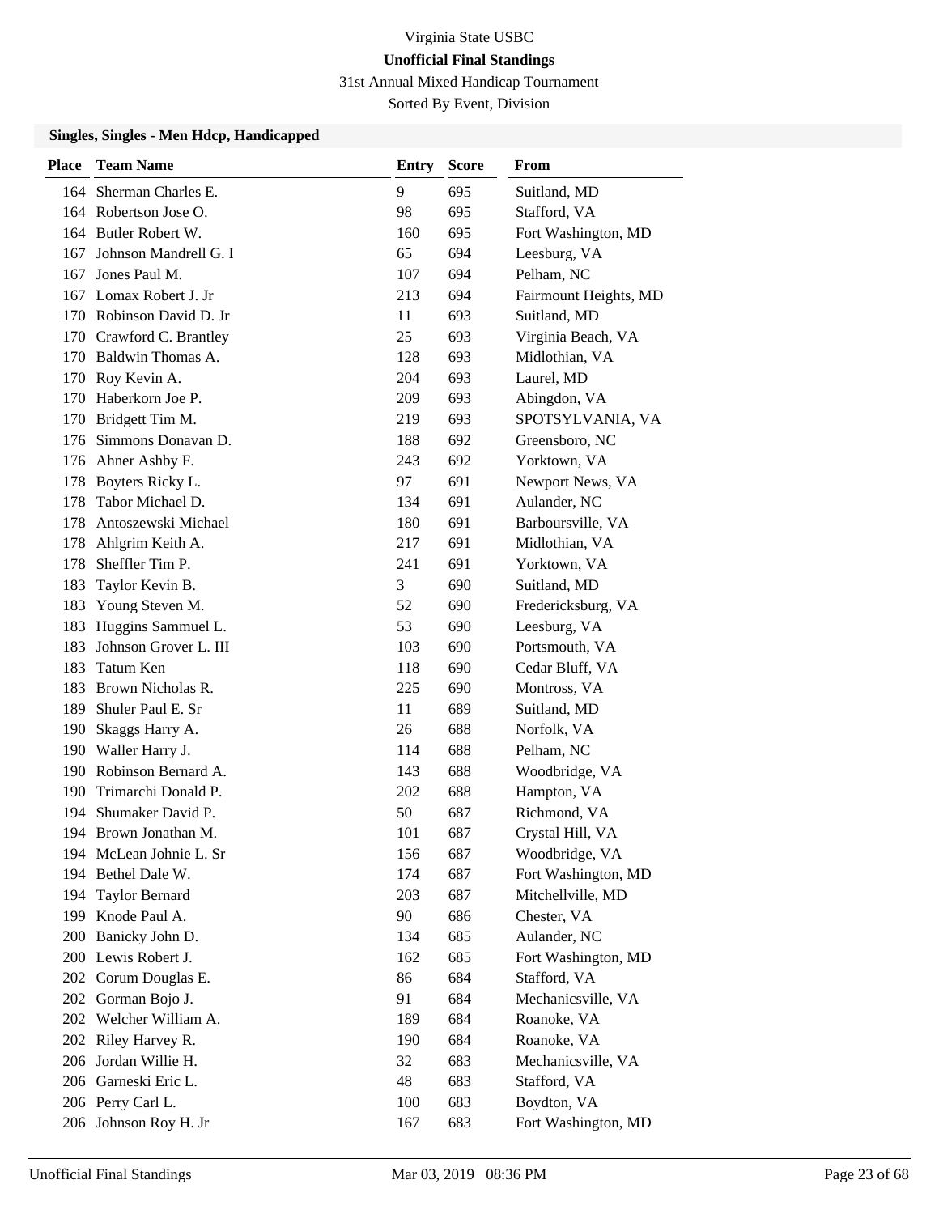Virginia State USBC

**Unofficial Final Standings**

31st Annual Mixed Handicap Tournament

Sorted By Event, Division

### Singles, Singles - Men Hdcp, Handicapped

| Place | Team Name | Entry | Score | From |
|---|---|---|---|---|
| 164 | Sherman Charles E. | 9 | 695 | Suitland, MD |
| 164 | Robertson Jose O. | 98 | 695 | Stafford, VA |
| 164 | Butler Robert W. | 160 | 695 | Fort Washington, MD |
| 167 | Johnson Mandrell G. I | 65 | 694 | Leesburg, VA |
| 167 | Jones Paul M. | 107 | 694 | Pelham, NC |
| 167 | Lomax Robert J. Jr | 213 | 694 | Fairmount Heights, MD |
| 170 | Robinson David D. Jr | 11 | 693 | Suitland, MD |
| 170 | Crawford C. Brantley | 25 | 693 | Virginia Beach, VA |
| 170 | Baldwin Thomas A. | 128 | 693 | Midlothian, VA |
| 170 | Roy Kevin A. | 204 | 693 | Laurel, MD |
| 170 | Haberkorn Joe P. | 209 | 693 | Abingdon, VA |
| 170 | Bridgett Tim M. | 219 | 693 | SPOTSYLVANIA, VA |
| 176 | Simmons Donavan D. | 188 | 692 | Greensboro, NC |
| 176 | Ahner Ashby F. | 243 | 692 | Yorktown, VA |
| 178 | Boyters Ricky L. | 97 | 691 | Newport News, VA |
| 178 | Tabor Michael D. | 134 | 691 | Aulander, NC |
| 178 | Antoszewski Michael | 180 | 691 | Barboursville, VA |
| 178 | Ahlgrim Keith A. | 217 | 691 | Midlothian, VA |
| 178 | Sheffler Tim P. | 241 | 691 | Yorktown, VA |
| 183 | Taylor Kevin B. | 3 | 690 | Suitland, MD |
| 183 | Young Steven M. | 52 | 690 | Fredericksburg, VA |
| 183 | Huggins Sammuel L. | 53 | 690 | Leesburg, VA |
| 183 | Johnson Grover L. III | 103 | 690 | Portsmouth, VA |
| 183 | Tatum Ken | 118 | 690 | Cedar Bluff, VA |
| 183 | Brown Nicholas R. | 225 | 690 | Montross, VA |
| 189 | Shuler Paul E. Sr | 11 | 689 | Suitland, MD |
| 190 | Skaggs Harry A. | 26 | 688 | Norfolk, VA |
| 190 | Waller Harry J. | 114 | 688 | Pelham, NC |
| 190 | Robinson Bernard A. | 143 | 688 | Woodbridge, VA |
| 190 | Trimarchi Donald P. | 202 | 688 | Hampton, VA |
| 194 | Shumaker David P. | 50 | 687 | Richmond, VA |
| 194 | Brown Jonathan M. | 101 | 687 | Crystal Hill, VA |
| 194 | McLean Johnie L. Sr | 156 | 687 | Woodbridge, VA |
| 194 | Bethel Dale W. | 174 | 687 | Fort Washington, MD |
| 194 | Taylor Bernard | 203 | 687 | Mitchellville, MD |
| 199 | Knode Paul A. | 90 | 686 | Chester, VA |
| 200 | Banicky John D. | 134 | 685 | Aulander, NC |
| 200 | Lewis Robert J. | 162 | 685 | Fort Washington, MD |
| 202 | Corum Douglas E. | 86 | 684 | Stafford, VA |
| 202 | Gorman Bojo J. | 91 | 684 | Mechanicsville, VA |
| 202 | Welcher William A. | 189 | 684 | Roanoke, VA |
| 202 | Riley Harvey R. | 190 | 684 | Roanoke, VA |
| 206 | Jordan Willie H. | 32 | 683 | Mechanicsville, VA |
| 206 | Garneski Eric L. | 48 | 683 | Stafford, VA |
| 206 | Perry Carl L. | 100 | 683 | Boydton, VA |
| 206 | Johnson Roy H. Jr | 167 | 683 | Fort Washington, MD |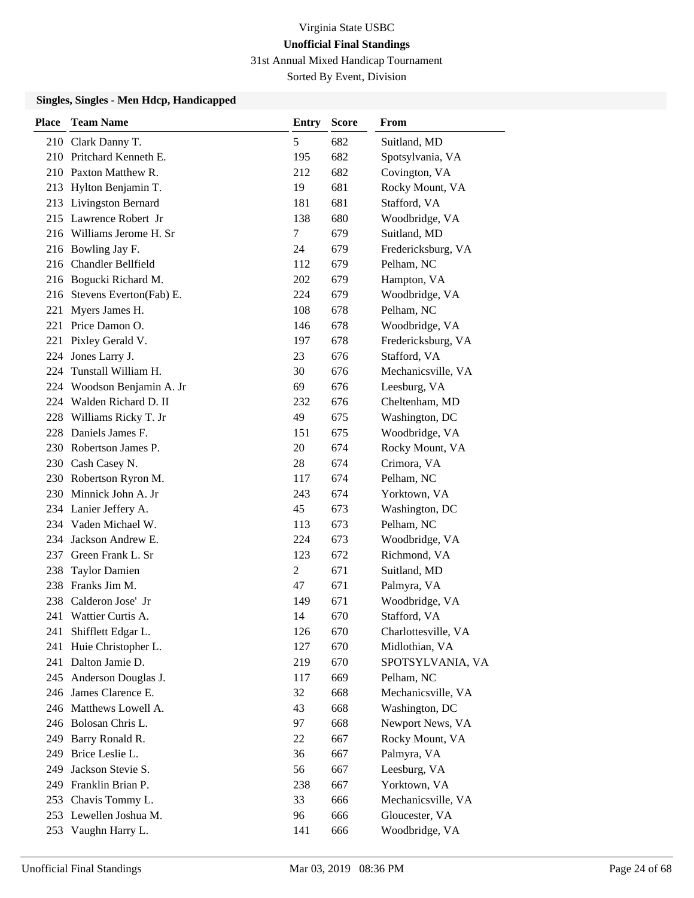# Virginia State USBC

## Unofficial Final Standings

31st Annual Mixed Handicap Tournament

Sorted By Event, Division

### Singles, Singles - Men Hdcp, Handicapped

| Place | Team Name | Entry | Score | From |
|---|---|---|---|---|
| 210 | Clark Danny T. | 5 | 682 | Suitland, MD |
| 210 | Pritchard Kenneth E. | 195 | 682 | Spotsylvania, VA |
| 210 | Paxton Matthew R. | 212 | 682 | Covington, VA |
| 213 | Hylton Benjamin T. | 19 | 681 | Rocky Mount, VA |
| 213 | Livingston Bernard | 181 | 681 | Stafford, VA |
| 215 | Lawrence Robert Jr | 138 | 680 | Woodbridge, VA |
| 216 | Williams Jerome H. Sr | 7 | 679 | Suitland, MD |
| 216 | Bowling Jay F. | 24 | 679 | Fredericksburg, VA |
| 216 | Chandler Bellfield | 112 | 679 | Pelham, NC |
| 216 | Bogucki Richard M. | 202 | 679 | Hampton, VA |
| 216 | Stevens Everton(Fab) E. | 224 | 679 | Woodbridge, VA |
| 221 | Myers James H. | 108 | 678 | Pelham, NC |
| 221 | Price Damon O. | 146 | 678 | Woodbridge, VA |
| 221 | Pixley Gerald V. | 197 | 678 | Fredericksburg, VA |
| 224 | Jones Larry J. | 23 | 676 | Stafford, VA |
| 224 | Tunstall William H. | 30 | 676 | Mechanicsville, VA |
| 224 | Woodson Benjamin A. Jr | 69 | 676 | Leesburg, VA |
| 224 | Walden Richard D. II | 232 | 676 | Cheltenham, MD |
| 228 | Williams Ricky T. Jr | 49 | 675 | Washington, DC |
| 228 | Daniels James F. | 151 | 675 | Woodbridge, VA |
| 230 | Robertson James P. | 20 | 674 | Rocky Mount, VA |
| 230 | Cash Casey N. | 28 | 674 | Crimora, VA |
| 230 | Robertson Ryron M. | 117 | 674 | Pelham, NC |
| 230 | Minnick John A. Jr | 243 | 674 | Yorktown, VA |
| 234 | Lanier Jeffery A. | 45 | 673 | Washington, DC |
| 234 | Vaden Michael W. | 113 | 673 | Pelham, NC |
| 234 | Jackson Andrew E. | 224 | 673 | Woodbridge, VA |
| 237 | Green Frank L. Sr | 123 | 672 | Richmond, VA |
| 238 | Taylor Damien | 2 | 671 | Suitland, MD |
| 238 | Franks Jim M. | 47 | 671 | Palmyra, VA |
| 238 | Calderon Jose' Jr | 149 | 671 | Woodbridge, VA |
| 241 | Wattier Curtis A. | 14 | 670 | Stafford, VA |
| 241 | Shifflett Edgar L. | 126 | 670 | Charlottesville, VA |
| 241 | Huie Christopher L. | 127 | 670 | Midlothian, VA |
| 241 | Dalton Jamie D. | 219 | 670 | SPOTSYLVANIA, VA |
| 245 | Anderson Douglas J. | 117 | 669 | Pelham, NC |
| 246 | James Clarence E. | 32 | 668 | Mechanicsville, VA |
| 246 | Matthews Lowell A. | 43 | 668 | Washington, DC |
| 246 | Bolosan Chris L. | 97 | 668 | Newport News, VA |
| 249 | Barry Ronald R. | 22 | 667 | Rocky Mount, VA |
| 249 | Brice Leslie L. | 36 | 667 | Palmyra, VA |
| 249 | Jackson Stevie S. | 56 | 667 | Leesburg, VA |
| 249 | Franklin Brian P. | 238 | 667 | Yorktown, VA |
| 253 | Chavis Tommy L. | 33 | 666 | Mechanicsville, VA |
| 253 | Lewellen Joshua M. | 96 | 666 | Gloucester, VA |
| 253 | Vaughn Harry L. | 141 | 666 | Woodbridge, VA |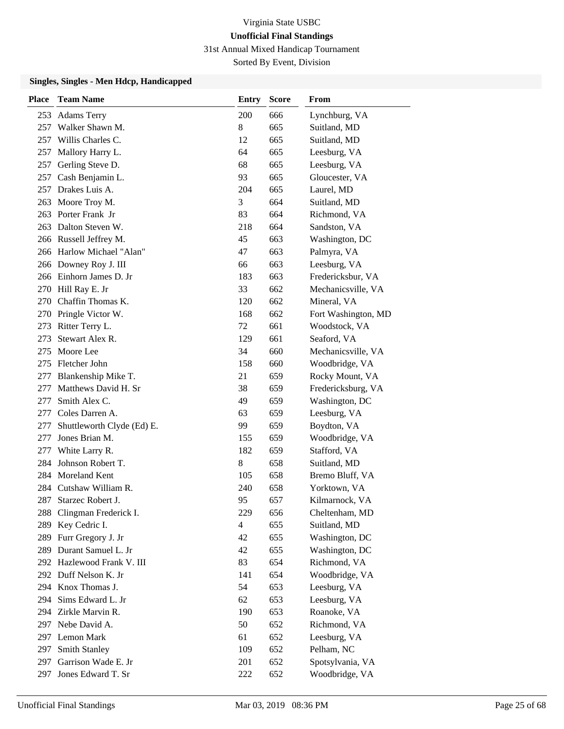# Virginia State USBC

## Unofficial Final Standings

31st Annual Mixed Handicap Tournament

Sorted By Event, Division

### Singles, Singles - Men Hdcp, Handicapped

| Place | Team Name | Entry | Score | From |
|---|---|---|---|---|
| 253 | Adams Terry | 200 | 666 | Lynchburg, VA |
| 257 | Walker Shawn M. | 8 | 665 | Suitland, MD |
| 257 | Willis Charles C. | 12 | 665 | Suitland, MD |
| 257 | Mallory Harry L. | 64 | 665 | Leesburg, VA |
| 257 | Gerling Steve D. | 68 | 665 | Leesburg, VA |
| 257 | Cash Benjamin L. | 93 | 665 | Gloucester, VA |
| 257 | Drakes Luis A. | 204 | 665 | Laurel, MD |
| 263 | Moore Troy M. | 3 | 664 | Suitland, MD |
| 263 | Porter Frank Jr | 83 | 664 | Richmond, VA |
| 263 | Dalton Steven W. | 218 | 664 | Sandston, VA |
| 266 | Russell Jeffrey M. | 45 | 663 | Washington, DC |
| 266 | Harlow Michael "Alan" | 47 | 663 | Palmyra, VA |
| 266 | Downey Roy J. III | 66 | 663 | Leesburg, VA |
| 266 | Einhorn James D. Jr | 183 | 663 | Fredericksbur, VA |
| 270 | Hill Ray E. Jr | 33 | 662 | Mechanicsville, VA |
| 270 | Chaffin Thomas K. | 120 | 662 | Mineral, VA |
| 270 | Pringle Victor W. | 168 | 662 | Fort Washington, MD |
| 273 | Ritter Terry L. | 72 | 661 | Woodstock, VA |
| 273 | Stewart Alex R. | 129 | 661 | Seaford, VA |
| 275 | Moore Lee | 34 | 660 | Mechanicsville, VA |
| 275 | Fletcher John | 158 | 660 | Woodbridge, VA |
| 277 | Blankenship Mike T. | 21 | 659 | Rocky Mount, VA |
| 277 | Matthews David H. Sr | 38 | 659 | Fredericksburg, VA |
| 277 | Smith Alex C. | 49 | 659 | Washington, DC |
| 277 | Coles Darren A. | 63 | 659 | Leesburg, VA |
| 277 | Shuttleworth Clyde (Ed) E. | 99 | 659 | Boydton, VA |
| 277 | Jones Brian M. | 155 | 659 | Woodbridge, VA |
| 277 | White Larry R. | 182 | 659 | Stafford, VA |
| 284 | Johnson Robert T. | 8 | 658 | Suitland, MD |
| 284 | Moreland Kent | 105 | 658 | Bremo Bluff, VA |
| 284 | Cutshaw William R. | 240 | 658 | Yorktown, VA |
| 287 | Starzec Robert J. | 95 | 657 | Kilmarnock, VA |
| 288 | Clingman Frederick I. | 229 | 656 | Cheltenham, MD |
| 289 | Key Cedric I. | 4 | 655 | Suitland, MD |
| 289 | Furr Gregory J. Jr | 42 | 655 | Washington, DC |
| 289 | Durant Samuel L. Jr | 42 | 655 | Washington, DC |
| 292 | Hazlewood Frank V. III | 83 | 654 | Richmond, VA |
| 292 | Duff Nelson K. Jr | 141 | 654 | Woodbridge, VA |
| 294 | Knox Thomas J. | 54 | 653 | Leesburg, VA |
| 294 | Sims Edward L. Jr | 62 | 653 | Leesburg, VA |
| 294 | Zirkle Marvin R. | 190 | 653 | Roanoke, VA |
| 297 | Nebe David A. | 50 | 652 | Richmond, VA |
| 297 | Lemon Mark | 61 | 652 | Leesburg, VA |
| 297 | Smith Stanley | 109 | 652 | Pelham, NC |
| 297 | Garrison Wade E. Jr | 201 | 652 | Spotsylvania, VA |
| 297 | Jones Edward T. Sr | 222 | 652 | Woodbridge, VA |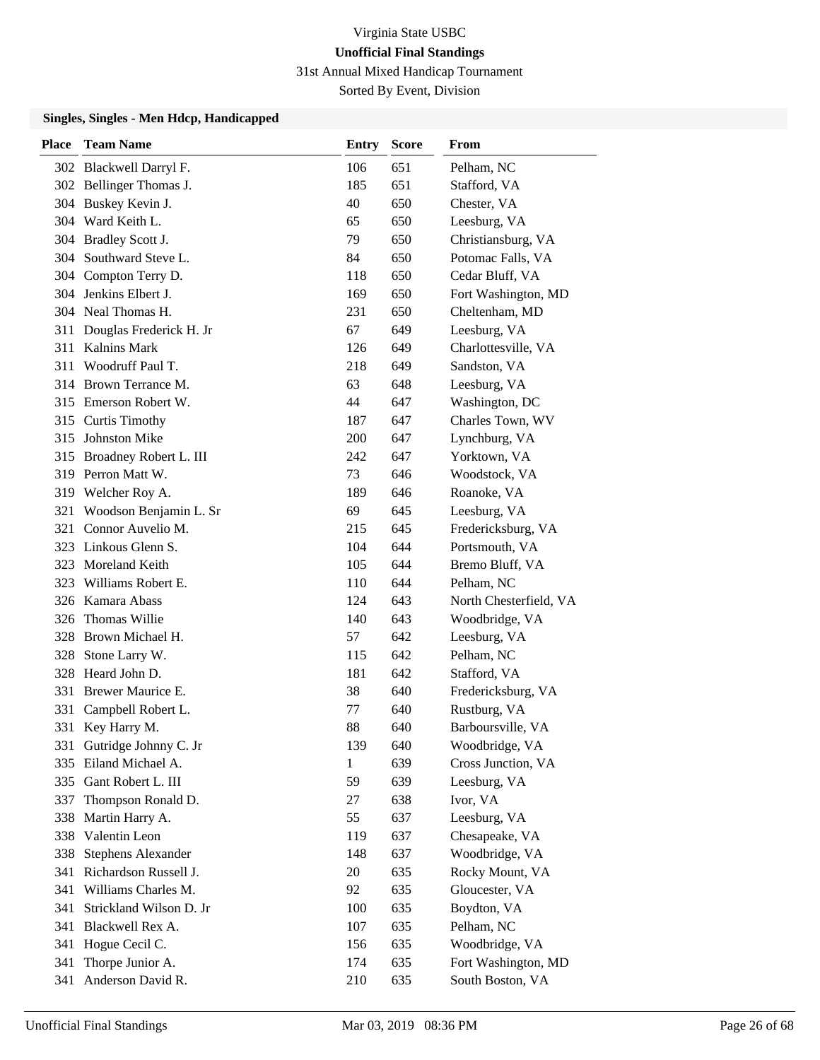Virginia State USBC

**Unofficial Final Standings**

31st Annual Mixed Handicap Tournament

Sorted By Event, Division

### Singles, Singles - Men Hdcp, Handicapped

| Place | Team Name | Entry | Score | From |
|---|---|---|---|---|
| 302 | Blackwell Darryl F. | 106 | 651 | Pelham, NC |
| 302 | Bellinger Thomas J. | 185 | 651 | Stafford, VA |
| 304 | Buskey Kevin J. | 40 | 650 | Chester, VA |
| 304 | Ward Keith L. | 65 | 650 | Leesburg, VA |
| 304 | Bradley Scott J. | 79 | 650 | Christiansburg, VA |
| 304 | Southward Steve L. | 84 | 650 | Potomac Falls, VA |
| 304 | Compton Terry D. | 118 | 650 | Cedar Bluff, VA |
| 304 | Jenkins Elbert J. | 169 | 650 | Fort Washington, MD |
| 304 | Neal Thomas H. | 231 | 650 | Cheltenham, MD |
| 311 | Douglas Frederick H. Jr | 67 | 649 | Leesburg, VA |
| 311 | Kalnins Mark | 126 | 649 | Charlottesville, VA |
| 311 | Woodruff Paul T. | 218 | 649 | Sandston, VA |
| 314 | Brown Terrance M. | 63 | 648 | Leesburg, VA |
| 315 | Emerson Robert W. | 44 | 647 | Washington, DC |
| 315 | Curtis Timothy | 187 | 647 | Charles Town, WV |
| 315 | Johnston Mike | 200 | 647 | Lynchburg, VA |
| 315 | Broadney Robert L. III | 242 | 647 | Yorktown, VA |
| 319 | Perron Matt W. | 73 | 646 | Woodstock, VA |
| 319 | Welcher Roy A. | 189 | 646 | Roanoke, VA |
| 321 | Woodson Benjamin L. Sr | 69 | 645 | Leesburg, VA |
| 321 | Connor Auvelio M. | 215 | 645 | Fredericksburg, VA |
| 323 | Linkous Glenn S. | 104 | 644 | Portsmouth, VA |
| 323 | Moreland Keith | 105 | 644 | Bremo Bluff, VA |
| 323 | Williams Robert E. | 110 | 644 | Pelham, NC |
| 326 | Kamara Abass | 124 | 643 | North Chesterfield, VA |
| 326 | Thomas Willie | 140 | 643 | Woodbridge, VA |
| 328 | Brown Michael H. | 57 | 642 | Leesburg, VA |
| 328 | Stone Larry W. | 115 | 642 | Pelham, NC |
| 328 | Heard John D. | 181 | 642 | Stafford, VA |
| 331 | Brewer Maurice E. | 38 | 640 | Fredericksburg, VA |
| 331 | Campbell Robert L. | 77 | 640 | Rustburg, VA |
| 331 | Key Harry M. | 88 | 640 | Barboursville, VA |
| 331 | Gutridge Johnny C. Jr | 139 | 640 | Woodbridge, VA |
| 335 | Eiland Michael A. | 1 | 639 | Cross Junction, VA |
| 335 | Gant Robert L. III | 59 | 639 | Leesburg, VA |
| 337 | Thompson Ronald D. | 27 | 638 | Ivor, VA |
| 338 | Martin Harry A. | 55 | 637 | Leesburg, VA |
| 338 | Valentin Leon | 119 | 637 | Chesapeake, VA |
| 338 | Stephens Alexander | 148 | 637 | Woodbridge, VA |
| 341 | Richardson Russell J. | 20 | 635 | Rocky Mount, VA |
| 341 | Williams Charles M. | 92 | 635 | Gloucester, VA |
| 341 | Strickland Wilson D. Jr | 100 | 635 | Boydton, VA |
| 341 | Blackwell Rex A. | 107 | 635 | Pelham, NC |
| 341 | Hogue Cecil C. | 156 | 635 | Woodbridge, VA |
| 341 | Thorpe Junior A. | 174 | 635 | Fort Washington, MD |
| 341 | Anderson David R. | 210 | 635 | South Boston, VA |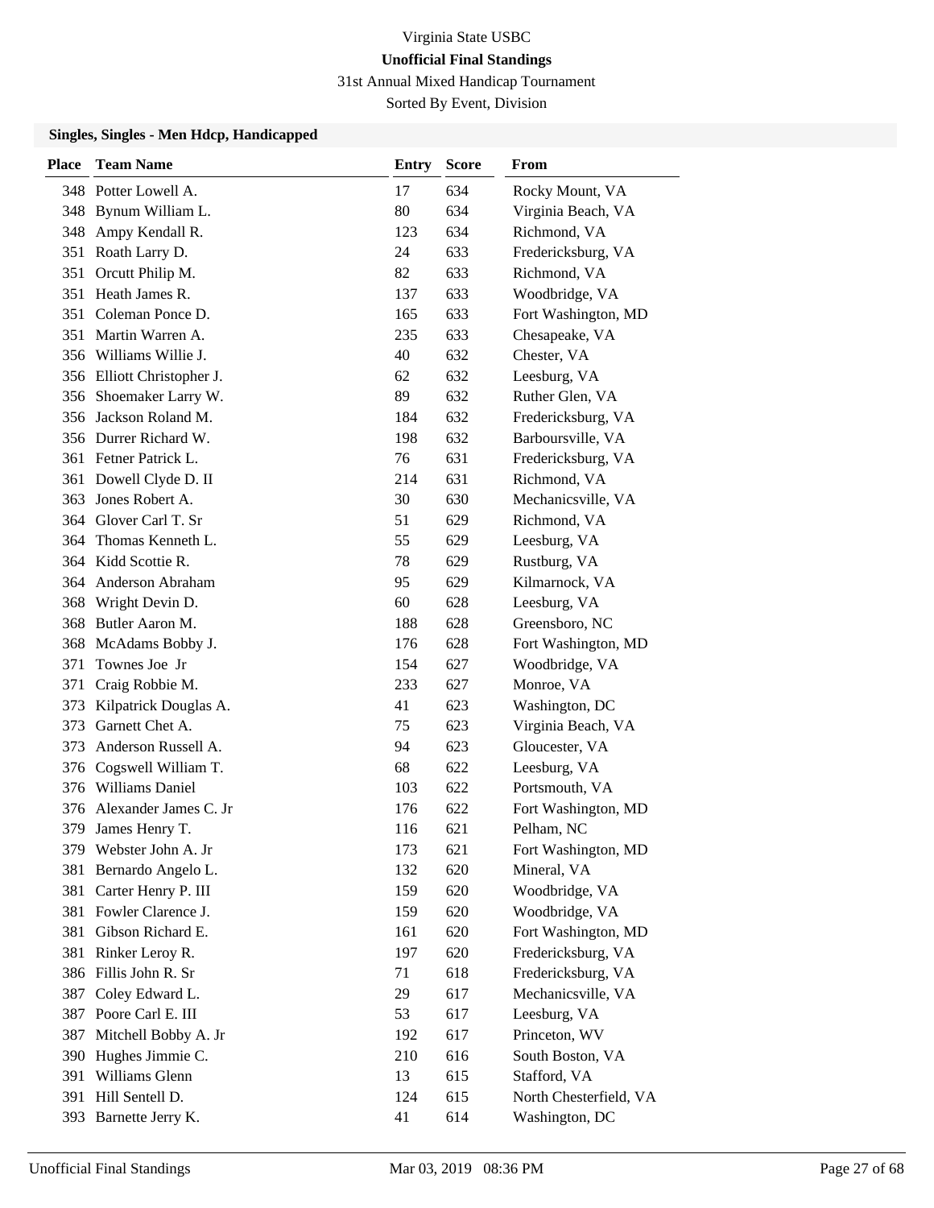# Virginia State USBC

## Unofficial Final Standings

31st Annual Mixed Handicap Tournament

Sorted By Event, Division

### Singles, Singles - Men Hdcp, Handicapped

| Place | Team Name | Entry | Score | From |
|---|---|---|---|---|
| 348 | Potter Lowell A. | 17 | 634 | Rocky Mount, VA |
| 348 | Bynum William L. | 80 | 634 | Virginia Beach, VA |
| 348 | Ampy Kendall R. | 123 | 634 | Richmond, VA |
| 351 | Roath Larry D. | 24 | 633 | Fredericksburg, VA |
| 351 | Orcutt Philip M. | 82 | 633 | Richmond, VA |
| 351 | Heath James R. | 137 | 633 | Woodbridge, VA |
| 351 | Coleman Ponce D. | 165 | 633 | Fort Washington, MD |
| 351 | Martin Warren A. | 235 | 633 | Chesapeake, VA |
| 356 | Williams Willie J. | 40 | 632 | Chester, VA |
| 356 | Elliott Christopher J. | 62 | 632 | Leesburg, VA |
| 356 | Shoemaker Larry W. | 89 | 632 | Ruther Glen, VA |
| 356 | Jackson Roland M. | 184 | 632 | Fredericksburg, VA |
| 356 | Durrer Richard W. | 198 | 632 | Barboursville, VA |
| 361 | Fetner Patrick L. | 76 | 631 | Fredericksburg, VA |
| 361 | Dowell Clyde D. II | 214 | 631 | Richmond, VA |
| 363 | Jones Robert A. | 30 | 630 | Mechanicsville, VA |
| 364 | Glover Carl T. Sr | 51 | 629 | Richmond, VA |
| 364 | Thomas Kenneth L. | 55 | 629 | Leesburg, VA |
| 364 | Kidd Scottie R. | 78 | 629 | Rustburg, VA |
| 364 | Anderson Abraham | 95 | 629 | Kilmarnock, VA |
| 368 | Wright Devin D. | 60 | 628 | Leesburg, VA |
| 368 | Butler Aaron M. | 188 | 628 | Greensboro, NC |
| 368 | McAdams Bobby J. | 176 | 628 | Fort Washington, MD |
| 371 | Townes Joe Jr | 154 | 627 | Woodbridge, VA |
| 371 | Craig Robbie M. | 233 | 627 | Monroe, VA |
| 373 | Kilpatrick Douglas A. | 41 | 623 | Washington, DC |
| 373 | Garnett Chet A. | 75 | 623 | Virginia Beach, VA |
| 373 | Anderson Russell A. | 94 | 623 | Gloucester, VA |
| 376 | Cogswell William T. | 68 | 622 | Leesburg, VA |
| 376 | Williams Daniel | 103 | 622 | Portsmouth, VA |
| 376 | Alexander James C. Jr | 176 | 622 | Fort Washington, MD |
| 379 | James Henry T. | 116 | 621 | Pelham, NC |
| 379 | Webster John A. Jr | 173 | 621 | Fort Washington, MD |
| 381 | Bernardo Angelo L. | 132 | 620 | Mineral, VA |
| 381 | Carter Henry P. III | 159 | 620 | Woodbridge, VA |
| 381 | Fowler Clarence J. | 159 | 620 | Woodbridge, VA |
| 381 | Gibson Richard E. | 161 | 620 | Fort Washington, MD |
| 381 | Rinker Leroy R. | 197 | 620 | Fredericksburg, VA |
| 386 | Fillis John R. Sr | 71 | 618 | Fredericksburg, VA |
| 387 | Coley Edward L. | 29 | 617 | Mechanicsville, VA |
| 387 | Poore Carl E. III | 53 | 617 | Leesburg, VA |
| 387 | Mitchell Bobby A. Jr | 192 | 617 | Princeton, WV |
| 390 | Hughes Jimmie C. | 210 | 616 | South Boston, VA |
| 391 | Williams Glenn | 13 | 615 | Stafford, VA |
| 391 | Hill Sentell D. | 124 | 615 | North Chesterfield, VA |
| 393 | Barnette Jerry K. | 41 | 614 | Washington, DC |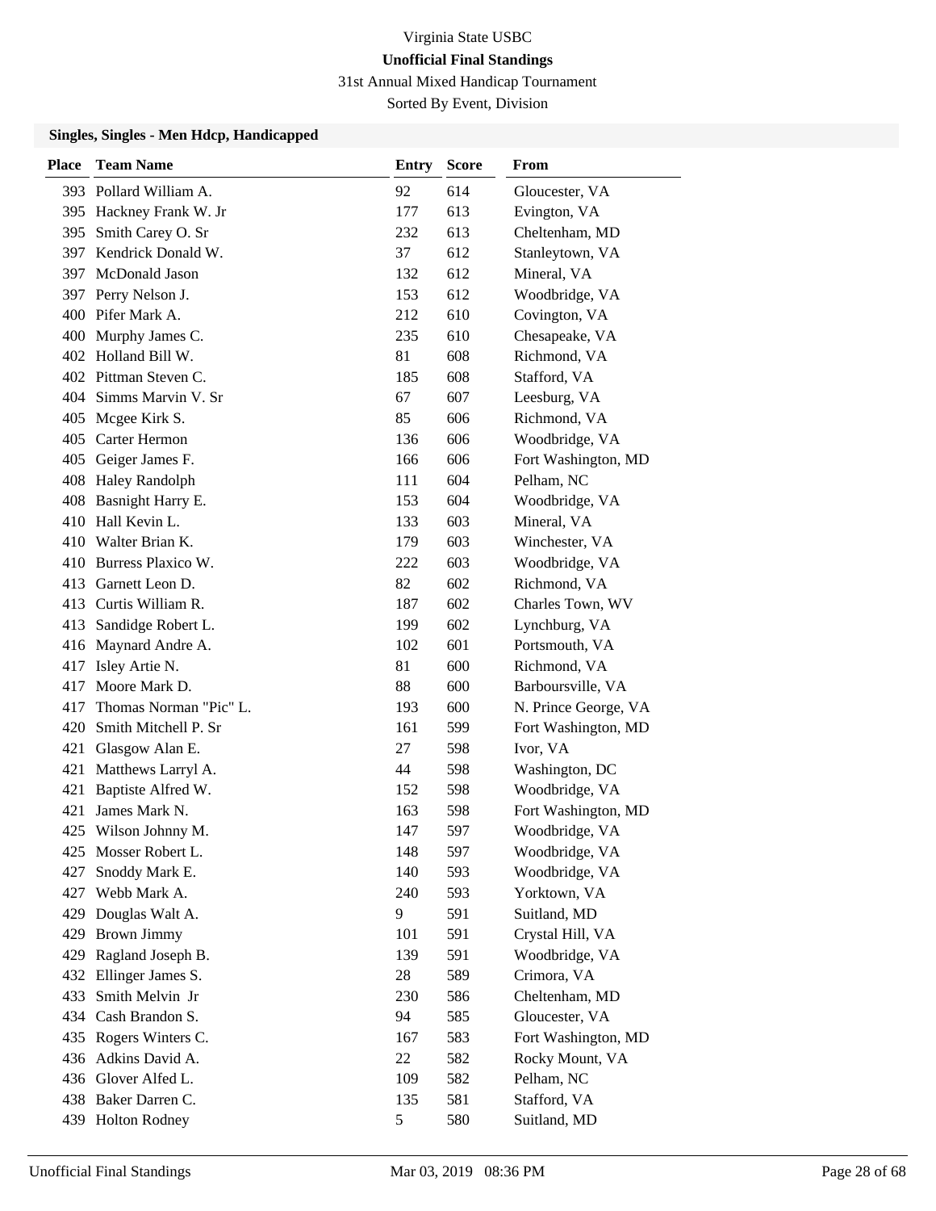# Virginia State USBC

## Unofficial Final Standings

31st Annual Mixed Handicap Tournament

Sorted By Event, Division

### Singles, Singles - Men Hdcp, Handicapped

| Place | Team Name | Entry | Score | From |
|---|---|---|---|---|
| 393 | Pollard William A. | 92 | 614 | Gloucester, VA |
| 395 | Hackney Frank W. Jr | 177 | 613 | Evington, VA |
| 395 | Smith Carey O. Sr | 232 | 613 | Cheltenham, MD |
| 397 | Kendrick Donald W. | 37 | 612 | Stanleytown, VA |
| 397 | McDonald Jason | 132 | 612 | Mineral, VA |
| 397 | Perry Nelson J. | 153 | 612 | Woodbridge, VA |
| 400 | Pifer Mark A. | 212 | 610 | Covington, VA |
| 400 | Murphy James C. | 235 | 610 | Chesapeake, VA |
| 402 | Holland Bill W. | 81 | 608 | Richmond, VA |
| 402 | Pittman Steven C. | 185 | 608 | Stafford, VA |
| 404 | Simms Marvin V. Sr | 67 | 607 | Leesburg, VA |
| 405 | Mcgee Kirk S. | 85 | 606 | Richmond, VA |
| 405 | Carter Hermon | 136 | 606 | Woodbridge, VA |
| 405 | Geiger James F. | 166 | 606 | Fort Washington, MD |
| 408 | Haley Randolph | 111 | 604 | Pelham, NC |
| 408 | Basnight Harry E. | 153 | 604 | Woodbridge, VA |
| 410 | Hall Kevin L. | 133 | 603 | Mineral, VA |
| 410 | Walter Brian K. | 179 | 603 | Winchester, VA |
| 410 | Burress Plaxico W. | 222 | 603 | Woodbridge, VA |
| 413 | Garnett Leon D. | 82 | 602 | Richmond, VA |
| 413 | Curtis William R. | 187 | 602 | Charles Town, WV |
| 413 | Sandidge Robert L. | 199 | 602 | Lynchburg, VA |
| 416 | Maynard Andre A. | 102 | 601 | Portsmouth, VA |
| 417 | Isley Artie N. | 81 | 600 | Richmond, VA |
| 417 | Moore Mark D. | 88 | 600 | Barboursville, VA |
| 417 | Thomas Norman "Pic" L. | 193 | 600 | N. Prince George, VA |
| 420 | Smith Mitchell P. Sr | 161 | 599 | Fort Washington, MD |
| 421 | Glasgow Alan E. | 27 | 598 | Ivor, VA |
| 421 | Matthews Larryl A. | 44 | 598 | Washington, DC |
| 421 | Baptiste Alfred W. | 152 | 598 | Woodbridge, VA |
| 421 | James Mark N. | 163 | 598 | Fort Washington, MD |
| 425 | Wilson Johnny M. | 147 | 597 | Woodbridge, VA |
| 425 | Mosser Robert L. | 148 | 597 | Woodbridge, VA |
| 427 | Snoddy Mark E. | 140 | 593 | Woodbridge, VA |
| 427 | Webb Mark A. | 240 | 593 | Yorktown, VA |
| 429 | Douglas Walt A. | 9 | 591 | Suitland, MD |
| 429 | Brown Jimmy | 101 | 591 | Crystal Hill, VA |
| 429 | Ragland Joseph B. | 139 | 591 | Woodbridge, VA |
| 432 | Ellinger James S. | 28 | 589 | Crimora, VA |
| 433 | Smith Melvin Jr | 230 | 586 | Cheltenham, MD |
| 434 | Cash Brandon S. | 94 | 585 | Gloucester, VA |
| 435 | Rogers Winters C. | 167 | 583 | Fort Washington, MD |
| 436 | Adkins David A. | 22 | 582 | Rocky Mount, VA |
| 436 | Glover Alfed L. | 109 | 582 | Pelham, NC |
| 438 | Baker Darren C. | 135 | 581 | Stafford, VA |
| 439 | Holton Rodney | 5 | 580 | Suitland, MD |

Unofficial Final Standings    Mar 03, 2019 08:36 PM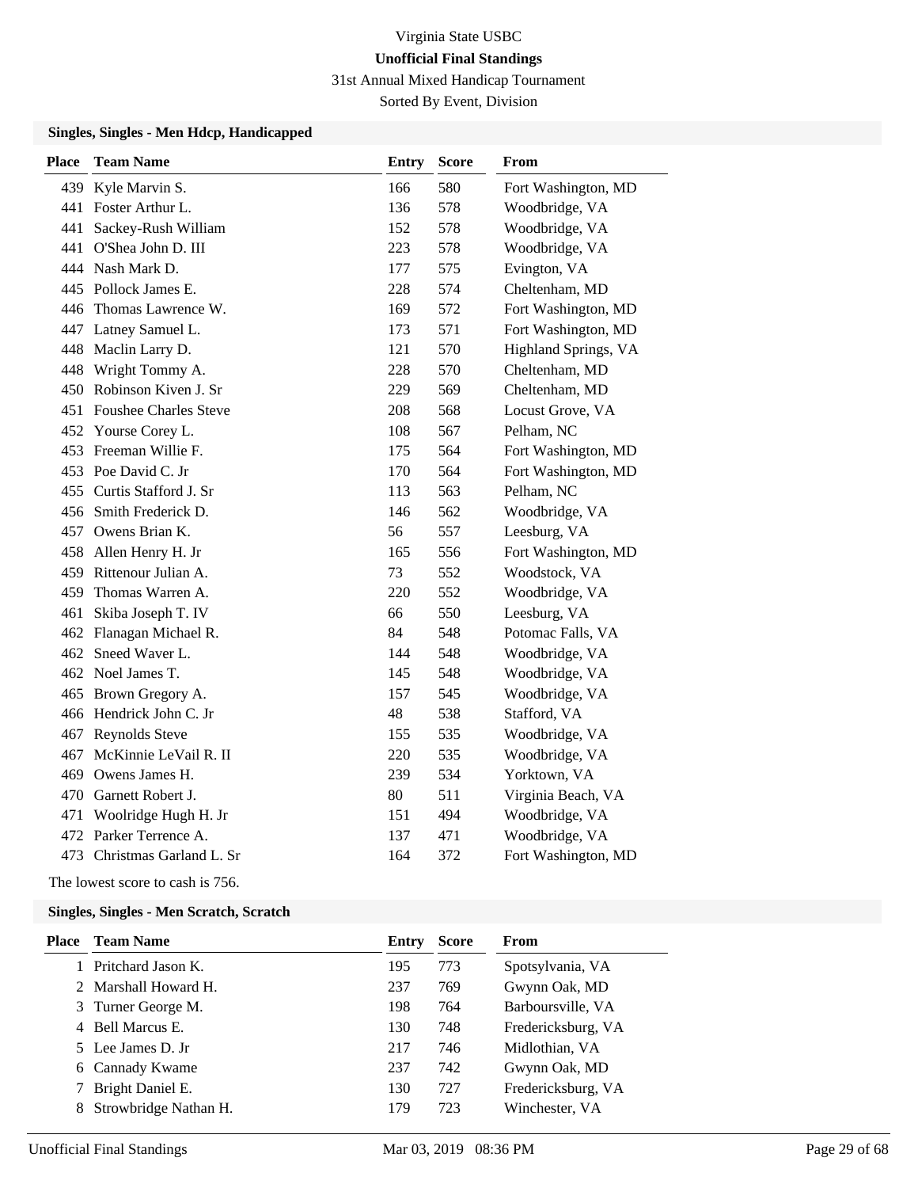Virginia State USBC

**Unofficial Final Standings**

31st Annual Mixed Handicap Tournament

Sorted By Event, Division

### Singles, Singles - Men Hdcp, Handicapped

| Place | Team Name | Entry | Score | From |
|---|---|---|---|---|
| 439 | Kyle Marvin S. | 166 | 580 | Fort Washington, MD |
| 441 | Foster Arthur L. | 136 | 578 | Woodbridge, VA |
| 441 | Sackey-Rush William | 152 | 578 | Woodbridge, VA |
| 441 | O'Shea John D. III | 223 | 578 | Woodbridge, VA |
| 444 | Nash Mark D. | 177 | 575 | Evington, VA |
| 445 | Pollock James E. | 228 | 574 | Cheltenham, MD |
| 446 | Thomas Lawrence W. | 169 | 572 | Fort Washington, MD |
| 447 | Latney Samuel L. | 173 | 571 | Fort Washington, MD |
| 448 | Maclin Larry D. | 121 | 570 | Highland Springs, VA |
| 448 | Wright Tommy A. | 228 | 570 | Cheltenham, MD |
| 450 | Robinson Kiven J. Sr | 229 | 569 | Cheltenham, MD |
| 451 | Foushee Charles Steve | 208 | 568 | Locust Grove, VA |
| 452 | Yourse Corey L. | 108 | 567 | Pelham, NC |
| 453 | Freeman Willie F. | 175 | 564 | Fort Washington, MD |
| 453 | Poe David C. Jr | 170 | 564 | Fort Washington, MD |
| 455 | Curtis Stafford J. Sr | 113 | 563 | Pelham, NC |
| 456 | Smith Frederick D. | 146 | 562 | Woodbridge, VA |
| 457 | Owens Brian K. | 56 | 557 | Leesburg, VA |
| 458 | Allen Henry H. Jr | 165 | 556 | Fort Washington, MD |
| 459 | Rittenour Julian A. | 73 | 552 | Woodstock, VA |
| 459 | Thomas Warren A. | 220 | 552 | Woodbridge, VA |
| 461 | Skiba Joseph T. IV | 66 | 550 | Leesburg, VA |
| 462 | Flanagan Michael R. | 84 | 548 | Potomac Falls, VA |
| 462 | Sneed Waver L. | 144 | 548 | Woodbridge, VA |
| 462 | Noel James T. | 145 | 548 | Woodbridge, VA |
| 465 | Brown Gregory A. | 157 | 545 | Woodbridge, VA |
| 466 | Hendrick John C. Jr | 48 | 538 | Stafford, VA |
| 467 | Reynolds Steve | 155 | 535 | Woodbridge, VA |
| 467 | McKinnie LeVail R. II | 220 | 535 | Woodbridge, VA |
| 469 | Owens James H. | 239 | 534 | Yorktown, VA |
| 470 | Garnett Robert J. | 80 | 511 | Virginia Beach, VA |
| 471 | Woolridge Hugh H. Jr | 151 | 494 | Woodbridge, VA |
| 472 | Parker Terrence A. | 137 | 471 | Woodbridge, VA |
| 473 | Christmas Garland L. Sr | 164 | 372 | Fort Washington, MD |

The lowest score to cash is 756.

### Singles, Singles - Men Scratch, Scratch

| Place | Team Name | Entry | Score | From |
|---|---|---|---|---|
| 1 | Pritchard Jason K. | 195 | 773 | Spotsylvania, VA |
| 2 | Marshall Howard H. | 237 | 769 | Gwynn Oak, MD |
| 3 | Turner George M. | 198 | 764 | Barboursville, VA |
| 4 | Bell Marcus E. | 130 | 748 | Fredericksburg, VA |
| 5 | Lee James D. Jr | 217 | 746 | Midlothian, VA |
| 6 | Cannady Kwame | 237 | 742 | Gwynn Oak, MD |
| 7 | Bright Daniel E. | 130 | 727 | Fredericksburg, VA |
| 8 | Strowbridge Nathan H. | 179 | 723 | Winchester, VA |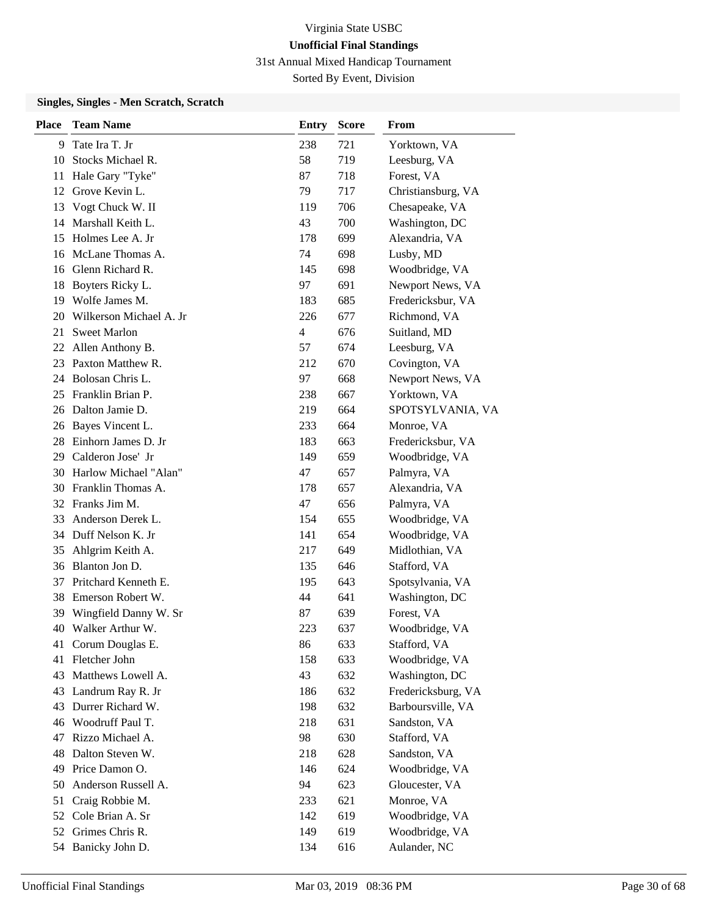Virginia State USBC

**Unofficial Final Standings**

31st Annual Mixed Handicap Tournament

Sorted By Event, Division

### Singles, Singles - Men Scratch, Scratch

| Place | Team Name | Entry | Score | From |
|---|---|---|---|---|
| 9 | Tate Ira T. Jr | 238 | 721 | Yorktown, VA |
| 10 | Stocks Michael R. | 58 | 719 | Leesburg, VA |
| 11 | Hale Gary "Tyke" | 87 | 718 | Forest, VA |
| 12 | Grove Kevin L. | 79 | 717 | Christiansburg, VA |
| 13 | Vogt Chuck W. II | 119 | 706 | Chesapeake, VA |
| 14 | Marshall Keith L. | 43 | 700 | Washington, DC |
| 15 | Holmes Lee A. Jr | 178 | 699 | Alexandria, VA |
| 16 | McLane Thomas A. | 74 | 698 | Lusby, MD |
| 16 | Glenn Richard R. | 145 | 698 | Woodbridge, VA |
| 18 | Boyters Ricky L. | 97 | 691 | Newport News, VA |
| 19 | Wolfe James M. | 183 | 685 | Fredericksbur, VA |
| 20 | Wilkerson Michael A. Jr | 226 | 677 | Richmond, VA |
| 21 | Sweet Marlon | 4 | 676 | Suitland, MD |
| 22 | Allen Anthony B. | 57 | 674 | Leesburg, VA |
| 23 | Paxton Matthew R. | 212 | 670 | Covington, VA |
| 24 | Bolosan Chris L. | 97 | 668 | Newport News, VA |
| 25 | Franklin Brian P. | 238 | 667 | Yorktown, VA |
| 26 | Dalton Jamie D. | 219 | 664 | SPOTSYLVANIA, VA |
| 26 | Bayes Vincent L. | 233 | 664 | Monroe, VA |
| 28 | Einhorn James D. Jr | 183 | 663 | Fredericksbur, VA |
| 29 | Calderon Jose' Jr | 149 | 659 | Woodbridge, VA |
| 30 | Harlow Michael "Alan" | 47 | 657 | Palmyra, VA |
| 30 | Franklin Thomas A. | 178 | 657 | Alexandria, VA |
| 32 | Franks Jim M. | 47 | 656 | Palmyra, VA |
| 33 | Anderson Derek L. | 154 | 655 | Woodbridge, VA |
| 34 | Duff Nelson K. Jr | 141 | 654 | Woodbridge, VA |
| 35 | Ahlgrim Keith A. | 217 | 649 | Midlothian, VA |
| 36 | Blanton Jon D. | 135 | 646 | Stafford, VA |
| 37 | Pritchard Kenneth E. | 195 | 643 | Spotsylvania, VA |
| 38 | Emerson Robert W. | 44 | 641 | Washington, DC |
| 39 | Wingfield Danny W. Sr | 87 | 639 | Forest, VA |
| 40 | Walker Arthur W. | 223 | 637 | Woodbridge, VA |
| 41 | Corum Douglas E. | 86 | 633 | Stafford, VA |
| 41 | Fletcher John | 158 | 633 | Woodbridge, VA |
| 43 | Matthews Lowell A. | 43 | 632 | Washington, DC |
| 43 | Landrum Ray R. Jr | 186 | 632 | Fredericksburg, VA |
| 43 | Durrer Richard W. | 198 | 632 | Barboursville, VA |
| 46 | Woodruff Paul T. | 218 | 631 | Sandston, VA |
| 47 | Rizzo Michael A. | 98 | 630 | Stafford, VA |
| 48 | Dalton Steven W. | 218 | 628 | Sandston, VA |
| 49 | Price Damon O. | 146 | 624 | Woodbridge, VA |
| 50 | Anderson Russell A. | 94 | 623 | Gloucester, VA |
| 51 | Craig Robbie M. | 233 | 621 | Monroe, VA |
| 52 | Cole Brian A. Sr | 142 | 619 | Woodbridge, VA |
| 52 | Grimes Chris R. | 149 | 619 | Woodbridge, VA |
| 54 | Banicky John D. | 134 | 616 | Aulander, NC |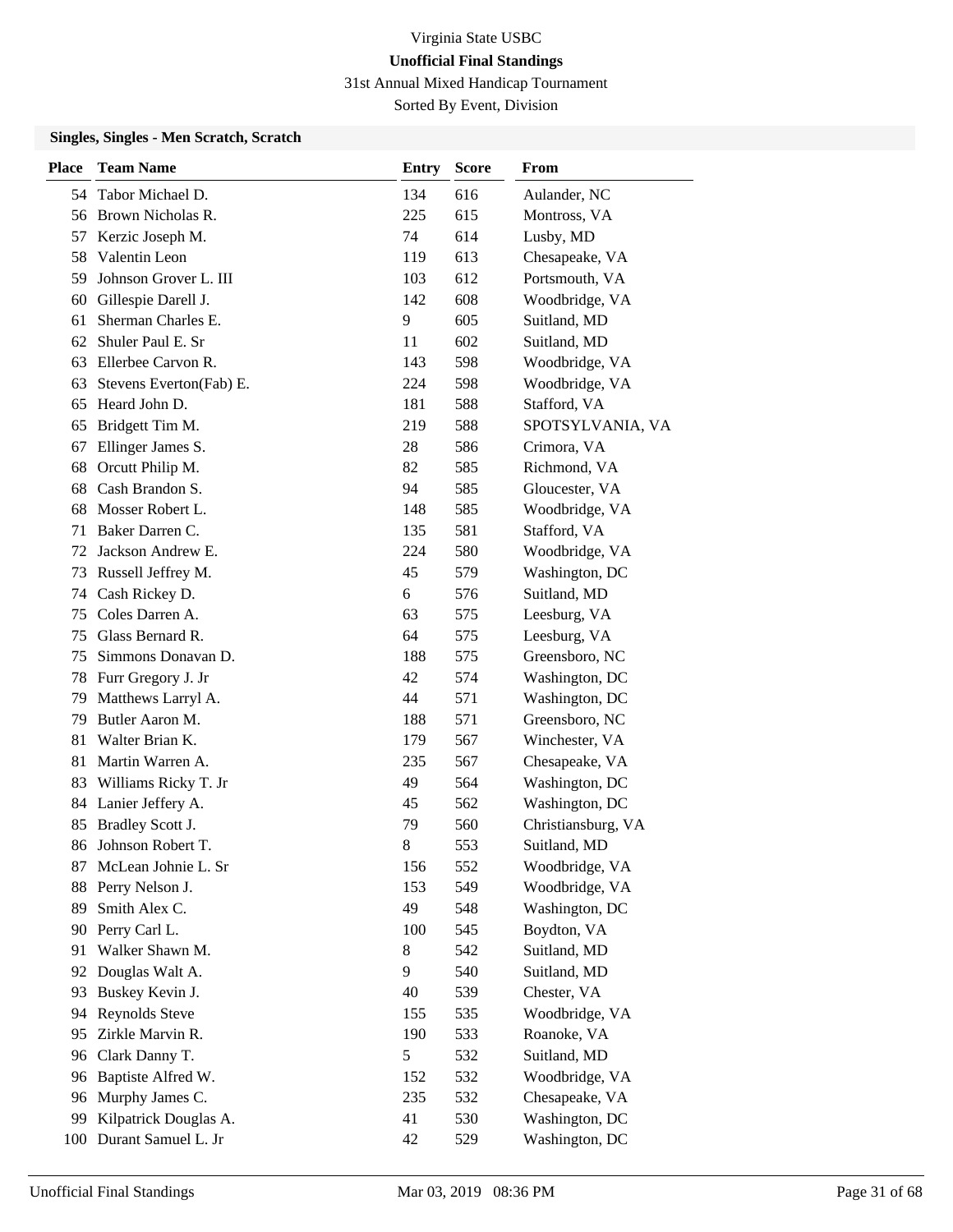Virginia State USBC

**Unofficial Final Standings**

31st Annual Mixed Handicap Tournament

Sorted By Event, Division

### Singles, Singles - Men Scratch, Scratch

| Place | Team Name | Entry | Score | From |
|---|---|---|---|---|
| 54 | Tabor Michael D. | 134 | 616 | Aulander, NC |
| 56 | Brown Nicholas R. | 225 | 615 | Montross, VA |
| 57 | Kerzic Joseph M. | 74 | 614 | Lusby, MD |
| 58 | Valentin Leon | 119 | 613 | Chesapeake, VA |
| 59 | Johnson Grover L. III | 103 | 612 | Portsmouth, VA |
| 60 | Gillespie Darell J. | 142 | 608 | Woodbridge, VA |
| 61 | Sherman Charles E. | 9 | 605 | Suitland, MD |
| 62 | Shuler Paul E. Sr | 11 | 602 | Suitland, MD |
| 63 | Ellerbee Carvon R. | 143 | 598 | Woodbridge, VA |
| 63 | Stevens Everton(Fab) E. | 224 | 598 | Woodbridge, VA |
| 65 | Heard John D. | 181 | 588 | Stafford, VA |
| 65 | Bridgett Tim M. | 219 | 588 | SPOTSYLVANIA, VA |
| 67 | Ellinger James S. | 28 | 586 | Crimora, VA |
| 68 | Orcutt Philip M. | 82 | 585 | Richmond, VA |
| 68 | Cash Brandon S. | 94 | 585 | Gloucester, VA |
| 68 | Mosser Robert L. | 148 | 585 | Woodbridge, VA |
| 71 | Baker Darren C. | 135 | 581 | Stafford, VA |
| 72 | Jackson Andrew E. | 224 | 580 | Woodbridge, VA |
| 73 | Russell Jeffrey M. | 45 | 579 | Washington, DC |
| 74 | Cash Rickey D. | 6 | 576 | Suitland, MD |
| 75 | Coles Darren A. | 63 | 575 | Leesburg, VA |
| 75 | Glass Bernard R. | 64 | 575 | Leesburg, VA |
| 75 | Simmons Donavan D. | 188 | 575 | Greensboro, NC |
| 78 | Furr Gregory J. Jr | 42 | 574 | Washington, DC |
| 79 | Matthews Larryl A. | 44 | 571 | Washington, DC |
| 79 | Butler Aaron M. | 188 | 571 | Greensboro, NC |
| 81 | Walter Brian K. | 179 | 567 | Winchester, VA |
| 81 | Martin Warren A. | 235 | 567 | Chesapeake, VA |
| 83 | Williams Ricky T. Jr | 49 | 564 | Washington, DC |
| 84 | Lanier Jeffery A. | 45 | 562 | Washington, DC |
| 85 | Bradley Scott J. | 79 | 560 | Christiansburg, VA |
| 86 | Johnson Robert T. | 8 | 553 | Suitland, MD |
| 87 | McLean Johnie L. Sr | 156 | 552 | Woodbridge, VA |
| 88 | Perry Nelson J. | 153 | 549 | Woodbridge, VA |
| 89 | Smith Alex C. | 49 | 548 | Washington, DC |
| 90 | Perry Carl L. | 100 | 545 | Boydton, VA |
| 91 | Walker Shawn M. | 8 | 542 | Suitland, MD |
| 92 | Douglas Walt A. | 9 | 540 | Suitland, MD |
| 93 | Buskey Kevin J. | 40 | 539 | Chester, VA |
| 94 | Reynolds Steve | 155 | 535 | Woodbridge, VA |
| 95 | Zirkle Marvin R. | 190 | 533 | Roanoke, VA |
| 96 | Clark Danny T. | 5 | 532 | Suitland, MD |
| 96 | Baptiste Alfred W. | 152 | 532 | Woodbridge, VA |
| 96 | Murphy James C. | 235 | 532 | Chesapeake, VA |
| 99 | Kilpatrick Douglas A. | 41 | 530 | Washington, DC |
| 100 | Durant Samuel L. Jr | 42 | 529 | Washington, DC |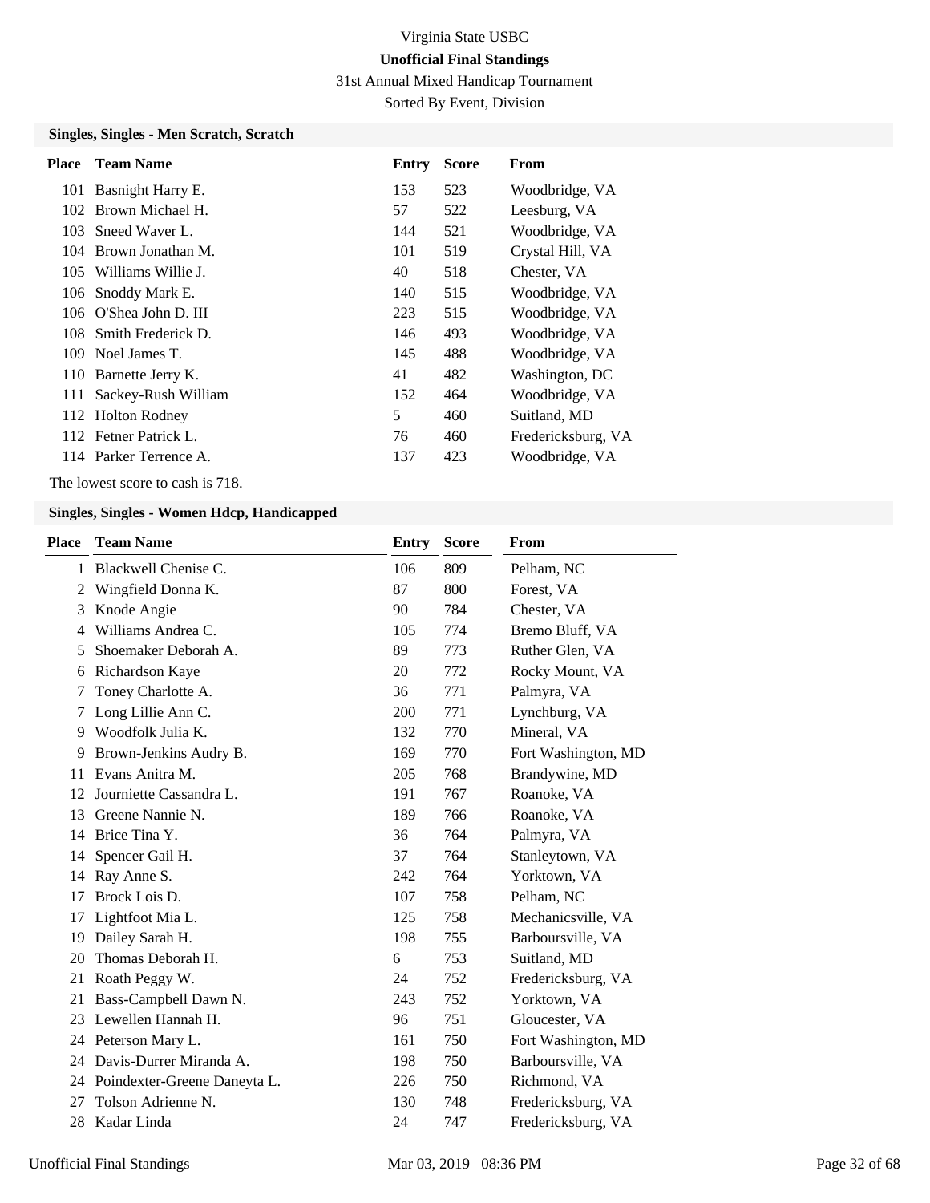# Virginia State USBC

## Unofficial Final Standings

31st Annual Mixed Handicap Tournament

Sorted By Event, Division

### Singles, Singles - Men Scratch, Scratch

| Place | Team Name | Entry | Score | From |
|---|---|---|---|---|
| 101 | Basnight Harry E. | 153 | 523 | Woodbridge, VA |
| 102 | Brown Michael H. | 57 | 522 | Leesburg, VA |
| 103 | Sneed Waver L. | 144 | 521 | Woodbridge, VA |
| 104 | Brown Jonathan M. | 101 | 519 | Crystal Hill, VA |
| 105 | Williams Willie J. | 40 | 518 | Chester, VA |
| 106 | Snoddy Mark E. | 140 | 515 | Woodbridge, VA |
| 106 | O'Shea John D. III | 223 | 515 | Woodbridge, VA |
| 108 | Smith Frederick D. | 146 | 493 | Woodbridge, VA |
| 109 | Noel James T. | 145 | 488 | Woodbridge, VA |
| 110 | Barnette Jerry K. | 41 | 482 | Washington, DC |
| 111 | Sackey-Rush William | 152 | 464 | Woodbridge, VA |
| 112 | Holton Rodney | 5 | 460 | Suitland, MD |
| 112 | Fetner Patrick L. | 76 | 460 | Fredericksburg, VA |
| 114 | Parker Terrence A. | 137 | 423 | Woodbridge, VA |

The lowest score to cash is 718.

### Singles, Singles - Women Hdcp, Handicapped

| Place | Team Name | Entry | Score | From |
|---|---|---|---|---|
| 1 | Blackwell Chenise C. | 106 | 809 | Pelham, NC |
| 2 | Wingfield Donna K. | 87 | 800 | Forest, VA |
| 3 | Knode Angie | 90 | 784 | Chester, VA |
| 4 | Williams Andrea C. | 105 | 774 | Bremo Bluff, VA |
| 5 | Shoemaker Deborah A. | 89 | 773 | Ruther Glen, VA |
| 6 | Richardson Kaye | 20 | 772 | Rocky Mount, VA |
| 7 | Toney Charlotte A. | 36 | 771 | Palmyra, VA |
| 7 | Long Lillie Ann C. | 200 | 771 | Lynchburg, VA |
| 9 | Woodfolk Julia K. | 132 | 770 | Mineral, VA |
| 9 | Brown-Jenkins Audry B. | 169 | 770 | Fort Washington, MD |
| 11 | Evans Anitra M. | 205 | 768 | Brandywine, MD |
| 12 | Journiette Cassandra L. | 191 | 767 | Roanoke, VA |
| 13 | Greene Nannie N. | 189 | 766 | Roanoke, VA |
| 14 | Brice Tina Y. | 36 | 764 | Palmyra, VA |
| 14 | Spencer Gail H. | 37 | 764 | Stanleytown, VA |
| 14 | Ray Anne S. | 242 | 764 | Yorktown, VA |
| 17 | Brock Lois D. | 107 | 758 | Pelham, NC |
| 17 | Lightfoot Mia L. | 125 | 758 | Mechanicsville, VA |
| 19 | Dailey Sarah H. | 198 | 755 | Barboursville, VA |
| 20 | Thomas Deborah H. | 6 | 753 | Suitland, MD |
| 21 | Roath Peggy W. | 24 | 752 | Fredericksburg, VA |
| 21 | Bass-Campbell Dawn N. | 243 | 752 | Yorktown, VA |
| 23 | Lewellen Hannah H. | 96 | 751 | Gloucester, VA |
| 24 | Peterson Mary L. | 161 | 750 | Fort Washington, MD |
| 24 | Davis-Durrer Miranda A. | 198 | 750 | Barboursville, VA |
| 24 | Poindexter-Greene Daneyta L. | 226 | 750 | Richmond, VA |
| 27 | Tolson Adrienne N. | 130 | 748 | Fredericksburg, VA |
| 28 | Kadar Linda | 24 | 747 | Fredericksburg, VA |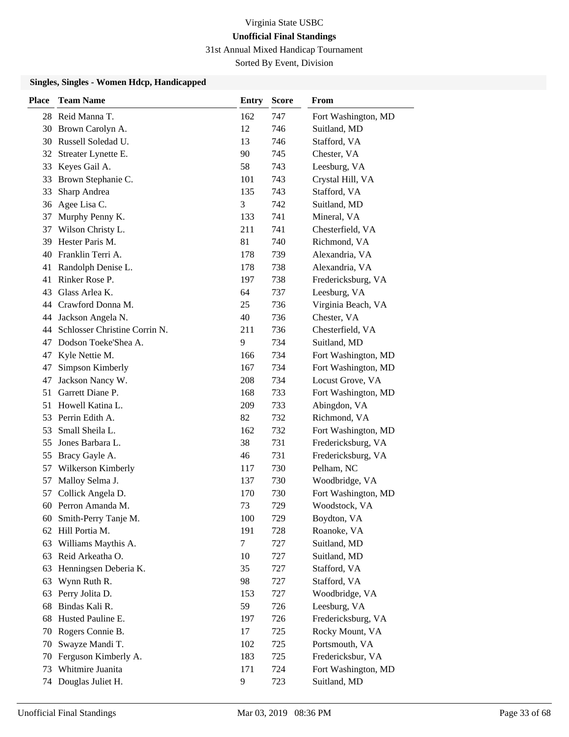Virginia State USBC

**Unofficial Final Standings**

31st Annual Mixed Handicap Tournament

Sorted By Event, Division

### Singles, Singles - Women Hdcp, Handicapped

| Place | Team Name | Entry | Score | From |
|---|---|---|---|---|
| 28 | Reid Manna T. | 162 | 747 | Fort Washington, MD |
| 30 | Brown Carolyn A. | 12 | 746 | Suitland, MD |
| 30 | Russell Soledad U. | 13 | 746 | Stafford, VA |
| 32 | Streater Lynette E. | 90 | 745 | Chester, VA |
| 33 | Keyes Gail A. | 58 | 743 | Leesburg, VA |
| 33 | Brown Stephanie C. | 101 | 743 | Crystal Hill, VA |
| 33 | Sharp Andrea | 135 | 743 | Stafford, VA |
| 36 | Agee Lisa C. | 3 | 742 | Suitland, MD |
| 37 | Murphy Penny K. | 133 | 741 | Mineral, VA |
| 37 | Wilson Christy L. | 211 | 741 | Chesterfield, VA |
| 39 | Hester Paris M. | 81 | 740 | Richmond, VA |
| 40 | Franklin Terri A. | 178 | 739 | Alexandria, VA |
| 41 | Randolph Denise L. | 178 | 738 | Alexandria, VA |
| 41 | Rinker Rose P. | 197 | 738 | Fredericksburg, VA |
| 43 | Glass Arlea K. | 64 | 737 | Leesburg, VA |
| 44 | Crawford Donna M. | 25 | 736 | Virginia Beach, VA |
| 44 | Jackson Angela N. | 40 | 736 | Chester, VA |
| 44 | Schlosser Christine Corrin N. | 211 | 736 | Chesterfield, VA |
| 47 | Dodson Toeke'Shea A. | 9 | 734 | Suitland, MD |
| 47 | Kyle Nettie M. | 166 | 734 | Fort Washington, MD |
| 47 | Simpson Kimberly | 167 | 734 | Fort Washington, MD |
| 47 | Jackson Nancy W. | 208 | 734 | Locust Grove, VA |
| 51 | Garrett Diane P. | 168 | 733 | Fort Washington, MD |
| 51 | Howell Katina L. | 209 | 733 | Abingdon, VA |
| 53 | Perrin Edith A. | 82 | 732 | Richmond, VA |
| 53 | Small Sheila L. | 162 | 732 | Fort Washington, MD |
| 55 | Jones Barbara L. | 38 | 731 | Fredericksburg, VA |
| 55 | Bracy Gayle A. | 46 | 731 | Fredericksburg, VA |
| 57 | Wilkerson Kimberly | 117 | 730 | Pelham, NC |
| 57 | Malloy Selma J. | 137 | 730 | Woodbridge, VA |
| 57 | Collick Angela D. | 170 | 730 | Fort Washington, MD |
| 60 | Perron Amanda M. | 73 | 729 | Woodstock, VA |
| 60 | Smith-Perry Tanje M. | 100 | 729 | Boydton, VA |
| 62 | Hill Portia M. | 191 | 728 | Roanoke, VA |
| 63 | Williams Maythis A. | 7 | 727 | Suitland, MD |
| 63 | Reid Arkeatha O. | 10 | 727 | Suitland, MD |
| 63 | Henningsen Deberia K. | 35 | 727 | Stafford, VA |
| 63 | Wynn Ruth R. | 98 | 727 | Stafford, VA |
| 63 | Perry Jolita D. | 153 | 727 | Woodbridge, VA |
| 68 | Bindas Kali R. | 59 | 726 | Leesburg, VA |
| 68 | Husted Pauline E. | 197 | 726 | Fredericksburg, VA |
| 70 | Rogers Connie B. | 17 | 725 | Rocky Mount, VA |
| 70 | Swayze Mandi T. | 102 | 725 | Portsmouth, VA |
| 70 | Ferguson Kimberly A. | 183 | 725 | Fredericksbur, VA |
| 73 | Whitmire Juanita | 171 | 724 | Fort Washington, MD |
| 74 | Douglas Juliet H. | 9 | 723 | Suitland, MD |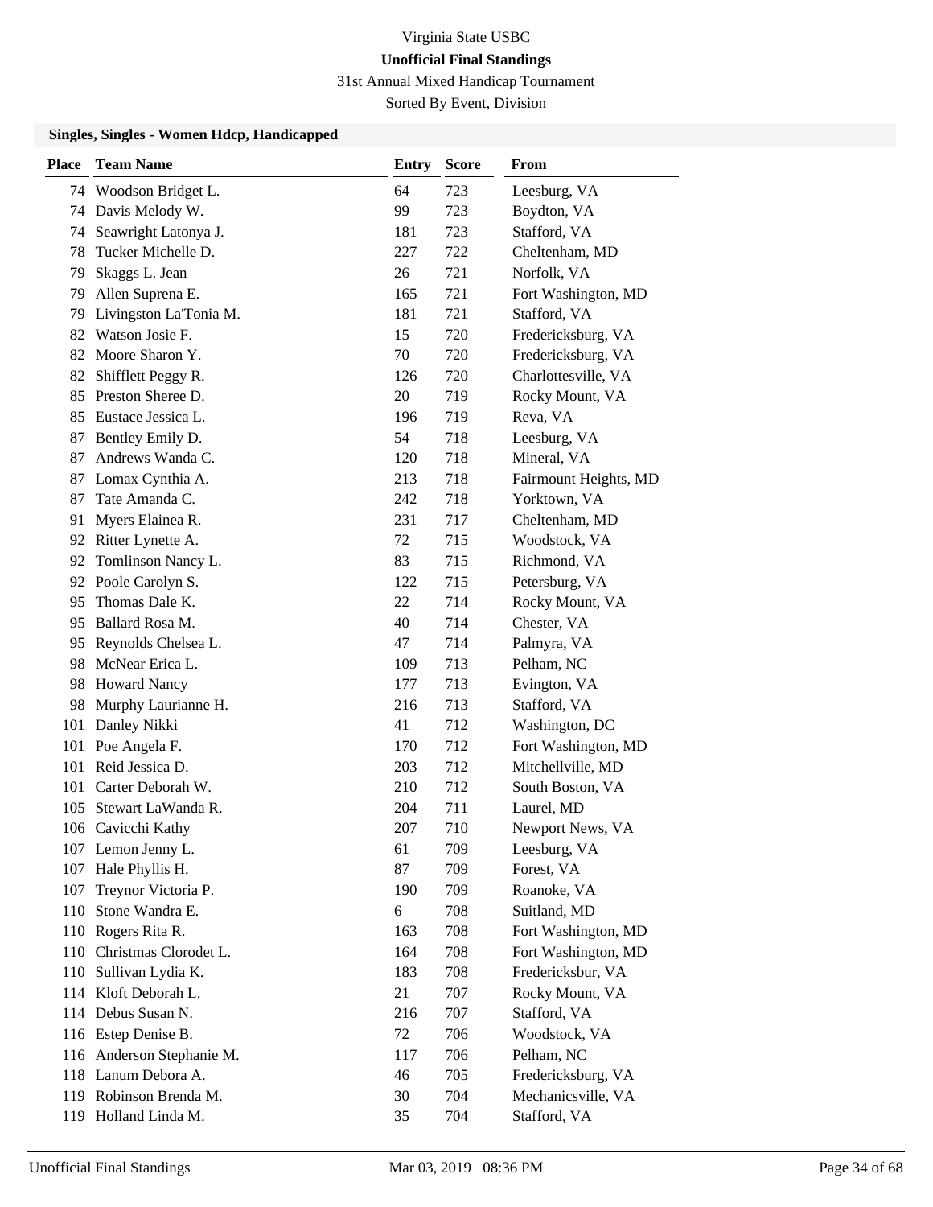Virginia State USBC

**Unofficial Final Standings**

31st Annual Mixed Handicap Tournament

Sorted By Event, Division

### Singles, Singles - Women Hdcp, Handicapped

| Place | Team Name | Entry | Score | From |
|---|---|---|---|---|
| 74 | Woodson Bridget L. | 64 | 723 | Leesburg, VA |
| 74 | Davis Melody W. | 99 | 723 | Boydton, VA |
| 74 | Seawright Latonya J. | 181 | 723 | Stafford, VA |
| 78 | Tucker Michelle D. | 227 | 722 | Cheltenham, MD |
| 79 | Skaggs L. Jean | 26 | 721 | Norfolk, VA |
| 79 | Allen Suprena E. | 165 | 721 | Fort Washington, MD |
| 79 | Livingston La'Tonia M. | 181 | 721 | Stafford, VA |
| 82 | Watson Josie F. | 15 | 720 | Fredericksburg, VA |
| 82 | Moore Sharon Y. | 70 | 720 | Fredericksburg, VA |
| 82 | Shifflett Peggy R. | 126 | 720 | Charlottesville, VA |
| 85 | Preston Sheree D. | 20 | 719 | Rocky Mount, VA |
| 85 | Eustace Jessica L. | 196 | 719 | Reva, VA |
| 87 | Bentley Emily D. | 54 | 718 | Leesburg, VA |
| 87 | Andrews Wanda C. | 120 | 718 | Mineral, VA |
| 87 | Lomax Cynthia A. | 213 | 718 | Fairmount Heights, MD |
| 87 | Tate Amanda C. | 242 | 718 | Yorktown, VA |
| 91 | Myers Elainea R. | 231 | 717 | Cheltenham, MD |
| 92 | Ritter Lynette A. | 72 | 715 | Woodstock, VA |
| 92 | Tomlinson Nancy L. | 83 | 715 | Richmond, VA |
| 92 | Poole Carolyn S. | 122 | 715 | Petersburg, VA |
| 95 | Thomas Dale K. | 22 | 714 | Rocky Mount, VA |
| 95 | Ballard Rosa M. | 40 | 714 | Chester, VA |
| 95 | Reynolds Chelsea L. | 47 | 714 | Palmyra, VA |
| 98 | McNear Erica L. | 109 | 713 | Pelham, NC |
| 98 | Howard Nancy | 177 | 713 | Evington, VA |
| 98 | Murphy Laurianne H. | 216 | 713 | Stafford, VA |
| 101 | Danley Nikki | 41 | 712 | Washington, DC |
| 101 | Poe Angela F. | 170 | 712 | Fort Washington, MD |
| 101 | Reid Jessica D. | 203 | 712 | Mitchellville, MD |
| 101 | Carter Deborah W. | 210 | 712 | South Boston, VA |
| 105 | Stewart LaWanda R. | 204 | 711 | Laurel, MD |
| 106 | Cavicchi Kathy | 207 | 710 | Newport News, VA |
| 107 | Lemon Jenny L. | 61 | 709 | Leesburg, VA |
| 107 | Hale Phyllis H. | 87 | 709 | Forest, VA |
| 107 | Treynor Victoria P. | 190 | 709 | Roanoke, VA |
| 110 | Stone Wandra E. | 6 | 708 | Suitland, MD |
| 110 | Rogers Rita R. | 163 | 708 | Fort Washington, MD |
| 110 | Christmas Clorodet L. | 164 | 708 | Fort Washington, MD |
| 110 | Sullivan Lydia K. | 183 | 708 | Fredericksbur, VA |
| 114 | Kloft Deborah L. | 21 | 707 | Rocky Mount, VA |
| 114 | Debus Susan N. | 216 | 707 | Stafford, VA |
| 116 | Estep Denise B. | 72 | 706 | Woodstock, VA |
| 116 | Anderson Stephanie M. | 117 | 706 | Pelham, NC |
| 118 | Lanum Debora A. | 46 | 705 | Fredericksburg, VA |
| 119 | Robinson Brenda M. | 30 | 704 | Mechanicsville, VA |
| 119 | Holland Linda M. | 35 | 704 | Stafford, VA |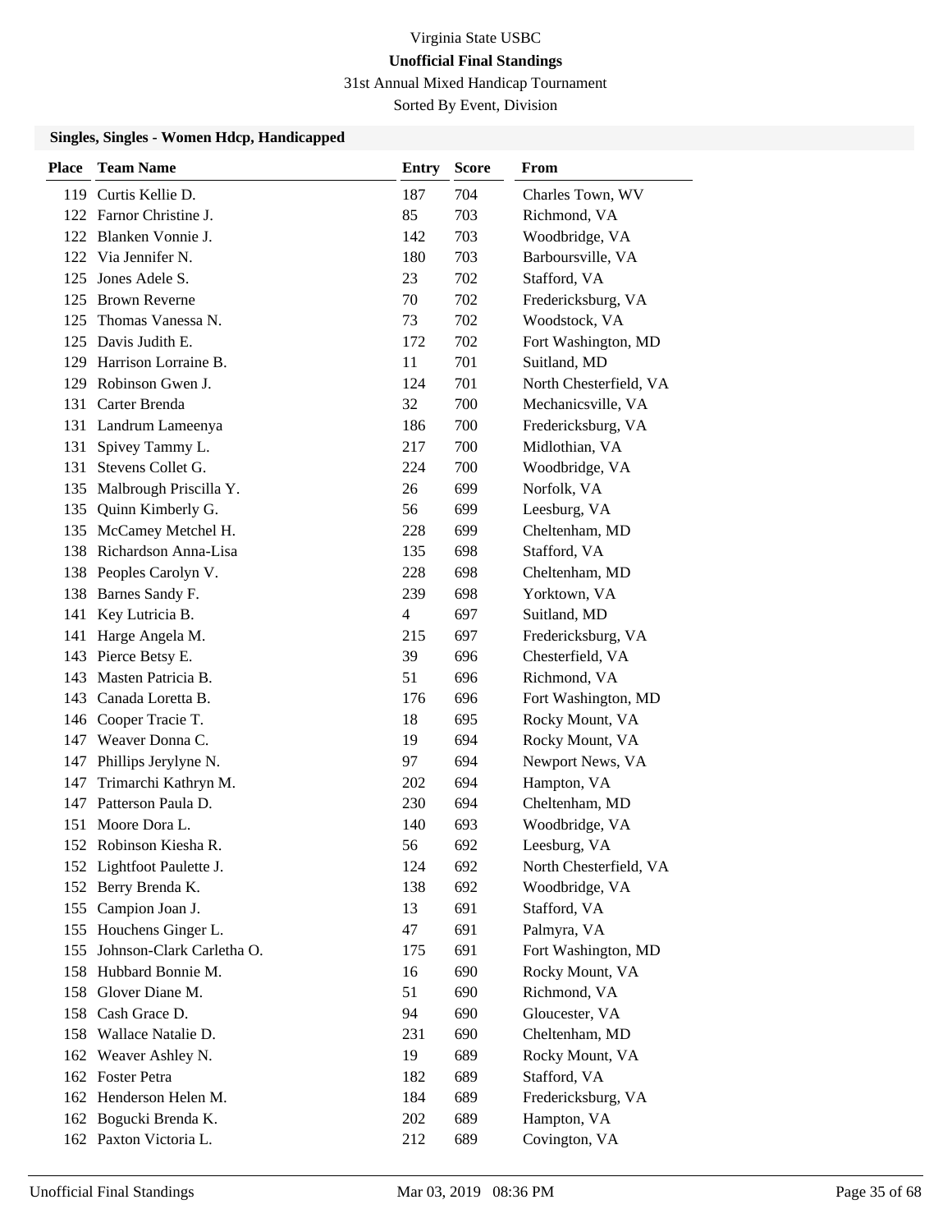Virginia State USBC

**Unofficial Final Standings**

31st Annual Mixed Handicap Tournament

Sorted By Event, Division

### Singles, Singles - Women Hdcp, Handicapped

| Place | Team Name | Entry | Score | From |
|---|---|---|---|---|
| 119 | Curtis Kellie D. | 187 | 704 | Charles Town, WV |
| 122 | Farnor Christine J. | 85 | 703 | Richmond, VA |
| 122 | Blanken Vonnie J. | 142 | 703 | Woodbridge, VA |
| 122 | Via Jennifer N. | 180 | 703 | Barboursville, VA |
| 125 | Jones Adele S. | 23 | 702 | Stafford, VA |
| 125 | Brown Reverne | 70 | 702 | Fredericksburg, VA |
| 125 | Thomas Vanessa N. | 73 | 702 | Woodstock, VA |
| 125 | Davis Judith E. | 172 | 702 | Fort Washington, MD |
| 129 | Harrison Lorraine B. | 11 | 701 | Suitland, MD |
| 129 | Robinson Gwen J. | 124 | 701 | North Chesterfield, VA |
| 131 | Carter Brenda | 32 | 700 | Mechanicsville, VA |
| 131 | Landrum Lameenya | 186 | 700 | Fredericksburg, VA |
| 131 | Spivey Tammy L. | 217 | 700 | Midlothian, VA |
| 131 | Stevens Collet G. | 224 | 700 | Woodbridge, VA |
| 135 | Malbrough Priscilla Y. | 26 | 699 | Norfolk, VA |
| 135 | Quinn Kimberly G. | 56 | 699 | Leesburg, VA |
| 135 | McCamey Metchel H. | 228 | 699 | Cheltenham, MD |
| 138 | Richardson Anna-Lisa | 135 | 698 | Stafford, VA |
| 138 | Peoples Carolyn V. | 228 | 698 | Cheltenham, MD |
| 138 | Barnes Sandy F. | 239 | 698 | Yorktown, VA |
| 141 | Key Lutricia B. | 4 | 697 | Suitland, MD |
| 141 | Harge Angela M. | 215 | 697 | Fredericksburg, VA |
| 143 | Pierce Betsy E. | 39 | 696 | Chesterfield, VA |
| 143 | Masten Patricia B. | 51 | 696 | Richmond, VA |
| 143 | Canada Loretta B. | 176 | 696 | Fort Washington, MD |
| 146 | Cooper Tracie T. | 18 | 695 | Rocky Mount, VA |
| 147 | Weaver Donna C. | 19 | 694 | Rocky Mount, VA |
| 147 | Phillips Jerylyne N. | 97 | 694 | Newport News, VA |
| 147 | Trimarchi Kathryn M. | 202 | 694 | Hampton, VA |
| 147 | Patterson Paula D. | 230 | 694 | Cheltenham, MD |
| 151 | Moore Dora L. | 140 | 693 | Woodbridge, VA |
| 152 | Robinson Kiesha R. | 56 | 692 | Leesburg, VA |
| 152 | Lightfoot Paulette J. | 124 | 692 | North Chesterfield, VA |
| 152 | Berry Brenda K. | 138 | 692 | Woodbridge, VA |
| 155 | Campion Joan J. | 13 | 691 | Stafford, VA |
| 155 | Houchens Ginger L. | 47 | 691 | Palmyra, VA |
| 155 | Johnson-Clark Carletha O. | 175 | 691 | Fort Washington, MD |
| 158 | Hubbard Bonnie M. | 16 | 690 | Rocky Mount, VA |
| 158 | Glover Diane M. | 51 | 690 | Richmond, VA |
| 158 | Cash Grace D. | 94 | 690 | Gloucester, VA |
| 158 | Wallace Natalie D. | 231 | 690 | Cheltenham, MD |
| 162 | Weaver Ashley N. | 19 | 689 | Rocky Mount, VA |
| 162 | Foster Petra | 182 | 689 | Stafford, VA |
| 162 | Henderson Helen M. | 184 | 689 | Fredericksburg, VA |
| 162 | Bogucki Brenda K. | 202 | 689 | Hampton, VA |
| 162 | Paxton Victoria L. | 212 | 689 | Covington, VA |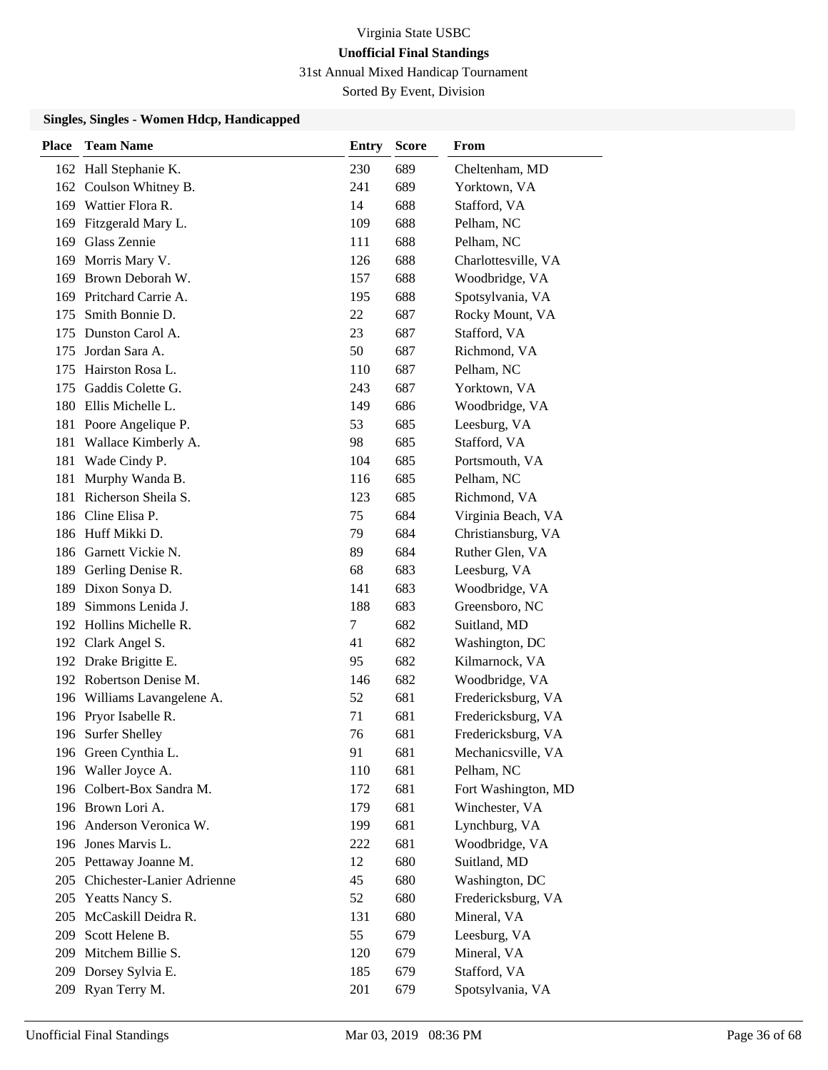Virginia State USBC

**Unofficial Final Standings**

31st Annual Mixed Handicap Tournament

Sorted By Event, Division

### Singles, Singles - Women Hdcp, Handicapped

| Place | Team Name | Entry | Score | From |
|---|---|---|---|---|
| 162 | Hall Stephanie K. | 230 | 689 | Cheltenham, MD |
| 162 | Coulson Whitney B. | 241 | 689 | Yorktown, VA |
| 169 | Wattier Flora R. | 14 | 688 | Stafford, VA |
| 169 | Fitzgerald Mary L. | 109 | 688 | Pelham, NC |
| 169 | Glass Zennie | 111 | 688 | Pelham, NC |
| 169 | Morris Mary V. | 126 | 688 | Charlottesville, VA |
| 169 | Brown Deborah W. | 157 | 688 | Woodbridge, VA |
| 169 | Pritchard Carrie A. | 195 | 688 | Spotsylvania, VA |
| 175 | Smith Bonnie D. | 22 | 687 | Rocky Mount, VA |
| 175 | Dunston Carol A. | 23 | 687 | Stafford, VA |
| 175 | Jordan Sara A. | 50 | 687 | Richmond, VA |
| 175 | Hairston Rosa L. | 110 | 687 | Pelham, NC |
| 175 | Gaddis Colette G. | 243 | 687 | Yorktown, VA |
| 180 | Ellis Michelle L. | 149 | 686 | Woodbridge, VA |
| 181 | Poore Angelique P. | 53 | 685 | Leesburg, VA |
| 181 | Wallace Kimberly A. | 98 | 685 | Stafford, VA |
| 181 | Wade Cindy P. | 104 | 685 | Portsmouth, VA |
| 181 | Murphy Wanda B. | 116 | 685 | Pelham, NC |
| 181 | Richerson Sheila S. | 123 | 685 | Richmond, VA |
| 186 | Cline Elisa P. | 75 | 684 | Virginia Beach, VA |
| 186 | Huff Mikki D. | 79 | 684 | Christiansburg, VA |
| 186 | Garnett Vickie N. | 89 | 684 | Ruther Glen, VA |
| 189 | Gerling Denise R. | 68 | 683 | Leesburg, VA |
| 189 | Dixon Sonya D. | 141 | 683 | Woodbridge, VA |
| 189 | Simmons Lenida J. | 188 | 683 | Greensboro, NC |
| 192 | Hollins Michelle R. | 7 | 682 | Suitland, MD |
| 192 | Clark Angel S. | 41 | 682 | Washington, DC |
| 192 | Drake Brigitte E. | 95 | 682 | Kilmarnock, VA |
| 192 | Robertson Denise M. | 146 | 682 | Woodbridge, VA |
| 196 | Williams Lavangelene A. | 52 | 681 | Fredericksburg, VA |
| 196 | Pryor Isabelle R. | 71 | 681 | Fredericksburg, VA |
| 196 | Surfer Shelley | 76 | 681 | Fredericksburg, VA |
| 196 | Green Cynthia L. | 91 | 681 | Mechanicsville, VA |
| 196 | Waller Joyce A. | 110 | 681 | Pelham, NC |
| 196 | Colbert-Box Sandra M. | 172 | 681 | Fort Washington, MD |
| 196 | Brown Lori A. | 179 | 681 | Winchester, VA |
| 196 | Anderson Veronica W. | 199 | 681 | Lynchburg, VA |
| 196 | Jones Marvis L. | 222 | 681 | Woodbridge, VA |
| 205 | Pettaway Joanne M. | 12 | 680 | Suitland, MD |
| 205 | Chichester-Lanier Adrienne | 45 | 680 | Washington, DC |
| 205 | Yeatts Nancy S. | 52 | 680 | Fredericksburg, VA |
| 205 | McCaskill Deidra R. | 131 | 680 | Mineral, VA |
| 209 | Scott Helene B. | 55 | 679 | Leesburg, VA |
| 209 | Mitchem Billie S. | 120 | 679 | Mineral, VA |
| 209 | Dorsey Sylvia E. | 185 | 679 | Stafford, VA |
| 209 | Ryan Terry M. | 201 | 679 | Spotsylvania, VA |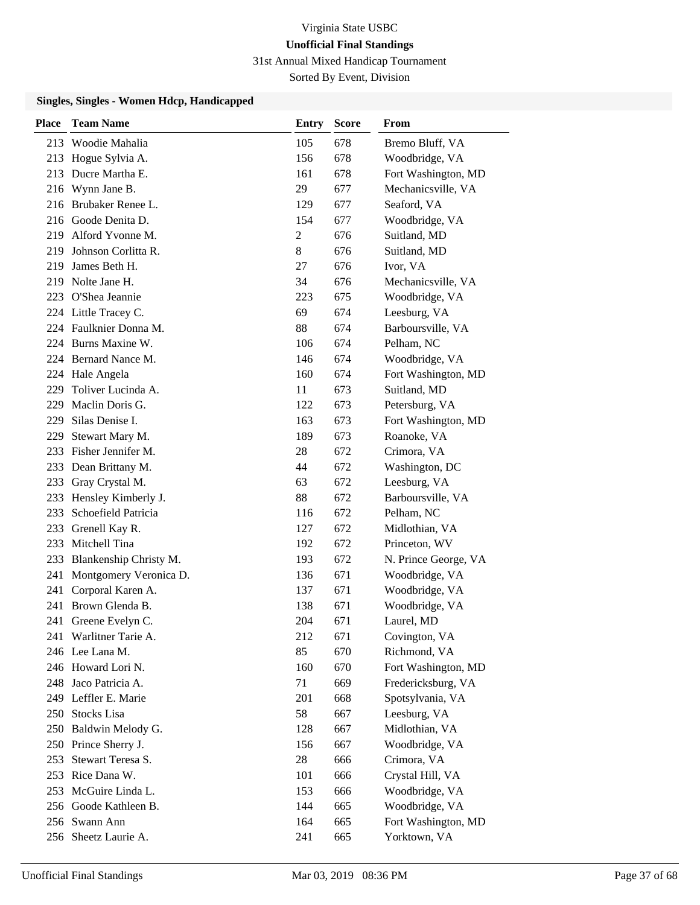Virginia State USBC

**Unofficial Final Standings**

31st Annual Mixed Handicap Tournament

Sorted By Event, Division

### Singles, Singles - Women Hdcp, Handicapped

| Place | Team Name | Entry | Score | From |
|---|---|---|---|---|
| 213 | Woodie Mahalia | 105 | 678 | Bremo Bluff, VA |
| 213 | Hogue Sylvia A. | 156 | 678 | Woodbridge, VA |
| 213 | Ducre Martha E. | 161 | 678 | Fort Washington, MD |
| 216 | Wynn Jane B. | 29 | 677 | Mechanicsville, VA |
| 216 | Brubaker Renee L. | 129 | 677 | Seaford, VA |
| 216 | Goode Denita D. | 154 | 677 | Woodbridge, VA |
| 219 | Alford Yvonne M. | 2 | 676 | Suitland, MD |
| 219 | Johnson Corlitta R. | 8 | 676 | Suitland, MD |
| 219 | James Beth H. | 27 | 676 | Ivor, VA |
| 219 | Nolte Jane H. | 34 | 676 | Mechanicsville, VA |
| 223 | O'Shea Jeannie | 223 | 675 | Woodbridge, VA |
| 224 | Little Tracey C. | 69 | 674 | Leesburg, VA |
| 224 | Faulknier Donna M. | 88 | 674 | Barboursville, VA |
| 224 | Burns Maxine W. | 106 | 674 | Pelham, NC |
| 224 | Bernard Nance M. | 146 | 674 | Woodbridge, VA |
| 224 | Hale Angela | 160 | 674 | Fort Washington, MD |
| 229 | Toliver Lucinda A. | 11 | 673 | Suitland, MD |
| 229 | Maclin Doris G. | 122 | 673 | Petersburg, VA |
| 229 | Silas Denise I. | 163 | 673 | Fort Washington, MD |
| 229 | Stewart Mary M. | 189 | 673 | Roanoke, VA |
| 233 | Fisher Jennifer M. | 28 | 672 | Crimora, VA |
| 233 | Dean Brittany M. | 44 | 672 | Washington, DC |
| 233 | Gray Crystal M. | 63 | 672 | Leesburg, VA |
| 233 | Hensley Kimberly J. | 88 | 672 | Barboursville, VA |
| 233 | Schoefield Patricia | 116 | 672 | Pelham, NC |
| 233 | Grenell Kay R. | 127 | 672 | Midlothian, VA |
| 233 | Mitchell Tina | 192 | 672 | Princeton, WV |
| 233 | Blankenship Christy M. | 193 | 672 | N. Prince George, VA |
| 241 | Montgomery Veronica D. | 136 | 671 | Woodbridge, VA |
| 241 | Corporal Karen A. | 137 | 671 | Woodbridge, VA |
| 241 | Brown Glenda B. | 138 | 671 | Woodbridge, VA |
| 241 | Greene Evelyn C. | 204 | 671 | Laurel, MD |
| 241 | Warlitner Tarie A. | 212 | 671 | Covington, VA |
| 246 | Lee Lana M. | 85 | 670 | Richmond, VA |
| 246 | Howard Lori N. | 160 | 670 | Fort Washington, MD |
| 248 | Jaco Patricia A. | 71 | 669 | Fredericksburg, VA |
| 249 | Leffler E. Marie | 201 | 668 | Spotsylvania, VA |
| 250 | Stocks Lisa | 58 | 667 | Leesburg, VA |
| 250 | Baldwin Melody G. | 128 | 667 | Midlothian, VA |
| 250 | Prince Sherry J. | 156 | 667 | Woodbridge, VA |
| 253 | Stewart Teresa S. | 28 | 666 | Crimora, VA |
| 253 | Rice Dana W. | 101 | 666 | Crystal Hill, VA |
| 253 | McGuire Linda L. | 153 | 666 | Woodbridge, VA |
| 256 | Goode Kathleen B. | 144 | 665 | Woodbridge, VA |
| 256 | Swann Ann | 164 | 665 | Fort Washington, MD |
| 256 | Sheetz Laurie A. | 241 | 665 | Yorktown, VA |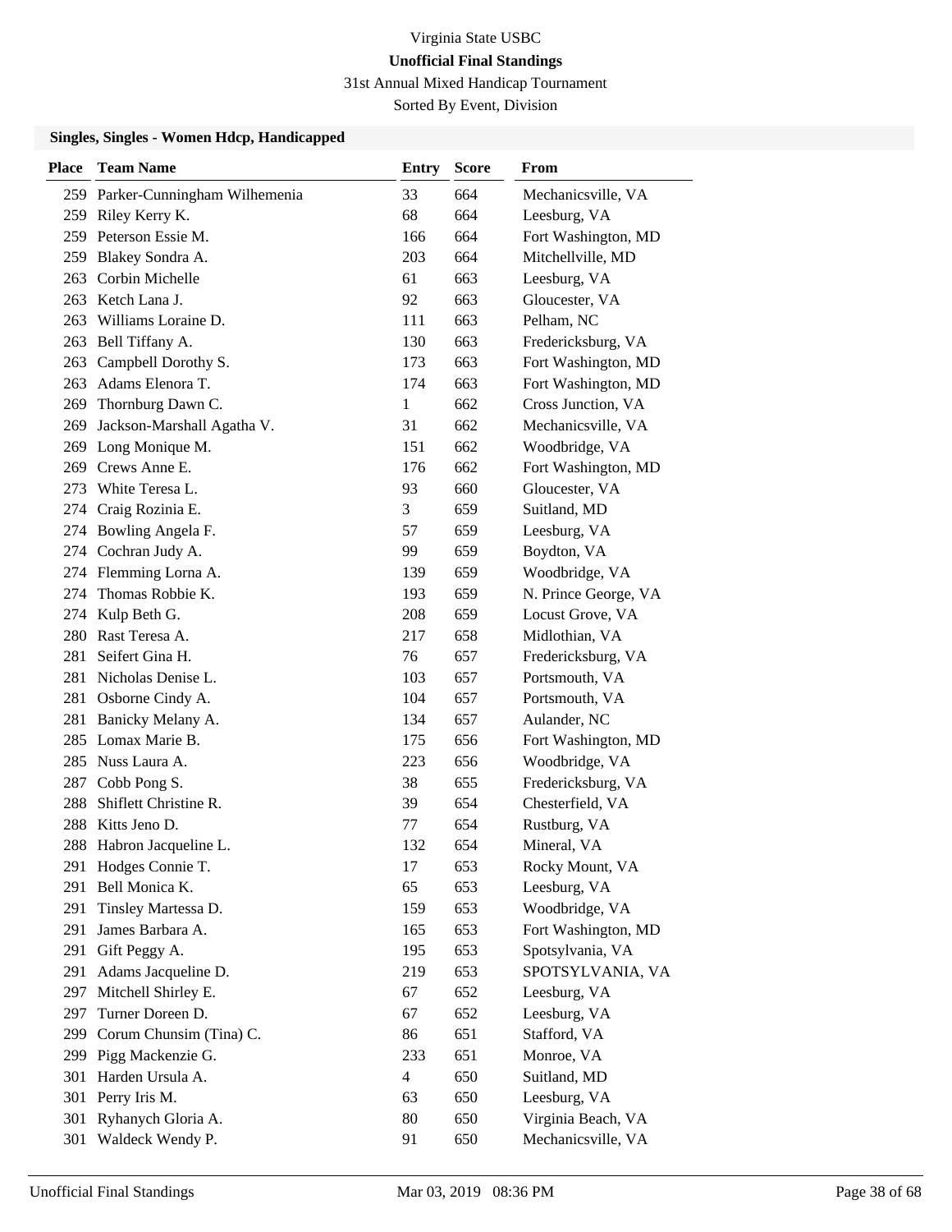Virginia State USBC

**Unofficial Final Standings**

31st Annual Mixed Handicap Tournament

Sorted By Event, Division

### Singles, Singles - Women Hdcp, Handicapped

| Place | Team Name | Entry | Score | From |
|---|---|---|---|---|
| 259 | Parker-Cunningham Wilhemenia | 33 | 664 | Mechanicsville, VA |
| 259 | Riley Kerry K. | 68 | 664 | Leesburg, VA |
| 259 | Peterson Essie M. | 166 | 664 | Fort Washington, MD |
| 259 | Blakey Sondra A. | 203 | 664 | Mitchellville, MD |
| 263 | Corbin Michelle | 61 | 663 | Leesburg, VA |
| 263 | Ketch Lana J. | 92 | 663 | Gloucester, VA |
| 263 | Williams Loraine D. | 111 | 663 | Pelham, NC |
| 263 | Bell Tiffany A. | 130 | 663 | Fredericksburg, VA |
| 263 | Campbell Dorothy S. | 173 | 663 | Fort Washington, MD |
| 263 | Adams Elenora T. | 174 | 663 | Fort Washington, MD |
| 269 | Thornburg Dawn C. | 1 | 662 | Cross Junction, VA |
| 269 | Jackson-Marshall Agatha V. | 31 | 662 | Mechanicsville, VA |
| 269 | Long Monique M. | 151 | 662 | Woodbridge, VA |
| 269 | Crews Anne E. | 176 | 662 | Fort Washington, MD |
| 273 | White Teresa L. | 93 | 660 | Gloucester, VA |
| 274 | Craig Rozinia E. | 3 | 659 | Suitland, MD |
| 274 | Bowling Angela F. | 57 | 659 | Leesburg, VA |
| 274 | Cochran Judy A. | 99 | 659 | Boydton, VA |
| 274 | Flemming Lorna A. | 139 | 659 | Woodbridge, VA |
| 274 | Thomas Robbie K. | 193 | 659 | N. Prince George, VA |
| 274 | Kulp Beth G. | 208 | 659 | Locust Grove, VA |
| 280 | Rast Teresa A. | 217 | 658 | Midlothian, VA |
| 281 | Seifert Gina H. | 76 | 657 | Fredericksburg, VA |
| 281 | Nicholas Denise L. | 103 | 657 | Portsmouth, VA |
| 281 | Osborne Cindy A. | 104 | 657 | Portsmouth, VA |
| 281 | Banicky Melany A. | 134 | 657 | Aulander, NC |
| 285 | Lomax Marie B. | 175 | 656 | Fort Washington, MD |
| 285 | Nuss Laura A. | 223 | 656 | Woodbridge, VA |
| 287 | Cobb Pong S. | 38 | 655 | Fredericksburg, VA |
| 288 | Shiflett Christine R. | 39 | 654 | Chesterfield, VA |
| 288 | Kitts Jeno D. | 77 | 654 | Rustburg, VA |
| 288 | Habron Jacqueline L. | 132 | 654 | Mineral, VA |
| 291 | Hodges Connie T. | 17 | 653 | Rocky Mount, VA |
| 291 | Bell Monica K. | 65 | 653 | Leesburg, VA |
| 291 | Tinsley Martessa D. | 159 | 653 | Woodbridge, VA |
| 291 | James Barbara A. | 165 | 653 | Fort Washington, MD |
| 291 | Gift Peggy A. | 195 | 653 | Spotsylvania, VA |
| 291 | Adams Jacqueline D. | 219 | 653 | SPOTSYLVANIA, VA |
| 297 | Mitchell Shirley E. | 67 | 652 | Leesburg, VA |
| 297 | Turner Doreen D. | 67 | 652 | Leesburg, VA |
| 299 | Corum Chunsim (Tina) C. | 86 | 651 | Stafford, VA |
| 299 | Pigg Mackenzie G. | 233 | 651 | Monroe, VA |
| 301 | Harden Ursula A. | 4 | 650 | Suitland, MD |
| 301 | Perry Iris M. | 63 | 650 | Leesburg, VA |
| 301 | Ryhanych Gloria A. | 80 | 650 | Virginia Beach, VA |
| 301 | Waldeck Wendy P. | 91 | 650 | Mechanicsville, VA |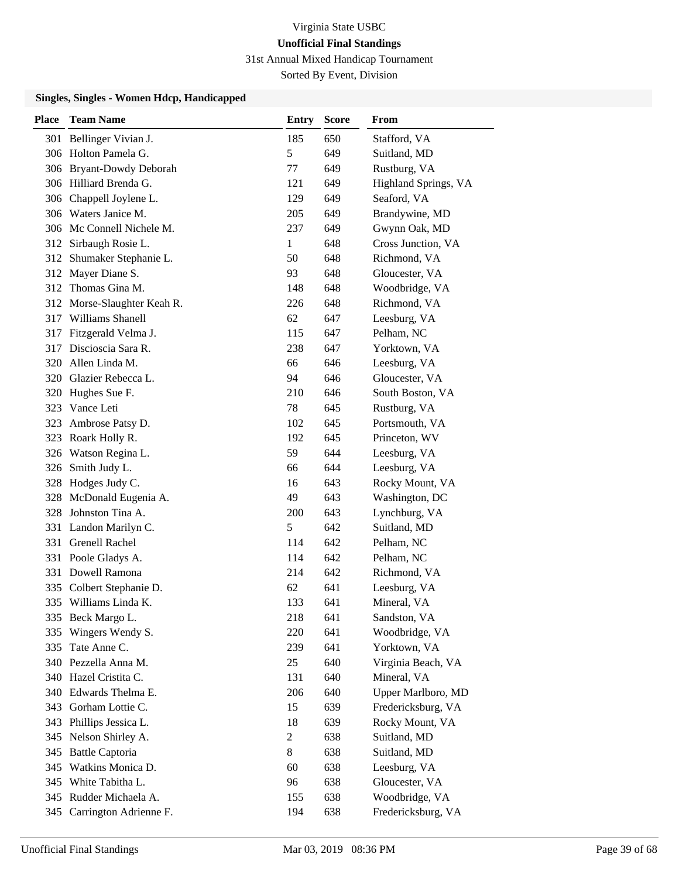Virginia State USBC

**Unofficial Final Standings**

31st Annual Mixed Handicap Tournament

Sorted By Event, Division

### Singles, Singles - Women Hdcp, Handicapped

| Place | Team Name | Entry | Score | From |
|---|---|---|---|---|
| 301 | Bellinger Vivian J. | 185 | 650 | Stafford, VA |
| 306 | Holton Pamela G. | 5 | 649 | Suitland, MD |
| 306 | Bryant-Dowdy Deborah | 77 | 649 | Rustburg, VA |
| 306 | Hilliard Brenda G. | 121 | 649 | Highland Springs, VA |
| 306 | Chappell Joylene L. | 129 | 649 | Seaford, VA |
| 306 | Waters Janice M. | 205 | 649 | Brandywine, MD |
| 306 | Mc Connell Nichele M. | 237 | 649 | Gwynn Oak, MD |
| 312 | Sirbaugh Rosie L. | 1 | 648 | Cross Junction, VA |
| 312 | Shumaker Stephanie L. | 50 | 648 | Richmond, VA |
| 312 | Mayer Diane S. | 93 | 648 | Gloucester, VA |
| 312 | Thomas Gina M. | 148 | 648 | Woodbridge, VA |
| 312 | Morse-Slaughter Keah R. | 226 | 648 | Richmond, VA |
| 317 | Williams Shanell | 62 | 647 | Leesburg, VA |
| 317 | Fitzgerald Velma J. | 115 | 647 | Pelham, NC |
| 317 | Discioscia Sara R. | 238 | 647 | Yorktown, VA |
| 320 | Allen Linda M. | 66 | 646 | Leesburg, VA |
| 320 | Glazier Rebecca L. | 94 | 646 | Gloucester, VA |
| 320 | Hughes Sue F. | 210 | 646 | South Boston, VA |
| 323 | Vance Leti | 78 | 645 | Rustburg, VA |
| 323 | Ambrose Patsy D. | 102 | 645 | Portsmouth, VA |
| 323 | Roark Holly R. | 192 | 645 | Princeton, WV |
| 326 | Watson Regina L. | 59 | 644 | Leesburg, VA |
| 326 | Smith Judy L. | 66 | 644 | Leesburg, VA |
| 328 | Hodges Judy C. | 16 | 643 | Rocky Mount, VA |
| 328 | McDonald Eugenia A. | 49 | 643 | Washington, DC |
| 328 | Johnston Tina A. | 200 | 643 | Lynchburg, VA |
| 331 | Landon Marilyn C. | 5 | 642 | Suitland, MD |
| 331 | Grenell Rachel | 114 | 642 | Pelham, NC |
| 331 | Poole Gladys A. | 114 | 642 | Pelham, NC |
| 331 | Dowell Ramona | 214 | 642 | Richmond, VA |
| 335 | Colbert Stephanie D. | 62 | 641 | Leesburg, VA |
| 335 | Williams Linda K. | 133 | 641 | Mineral, VA |
| 335 | Beck Margo L. | 218 | 641 | Sandston, VA |
| 335 | Wingers Wendy S. | 220 | 641 | Woodbridge, VA |
| 335 | Tate Anne C. | 239 | 641 | Yorktown, VA |
| 340 | Pezzella Anna M. | 25 | 640 | Virginia Beach, VA |
| 340 | Hazel Cristita C. | 131 | 640 | Mineral, VA |
| 340 | Edwards Thelma E. | 206 | 640 | Upper Marlboro, MD |
| 343 | Gorham Lottie C. | 15 | 639 | Fredericksburg, VA |
| 343 | Phillips Jessica L. | 18 | 639 | Rocky Mount, VA |
| 345 | Nelson Shirley A. | 2 | 638 | Suitland, MD |
| 345 | Battle Captoria | 8 | 638 | Suitland, MD |
| 345 | Watkins Monica D. | 60 | 638 | Leesburg, VA |
| 345 | White Tabitha L. | 96 | 638 | Gloucester, VA |
| 345 | Rudder Michaela A. | 155 | 638 | Woodbridge, VA |
| 345 | Carrington Adrienne F. | 194 | 638 | Fredericksburg, VA |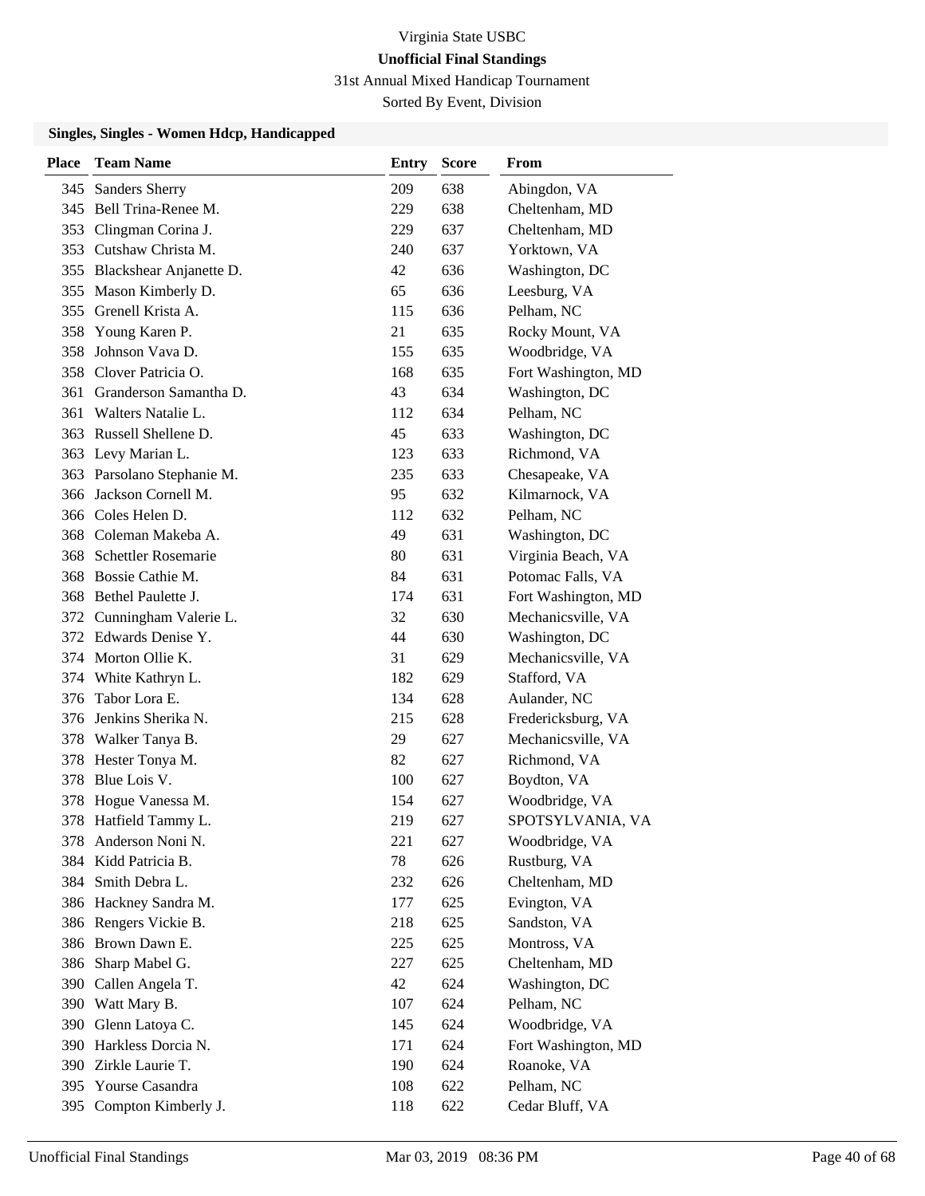Virginia State USBC

**Unofficial Final Standings**

31st Annual Mixed Handicap Tournament

Sorted By Event, Division

### Singles, Singles - Women Hdcp, Handicapped

| Place | Team Name | Entry | Score | From |
|---|---|---|---|---|
| 345 | Sanders Sherry | 209 | 638 | Abingdon, VA |
| 345 | Bell Trina-Renee M. | 229 | 638 | Cheltenham, MD |
| 353 | Clingman Corina J. | 229 | 637 | Cheltenham, MD |
| 353 | Cutshaw Christa M. | 240 | 637 | Yorktown, VA |
| 355 | Blackshear Anjanette D. | 42 | 636 | Washington, DC |
| 355 | Mason Kimberly D. | 65 | 636 | Leesburg, VA |
| 355 | Grenell Krista A. | 115 | 636 | Pelham, NC |
| 358 | Young Karen P. | 21 | 635 | Rocky Mount, VA |
| 358 | Johnson Vava D. | 155 | 635 | Woodbridge, VA |
| 358 | Clover Patricia O. | 168 | 635 | Fort Washington, MD |
| 361 | Granderson Samantha D. | 43 | 634 | Washington, DC |
| 361 | Walters Natalie L. | 112 | 634 | Pelham, NC |
| 363 | Russell Shellene D. | 45 | 633 | Washington, DC |
| 363 | Levy Marian L. | 123 | 633 | Richmond, VA |
| 363 | Parsolano Stephanie M. | 235 | 633 | Chesapeake, VA |
| 366 | Jackson Cornell M. | 95 | 632 | Kilmarnock, VA |
| 366 | Coles Helen D. | 112 | 632 | Pelham, NC |
| 368 | Coleman Makeba A. | 49 | 631 | Washington, DC |
| 368 | Schettler Rosemarie | 80 | 631 | Virginia Beach, VA |
| 368 | Bossie Cathie M. | 84 | 631 | Potomac Falls, VA |
| 368 | Bethel Paulette J. | 174 | 631 | Fort Washington, MD |
| 372 | Cunningham Valerie L. | 32 | 630 | Mechanicsville, VA |
| 372 | Edwards Denise Y. | 44 | 630 | Washington, DC |
| 374 | Morton Ollie K. | 31 | 629 | Mechanicsville, VA |
| 374 | White Kathryn L. | 182 | 629 | Stafford, VA |
| 376 | Tabor Lora E. | 134 | 628 | Aulander, NC |
| 376 | Jenkins Sherika N. | 215 | 628 | Fredericksburg, VA |
| 378 | Walker Tanya B. | 29 | 627 | Mechanicsville, VA |
| 378 | Hester Tonya M. | 82 | 627 | Richmond, VA |
| 378 | Blue Lois V. | 100 | 627 | Boydton, VA |
| 378 | Hogue Vanessa M. | 154 | 627 | Woodbridge, VA |
| 378 | Hatfield Tammy L. | 219 | 627 | SPOTSYLVANIA, VA |
| 378 | Anderson Noni N. | 221 | 627 | Woodbridge, VA |
| 384 | Kidd Patricia B. | 78 | 626 | Rustburg, VA |
| 384 | Smith Debra L. | 232 | 626 | Cheltenham, MD |
| 386 | Hackney Sandra M. | 177 | 625 | Evington, VA |
| 386 | Rengers Vickie B. | 218 | 625 | Sandston, VA |
| 386 | Brown Dawn E. | 225 | 625 | Montross, VA |
| 386 | Sharp Mabel G. | 227 | 625 | Cheltenham, MD |
| 390 | Callen Angela T. | 42 | 624 | Washington, DC |
| 390 | Watt Mary B. | 107 | 624 | Pelham, NC |
| 390 | Glenn Latoya C. | 145 | 624 | Woodbridge, VA |
| 390 | Harkless Dorcia N. | 171 | 624 | Fort Washington, MD |
| 390 | Zirkle Laurie T. | 190 | 624 | Roanoke, VA |
| 395 | Yourse Casandra | 108 | 622 | Pelham, NC |
| 395 | Compton Kimberly J. | 118 | 622 | Cedar Bluff, VA |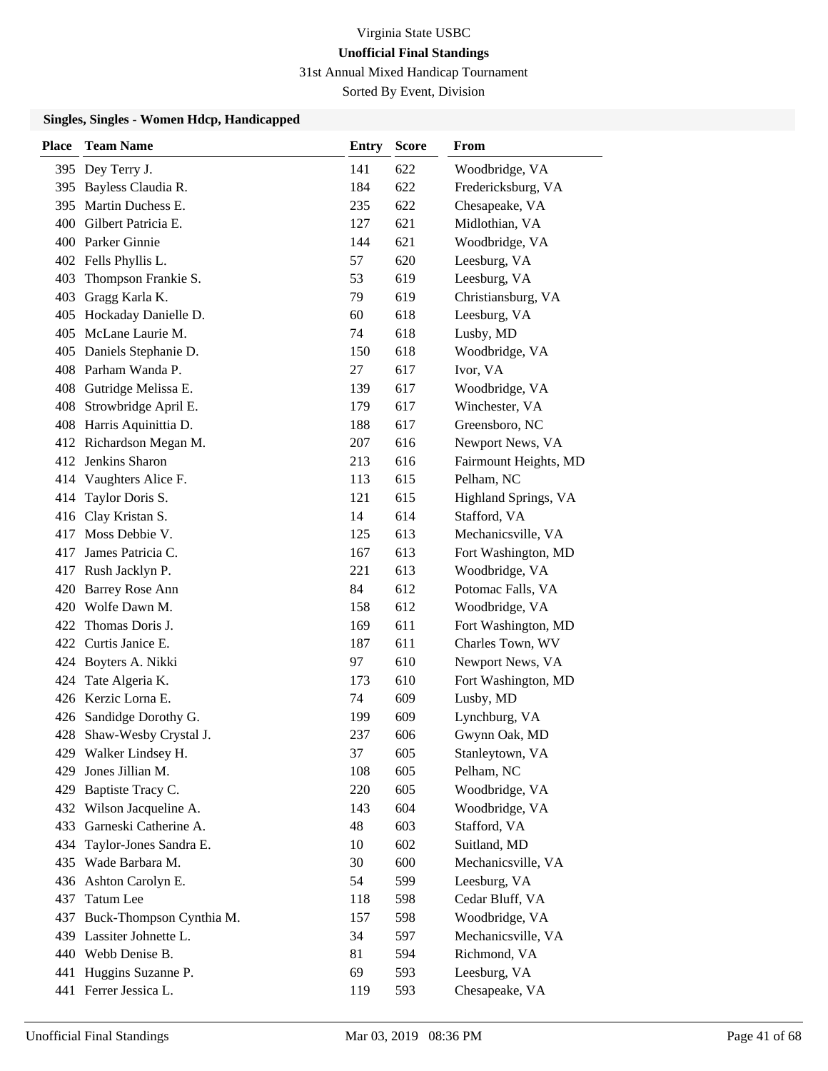Virginia State USBC

**Unofficial Final Standings**

31st Annual Mixed Handicap Tournament

Sorted By Event, Division

### Singles, Singles - Women Hdcp, Handicapped

| Place | Team Name | Entry | Score | From |
|---|---|---|---|---|
| 395 | Dey Terry J. | 141 | 622 | Woodbridge, VA |
| 395 | Bayless Claudia R. | 184 | 622 | Fredericksburg, VA |
| 395 | Martin Duchess E. | 235 | 622 | Chesapeake, VA |
| 400 | Gilbert Patricia E. | 127 | 621 | Midlothian, VA |
| 400 | Parker Ginnie | 144 | 621 | Woodbridge, VA |
| 402 | Fells Phyllis L. | 57 | 620 | Leesburg, VA |
| 403 | Thompson Frankie S. | 53 | 619 | Leesburg, VA |
| 403 | Gragg Karla K. | 79 | 619 | Christiansburg, VA |
| 405 | Hockaday Danielle D. | 60 | 618 | Leesburg, VA |
| 405 | McLane Laurie M. | 74 | 618 | Lusby, MD |
| 405 | Daniels Stephanie D. | 150 | 618 | Woodbridge, VA |
| 408 | Parham Wanda P. | 27 | 617 | Ivor, VA |
| 408 | Gutridge Melissa E. | 139 | 617 | Woodbridge, VA |
| 408 | Strowbridge April E. | 179 | 617 | Winchester, VA |
| 408 | Harris Aquinittia D. | 188 | 617 | Greensboro, NC |
| 412 | Richardson Megan M. | 207 | 616 | Newport News, VA |
| 412 | Jenkins Sharon | 213 | 616 | Fairmount Heights, MD |
| 414 | Vaughters Alice F. | 113 | 615 | Pelham, NC |
| 414 | Taylor Doris S. | 121 | 615 | Highland Springs, VA |
| 416 | Clay Kristan S. | 14 | 614 | Stafford, VA |
| 417 | Moss Debbie V. | 125 | 613 | Mechanicsville, VA |
| 417 | James Patricia C. | 167 | 613 | Fort Washington, MD |
| 417 | Rush Jacklyn P. | 221 | 613 | Woodbridge, VA |
| 420 | Barrey Rose Ann | 84 | 612 | Potomac Falls, VA |
| 420 | Wolfe Dawn M. | 158 | 612 | Woodbridge, VA |
| 422 | Thomas Doris J. | 169 | 611 | Fort Washington, MD |
| 422 | Curtis Janice E. | 187 | 611 | Charles Town, WV |
| 424 | Boyters A. Nikki | 97 | 610 | Newport News, VA |
| 424 | Tate Algeria K. | 173 | 610 | Fort Washington, MD |
| 426 | Kerzic Lorna E. | 74 | 609 | Lusby, MD |
| 426 | Sandidge Dorothy G. | 199 | 609 | Lynchburg, VA |
| 428 | Shaw-Wesby Crystal J. | 237 | 606 | Gwynn Oak, MD |
| 429 | Walker Lindsey H. | 37 | 605 | Stanleytown, VA |
| 429 | Jones Jillian M. | 108 | 605 | Pelham, NC |
| 429 | Baptiste Tracy C. | 220 | 605 | Woodbridge, VA |
| 432 | Wilson Jacqueline A. | 143 | 604 | Woodbridge, VA |
| 433 | Garneski Catherine A. | 48 | 603 | Stafford, VA |
| 434 | Taylor-Jones Sandra E. | 10 | 602 | Suitland, MD |
| 435 | Wade Barbara M. | 30 | 600 | Mechanicsville, VA |
| 436 | Ashton Carolyn E. | 54 | 599 | Leesburg, VA |
| 437 | Tatum Lee | 118 | 598 | Cedar Bluff, VA |
| 437 | Buck-Thompson Cynthia M. | 157 | 598 | Woodbridge, VA |
| 439 | Lassiter Johnette L. | 34 | 597 | Mechanicsville, VA |
| 440 | Webb Denise B. | 81 | 594 | Richmond, VA |
| 441 | Huggins Suzanne P. | 69 | 593 | Leesburg, VA |
| 441 | Ferrer Jessica L. | 119 | 593 | Chesapeake, VA |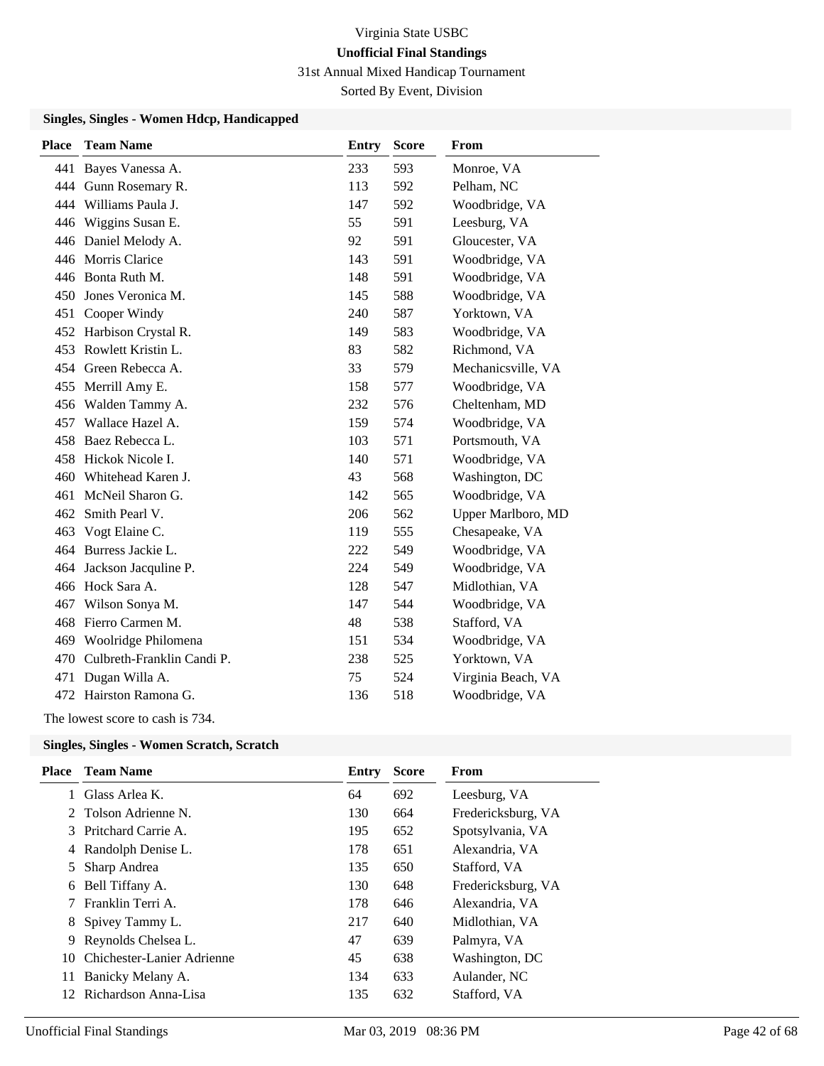Virginia State USBC

**Unofficial Final Standings**

31st Annual Mixed Handicap Tournament

Sorted By Event, Division

### Singles, Singles - Women Hdcp, Handicapped

| Place | Team Name | Entry | Score | From |
|---|---|---|---|---|
| 441 | Bayes Vanessa A. | 233 | 593 | Monroe, VA |
| 444 | Gunn Rosemary R. | 113 | 592 | Pelham, NC |
| 444 | Williams Paula J. | 147 | 592 | Woodbridge, VA |
| 446 | Wiggins Susan E. | 55 | 591 | Leesburg, VA |
| 446 | Daniel Melody A. | 92 | 591 | Gloucester, VA |
| 446 | Morris Clarice | 143 | 591 | Woodbridge, VA |
| 446 | Bonta Ruth M. | 148 | 591 | Woodbridge, VA |
| 450 | Jones Veronica M. | 145 | 588 | Woodbridge, VA |
| 451 | Cooper Windy | 240 | 587 | Yorktown, VA |
| 452 | Harbison Crystal R. | 149 | 583 | Woodbridge, VA |
| 453 | Rowlett Kristin L. | 83 | 582 | Richmond, VA |
| 454 | Green Rebecca A. | 33 | 579 | Mechanicsville, VA |
| 455 | Merrill Amy E. | 158 | 577 | Woodbridge, VA |
| 456 | Walden Tammy A. | 232 | 576 | Cheltenham, MD |
| 457 | Wallace Hazel A. | 159 | 574 | Woodbridge, VA |
| 458 | Baez Rebecca L. | 103 | 571 | Portsmouth, VA |
| 458 | Hickok Nicole I. | 140 | 571 | Woodbridge, VA |
| 460 | Whitehead Karen J. | 43 | 568 | Washington, DC |
| 461 | McNeil Sharon G. | 142 | 565 | Woodbridge, VA |
| 462 | Smith Pearl V. | 206 | 562 | Upper Marlboro, MD |
| 463 | Vogt Elaine C. | 119 | 555 | Chesapeake, VA |
| 464 | Burress Jackie L. | 222 | 549 | Woodbridge, VA |
| 464 | Jackson Jacquline P. | 224 | 549 | Woodbridge, VA |
| 466 | Hock Sara A. | 128 | 547 | Midlothian, VA |
| 467 | Wilson Sonya M. | 147 | 544 | Woodbridge, VA |
| 468 | Fierro Carmen M. | 48 | 538 | Stafford, VA |
| 469 | Woolridge Philomena | 151 | 534 | Woodbridge, VA |
| 470 | Culbreth-Franklin Candi P. | 238 | 525 | Yorktown, VA |
| 471 | Dugan Willa A. | 75 | 524 | Virginia Beach, VA |
| 472 | Hairston Ramona G. | 136 | 518 | Woodbridge, VA |

The lowest score to cash is 734.

### Singles, Singles - Women Scratch, Scratch

| Place | Team Name | Entry | Score | From |
|---|---|---|---|---|
| 1 | Glass Arlea K. | 64 | 692 | Leesburg, VA |
| 2 | Tolson Adrienne N. | 130 | 664 | Fredericksburg, VA |
| 3 | Pritchard Carrie A. | 195 | 652 | Spotsylvania, VA |
| 4 | Randolph Denise L. | 178 | 651 | Alexandria, VA |
| 5 | Sharp Andrea | 135 | 650 | Stafford, VA |
| 6 | Bell Tiffany A. | 130 | 648 | Fredericksburg, VA |
| 7 | Franklin Terri A. | 178 | 646 | Alexandria, VA |
| 8 | Spivey Tammy L. | 217 | 640 | Midlothian, VA |
| 9 | Reynolds Chelsea L. | 47 | 639 | Palmyra, VA |
| 10 | Chichester-Lanier Adrienne | 45 | 638 | Washington, DC |
| 11 | Banicky Melany A. | 134 | 633 | Aulander, NC |
| 12 | Richardson Anna-Lisa | 135 | 632 | Stafford, VA |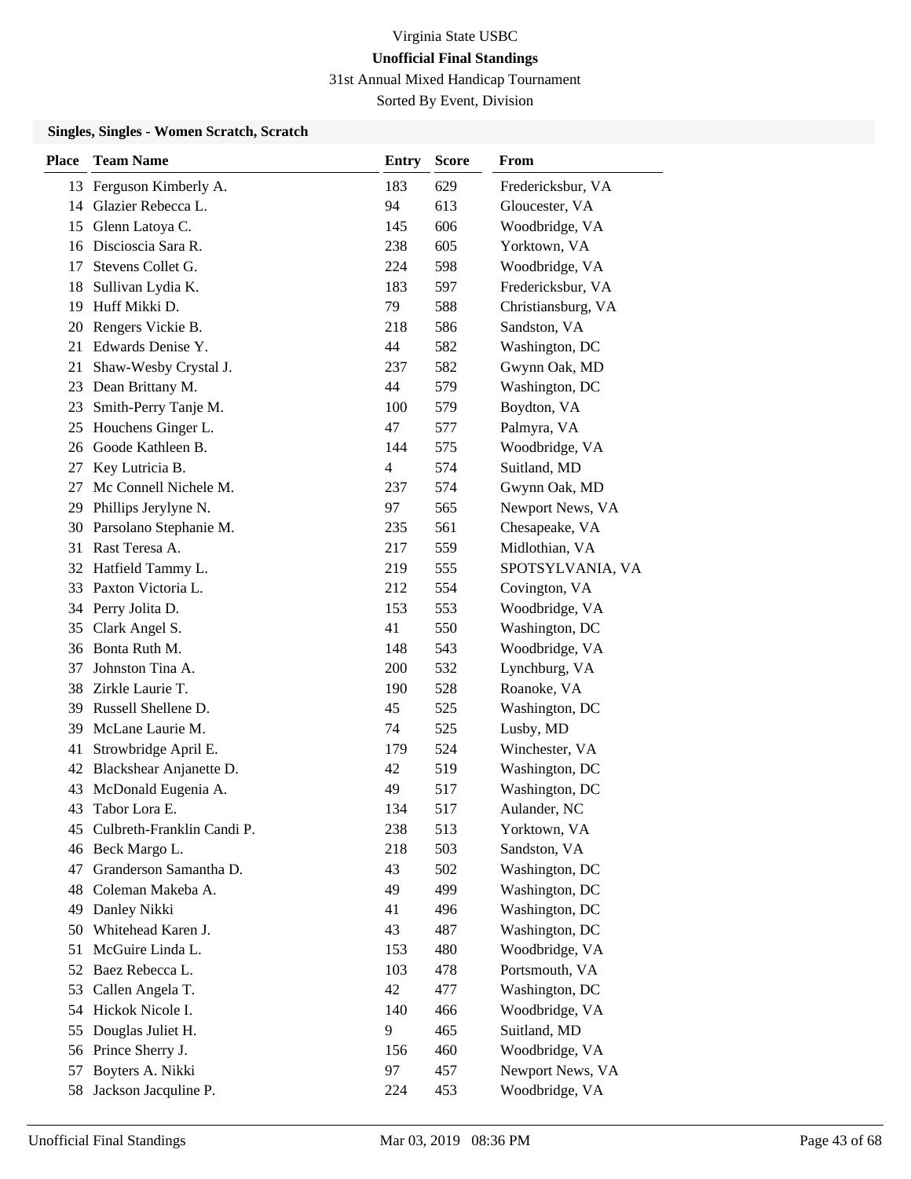Virginia State USBC

**Unofficial Final Standings**

31st Annual Mixed Handicap Tournament

Sorted By Event, Division

### Singles, Singles - Women Scratch, Scratch

| Place | Team Name | Entry | Score | From |
|---|---|---|---|---|
| 13 | Ferguson Kimberly A. | 183 | 629 | Fredericksbur, VA |
| 14 | Glazier Rebecca L. | 94 | 613 | Gloucester, VA |
| 15 | Glenn Latoya C. | 145 | 606 | Woodbridge, VA |
| 16 | Discioscia Sara R. | 238 | 605 | Yorktown, VA |
| 17 | Stevens Collet G. | 224 | 598 | Woodbridge, VA |
| 18 | Sullivan Lydia K. | 183 | 597 | Fredericksbur, VA |
| 19 | Huff Mikki D. | 79 | 588 | Christiansburg, VA |
| 20 | Rengers Vickie B. | 218 | 586 | Sandston, VA |
| 21 | Edwards Denise Y. | 44 | 582 | Washington, DC |
| 21 | Shaw-Wesby Crystal J. | 237 | 582 | Gwynn Oak, MD |
| 23 | Dean Brittany M. | 44 | 579 | Washington, DC |
| 23 | Smith-Perry Tanje M. | 100 | 579 | Boydton, VA |
| 25 | Houchens Ginger L. | 47 | 577 | Palmyra, VA |
| 26 | Goode Kathleen B. | 144 | 575 | Woodbridge, VA |
| 27 | Key Lutricia B. | 4 | 574 | Suitland, MD |
| 27 | Mc Connell Nichele M. | 237 | 574 | Gwynn Oak, MD |
| 29 | Phillips Jerylyne N. | 97 | 565 | Newport News, VA |
| 30 | Parsolano Stephanie M. | 235 | 561 | Chesapeake, VA |
| 31 | Rast Teresa A. | 217 | 559 | Midlothian, VA |
| 32 | Hatfield Tammy L. | 219 | 555 | SPOTSYLVANIA, VA |
| 33 | Paxton Victoria L. | 212 | 554 | Covington, VA |
| 34 | Perry Jolita D. | 153 | 553 | Woodbridge, VA |
| 35 | Clark Angel S. | 41 | 550 | Washington, DC |
| 36 | Bonta Ruth M. | 148 | 543 | Woodbridge, VA |
| 37 | Johnston Tina A. | 200 | 532 | Lynchburg, VA |
| 38 | Zirkle Laurie T. | 190 | 528 | Roanoke, VA |
| 39 | Russell Shellene D. | 45 | 525 | Washington, DC |
| 39 | McLane Laurie M. | 74 | 525 | Lusby, MD |
| 41 | Strowbridge April E. | 179 | 524 | Winchester, VA |
| 42 | Blackshear Anjanette D. | 42 | 519 | Washington, DC |
| 43 | McDonald Eugenia A. | 49 | 517 | Washington, DC |
| 43 | Tabor Lora E. | 134 | 517 | Aulander, NC |
| 45 | Culbreth-Franklin Candi P. | 238 | 513 | Yorktown, VA |
| 46 | Beck Margo L. | 218 | 503 | Sandston, VA |
| 47 | Granderson Samantha D. | 43 | 502 | Washington, DC |
| 48 | Coleman Makeba A. | 49 | 499 | Washington, DC |
| 49 | Danley Nikki | 41 | 496 | Washington, DC |
| 50 | Whitehead Karen J. | 43 | 487 | Washington, DC |
| 51 | McGuire Linda L. | 153 | 480 | Woodbridge, VA |
| 52 | Baez Rebecca L. | 103 | 478 | Portsmouth, VA |
| 53 | Callen Angela T. | 42 | 477 | Washington, DC |
| 54 | Hickok Nicole I. | 140 | 466 | Woodbridge, VA |
| 55 | Douglas Juliet H. | 9 | 465 | Suitland, MD |
| 56 | Prince Sherry J. | 156 | 460 | Woodbridge, VA |
| 57 | Boyters A. Nikki | 97 | 457 | Newport News, VA |
| 58 | Jackson Jacquline P. | 224 | 453 | Woodbridge, VA |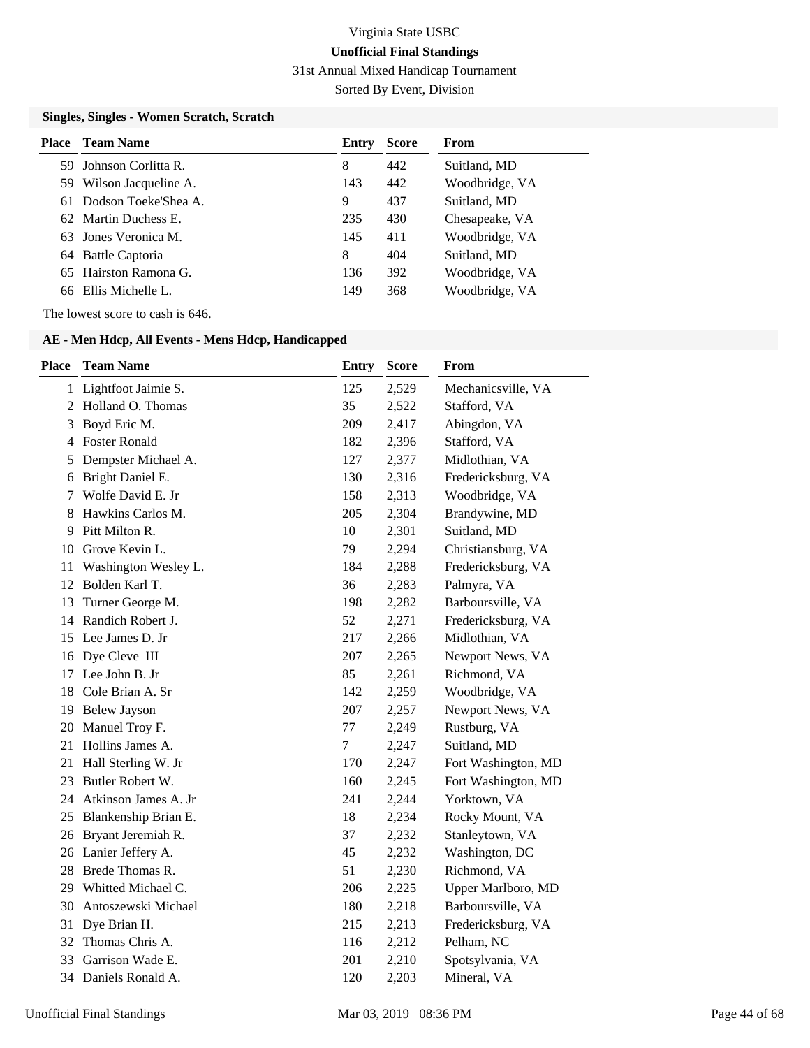Virginia State USBC

**Unofficial Final Standings**

31st Annual Mixed Handicap Tournament

Sorted By Event, Division

### Singles, Singles - Women Scratch, Scratch

| Place | Team Name | Entry | Score | From |
|---|---|---|---|---|
| 59 | Johnson Corlitta R. | 8 | 442 | Suitland, MD |
| 59 | Wilson Jacqueline A. | 143 | 442 | Woodbridge, VA |
| 61 | Dodson Toeke'Shea A. | 9 | 437 | Suitland, MD |
| 62 | Martin Duchess E. | 235 | 430 | Chesapeake, VA |
| 63 | Jones Veronica M. | 145 | 411 | Woodbridge, VA |
| 64 | Battle Captoria | 8 | 404 | Suitland, MD |
| 65 | Hairston Ramona G. | 136 | 392 | Woodbridge, VA |
| 66 | Ellis Michelle L. | 149 | 368 | Woodbridge, VA |

The lowest score to cash is 646.

### AE - Men Hdcp, All Events - Mens Hdcp, Handicapped

| Place | Team Name | Entry | Score | From |
|---|---|---|---|---|
| 1 | Lightfoot Jaimie S. | 125 | 2,529 | Mechanicsville, VA |
| 2 | Holland O. Thomas | 35 | 2,522 | Stafford, VA |
| 3 | Boyd Eric M. | 209 | 2,417 | Abingdon, VA |
| 4 | Foster Ronald | 182 | 2,396 | Stafford, VA |
| 5 | Dempster Michael A. | 127 | 2,377 | Midlothian, VA |
| 6 | Bright Daniel E. | 130 | 2,316 | Fredericksburg, VA |
| 7 | Wolfe David E. Jr | 158 | 2,313 | Woodbridge, VA |
| 8 | Hawkins Carlos M. | 205 | 2,304 | Brandywine, MD |
| 9 | Pitt Milton R. | 10 | 2,301 | Suitland, MD |
| 10 | Grove Kevin L. | 79 | 2,294 | Christiansburg, VA |
| 11 | Washington Wesley L. | 184 | 2,288 | Fredericksburg, VA |
| 12 | Bolden Karl T. | 36 | 2,283 | Palmyra, VA |
| 13 | Turner George M. | 198 | 2,282 | Barboursville, VA |
| 14 | Randich Robert J. | 52 | 2,271 | Fredericksburg, VA |
| 15 | Lee James D. Jr | 217 | 2,266 | Midlothian, VA |
| 16 | Dye Cleve III | 207 | 2,265 | Newport News, VA |
| 17 | Lee John B. Jr | 85 | 2,261 | Richmond, VA |
| 18 | Cole Brian A. Sr | 142 | 2,259 | Woodbridge, VA |
| 19 | Belew Jayson | 207 | 2,257 | Newport News, VA |
| 20 | Manuel Troy F. | 77 | 2,249 | Rustburg, VA |
| 21 | Hollins James A. | 7 | 2,247 | Suitland, MD |
| 21 | Hall Sterling W. Jr | 170 | 2,247 | Fort Washington, MD |
| 23 | Butler Robert W. | 160 | 2,245 | Fort Washington, MD |
| 24 | Atkinson James A. Jr | 241 | 2,244 | Yorktown, VA |
| 25 | Blankenship Brian E. | 18 | 2,234 | Rocky Mount, VA |
| 26 | Bryant Jeremiah R. | 37 | 2,232 | Stanleytown, VA |
| 26 | Lanier Jeffery A. | 45 | 2,232 | Washington, DC |
| 28 | Brede Thomas R. | 51 | 2,230 | Richmond, VA |
| 29 | Whitted Michael C. | 206 | 2,225 | Upper Marlboro, MD |
| 30 | Antoszewski Michael | 180 | 2,218 | Barboursville, VA |
| 31 | Dye Brian H. | 215 | 2,213 | Fredericksburg, VA |
| 32 | Thomas Chris A. | 116 | 2,212 | Pelham, NC |
| 33 | Garrison Wade E. | 201 | 2,210 | Spotsylvania, VA |
| 34 | Daniels Ronald A. | 120 | 2,203 | Mineral, VA |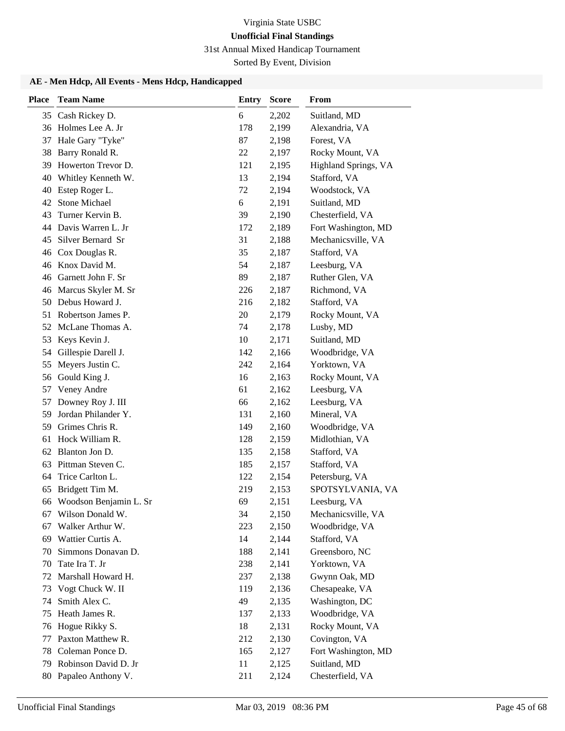Virginia State USBC

**Unofficial Final Standings**

31st Annual Mixed Handicap Tournament

Sorted By Event, Division

### AE - Men Hdcp, All Events - Mens Hdcp, Handicapped

| Place | Team Name | Entry | Score | From |
|---|---|---|---|---|
| 35 | Cash Rickey D. | 6 | 2,202 | Suitland, MD |
| 36 | Holmes Lee A. Jr | 178 | 2,199 | Alexandria, VA |
| 37 | Hale Gary "Tyke" | 87 | 2,198 | Forest, VA |
| 38 | Barry Ronald R. | 22 | 2,197 | Rocky Mount, VA |
| 39 | Howerton Trevor D. | 121 | 2,195 | Highland Springs, VA |
| 40 | Whitley Kenneth W. | 13 | 2,194 | Stafford, VA |
| 40 | Estep Roger L. | 72 | 2,194 | Woodstock, VA |
| 42 | Stone Michael | 6 | 2,191 | Suitland, MD |
| 43 | Turner Kervin B. | 39 | 2,190 | Chesterfield, VA |
| 44 | Davis Warren L. Jr | 172 | 2,189 | Fort Washington, MD |
| 45 | Silver Bernard Sr | 31 | 2,188 | Mechanicsville, VA |
| 46 | Cox Douglas R. | 35 | 2,187 | Stafford, VA |
| 46 | Knox David M. | 54 | 2,187 | Leesburg, VA |
| 46 | Garnett John F. Sr | 89 | 2,187 | Ruther Glen, VA |
| 46 | Marcus Skyler M. Sr | 226 | 2,187 | Richmond, VA |
| 50 | Debus Howard J. | 216 | 2,182 | Stafford, VA |
| 51 | Robertson James P. | 20 | 2,179 | Rocky Mount, VA |
| 52 | McLane Thomas A. | 74 | 2,178 | Lusby, MD |
| 53 | Keys Kevin J. | 10 | 2,171 | Suitland, MD |
| 54 | Gillespie Darell J. | 142 | 2,166 | Woodbridge, VA |
| 55 | Meyers Justin C. | 242 | 2,164 | Yorktown, VA |
| 56 | Gould King J. | 16 | 2,163 | Rocky Mount, VA |
| 57 | Veney Andre | 61 | 2,162 | Leesburg, VA |
| 57 | Downey Roy J. III | 66 | 2,162 | Leesburg, VA |
| 59 | Jordan Philander Y. | 131 | 2,160 | Mineral, VA |
| 59 | Grimes Chris R. | 149 | 2,160 | Woodbridge, VA |
| 61 | Hock William R. | 128 | 2,159 | Midlothian, VA |
| 62 | Blanton Jon D. | 135 | 2,158 | Stafford, VA |
| 63 | Pittman Steven C. | 185 | 2,157 | Stafford, VA |
| 64 | Trice Carlton L. | 122 | 2,154 | Petersburg, VA |
| 65 | Bridgett Tim M. | 219 | 2,153 | SPOTSYLVANIA, VA |
| 66 | Woodson Benjamin L. Sr | 69 | 2,151 | Leesburg, VA |
| 67 | Wilson Donald W. | 34 | 2,150 | Mechanicsville, VA |
| 67 | Walker Arthur W. | 223 | 2,150 | Woodbridge, VA |
| 69 | Wattier Curtis A. | 14 | 2,144 | Stafford, VA |
| 70 | Simmons Donavan D. | 188 | 2,141 | Greensboro, NC |
| 70 | Tate Ira T. Jr | 238 | 2,141 | Yorktown, VA |
| 72 | Marshall Howard H. | 237 | 2,138 | Gwynn Oak, MD |
| 73 | Vogt Chuck W. II | 119 | 2,136 | Chesapeake, VA |
| 74 | Smith Alex C. | 49 | 2,135 | Washington, DC |
| 75 | Heath James R. | 137 | 2,133 | Woodbridge, VA |
| 76 | Hogue Rikky S. | 18 | 2,131 | Rocky Mount, VA |
| 77 | Paxton Matthew R. | 212 | 2,130 | Covington, VA |
| 78 | Coleman Ponce D. | 165 | 2,127 | Fort Washington, MD |
| 79 | Robinson David D. Jr | 11 | 2,125 | Suitland, MD |
| 80 | Papaleo Anthony V. | 211 | 2,124 | Chesterfield, VA |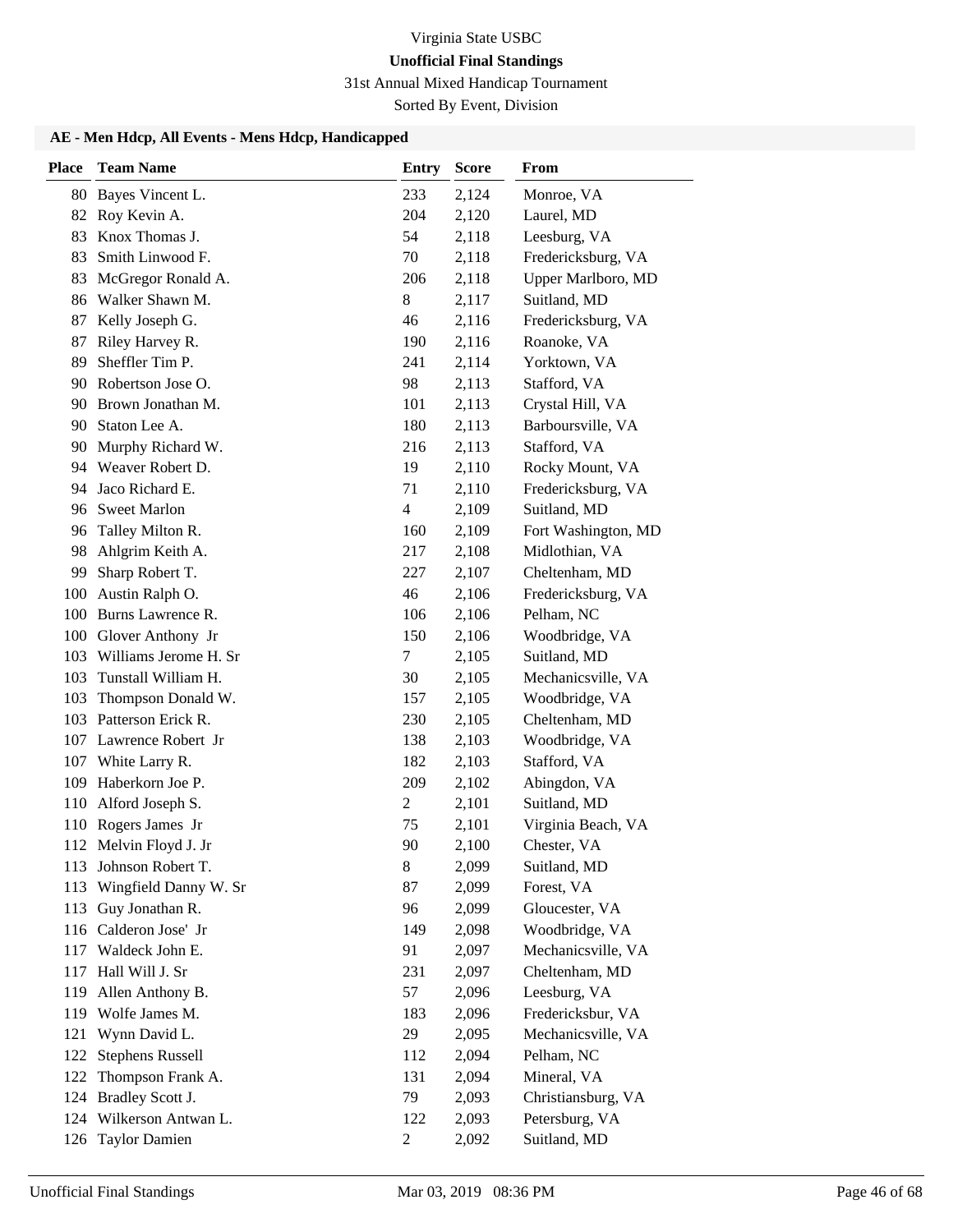Virginia State USBC

**Unofficial Final Standings**

31st Annual Mixed Handicap Tournament

Sorted By Event, Division

### AE - Men Hdcp, All Events - Mens Hdcp, Handicapped

| Place | Team Name | Entry | Score | From |
|---|---|---|---|---|
| 80 | Bayes Vincent L. | 233 | 2,124 | Monroe, VA |
| 82 | Roy Kevin A. | 204 | 2,120 | Laurel, MD |
| 83 | Knox Thomas J. | 54 | 2,118 | Leesburg, VA |
| 83 | Smith Linwood F. | 70 | 2,118 | Fredericksburg, VA |
| 83 | McGregor Ronald A. | 206 | 2,118 | Upper Marlboro, MD |
| 86 | Walker Shawn M. | 8 | 2,117 | Suitland, MD |
| 87 | Kelly Joseph G. | 46 | 2,116 | Fredericksburg, VA |
| 87 | Riley Harvey R. | 190 | 2,116 | Roanoke, VA |
| 89 | Sheffler Tim P. | 241 | 2,114 | Yorktown, VA |
| 90 | Robertson Jose O. | 98 | 2,113 | Stafford, VA |
| 90 | Brown Jonathan M. | 101 | 2,113 | Crystal Hill, VA |
| 90 | Staton Lee A. | 180 | 2,113 | Barboursville, VA |
| 90 | Murphy Richard W. | 216 | 2,113 | Stafford, VA |
| 94 | Weaver Robert D. | 19 | 2,110 | Rocky Mount, VA |
| 94 | Jaco Richard E. | 71 | 2,110 | Fredericksburg, VA |
| 96 | Sweet Marlon | 4 | 2,109 | Suitland, MD |
| 96 | Talley Milton R. | 160 | 2,109 | Fort Washington, MD |
| 98 | Ahlgrim Keith A. | 217 | 2,108 | Midlothian, VA |
| 99 | Sharp Robert T. | 227 | 2,107 | Cheltenham, MD |
| 100 | Austin Ralph O. | 46 | 2,106 | Fredericksburg, VA |
| 100 | Burns Lawrence R. | 106 | 2,106 | Pelham, NC |
| 100 | Glover Anthony Jr | 150 | 2,106 | Woodbridge, VA |
| 103 | Williams Jerome H. Sr | 7 | 2,105 | Suitland, MD |
| 103 | Tunstall William H. | 30 | 2,105 | Mechanicsville, VA |
| 103 | Thompson Donald W. | 157 | 2,105 | Woodbridge, VA |
| 103 | Patterson Erick R. | 230 | 2,105 | Cheltenham, MD |
| 107 | Lawrence Robert Jr | 138 | 2,103 | Woodbridge, VA |
| 107 | White Larry R. | 182 | 2,103 | Stafford, VA |
| 109 | Haberkorn Joe P. | 209 | 2,102 | Abingdon, VA |
| 110 | Alford Joseph S. | 2 | 2,101 | Suitland, MD |
| 110 | Rogers James Jr | 75 | 2,101 | Virginia Beach, VA |
| 112 | Melvin Floyd J. Jr | 90 | 2,100 | Chester, VA |
| 113 | Johnson Robert T. | 8 | 2,099 | Suitland, MD |
| 113 | Wingfield Danny W. Sr | 87 | 2,099 | Forest, VA |
| 113 | Guy Jonathan R. | 96 | 2,099 | Gloucester, VA |
| 116 | Calderon Jose' Jr | 149 | 2,098 | Woodbridge, VA |
| 117 | Waldeck John E. | 91 | 2,097 | Mechanicsville, VA |
| 117 | Hall Will J. Sr | 231 | 2,097 | Cheltenham, MD |
| 119 | Allen Anthony B. | 57 | 2,096 | Leesburg, VA |
| 119 | Wolfe James M. | 183 | 2,096 | Fredericksbur, VA |
| 121 | Wynn David L. | 29 | 2,095 | Mechanicsville, VA |
| 122 | Stephens Russell | 112 | 2,094 | Pelham, NC |
| 122 | Thompson Frank A. | 131 | 2,094 | Mineral, VA |
| 124 | Bradley Scott J. | 79 | 2,093 | Christiansburg, VA |
| 124 | Wilkerson Antwan L. | 122 | 2,093 | Petersburg, VA |
| 126 | Taylor Damien | 2 | 2,092 | Suitland, MD |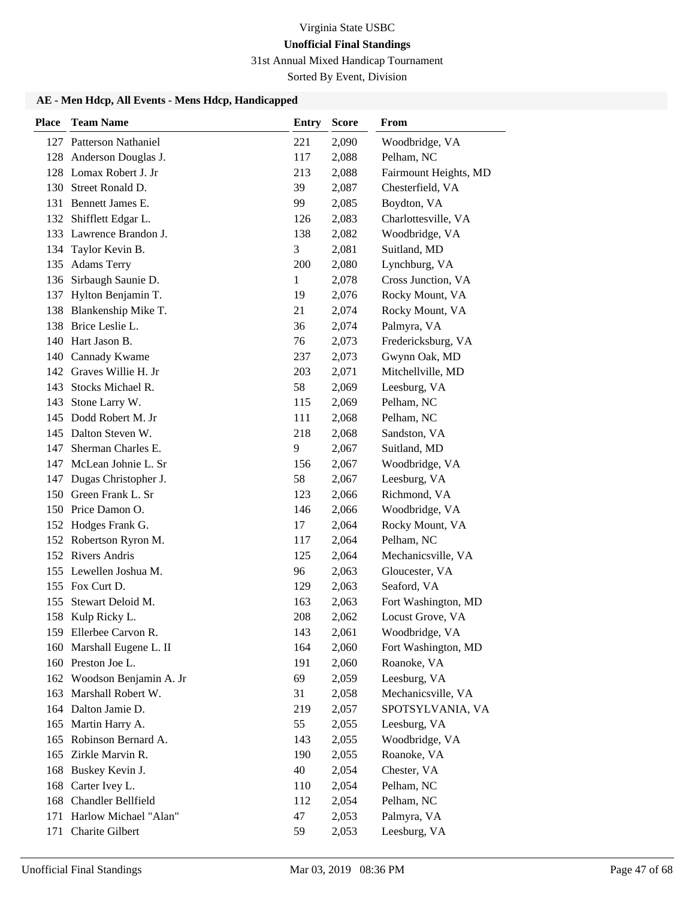Virginia State USBC

**Unofficial Final Standings**

31st Annual Mixed Handicap Tournament

Sorted By Event, Division

### AE - Men Hdcp, All Events - Mens Hdcp, Handicapped

| Place | Team Name | Entry | Score | From |
|---|---|---|---|---|
| 127 | Patterson Nathaniel | 221 | 2,090 | Woodbridge, VA |
| 128 | Anderson Douglas J. | 117 | 2,088 | Pelham, NC |
| 128 | Lomax Robert J. Jr | 213 | 2,088 | Fairmount Heights, MD |
| 130 | Street Ronald D. | 39 | 2,087 | Chesterfield, VA |
| 131 | Bennett James E. | 99 | 2,085 | Boydton, VA |
| 132 | Shifflett Edgar L. | 126 | 2,083 | Charlottesville, VA |
| 133 | Lawrence Brandon J. | 138 | 2,082 | Woodbridge, VA |
| 134 | Taylor Kevin B. | 3 | 2,081 | Suitland, MD |
| 135 | Adams Terry | 200 | 2,080 | Lynchburg, VA |
| 136 | Sirbaugh Saunie D. | 1 | 2,078 | Cross Junction, VA |
| 137 | Hylton Benjamin T. | 19 | 2,076 | Rocky Mount, VA |
| 138 | Blankenship Mike T. | 21 | 2,074 | Rocky Mount, VA |
| 138 | Brice Leslie L. | 36 | 2,074 | Palmyra, VA |
| 140 | Hart Jason B. | 76 | 2,073 | Fredericksburg, VA |
| 140 | Cannady Kwame | 237 | 2,073 | Gwynn Oak, MD |
| 142 | Graves Willie H. Jr | 203 | 2,071 | Mitchellville, MD |
| 143 | Stocks Michael R. | 58 | 2,069 | Leesburg, VA |
| 143 | Stone Larry W. | 115 | 2,069 | Pelham, NC |
| 145 | Dodd Robert M. Jr | 111 | 2,068 | Pelham, NC |
| 145 | Dalton Steven W. | 218 | 2,068 | Sandston, VA |
| 147 | Sherman Charles E. | 9 | 2,067 | Suitland, MD |
| 147 | McLean Johnie L. Sr | 156 | 2,067 | Woodbridge, VA |
| 147 | Dugas Christopher J. | 58 | 2,067 | Leesburg, VA |
| 150 | Green Frank L. Sr | 123 | 2,066 | Richmond, VA |
| 150 | Price Damon O. | 146 | 2,066 | Woodbridge, VA |
| 152 | Hodges Frank G. | 17 | 2,064 | Rocky Mount, VA |
| 152 | Robertson Ryron M. | 117 | 2,064 | Pelham, NC |
| 152 | Rivers Andris | 125 | 2,064 | Mechanicsville, VA |
| 155 | Lewellen Joshua M. | 96 | 2,063 | Gloucester, VA |
| 155 | Fox Curt D. | 129 | 2,063 | Seaford, VA |
| 155 | Stewart Deloid M. | 163 | 2,063 | Fort Washington, MD |
| 158 | Kulp Ricky L. | 208 | 2,062 | Locust Grove, VA |
| 159 | Ellerbee Carvon R. | 143 | 2,061 | Woodbridge, VA |
| 160 | Marshall Eugene L. II | 164 | 2,060 | Fort Washington, MD |
| 160 | Preston Joe L. | 191 | 2,060 | Roanoke, VA |
| 162 | Woodson Benjamin A. Jr | 69 | 2,059 | Leesburg, VA |
| 163 | Marshall Robert W. | 31 | 2,058 | Mechanicsville, VA |
| 164 | Dalton Jamie D. | 219 | 2,057 | SPOTSYLVANIA, VA |
| 165 | Martin Harry A. | 55 | 2,055 | Leesburg, VA |
| 165 | Robinson Bernard A. | 143 | 2,055 | Woodbridge, VA |
| 165 | Zirkle Marvin R. | 190 | 2,055 | Roanoke, VA |
| 168 | Buskey Kevin J. | 40 | 2,054 | Chester, VA |
| 168 | Carter Ivey L. | 110 | 2,054 | Pelham, NC |
| 168 | Chandler Bellfield | 112 | 2,054 | Pelham, NC |
| 171 | Harlow Michael "Alan" | 47 | 2,053 | Palmyra, VA |
| 171 | Charite Gilbert | 59 | 2,053 | Leesburg, VA |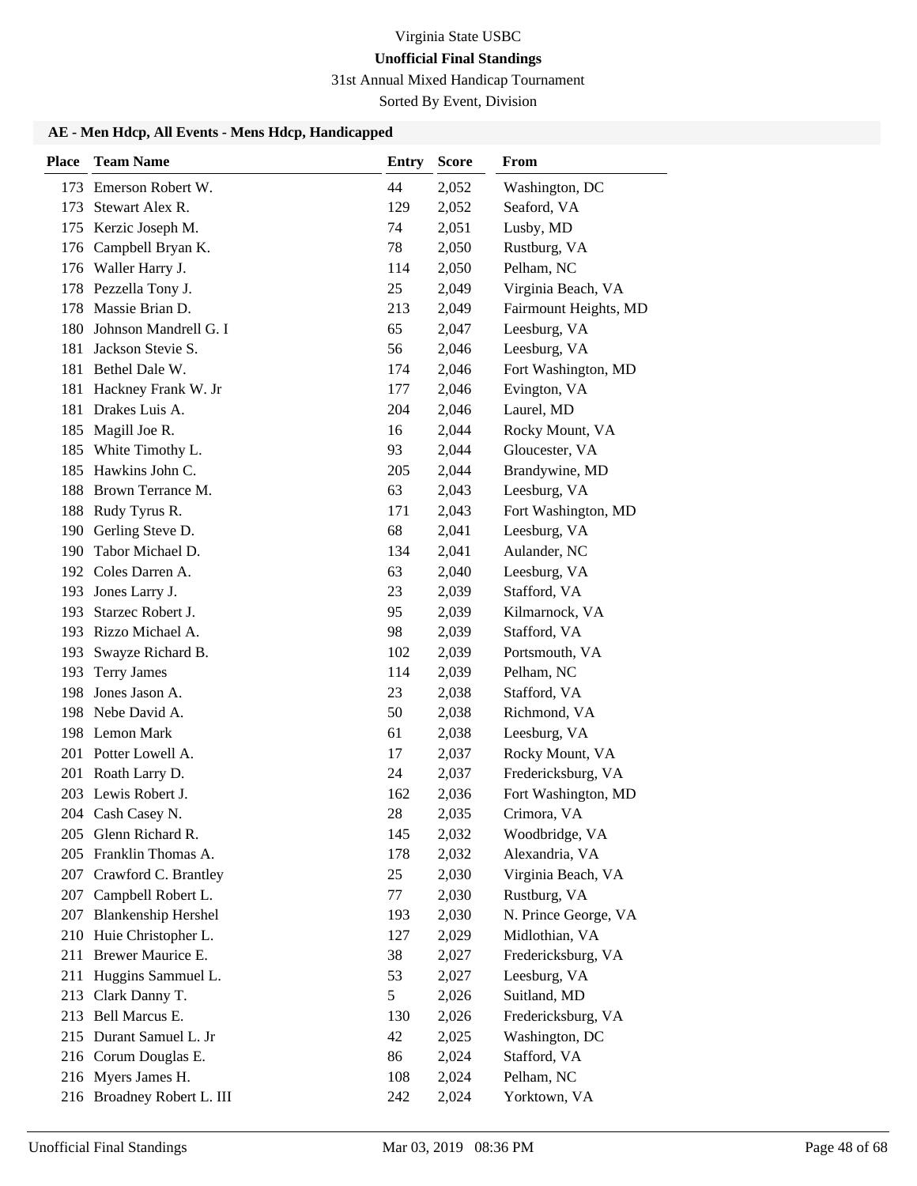Virginia State USBC

**Unofficial Final Standings**

31st Annual Mixed Handicap Tournament

Sorted By Event, Division

### AE - Men Hdcp, All Events - Mens Hdcp, Handicapped

| Place | Team Name | Entry | Score | From |
|---|---|---|---|---|
| 173 | Emerson Robert W. | 44 | 2,052 | Washington, DC |
| 173 | Stewart Alex R. | 129 | 2,052 | Seaford, VA |
| 175 | Kerzic Joseph M. | 74 | 2,051 | Lusby, MD |
| 176 | Campbell Bryan K. | 78 | 2,050 | Rustburg, VA |
| 176 | Waller Harry J. | 114 | 2,050 | Pelham, NC |
| 178 | Pezzella Tony J. | 25 | 2,049 | Virginia Beach, VA |
| 178 | Massie Brian D. | 213 | 2,049 | Fairmount Heights, MD |
| 180 | Johnson Mandrell G. I | 65 | 2,047 | Leesburg, VA |
| 181 | Jackson Stevie S. | 56 | 2,046 | Leesburg, VA |
| 181 | Bethel Dale W. | 174 | 2,046 | Fort Washington, MD |
| 181 | Hackney Frank W. Jr | 177 | 2,046 | Evington, VA |
| 181 | Drakes Luis A. | 204 | 2,046 | Laurel, MD |
| 185 | Magill Joe R. | 16 | 2,044 | Rocky Mount, VA |
| 185 | White Timothy L. | 93 | 2,044 | Gloucester, VA |
| 185 | Hawkins John C. | 205 | 2,044 | Brandywine, MD |
| 188 | Brown Terrance M. | 63 | 2,043 | Leesburg, VA |
| 188 | Rudy Tyrus R. | 171 | 2,043 | Fort Washington, MD |
| 190 | Gerling Steve D. | 68 | 2,041 | Leesburg, VA |
| 190 | Tabor Michael D. | 134 | 2,041 | Aulander, NC |
| 192 | Coles Darren A. | 63 | 2,040 | Leesburg, VA |
| 193 | Jones Larry J. | 23 | 2,039 | Stafford, VA |
| 193 | Starzec Robert J. | 95 | 2,039 | Kilmarnock, VA |
| 193 | Rizzo Michael A. | 98 | 2,039 | Stafford, VA |
| 193 | Swayze Richard B. | 102 | 2,039 | Portsmouth, VA |
| 193 | Terry James | 114 | 2,039 | Pelham, NC |
| 198 | Jones Jason A. | 23 | 2,038 | Stafford, VA |
| 198 | Nebe David A. | 50 | 2,038 | Richmond, VA |
| 198 | Lemon Mark | 61 | 2,038 | Leesburg, VA |
| 201 | Potter Lowell A. | 17 | 2,037 | Rocky Mount, VA |
| 201 | Roath Larry D. | 24 | 2,037 | Fredericksburg, VA |
| 203 | Lewis Robert J. | 162 | 2,036 | Fort Washington, MD |
| 204 | Cash Casey N. | 28 | 2,035 | Crimora, VA |
| 205 | Glenn Richard R. | 145 | 2,032 | Woodbridge, VA |
| 205 | Franklin Thomas A. | 178 | 2,032 | Alexandria, VA |
| 207 | Crawford C. Brantley | 25 | 2,030 | Virginia Beach, VA |
| 207 | Campbell Robert L. | 77 | 2,030 | Rustburg, VA |
| 207 | Blankenship Hershel | 193 | 2,030 | N. Prince George, VA |
| 210 | Huie Christopher L. | 127 | 2,029 | Midlothian, VA |
| 211 | Brewer Maurice E. | 38 | 2,027 | Fredericksburg, VA |
| 211 | Huggins Sammuel L. | 53 | 2,027 | Leesburg, VA |
| 213 | Clark Danny T. | 5 | 2,026 | Suitland, MD |
| 213 | Bell Marcus E. | 130 | 2,026 | Fredericksburg, VA |
| 215 | Durant Samuel L. Jr | 42 | 2,025 | Washington, DC |
| 216 | Corum Douglas E. | 86 | 2,024 | Stafford, VA |
| 216 | Myers James H. | 108 | 2,024 | Pelham, NC |
| 216 | Broadney Robert L. III | 242 | 2,024 | Yorktown, VA |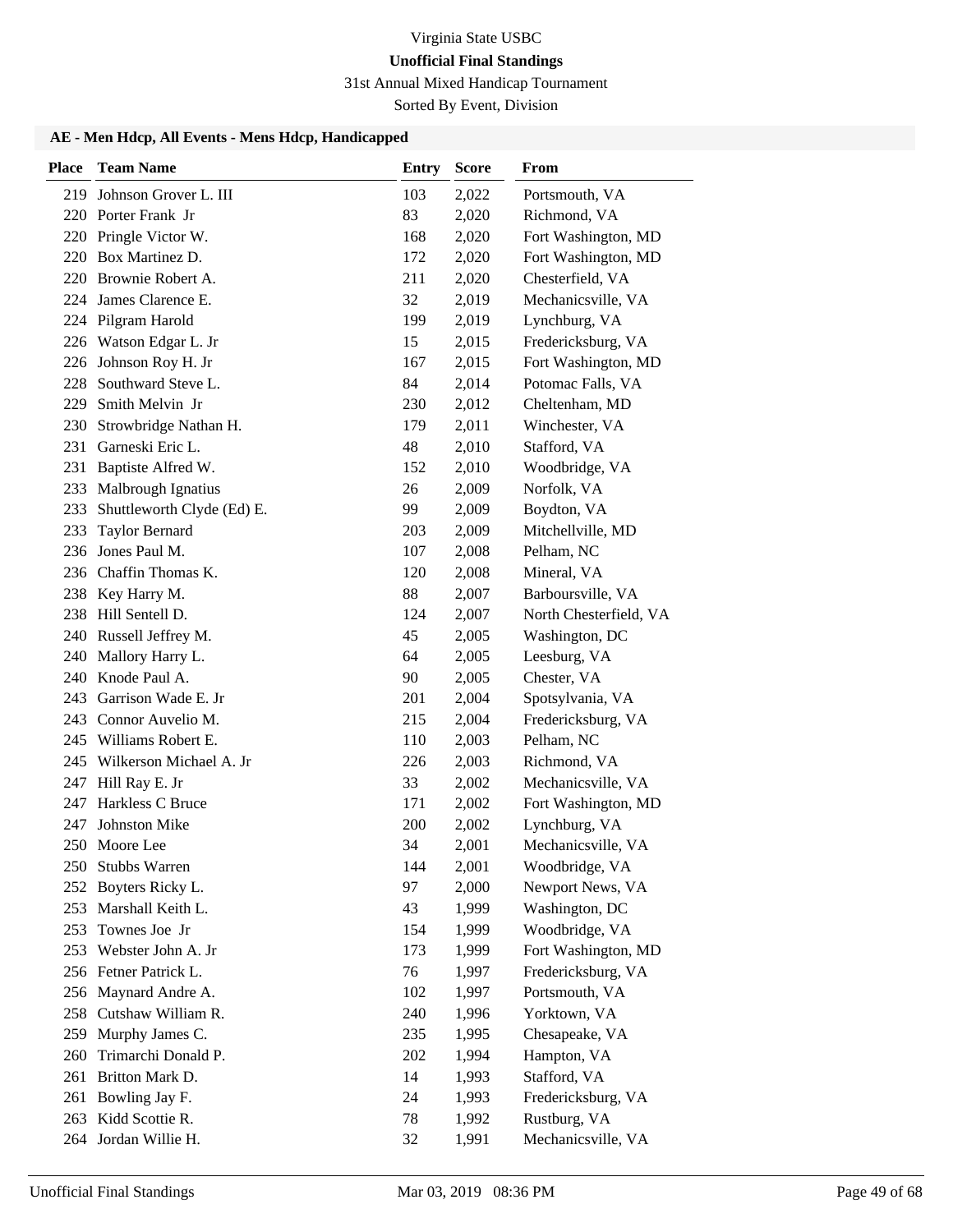Virginia State USBC

**Unofficial Final Standings**

31st Annual Mixed Handicap Tournament

Sorted By Event, Division

### AE - Men Hdcp, All Events - Mens Hdcp, Handicapped

| Place | Team Name | Entry | Score | From |
|---|---|---|---|---|
| 219 | Johnson Grover L. III | 103 | 2,022 | Portsmouth, VA |
| 220 | Porter Frank Jr | 83 | 2,020 | Richmond, VA |
| 220 | Pringle Victor W. | 168 | 2,020 | Fort Washington, MD |
| 220 | Box Martinez D. | 172 | 2,020 | Fort Washington, MD |
| 220 | Brownie Robert A. | 211 | 2,020 | Chesterfield, VA |
| 224 | James Clarence E. | 32 | 2,019 | Mechanicsville, VA |
| 224 | Pilgram Harold | 199 | 2,019 | Lynchburg, VA |
| 226 | Watson Edgar L. Jr | 15 | 2,015 | Fredericksburg, VA |
| 226 | Johnson Roy H. Jr | 167 | 2,015 | Fort Washington, MD |
| 228 | Southward Steve L. | 84 | 2,014 | Potomac Falls, VA |
| 229 | Smith Melvin Jr | 230 | 2,012 | Cheltenham, MD |
| 230 | Strowbridge Nathan H. | 179 | 2,011 | Winchester, VA |
| 231 | Garneski Eric L. | 48 | 2,010 | Stafford, VA |
| 231 | Baptiste Alfred W. | 152 | 2,010 | Woodbridge, VA |
| 233 | Malbrough Ignatius | 26 | 2,009 | Norfolk, VA |
| 233 | Shuttleworth Clyde (Ed) E. | 99 | 2,009 | Boydton, VA |
| 233 | Taylor Bernard | 203 | 2,009 | Mitchellville, MD |
| 236 | Jones Paul M. | 107 | 2,008 | Pelham, NC |
| 236 | Chaffin Thomas K. | 120 | 2,008 | Mineral, VA |
| 238 | Key Harry M. | 88 | 2,007 | Barboursville, VA |
| 238 | Hill Sentell D. | 124 | 2,007 | North Chesterfield, VA |
| 240 | Russell Jeffrey M. | 45 | 2,005 | Washington, DC |
| 240 | Mallory Harry L. | 64 | 2,005 | Leesburg, VA |
| 240 | Knode Paul A. | 90 | 2,005 | Chester, VA |
| 243 | Garrison Wade E. Jr | 201 | 2,004 | Spotsylvania, VA |
| 243 | Connor Auvelio M. | 215 | 2,004 | Fredericksburg, VA |
| 245 | Williams Robert E. | 110 | 2,003 | Pelham, NC |
| 245 | Wilkerson Michael A. Jr | 226 | 2,003 | Richmond, VA |
| 247 | Hill Ray E. Jr | 33 | 2,002 | Mechanicsville, VA |
| 247 | Harkless C Bruce | 171 | 2,002 | Fort Washington, MD |
| 247 | Johnston Mike | 200 | 2,002 | Lynchburg, VA |
| 250 | Moore Lee | 34 | 2,001 | Mechanicsville, VA |
| 250 | Stubbs Warren | 144 | 2,001 | Woodbridge, VA |
| 252 | Boyters Ricky L. | 97 | 2,000 | Newport News, VA |
| 253 | Marshall Keith L. | 43 | 1,999 | Washington, DC |
| 253 | Townes Joe Jr | 154 | 1,999 | Woodbridge, VA |
| 253 | Webster John A. Jr | 173 | 1,999 | Fort Washington, MD |
| 256 | Fetner Patrick L. | 76 | 1,997 | Fredericksburg, VA |
| 256 | Maynard Andre A. | 102 | 1,997 | Portsmouth, VA |
| 258 | Cutshaw William R. | 240 | 1,996 | Yorktown, VA |
| 259 | Murphy James C. | 235 | 1,995 | Chesapeake, VA |
| 260 | Trimarchi Donald P. | 202 | 1,994 | Hampton, VA |
| 261 | Britton Mark D. | 14 | 1,993 | Stafford, VA |
| 261 | Bowling Jay F. | 24 | 1,993 | Fredericksburg, VA |
| 263 | Kidd Scottie R. | 78 | 1,992 | Rustburg, VA |
| 264 | Jordan Willie H. | 32 | 1,991 | Mechanicsville, VA |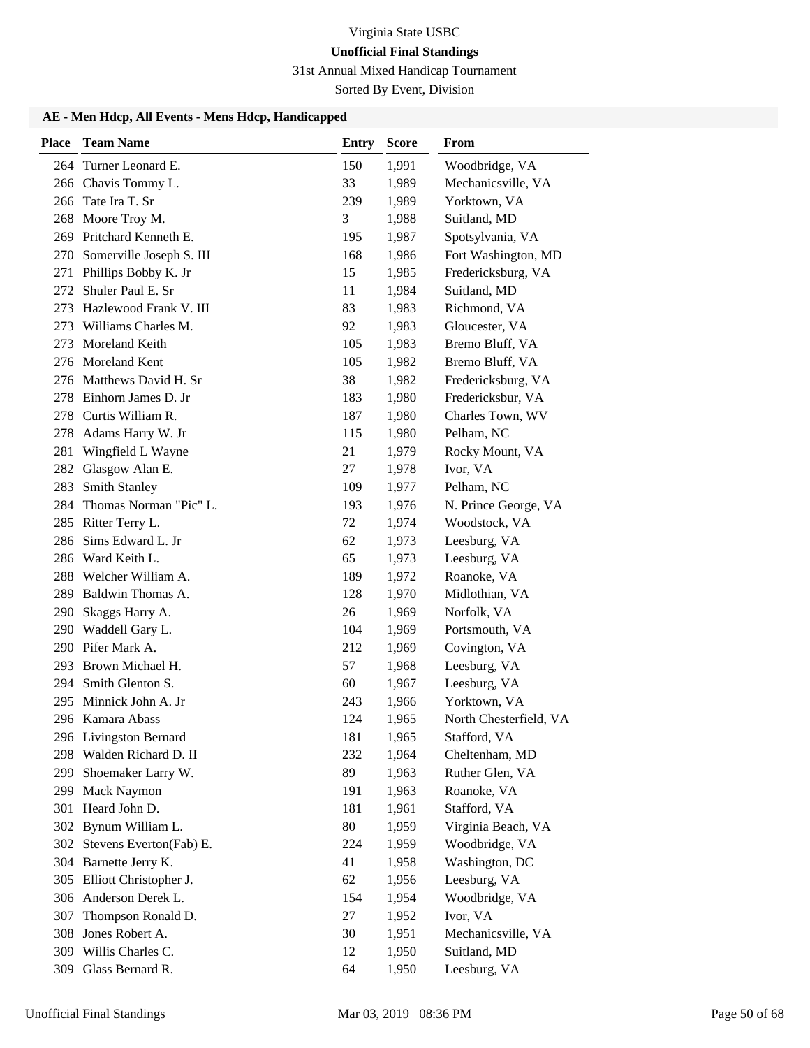# Virginia State USBC

## Unofficial Final Standings

31st Annual Mixed Handicap Tournament

Sorted By Event, Division

### AE - Men Hdcp, All Events - Mens Hdcp, Handicapped

| Place | Team Name | Entry | Score | From |
|---|---|---|---|---|
| 264 | Turner Leonard E. | 150 | 1,991 | Woodbridge, VA |
| 266 | Chavis Tommy L. | 33 | 1,989 | Mechanicsville, VA |
| 266 | Tate Ira T. Sr | 239 | 1,989 | Yorktown, VA |
| 268 | Moore Troy M. | 3 | 1,988 | Suitland, MD |
| 269 | Pritchard Kenneth E. | 195 | 1,987 | Spotsylvania, VA |
| 270 | Somerville Joseph S. III | 168 | 1,986 | Fort Washington, MD |
| 271 | Phillips Bobby K. Jr | 15 | 1,985 | Fredericksburg, VA |
| 272 | Shuler Paul E. Sr | 11 | 1,984 | Suitland, MD |
| 273 | Hazlewood Frank V. III | 83 | 1,983 | Richmond, VA |
| 273 | Williams Charles M. | 92 | 1,983 | Gloucester, VA |
| 273 | Moreland Keith | 105 | 1,983 | Bremo Bluff, VA |
| 276 | Moreland Kent | 105 | 1,982 | Bremo Bluff, VA |
| 276 | Matthews David H. Sr | 38 | 1,982 | Fredericksburg, VA |
| 278 | Einhorn James D. Jr | 183 | 1,980 | Fredericksbur, VA |
| 278 | Curtis William R. | 187 | 1,980 | Charles Town, WV |
| 278 | Adams Harry W. Jr | 115 | 1,980 | Pelham, NC |
| 281 | Wingfield L Wayne | 21 | 1,979 | Rocky Mount, VA |
| 282 | Glasgow Alan E. | 27 | 1,978 | Ivor, VA |
| 283 | Smith Stanley | 109 | 1,977 | Pelham, NC |
| 284 | Thomas Norman "Pic" L. | 193 | 1,976 | N. Prince George, VA |
| 285 | Ritter Terry L. | 72 | 1,974 | Woodstock, VA |
| 286 | Sims Edward L. Jr | 62 | 1,973 | Leesburg, VA |
| 286 | Ward Keith L. | 65 | 1,973 | Leesburg, VA |
| 288 | Welcher William A. | 189 | 1,972 | Roanoke, VA |
| 289 | Baldwin Thomas A. | 128 | 1,970 | Midlothian, VA |
| 290 | Skaggs Harry A. | 26 | 1,969 | Norfolk, VA |
| 290 | Waddell Gary L. | 104 | 1,969 | Portsmouth, VA |
| 290 | Pifer Mark A. | 212 | 1,969 | Covington, VA |
| 293 | Brown Michael H. | 57 | 1,968 | Leesburg, VA |
| 294 | Smith Glenton S. | 60 | 1,967 | Leesburg, VA |
| 295 | Minnick John A. Jr | 243 | 1,966 | Yorktown, VA |
| 296 | Kamara Abass | 124 | 1,965 | North Chesterfield, VA |
| 296 | Livingston Bernard | 181 | 1,965 | Stafford, VA |
| 298 | Walden Richard D. II | 232 | 1,964 | Cheltenham, MD |
| 299 | Shoemaker Larry W. | 89 | 1,963 | Ruther Glen, VA |
| 299 | Mack Naymon | 191 | 1,963 | Roanoke, VA |
| 301 | Heard John D. | 181 | 1,961 | Stafford, VA |
| 302 | Bynum William L. | 80 | 1,959 | Virginia Beach, VA |
| 302 | Stevens Everton(Fab) E. | 224 | 1,959 | Woodbridge, VA |
| 304 | Barnette Jerry K. | 41 | 1,958 | Washington, DC |
| 305 | Elliott Christopher J. | 62 | 1,956 | Leesburg, VA |
| 306 | Anderson Derek L. | 154 | 1,954 | Woodbridge, VA |
| 307 | Thompson Ronald D. | 27 | 1,952 | Ivor, VA |
| 308 | Jones Robert A. | 30 | 1,951 | Mechanicsville, VA |
| 309 | Willis Charles C. | 12 | 1,950 | Suitland, MD |
| 309 | Glass Bernard R. | 64 | 1,950 | Leesburg, VA |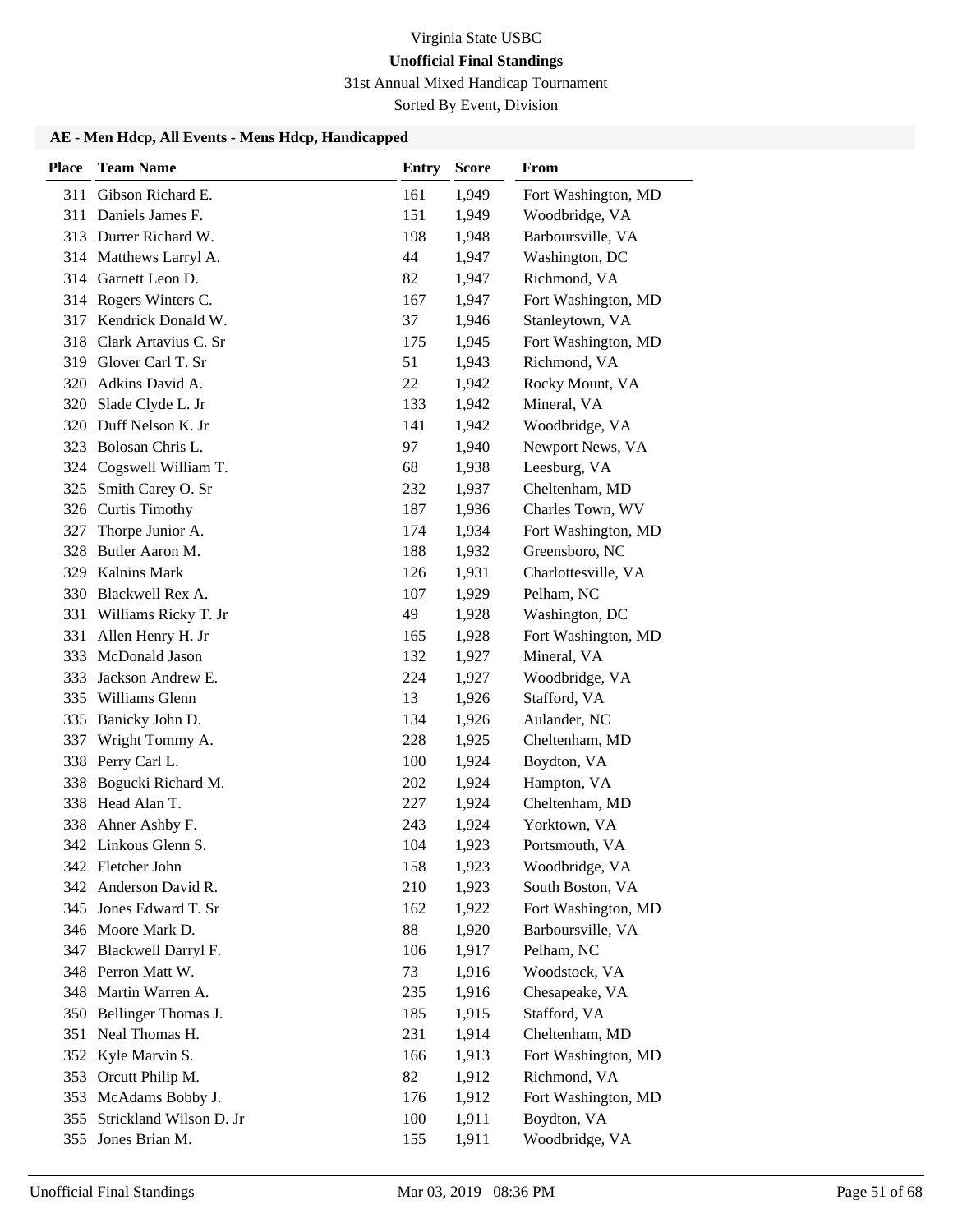Virginia State USBC

**Unofficial Final Standings**

31st Annual Mixed Handicap Tournament

Sorted By Event, Division

### AE - Men Hdcp, All Events - Mens Hdcp, Handicapped

| Place | Team Name | Entry | Score | From |
|---|---|---|---|---|
| 311 | Gibson Richard E. | 161 | 1,949 | Fort Washington, MD |
| 311 | Daniels James F. | 151 | 1,949 | Woodbridge, VA |
| 313 | Durrer Richard W. | 198 | 1,948 | Barboursville, VA |
| 314 | Matthews Larryl A. | 44 | 1,947 | Washington, DC |
| 314 | Garnett Leon D. | 82 | 1,947 | Richmond, VA |
| 314 | Rogers Winters C. | 167 | 1,947 | Fort Washington, MD |
| 317 | Kendrick Donald W. | 37 | 1,946 | Stanleytown, VA |
| 318 | Clark Artavius C. Sr | 175 | 1,945 | Fort Washington, MD |
| 319 | Glover Carl T. Sr | 51 | 1,943 | Richmond, VA |
| 320 | Adkins David A. | 22 | 1,942 | Rocky Mount, VA |
| 320 | Slade Clyde L. Jr | 133 | 1,942 | Mineral, VA |
| 320 | Duff Nelson K. Jr | 141 | 1,942 | Woodbridge, VA |
| 323 | Bolosan Chris L. | 97 | 1,940 | Newport News, VA |
| 324 | Cogswell William T. | 68 | 1,938 | Leesburg, VA |
| 325 | Smith Carey O. Sr | 232 | 1,937 | Cheltenham, MD |
| 326 | Curtis Timothy | 187 | 1,936 | Charles Town, WV |
| 327 | Thorpe Junior A. | 174 | 1,934 | Fort Washington, MD |
| 328 | Butler Aaron M. | 188 | 1,932 | Greensboro, NC |
| 329 | Kalnins Mark | 126 | 1,931 | Charlottesville, VA |
| 330 | Blackwell Rex A. | 107 | 1,929 | Pelham, NC |
| 331 | Williams Ricky T. Jr | 49 | 1,928 | Washington, DC |
| 331 | Allen Henry H. Jr | 165 | 1,928 | Fort Washington, MD |
| 333 | McDonald Jason | 132 | 1,927 | Mineral, VA |
| 333 | Jackson Andrew E. | 224 | 1,927 | Woodbridge, VA |
| 335 | Williams Glenn | 13 | 1,926 | Stafford, VA |
| 335 | Banicky John D. | 134 | 1,926 | Aulander, NC |
| 337 | Wright Tommy A. | 228 | 1,925 | Cheltenham, MD |
| 338 | Perry Carl L. | 100 | 1,924 | Boydton, VA |
| 338 | Bogucki Richard M. | 202 | 1,924 | Hampton, VA |
| 338 | Head Alan T. | 227 | 1,924 | Cheltenham, MD |
| 338 | Ahner Ashby F. | 243 | 1,924 | Yorktown, VA |
| 342 | Linkous Glenn S. | 104 | 1,923 | Portsmouth, VA |
| 342 | Fletcher John | 158 | 1,923 | Woodbridge, VA |
| 342 | Anderson David R. | 210 | 1,923 | South Boston, VA |
| 345 | Jones Edward T. Sr | 162 | 1,922 | Fort Washington, MD |
| 346 | Moore Mark D. | 88 | 1,920 | Barboursville, VA |
| 347 | Blackwell Darryl F. | 106 | 1,917 | Pelham, NC |
| 348 | Perron Matt W. | 73 | 1,916 | Woodstock, VA |
| 348 | Martin Warren A. | 235 | 1,916 | Chesapeake, VA |
| 350 | Bellinger Thomas J. | 185 | 1,915 | Stafford, VA |
| 351 | Neal Thomas H. | 231 | 1,914 | Cheltenham, MD |
| 352 | Kyle Marvin S. | 166 | 1,913 | Fort Washington, MD |
| 353 | Orcutt Philip M. | 82 | 1,912 | Richmond, VA |
| 353 | McAdams Bobby J. | 176 | 1,912 | Fort Washington, MD |
| 355 | Strickland Wilson D. Jr | 100 | 1,911 | Boydton, VA |
| 355 | Jones Brian M. | 155 | 1,911 | Woodbridge, VA |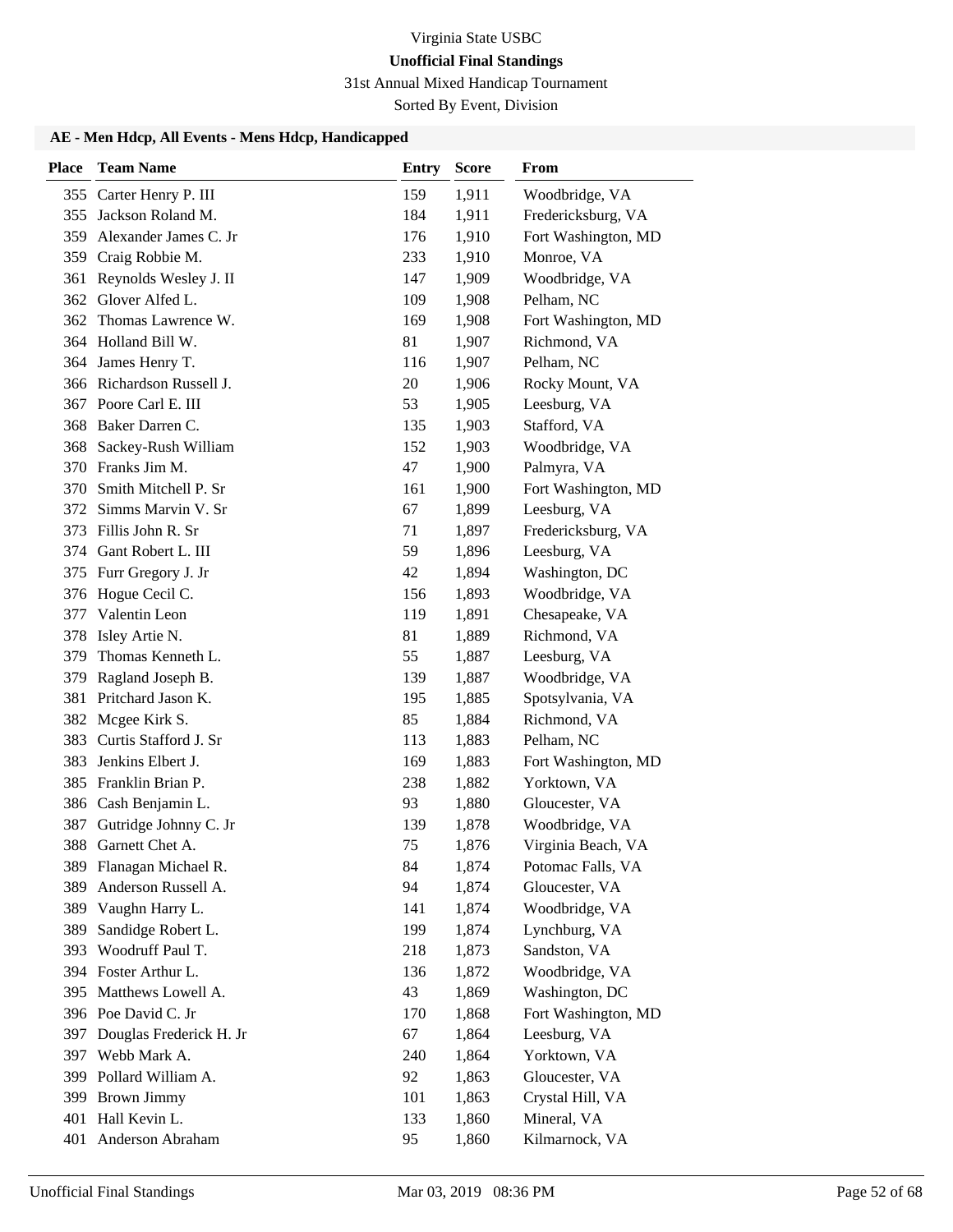Virginia State USBC

**Unofficial Final Standings**

31st Annual Mixed Handicap Tournament

Sorted By Event, Division

### AE - Men Hdcp, All Events - Mens Hdcp, Handicapped

| Place | Team Name | Entry | Score | From |
|---|---|---|---|---|
| 355 | Carter Henry P. III | 159 | 1,911 | Woodbridge, VA |
| 355 | Jackson Roland M. | 184 | 1,911 | Fredericksburg, VA |
| 359 | Alexander James C. Jr | 176 | 1,910 | Fort Washington, MD |
| 359 | Craig Robbie M. | 233 | 1,910 | Monroe, VA |
| 361 | Reynolds Wesley J. II | 147 | 1,909 | Woodbridge, VA |
| 362 | Glover Alfed L. | 109 | 1,908 | Pelham, NC |
| 362 | Thomas Lawrence W. | 169 | 1,908 | Fort Washington, MD |
| 364 | Holland Bill W. | 81 | 1,907 | Richmond, VA |
| 364 | James Henry T. | 116 | 1,907 | Pelham, NC |
| 366 | Richardson Russell J. | 20 | 1,906 | Rocky Mount, VA |
| 367 | Poore Carl E. III | 53 | 1,905 | Leesburg, VA |
| 368 | Baker Darren C. | 135 | 1,903 | Stafford, VA |
| 368 | Sackey-Rush William | 152 | 1,903 | Woodbridge, VA |
| 370 | Franks Jim M. | 47 | 1,900 | Palmyra, VA |
| 370 | Smith Mitchell P. Sr | 161 | 1,900 | Fort Washington, MD |
| 372 | Simms Marvin V. Sr | 67 | 1,899 | Leesburg, VA |
| 373 | Fillis John R. Sr | 71 | 1,897 | Fredericksburg, VA |
| 374 | Gant Robert L. III | 59 | 1,896 | Leesburg, VA |
| 375 | Furr Gregory J. Jr | 42 | 1,894 | Washington, DC |
| 376 | Hogue Cecil C. | 156 | 1,893 | Woodbridge, VA |
| 377 | Valentin Leon | 119 | 1,891 | Chesapeake, VA |
| 378 | Isley Artie N. | 81 | 1,889 | Richmond, VA |
| 379 | Thomas Kenneth L. | 55 | 1,887 | Leesburg, VA |
| 379 | Ragland Joseph B. | 139 | 1,887 | Woodbridge, VA |
| 381 | Pritchard Jason K. | 195 | 1,885 | Spotsylvania, VA |
| 382 | Mcgee Kirk S. | 85 | 1,884 | Richmond, VA |
| 383 | Curtis Stafford J. Sr | 113 | 1,883 | Pelham, NC |
| 383 | Jenkins Elbert J. | 169 | 1,883 | Fort Washington, MD |
| 385 | Franklin Brian P. | 238 | 1,882 | Yorktown, VA |
| 386 | Cash Benjamin L. | 93 | 1,880 | Gloucester, VA |
| 387 | Gutridge Johnny C. Jr | 139 | 1,878 | Woodbridge, VA |
| 388 | Garnett Chet A. | 75 | 1,876 | Virginia Beach, VA |
| 389 | Flanagan Michael R. | 84 | 1,874 | Potomac Falls, VA |
| 389 | Anderson Russell A. | 94 | 1,874 | Gloucester, VA |
| 389 | Vaughn Harry L. | 141 | 1,874 | Woodbridge, VA |
| 389 | Sandidge Robert L. | 199 | 1,874 | Lynchburg, VA |
| 393 | Woodruff Paul T. | 218 | 1,873 | Sandston, VA |
| 394 | Foster Arthur L. | 136 | 1,872 | Woodbridge, VA |
| 395 | Matthews Lowell A. | 43 | 1,869 | Washington, DC |
| 396 | Poe David C. Jr | 170 | 1,868 | Fort Washington, MD |
| 397 | Douglas Frederick H. Jr | 67 | 1,864 | Leesburg, VA |
| 397 | Webb Mark A. | 240 | 1,864 | Yorktown, VA |
| 399 | Pollard William A. | 92 | 1,863 | Gloucester, VA |
| 399 | Brown Jimmy | 101 | 1,863 | Crystal Hill, VA |
| 401 | Hall Kevin L. | 133 | 1,860 | Mineral, VA |
| 401 | Anderson Abraham | 95 | 1,860 | Kilmarnock, VA |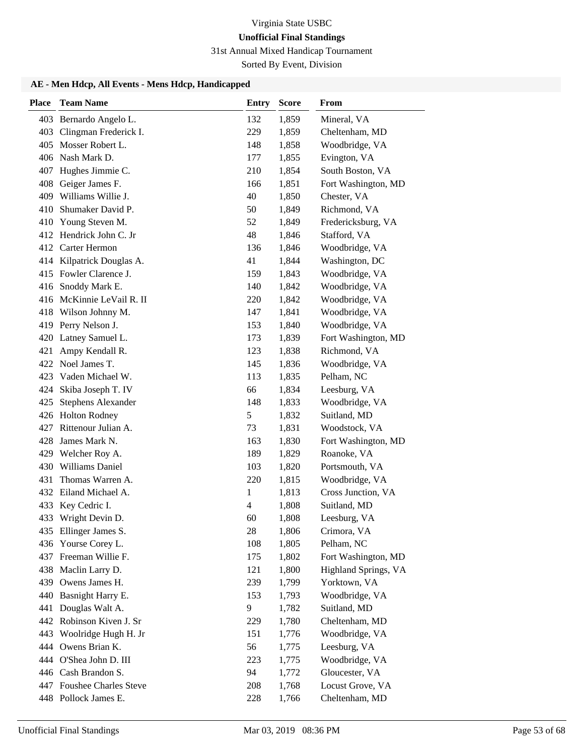Virginia State USBC

**Unofficial Final Standings**

31st Annual Mixed Handicap Tournament

Sorted By Event, Division

### AE - Men Hdcp, All Events - Mens Hdcp, Handicapped

| Place | Team Name | Entry | Score | From |
|---|---|---|---|---|
| 403 | Bernardo Angelo L. | 132 | 1,859 | Mineral, VA |
| 403 | Clingman Frederick I. | 229 | 1,859 | Cheltenham, MD |
| 405 | Mosser Robert L. | 148 | 1,858 | Woodbridge, VA |
| 406 | Nash Mark D. | 177 | 1,855 | Evington, VA |
| 407 | Hughes Jimmie C. | 210 | 1,854 | South Boston, VA |
| 408 | Geiger James F. | 166 | 1,851 | Fort Washington, MD |
| 409 | Williams Willie J. | 40 | 1,850 | Chester, VA |
| 410 | Shumaker David P. | 50 | 1,849 | Richmond, VA |
| 410 | Young Steven M. | 52 | 1,849 | Fredericksburg, VA |
| 412 | Hendrick John C. Jr | 48 | 1,846 | Stafford, VA |
| 412 | Carter Hermon | 136 | 1,846 | Woodbridge, VA |
| 414 | Kilpatrick Douglas A. | 41 | 1,844 | Washington, DC |
| 415 | Fowler Clarence J. | 159 | 1,843 | Woodbridge, VA |
| 416 | Snoddy Mark E. | 140 | 1,842 | Woodbridge, VA |
| 416 | McKinnie LeVail R. II | 220 | 1,842 | Woodbridge, VA |
| 418 | Wilson Johnny M. | 147 | 1,841 | Woodbridge, VA |
| 419 | Perry Nelson J. | 153 | 1,840 | Woodbridge, VA |
| 420 | Latney Samuel L. | 173 | 1,839 | Fort Washington, MD |
| 421 | Ampy Kendall R. | 123 | 1,838 | Richmond, VA |
| 422 | Noel James T. | 145 | 1,836 | Woodbridge, VA |
| 423 | Vaden Michael W. | 113 | 1,835 | Pelham, NC |
| 424 | Skiba Joseph T. IV | 66 | 1,834 | Leesburg, VA |
| 425 | Stephens Alexander | 148 | 1,833 | Woodbridge, VA |
| 426 | Holton Rodney | 5 | 1,832 | Suitland, MD |
| 427 | Rittenour Julian A. | 73 | 1,831 | Woodstock, VA |
| 428 | James Mark N. | 163 | 1,830 | Fort Washington, MD |
| 429 | Welcher Roy A. | 189 | 1,829 | Roanoke, VA |
| 430 | Williams Daniel | 103 | 1,820 | Portsmouth, VA |
| 431 | Thomas Warren A. | 220 | 1,815 | Woodbridge, VA |
| 432 | Eiland Michael A. | 1 | 1,813 | Cross Junction, VA |
| 433 | Key Cedric I. | 4 | 1,808 | Suitland, MD |
| 433 | Wright Devin D. | 60 | 1,808 | Leesburg, VA |
| 435 | Ellinger James S. | 28 | 1,806 | Crimora, VA |
| 436 | Yourse Corey L. | 108 | 1,805 | Pelham, NC |
| 437 | Freeman Willie F. | 175 | 1,802 | Fort Washington, MD |
| 438 | Maclin Larry D. | 121 | 1,800 | Highland Springs, VA |
| 439 | Owens James H. | 239 | 1,799 | Yorktown, VA |
| 440 | Basnight Harry E. | 153 | 1,793 | Woodbridge, VA |
| 441 | Douglas Walt A. | 9 | 1,782 | Suitland, MD |
| 442 | Robinson Kiven J. Sr | 229 | 1,780 | Cheltenham, MD |
| 443 | Woolridge Hugh H. Jr | 151 | 1,776 | Woodbridge, VA |
| 444 | Owens Brian K. | 56 | 1,775 | Leesburg, VA |
| 444 | O'Shea John D. III | 223 | 1,775 | Woodbridge, VA |
| 446 | Cash Brandon S. | 94 | 1,772 | Gloucester, VA |
| 447 | Foushee Charles Steve | 208 | 1,768 | Locust Grove, VA |
| 448 | Pollock James E. | 228 | 1,766 | Cheltenham, MD |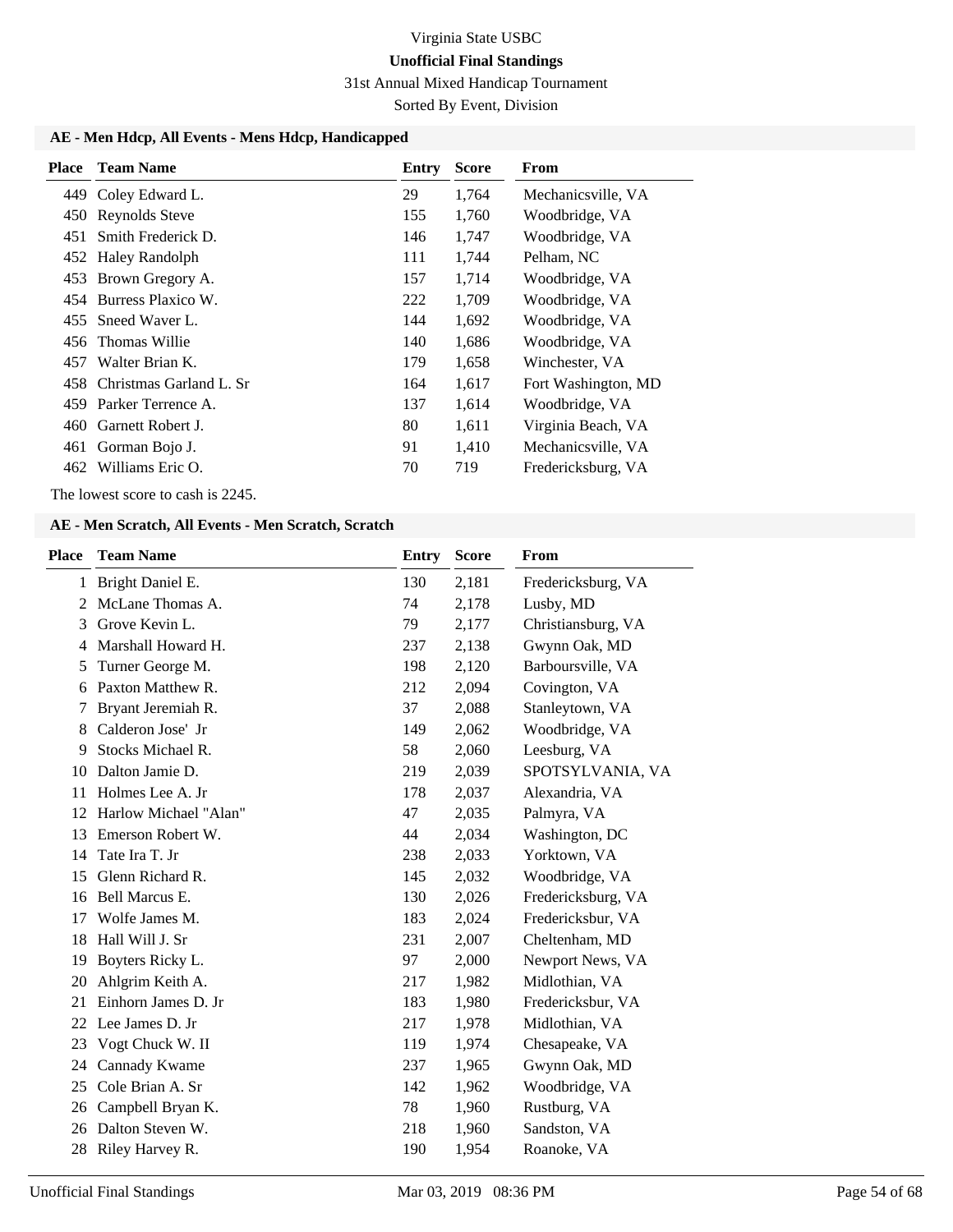Virginia State USBC

**Unofficial Final Standings**

31st Annual Mixed Handicap Tournament

Sorted By Event, Division

### AE - Men Hdcp, All Events - Mens Hdcp, Handicapped

| Place | Team Name | Entry | Score | From |
|---|---|---|---|---|
| 449 | Coley Edward L. | 29 | 1,764 | Mechanicsville, VA |
| 450 | Reynolds Steve | 155 | 1,760 | Woodbridge, VA |
| 451 | Smith Frederick D. | 146 | 1,747 | Woodbridge, VA |
| 452 | Haley Randolph | 111 | 1,744 | Pelham, NC |
| 453 | Brown Gregory A. | 157 | 1,714 | Woodbridge, VA |
| 454 | Burress Plaxico W. | 222 | 1,709 | Woodbridge, VA |
| 455 | Sneed Waver L. | 144 | 1,692 | Woodbridge, VA |
| 456 | Thomas Willie | 140 | 1,686 | Woodbridge, VA |
| 457 | Walter Brian K. | 179 | 1,658 | Winchester, VA |
| 458 | Christmas Garland L. Sr | 164 | 1,617 | Fort Washington, MD |
| 459 | Parker Terrence A. | 137 | 1,614 | Woodbridge, VA |
| 460 | Garnett Robert J. | 80 | 1,611 | Virginia Beach, VA |
| 461 | Gorman Bojo J. | 91 | 1,410 | Mechanicsville, VA |
| 462 | Williams Eric O. | 70 | 719 | Fredericksburg, VA |

The lowest score to cash is 2245.

### AE - Men Scratch, All Events - Men Scratch, Scratch

| Place | Team Name | Entry | Score | From |
|---|---|---|---|---|
| 1 | Bright Daniel E. | 130 | 2,181 | Fredericksburg, VA |
| 2 | McLane Thomas A. | 74 | 2,178 | Lusby, MD |
| 3 | Grove Kevin L. | 79 | 2,177 | Christiansburg, VA |
| 4 | Marshall Howard H. | 237 | 2,138 | Gwynn Oak, MD |
| 5 | Turner George M. | 198 | 2,120 | Barboursville, VA |
| 6 | Paxton Matthew R. | 212 | 2,094 | Covington, VA |
| 7 | Bryant Jeremiah R. | 37 | 2,088 | Stanleytown, VA |
| 8 | Calderon Jose' Jr | 149 | 2,062 | Woodbridge, VA |
| 9 | Stocks Michael R. | 58 | 2,060 | Leesburg, VA |
| 10 | Dalton Jamie D. | 219 | 2,039 | SPOTSYLVANIA, VA |
| 11 | Holmes Lee A. Jr | 178 | 2,037 | Alexandria, VA |
| 12 | Harlow Michael "Alan" | 47 | 2,035 | Palmyra, VA |
| 13 | Emerson Robert W. | 44 | 2,034 | Washington, DC |
| 14 | Tate Ira T. Jr | 238 | 2,033 | Yorktown, VA |
| 15 | Glenn Richard R. | 145 | 2,032 | Woodbridge, VA |
| 16 | Bell Marcus E. | 130 | 2,026 | Fredericksburg, VA |
| 17 | Wolfe James M. | 183 | 2,024 | Fredericksbur, VA |
| 18 | Hall Will J. Sr | 231 | 2,007 | Cheltenham, MD |
| 19 | Boyters Ricky L. | 97 | 2,000 | Newport News, VA |
| 20 | Ahlgrim Keith A. | 217 | 1,982 | Midlothian, VA |
| 21 | Einhorn James D. Jr | 183 | 1,980 | Fredericksbur, VA |
| 22 | Lee James D. Jr | 217 | 1,978 | Midlothian, VA |
| 23 | Vogt Chuck W. II | 119 | 1,974 | Chesapeake, VA |
| 24 | Cannady Kwame | 237 | 1,965 | Gwynn Oak, MD |
| 25 | Cole Brian A. Sr | 142 | 1,962 | Woodbridge, VA |
| 26 | Campbell Bryan K. | 78 | 1,960 | Rustburg, VA |
| 26 | Dalton Steven W. | 218 | 1,960 | Sandston, VA |
| 28 | Riley Harvey R. | 190 | 1,954 | Roanoke, VA |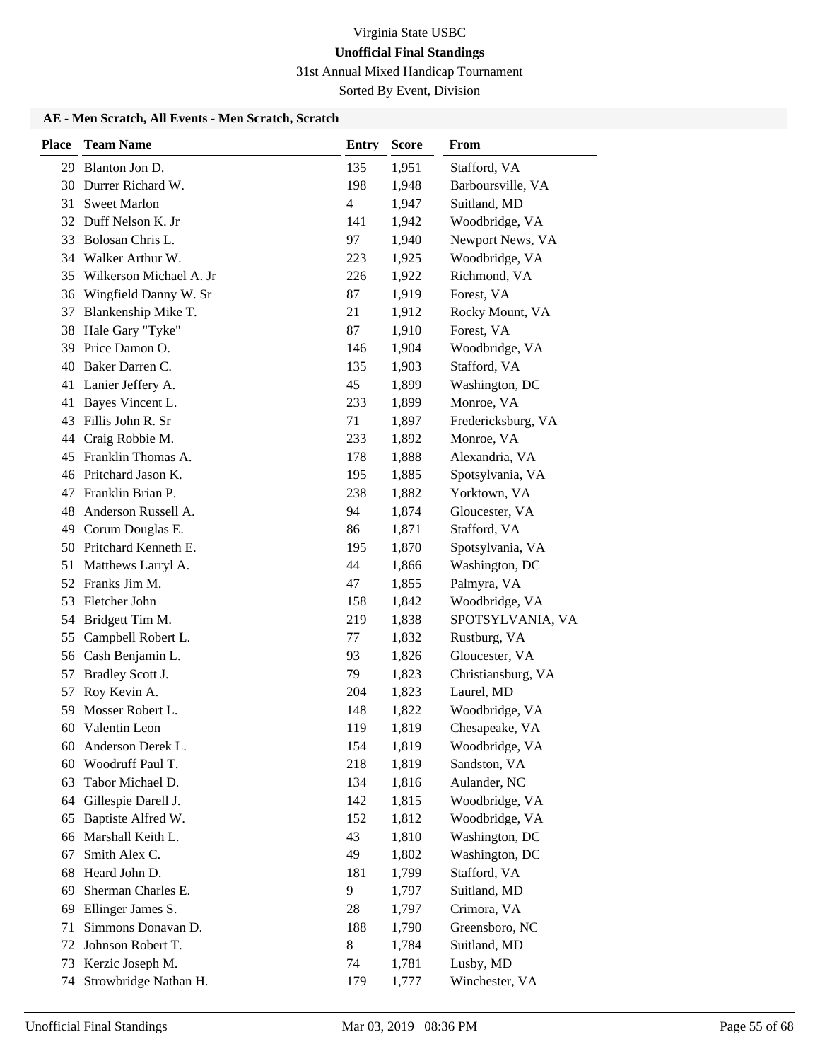Virginia State USBC

**Unofficial Final Standings**

31st Annual Mixed Handicap Tournament

Sorted By Event, Division

### AE - Men Scratch, All Events - Men Scratch, Scratch

| Place | Team Name | Entry | Score | From |
|---|---|---|---|---|
| 29 | Blanton Jon D. | 135 | 1,951 | Stafford, VA |
| 30 | Durrer Richard W. | 198 | 1,948 | Barboursville, VA |
| 31 | Sweet Marlon | 4 | 1,947 | Suitland, MD |
| 32 | Duff Nelson K. Jr | 141 | 1,942 | Woodbridge, VA |
| 33 | Bolosan Chris L. | 97 | 1,940 | Newport News, VA |
| 34 | Walker Arthur W. | 223 | 1,925 | Woodbridge, VA |
| 35 | Wilkerson Michael A. Jr | 226 | 1,922 | Richmond, VA |
| 36 | Wingfield Danny W. Sr | 87 | 1,919 | Forest, VA |
| 37 | Blankenship Mike T. | 21 | 1,912 | Rocky Mount, VA |
| 38 | Hale Gary "Tyke" | 87 | 1,910 | Forest, VA |
| 39 | Price Damon O. | 146 | 1,904 | Woodbridge, VA |
| 40 | Baker Darren C. | 135 | 1,903 | Stafford, VA |
| 41 | Lanier Jeffery A. | 45 | 1,899 | Washington, DC |
| 41 | Bayes Vincent L. | 233 | 1,899 | Monroe, VA |
| 43 | Fillis John R. Sr | 71 | 1,897 | Fredericksburg, VA |
| 44 | Craig Robbie M. | 233 | 1,892 | Monroe, VA |
| 45 | Franklin Thomas A. | 178 | 1,888 | Alexandria, VA |
| 46 | Pritchard Jason K. | 195 | 1,885 | Spotsylvania, VA |
| 47 | Franklin Brian P. | 238 | 1,882 | Yorktown, VA |
| 48 | Anderson Russell A. | 94 | 1,874 | Gloucester, VA |
| 49 | Corum Douglas E. | 86 | 1,871 | Stafford, VA |
| 50 | Pritchard Kenneth E. | 195 | 1,870 | Spotsylvania, VA |
| 51 | Matthews Larryl A. | 44 | 1,866 | Washington, DC |
| 52 | Franks Jim M. | 47 | 1,855 | Palmyra, VA |
| 53 | Fletcher John | 158 | 1,842 | Woodbridge, VA |
| 54 | Bridgett Tim M. | 219 | 1,838 | SPOTSYLVANIA, VA |
| 55 | Campbell Robert L. | 77 | 1,832 | Rustburg, VA |
| 56 | Cash Benjamin L. | 93 | 1,826 | Gloucester, VA |
| 57 | Bradley Scott J. | 79 | 1,823 | Christiansburg, VA |
| 57 | Roy Kevin A. | 204 | 1,823 | Laurel, MD |
| 59 | Mosser Robert L. | 148 | 1,822 | Woodbridge, VA |
| 60 | Valentin Leon | 119 | 1,819 | Chesapeake, VA |
| 60 | Anderson Derek L. | 154 | 1,819 | Woodbridge, VA |
| 60 | Woodruff Paul T. | 218 | 1,819 | Sandston, VA |
| 63 | Tabor Michael D. | 134 | 1,816 | Aulander, NC |
| 64 | Gillespie Darell J. | 142 | 1,815 | Woodbridge, VA |
| 65 | Baptiste Alfred W. | 152 | 1,812 | Woodbridge, VA |
| 66 | Marshall Keith L. | 43 | 1,810 | Washington, DC |
| 67 | Smith Alex C. | 49 | 1,802 | Washington, DC |
| 68 | Heard John D. | 181 | 1,799 | Stafford, VA |
| 69 | Sherman Charles E. | 9 | 1,797 | Suitland, MD |
| 69 | Ellinger James S. | 28 | 1,797 | Crimora, VA |
| 71 | Simmons Donavan D. | 188 | 1,790 | Greensboro, NC |
| 72 | Johnson Robert T. | 8 | 1,784 | Suitland, MD |
| 73 | Kerzic Joseph M. | 74 | 1,781 | Lusby, MD |
| 74 | Strowbridge Nathan H. | 179 | 1,777 | Winchester, VA |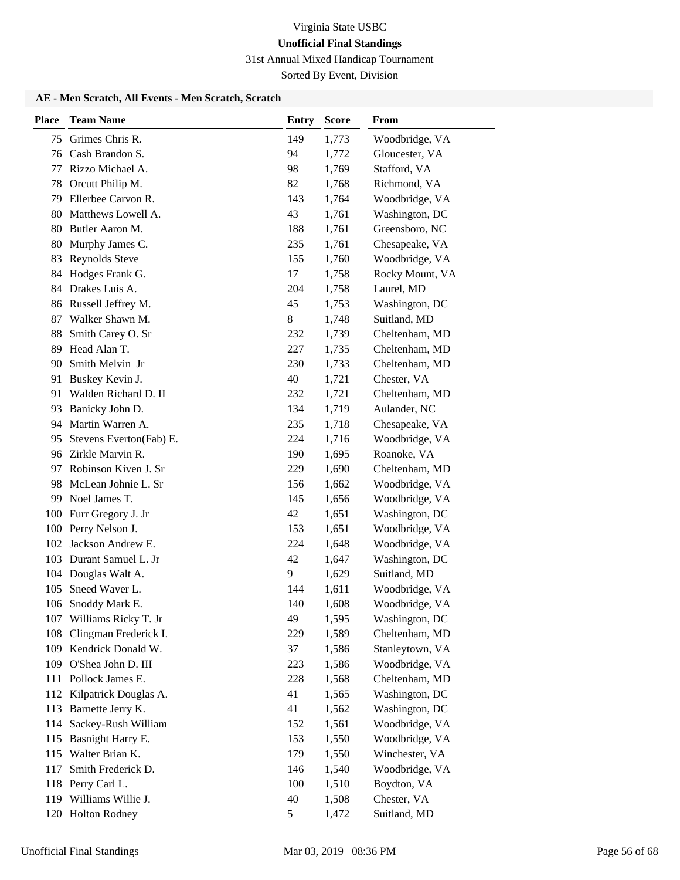Virginia State USBC

**Unofficial Final Standings**

31st Annual Mixed Handicap Tournament

Sorted By Event, Division

### AE - Men Scratch, All Events - Men Scratch, Scratch

| Place | Team Name | Entry | Score | From |
|---|---|---|---|---|
| 75 | Grimes Chris R. | 149 | 1,773 | Woodbridge, VA |
| 76 | Cash Brandon S. | 94 | 1,772 | Gloucester, VA |
| 77 | Rizzo Michael A. | 98 | 1,769 | Stafford, VA |
| 78 | Orcutt Philip M. | 82 | 1,768 | Richmond, VA |
| 79 | Ellerbee Carvon R. | 143 | 1,764 | Woodbridge, VA |
| 80 | Matthews Lowell A. | 43 | 1,761 | Washington, DC |
| 80 | Butler Aaron M. | 188 | 1,761 | Greensboro, NC |
| 80 | Murphy James C. | 235 | 1,761 | Chesapeake, VA |
| 83 | Reynolds Steve | 155 | 1,760 | Woodbridge, VA |
| 84 | Hodges Frank G. | 17 | 1,758 | Rocky Mount, VA |
| 84 | Drakes Luis A. | 204 | 1,758 | Laurel, MD |
| 86 | Russell Jeffrey M. | 45 | 1,753 | Washington, DC |
| 87 | Walker Shawn M. | 8 | 1,748 | Suitland, MD |
| 88 | Smith Carey O. Sr | 232 | 1,739 | Cheltenham, MD |
| 89 | Head Alan T. | 227 | 1,735 | Cheltenham, MD |
| 90 | Smith Melvin Jr | 230 | 1,733 | Cheltenham, MD |
| 91 | Buskey Kevin J. | 40 | 1,721 | Chester, VA |
| 91 | Walden Richard D. II | 232 | 1,721 | Cheltenham, MD |
| 93 | Banicky John D. | 134 | 1,719 | Aulander, NC |
| 94 | Martin Warren A. | 235 | 1,718 | Chesapeake, VA |
| 95 | Stevens Everton(Fab) E. | 224 | 1,716 | Woodbridge, VA |
| 96 | Zirkle Marvin R. | 190 | 1,695 | Roanoke, VA |
| 97 | Robinson Kiven J. Sr | 229 | 1,690 | Cheltenham, MD |
| 98 | McLean Johnie L. Sr | 156 | 1,662 | Woodbridge, VA |
| 99 | Noel James T. | 145 | 1,656 | Woodbridge, VA |
| 100 | Furr Gregory J. Jr | 42 | 1,651 | Washington, DC |
| 100 | Perry Nelson J. | 153 | 1,651 | Woodbridge, VA |
| 102 | Jackson Andrew E. | 224 | 1,648 | Woodbridge, VA |
| 103 | Durant Samuel L. Jr | 42 | 1,647 | Washington, DC |
| 104 | Douglas Walt A. | 9 | 1,629 | Suitland, MD |
| 105 | Sneed Waver L. | 144 | 1,611 | Woodbridge, VA |
| 106 | Snoddy Mark E. | 140 | 1,608 | Woodbridge, VA |
| 107 | Williams Ricky T. Jr | 49 | 1,595 | Washington, DC |
| 108 | Clingman Frederick I. | 229 | 1,589 | Cheltenham, MD |
| 109 | Kendrick Donald W. | 37 | 1,586 | Stanleytown, VA |
| 109 | O'Shea John D. III | 223 | 1,586 | Woodbridge, VA |
| 111 | Pollock James E. | 228 | 1,568 | Cheltenham, MD |
| 112 | Kilpatrick Douglas A. | 41 | 1,565 | Washington, DC |
| 113 | Barnette Jerry K. | 41 | 1,562 | Washington, DC |
| 114 | Sackey-Rush William | 152 | 1,561 | Woodbridge, VA |
| 115 | Basnight Harry E. | 153 | 1,550 | Woodbridge, VA |
| 115 | Walter Brian K. | 179 | 1,550 | Winchester, VA |
| 117 | Smith Frederick D. | 146 | 1,540 | Woodbridge, VA |
| 118 | Perry Carl L. | 100 | 1,510 | Boydton, VA |
| 119 | Williams Willie J. | 40 | 1,508 | Chester, VA |
| 120 | Holton Rodney | 5 | 1,472 | Suitland, MD |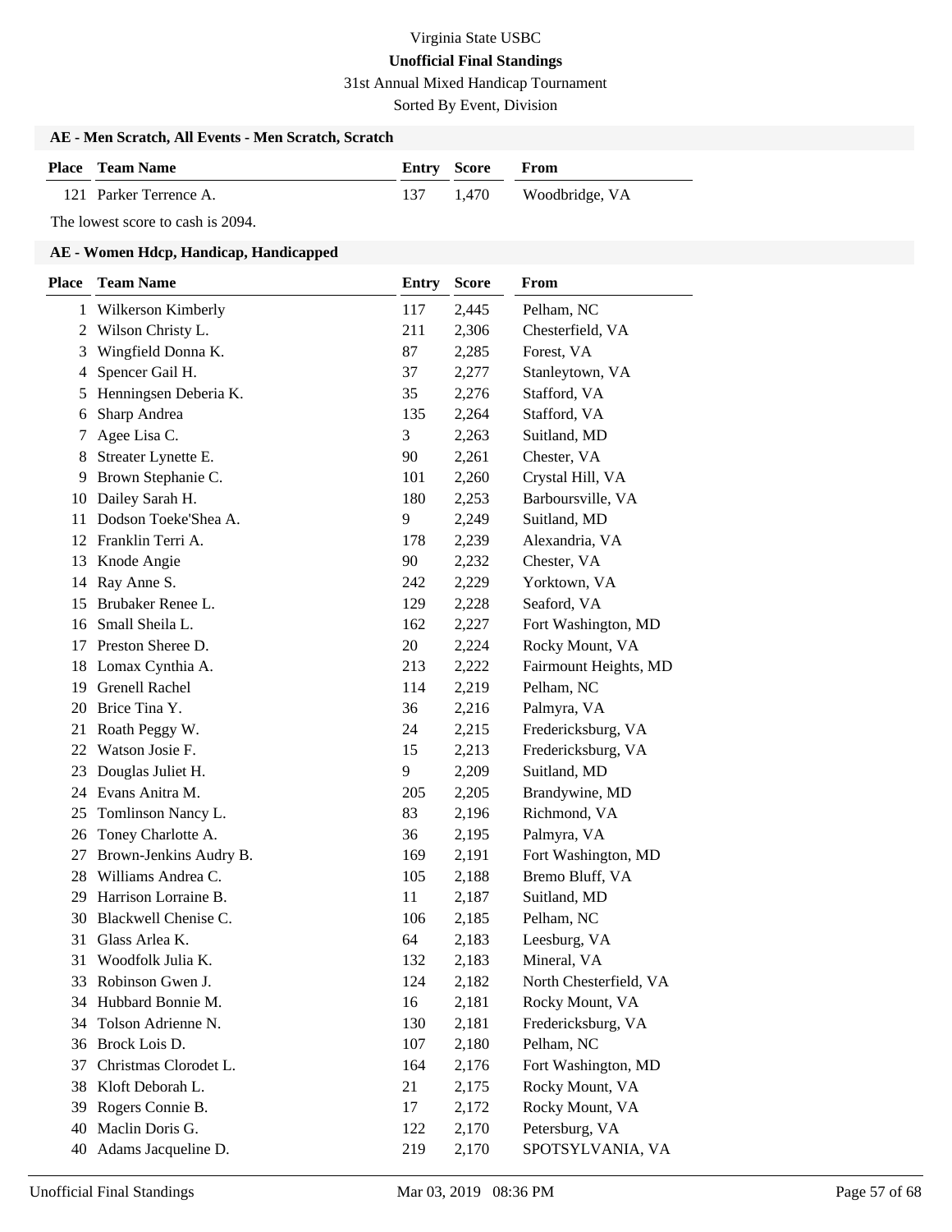# Virginia State USBC

## Unofficial Final Standings

31st Annual Mixed Handicap Tournament

Sorted By Event, Division

### AE - Men Scratch, All Events - Men Scratch, Scratch

| Place | Team Name | Entry | Score | From |
|---|---|---|---|---|
| 121 | Parker Terrence A. | 137 | 1,470 | Woodbridge, VA |

The lowest score to cash is 2094.

### AE - Women Hdcp, Handicap, Handicapped

| Place | Team Name | Entry | Score | From |
|---|---|---|---|---|
| 1 | Wilkerson Kimberly | 117 | 2,445 | Pelham, NC |
| 2 | Wilson Christy L. | 211 | 2,306 | Chesterfield, VA |
| 3 | Wingfield Donna K. | 87 | 2,285 | Forest, VA |
| 4 | Spencer Gail H. | 37 | 2,277 | Stanleytown, VA |
| 5 | Henningsen Deberia K. | 35 | 2,276 | Stafford, VA |
| 6 | Sharp Andrea | 135 | 2,264 | Stafford, VA |
| 7 | Agee Lisa C. | 3 | 2,263 | Suitland, MD |
| 8 | Streater Lynette E. | 90 | 2,261 | Chester, VA |
| 9 | Brown Stephanie C. | 101 | 2,260 | Crystal Hill, VA |
| 10 | Dailey Sarah H. | 180 | 2,253 | Barboursville, VA |
| 11 | Dodson Toeke'Shea A. | 9 | 2,249 | Suitland, MD |
| 12 | Franklin Terri A. | 178 | 2,239 | Alexandria, VA |
| 13 | Knode Angie | 90 | 2,232 | Chester, VA |
| 14 | Ray Anne S. | 242 | 2,229 | Yorktown, VA |
| 15 | Brubaker Renee L. | 129 | 2,228 | Seaford, VA |
| 16 | Small Sheila L. | 162 | 2,227 | Fort Washington, MD |
| 17 | Preston Sheree D. | 20 | 2,224 | Rocky Mount, VA |
| 18 | Lomax Cynthia A. | 213 | 2,222 | Fairmount Heights, MD |
| 19 | Grenell Rachel | 114 | 2,219 | Pelham, NC |
| 20 | Brice Tina Y. | 36 | 2,216 | Palmyra, VA |
| 21 | Roath Peggy W. | 24 | 2,215 | Fredericksburg, VA |
| 22 | Watson Josie F. | 15 | 2,213 | Fredericksburg, VA |
| 23 | Douglas Juliet H. | 9 | 2,209 | Suitland, MD |
| 24 | Evans Anitra M. | 205 | 2,205 | Brandywine, MD |
| 25 | Tomlinson Nancy L. | 83 | 2,196 | Richmond, VA |
| 26 | Toney Charlotte A. | 36 | 2,195 | Palmyra, VA |
| 27 | Brown-Jenkins Audry B. | 169 | 2,191 | Fort Washington, MD |
| 28 | Williams Andrea C. | 105 | 2,188 | Bremo Bluff, VA |
| 29 | Harrison Lorraine B. | 11 | 2,187 | Suitland, MD |
| 30 | Blackwell Chenise C. | 106 | 2,185 | Pelham, NC |
| 31 | Glass Arlea K. | 64 | 2,183 | Leesburg, VA |
| 31 | Woodfolk Julia K. | 132 | 2,183 | Mineral, VA |
| 33 | Robinson Gwen J. | 124 | 2,182 | North Chesterfield, VA |
| 34 | Hubbard Bonnie M. | 16 | 2,181 | Rocky Mount, VA |
| 34 | Tolson Adrienne N. | 130 | 2,181 | Fredericksburg, VA |
| 36 | Brock Lois D. | 107 | 2,180 | Pelham, NC |
| 37 | Christmas Clorodet L. | 164 | 2,176 | Fort Washington, MD |
| 38 | Kloft Deborah L. | 21 | 2,175 | Rocky Mount, VA |
| 39 | Rogers Connie B. | 17 | 2,172 | Rocky Mount, VA |
| 40 | Maclin Doris G. | 122 | 2,170 | Petersburg, VA |
| 40 | Adams Jacqueline D. | 219 | 2,170 | SPOTSYLVANIA, VA |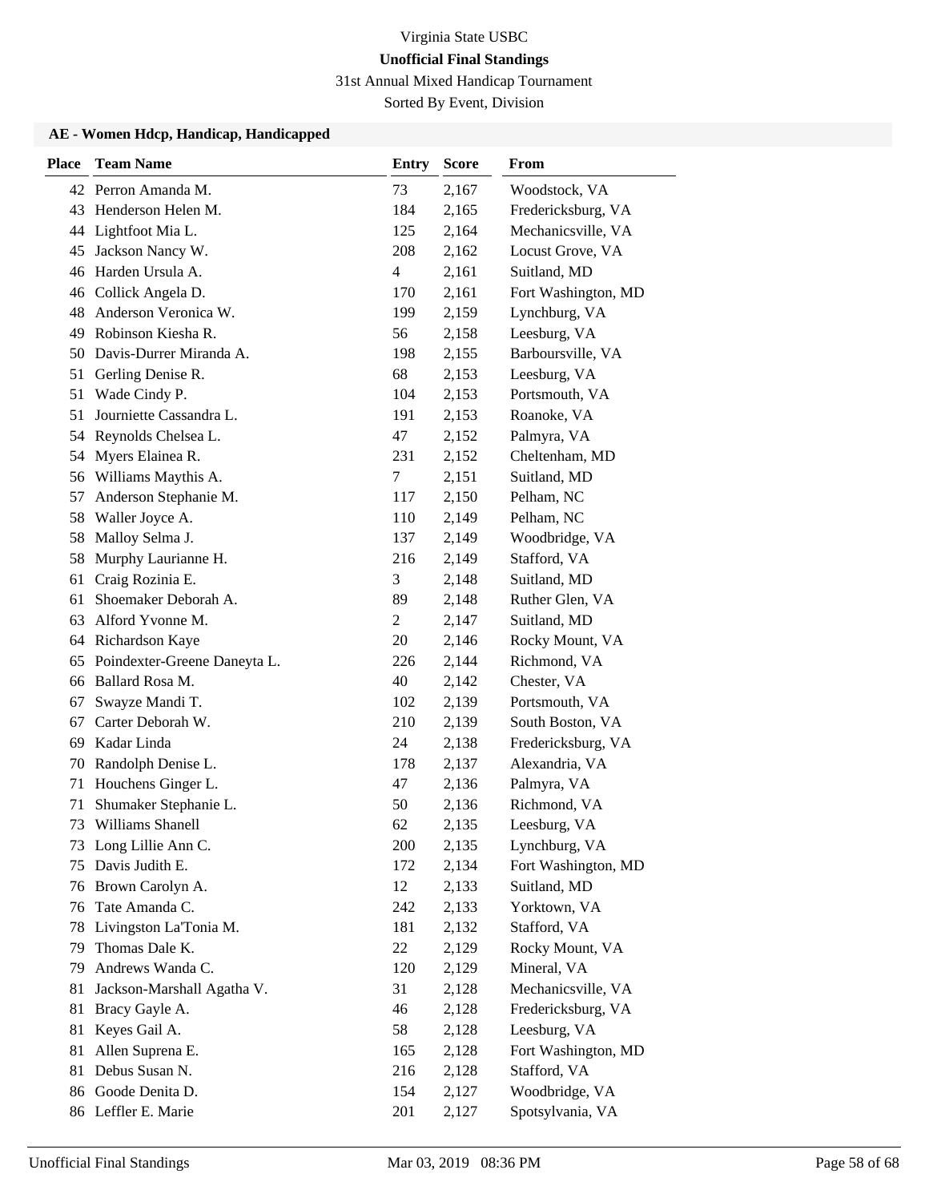Virginia State USBC

**Unofficial Final Standings**

31st Annual Mixed Handicap Tournament

Sorted By Event, Division

### AE - Women Hdcp, Handicap, Handicapped

| Place | Team Name | Entry | Score | From |
|---|---|---|---|---|
| 42 | Perron Amanda M. | 73 | 2,167 | Woodstock, VA |
| 43 | Henderson Helen M. | 184 | 2,165 | Fredericksburg, VA |
| 44 | Lightfoot Mia L. | 125 | 2,164 | Mechanicsville, VA |
| 45 | Jackson Nancy W. | 208 | 2,162 | Locust Grove, VA |
| 46 | Harden Ursula A. | 4 | 2,161 | Suitland, MD |
| 46 | Collick Angela D. | 170 | 2,161 | Fort Washington, MD |
| 48 | Anderson Veronica W. | 199 | 2,159 | Lynchburg, VA |
| 49 | Robinson Kiesha R. | 56 | 2,158 | Leesburg, VA |
| 50 | Davis-Durrer Miranda A. | 198 | 2,155 | Barboursville, VA |
| 51 | Gerling Denise R. | 68 | 2,153 | Leesburg, VA |
| 51 | Wade Cindy P. | 104 | 2,153 | Portsmouth, VA |
| 51 | Journiette Cassandra L. | 191 | 2,153 | Roanoke, VA |
| 54 | Reynolds Chelsea L. | 47 | 2,152 | Palmyra, VA |
| 54 | Myers Elainea R. | 231 | 2,152 | Cheltenham, MD |
| 56 | Williams Maythis A. | 7 | 2,151 | Suitland, MD |
| 57 | Anderson Stephanie M. | 117 | 2,150 | Pelham, NC |
| 58 | Waller Joyce A. | 110 | 2,149 | Pelham, NC |
| 58 | Malloy Selma J. | 137 | 2,149 | Woodbridge, VA |
| 58 | Murphy Laurianne H. | 216 | 2,149 | Stafford, VA |
| 61 | Craig Rozinia E. | 3 | 2,148 | Suitland, MD |
| 61 | Shoemaker Deborah A. | 89 | 2,148 | Ruther Glen, VA |
| 63 | Alford Yvonne M. | 2 | 2,147 | Suitland, MD |
| 64 | Richardson Kaye | 20 | 2,146 | Rocky Mount, VA |
| 65 | Poindexter-Greene Daneyta L. | 226 | 2,144 | Richmond, VA |
| 66 | Ballard Rosa M. | 40 | 2,142 | Chester, VA |
| 67 | Swayze Mandi T. | 102 | 2,139 | Portsmouth, VA |
| 67 | Carter Deborah W. | 210 | 2,139 | South Boston, VA |
| 69 | Kadar Linda | 24 | 2,138 | Fredericksburg, VA |
| 70 | Randolph Denise L. | 178 | 2,137 | Alexandria, VA |
| 71 | Houchens Ginger L. | 47 | 2,136 | Palmyra, VA |
| 71 | Shumaker Stephanie L. | 50 | 2,136 | Richmond, VA |
| 73 | Williams Shanell | 62 | 2,135 | Leesburg, VA |
| 73 | Long Lillie Ann C. | 200 | 2,135 | Lynchburg, VA |
| 75 | Davis Judith E. | 172 | 2,134 | Fort Washington, MD |
| 76 | Brown Carolyn A. | 12 | 2,133 | Suitland, MD |
| 76 | Tate Amanda C. | 242 | 2,133 | Yorktown, VA |
| 78 | Livingston La'Tonia M. | 181 | 2,132 | Stafford, VA |
| 79 | Thomas Dale K. | 22 | 2,129 | Rocky Mount, VA |
| 79 | Andrews Wanda C. | 120 | 2,129 | Mineral, VA |
| 81 | Jackson-Marshall Agatha V. | 31 | 2,128 | Mechanicsville, VA |
| 81 | Bracy Gayle A. | 46 | 2,128 | Fredericksburg, VA |
| 81 | Keyes Gail A. | 58 | 2,128 | Leesburg, VA |
| 81 | Allen Suprena E. | 165 | 2,128 | Fort Washington, MD |
| 81 | Debus Susan N. | 216 | 2,128 | Stafford, VA |
| 86 | Goode Denita D. | 154 | 2,127 | Woodbridge, VA |
| 86 | Leffler E. Marie | 201 | 2,127 | Spotsylvania, VA |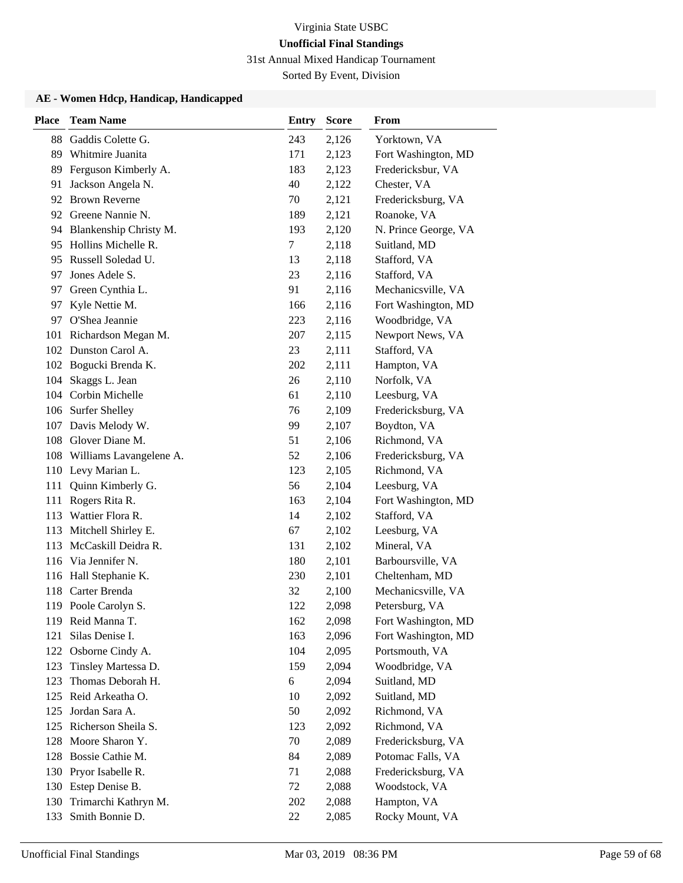Virginia State USBC

**Unofficial Final Standings**

31st Annual Mixed Handicap Tournament

Sorted By Event, Division

### AE - Women Hdcp, Handicap, Handicapped

| Place | Team Name | Entry | Score | From |
|---|---|---|---|---|
| 88 | Gaddis Colette G. | 243 | 2,126 | Yorktown, VA |
| 89 | Whitmire Juanita | 171 | 2,123 | Fort Washington, MD |
| 89 | Ferguson Kimberly A. | 183 | 2,123 | Fredericksbur, VA |
| 91 | Jackson Angela N. | 40 | 2,122 | Chester, VA |
| 92 | Brown Reverne | 70 | 2,121 | Fredericksburg, VA |
| 92 | Greene Nannie N. | 189 | 2,121 | Roanoke, VA |
| 94 | Blankenship Christy M. | 193 | 2,120 | N. Prince George, VA |
| 95 | Hollins Michelle R. | 7 | 2,118 | Suitland, MD |
| 95 | Russell Soledad U. | 13 | 2,118 | Stafford, VA |
| 97 | Jones Adele S. | 23 | 2,116 | Stafford, VA |
| 97 | Green Cynthia L. | 91 | 2,116 | Mechanicsville, VA |
| 97 | Kyle Nettie M. | 166 | 2,116 | Fort Washington, MD |
| 97 | O'Shea Jeannie | 223 | 2,116 | Woodbridge, VA |
| 101 | Richardson Megan M. | 207 | 2,115 | Newport News, VA |
| 102 | Dunston Carol A. | 23 | 2,111 | Stafford, VA |
| 102 | Bogucki Brenda K. | 202 | 2,111 | Hampton, VA |
| 104 | Skaggs L. Jean | 26 | 2,110 | Norfolk, VA |
| 104 | Corbin Michelle | 61 | 2,110 | Leesburg, VA |
| 106 | Surfer Shelley | 76 | 2,109 | Fredericksburg, VA |
| 107 | Davis Melody W. | 99 | 2,107 | Boydton, VA |
| 108 | Glover Diane M. | 51 | 2,106 | Richmond, VA |
| 108 | Williams Lavangelene A. | 52 | 2,106 | Fredericksburg, VA |
| 110 | Levy Marian L. | 123 | 2,105 | Richmond, VA |
| 111 | Quinn Kimberly G. | 56 | 2,104 | Leesburg, VA |
| 111 | Rogers Rita R. | 163 | 2,104 | Fort Washington, MD |
| 113 | Wattier Flora R. | 14 | 2,102 | Stafford, VA |
| 113 | Mitchell Shirley E. | 67 | 2,102 | Leesburg, VA |
| 113 | McCaskill Deidra R. | 131 | 2,102 | Mineral, VA |
| 116 | Via Jennifer N. | 180 | 2,101 | Barboursville, VA |
| 116 | Hall Stephanie K. | 230 | 2,101 | Cheltenham, MD |
| 118 | Carter Brenda | 32 | 2,100 | Mechanicsville, VA |
| 119 | Poole Carolyn S. | 122 | 2,098 | Petersburg, VA |
| 119 | Reid Manna T. | 162 | 2,098 | Fort Washington, MD |
| 121 | Silas Denise I. | 163 | 2,096 | Fort Washington, MD |
| 122 | Osborne Cindy A. | 104 | 2,095 | Portsmouth, VA |
| 123 | Tinsley Martessa D. | 159 | 2,094 | Woodbridge, VA |
| 123 | Thomas Deborah H. | 6 | 2,094 | Suitland, MD |
| 125 | Reid Arkeatha O. | 10 | 2,092 | Suitland, MD |
| 125 | Jordan Sara A. | 50 | 2,092 | Richmond, VA |
| 125 | Richerson Sheila S. | 123 | 2,092 | Richmond, VA |
| 128 | Moore Sharon Y. | 70 | 2,089 | Fredericksburg, VA |
| 128 | Bossie Cathie M. | 84 | 2,089 | Potomac Falls, VA |
| 130 | Pryor Isabelle R. | 71 | 2,088 | Fredericksburg, VA |
| 130 | Estep Denise B. | 72 | 2,088 | Woodstock, VA |
| 130 | Trimarchi Kathryn M. | 202 | 2,088 | Hampton, VA |
| 133 | Smith Bonnie D. | 22 | 2,085 | Rocky Mount, VA |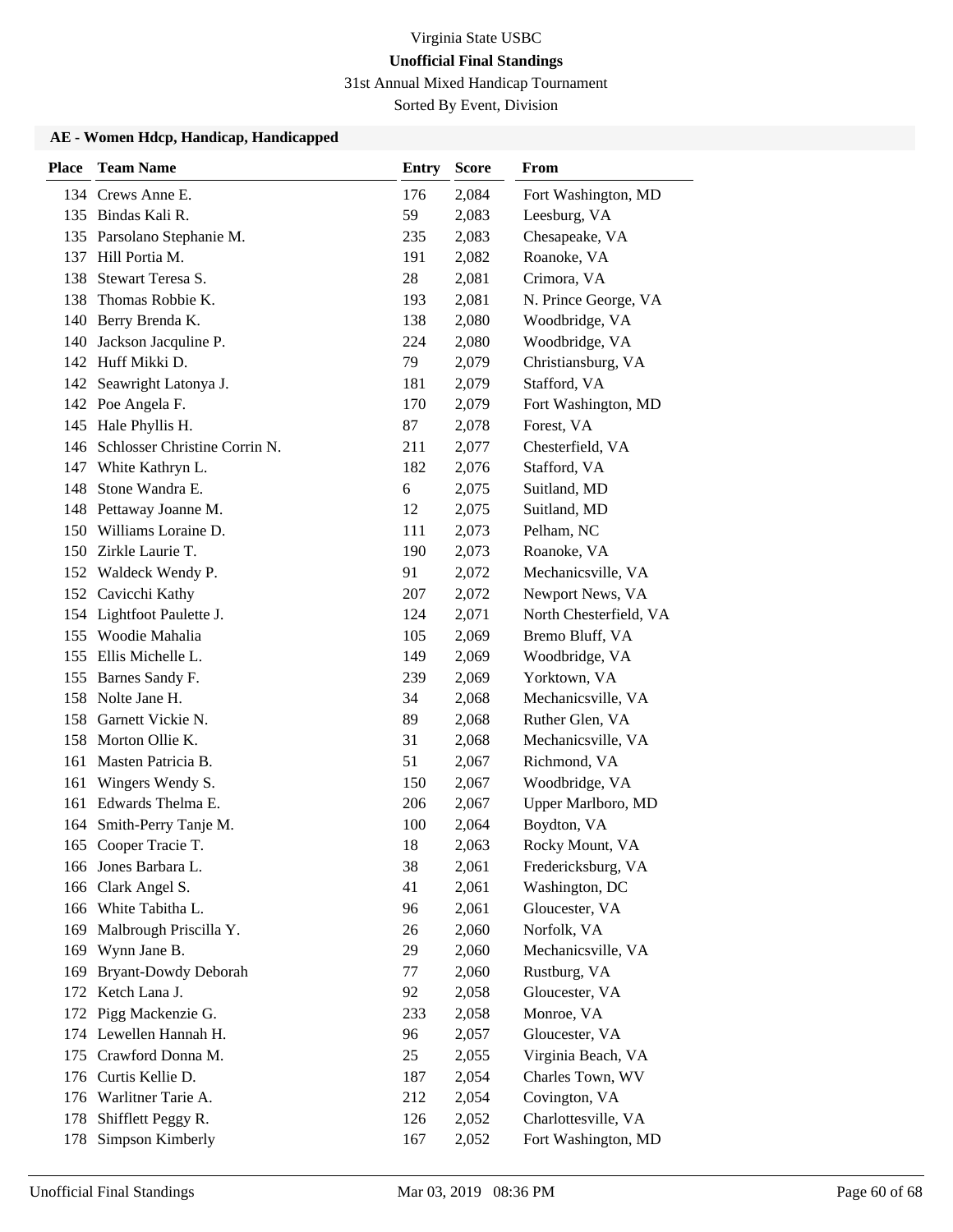Virginia State USBC

**Unofficial Final Standings**

31st Annual Mixed Handicap Tournament

Sorted By Event, Division

### AE - Women Hdcp, Handicap, Handicapped

| Place | Team Name | Entry | Score | From |
|---|---|---|---|---|
| 134 | Crews Anne E. | 176 | 2,084 | Fort Washington, MD |
| 135 | Bindas Kali R. | 59 | 2,083 | Leesburg, VA |
| 135 | Parsolano Stephanie M. | 235 | 2,083 | Chesapeake, VA |
| 137 | Hill Portia M. | 191 | 2,082 | Roanoke, VA |
| 138 | Stewart Teresa S. | 28 | 2,081 | Crimora, VA |
| 138 | Thomas Robbie K. | 193 | 2,081 | N. Prince George, VA |
| 140 | Berry Brenda K. | 138 | 2,080 | Woodbridge, VA |
| 140 | Jackson Jacquline P. | 224 | 2,080 | Woodbridge, VA |
| 142 | Huff Mikki D. | 79 | 2,079 | Christiansburg, VA |
| 142 | Seawright Latonya J. | 181 | 2,079 | Stafford, VA |
| 142 | Poe Angela F. | 170 | 2,079 | Fort Washington, MD |
| 145 | Hale Phyllis H. | 87 | 2,078 | Forest, VA |
| 146 | Schlosser Christine Corrin N. | 211 | 2,077 | Chesterfield, VA |
| 147 | White Kathryn L. | 182 | 2,076 | Stafford, VA |
| 148 | Stone Wandra E. | 6 | 2,075 | Suitland, MD |
| 148 | Pettaway Joanne M. | 12 | 2,075 | Suitland, MD |
| 150 | Williams Loraine D. | 111 | 2,073 | Pelham, NC |
| 150 | Zirkle Laurie T. | 190 | 2,073 | Roanoke, VA |
| 152 | Waldeck Wendy P. | 91 | 2,072 | Mechanicsville, VA |
| 152 | Cavicchi Kathy | 207 | 2,072 | Newport News, VA |
| 154 | Lightfoot Paulette J. | 124 | 2,071 | North Chesterfield, VA |
| 155 | Woodie Mahalia | 105 | 2,069 | Bremo Bluff, VA |
| 155 | Ellis Michelle L. | 149 | 2,069 | Woodbridge, VA |
| 155 | Barnes Sandy F. | 239 | 2,069 | Yorktown, VA |
| 158 | Nolte Jane H. | 34 | 2,068 | Mechanicsville, VA |
| 158 | Garnett Vickie N. | 89 | 2,068 | Ruther Glen, VA |
| 158 | Morton Ollie K. | 31 | 2,068 | Mechanicsville, VA |
| 161 | Masten Patricia B. | 51 | 2,067 | Richmond, VA |
| 161 | Wingers Wendy S. | 150 | 2,067 | Woodbridge, VA |
| 161 | Edwards Thelma E. | 206 | 2,067 | Upper Marlboro, MD |
| 164 | Smith-Perry Tanje M. | 100 | 2,064 | Boydton, VA |
| 165 | Cooper Tracie T. | 18 | 2,063 | Rocky Mount, VA |
| 166 | Jones Barbara L. | 38 | 2,061 | Fredericksburg, VA |
| 166 | Clark Angel S. | 41 | 2,061 | Washington, DC |
| 166 | White Tabitha L. | 96 | 2,061 | Gloucester, VA |
| 169 | Malbrough Priscilla Y. | 26 | 2,060 | Norfolk, VA |
| 169 | Wynn Jane B. | 29 | 2,060 | Mechanicsville, VA |
| 169 | Bryant-Dowdy Deborah | 77 | 2,060 | Rustburg, VA |
| 172 | Ketch Lana J. | 92 | 2,058 | Gloucester, VA |
| 172 | Pigg Mackenzie G. | 233 | 2,058 | Monroe, VA |
| 174 | Lewellen Hannah H. | 96 | 2,057 | Gloucester, VA |
| 175 | Crawford Donna M. | 25 | 2,055 | Virginia Beach, VA |
| 176 | Curtis Kellie D. | 187 | 2,054 | Charles Town, WV |
| 176 | Warlitner Tarie A. | 212 | 2,054 | Covington, VA |
| 178 | Shifflett Peggy R. | 126 | 2,052 | Charlottesville, VA |
| 178 | Simpson Kimberly | 167 | 2,052 | Fort Washington, MD |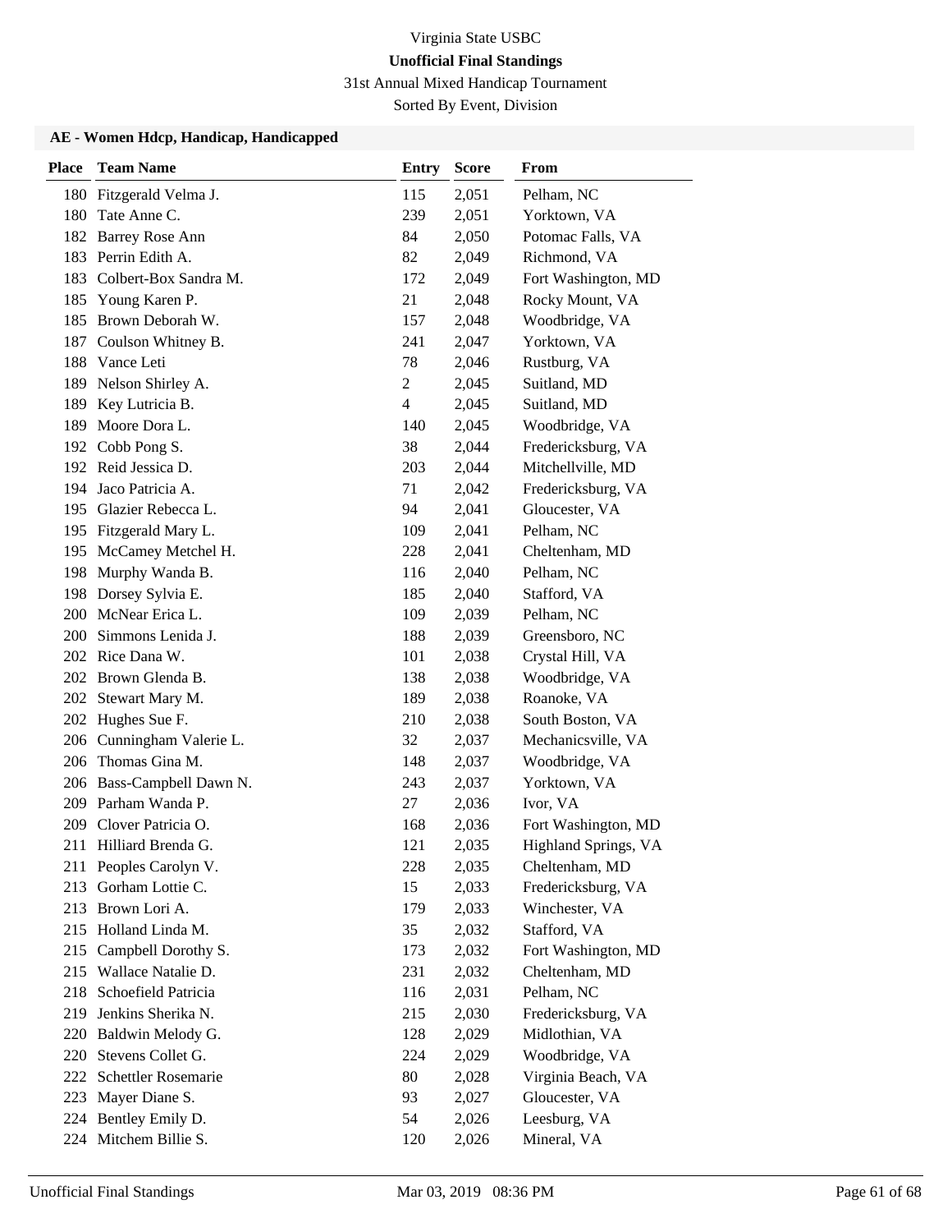Virginia State USBC

**Unofficial Final Standings**

31st Annual Mixed Handicap Tournament

Sorted By Event, Division

### AE - Women Hdcp, Handicap, Handicapped

| Place | Team Name | Entry | Score | From |
|---|---|---|---|---|
| 180 | Fitzgerald Velma J. | 115 | 2,051 | Pelham, NC |
| 180 | Tate Anne C. | 239 | 2,051 | Yorktown, VA |
| 182 | Barrey Rose Ann | 84 | 2,050 | Potomac Falls, VA |
| 183 | Perrin Edith A. | 82 | 2,049 | Richmond, VA |
| 183 | Colbert-Box Sandra M. | 172 | 2,049 | Fort Washington, MD |
| 185 | Young Karen P. | 21 | 2,048 | Rocky Mount, VA |
| 185 | Brown Deborah W. | 157 | 2,048 | Woodbridge, VA |
| 187 | Coulson Whitney B. | 241 | 2,047 | Yorktown, VA |
| 188 | Vance Leti | 78 | 2,046 | Rustburg, VA |
| 189 | Nelson Shirley A. | 2 | 2,045 | Suitland, MD |
| 189 | Key Lutricia B. | 4 | 2,045 | Suitland, MD |
| 189 | Moore Dora L. | 140 | 2,045 | Woodbridge, VA |
| 192 | Cobb Pong S. | 38 | 2,044 | Fredericksburg, VA |
| 192 | Reid Jessica D. | 203 | 2,044 | Mitchellville, MD |
| 194 | Jaco Patricia A. | 71 | 2,042 | Fredericksburg, VA |
| 195 | Glazier Rebecca L. | 94 | 2,041 | Gloucester, VA |
| 195 | Fitzgerald Mary L. | 109 | 2,041 | Pelham, NC |
| 195 | McCamey Metchel H. | 228 | 2,041 | Cheltenham, MD |
| 198 | Murphy Wanda B. | 116 | 2,040 | Pelham, NC |
| 198 | Dorsey Sylvia E. | 185 | 2,040 | Stafford, VA |
| 200 | McNear Erica L. | 109 | 2,039 | Pelham, NC |
| 200 | Simmons Lenida J. | 188 | 2,039 | Greensboro, NC |
| 202 | Rice Dana W. | 101 | 2,038 | Crystal Hill, VA |
| 202 | Brown Glenda B. | 138 | 2,038 | Woodbridge, VA |
| 202 | Stewart Mary M. | 189 | 2,038 | Roanoke, VA |
| 202 | Hughes Sue F. | 210 | 2,038 | South Boston, VA |
| 206 | Cunningham Valerie L. | 32 | 2,037 | Mechanicsville, VA |
| 206 | Thomas Gina M. | 148 | 2,037 | Woodbridge, VA |
| 206 | Bass-Campbell Dawn N. | 243 | 2,037 | Yorktown, VA |
| 209 | Parham Wanda P. | 27 | 2,036 | Ivor, VA |
| 209 | Clover Patricia O. | 168 | 2,036 | Fort Washington, MD |
| 211 | Hilliard Brenda G. | 121 | 2,035 | Highland Springs, VA |
| 211 | Peoples Carolyn V. | 228 | 2,035 | Cheltenham, MD |
| 213 | Gorham Lottie C. | 15 | 2,033 | Fredericksburg, VA |
| 213 | Brown Lori A. | 179 | 2,033 | Winchester, VA |
| 215 | Holland Linda M. | 35 | 2,032 | Stafford, VA |
| 215 | Campbell Dorothy S. | 173 | 2,032 | Fort Washington, MD |
| 215 | Wallace Natalie D. | 231 | 2,032 | Cheltenham, MD |
| 218 | Schoefield Patricia | 116 | 2,031 | Pelham, NC |
| 219 | Jenkins Sherika N. | 215 | 2,030 | Fredericksburg, VA |
| 220 | Baldwin Melody G. | 128 | 2,029 | Midlothian, VA |
| 220 | Stevens Collet G. | 224 | 2,029 | Woodbridge, VA |
| 222 | Schettler Rosemarie | 80 | 2,028 | Virginia Beach, VA |
| 223 | Mayer Diane S. | 93 | 2,027 | Gloucester, VA |
| 224 | Bentley Emily D. | 54 | 2,026 | Leesburg, VA |
| 224 | Mitchem Billie S. | 120 | 2,026 | Mineral, VA |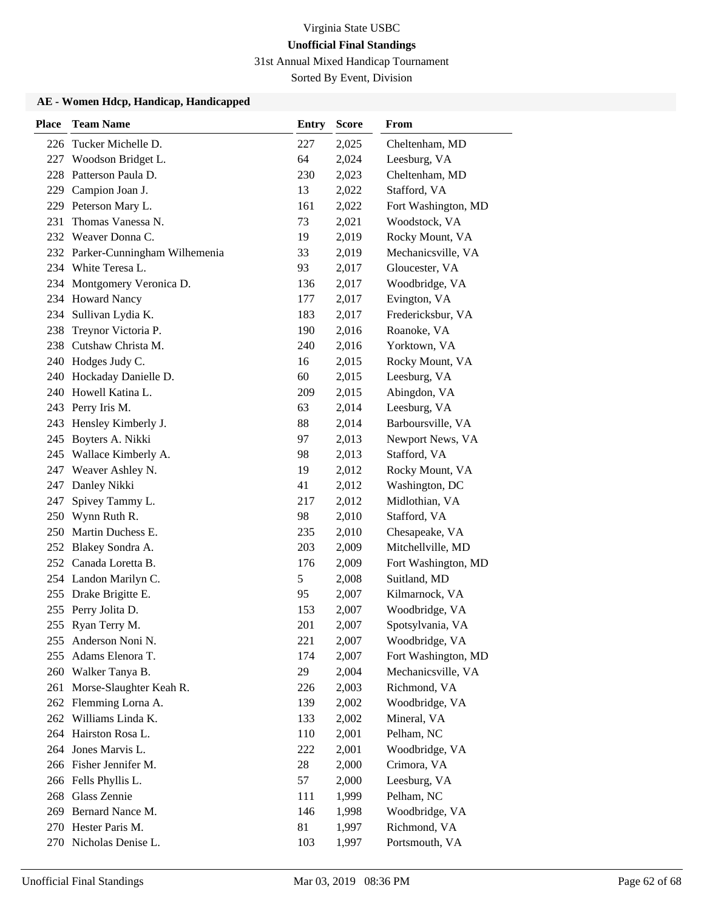Virginia State USBC

**Unofficial Final Standings**

31st Annual Mixed Handicap Tournament

Sorted By Event, Division

### AE - Women Hdcp, Handicap, Handicapped

| Place | Team Name | Entry | Score | From |
|---|---|---|---|---|
| 226 | Tucker Michelle D. | 227 | 2,025 | Cheltenham, MD |
| 227 | Woodson Bridget L. | 64 | 2,024 | Leesburg, VA |
| 228 | Patterson Paula D. | 230 | 2,023 | Cheltenham, MD |
| 229 | Campion Joan J. | 13 | 2,022 | Stafford, VA |
| 229 | Peterson Mary L. | 161 | 2,022 | Fort Washington, MD |
| 231 | Thomas Vanessa N. | 73 | 2,021 | Woodstock, VA |
| 232 | Weaver Donna C. | 19 | 2,019 | Rocky Mount, VA |
| 232 | Parker-Cunningham Wilhemenia | 33 | 2,019 | Mechanicsville, VA |
| 234 | White Teresa L. | 93 | 2,017 | Gloucester, VA |
| 234 | Montgomery Veronica D. | 136 | 2,017 | Woodbridge, VA |
| 234 | Howard Nancy | 177 | 2,017 | Evington, VA |
| 234 | Sullivan Lydia K. | 183 | 2,017 | Fredericksburg, VA |
| 238 | Treynor Victoria P. | 190 | 2,016 | Roanoke, VA |
| 238 | Cutshaw Christa M. | 240 | 2,016 | Yorktown, VA |
| 240 | Hodges Judy C. | 16 | 2,015 | Rocky Mount, VA |
| 240 | Hockaday Danielle D. | 60 | 2,015 | Leesburg, VA |
| 240 | Howell Katina L. | 209 | 2,015 | Abingdon, VA |
| 243 | Perry Iris M. | 63 | 2,014 | Leesburg, VA |
| 243 | Hensley Kimberly J. | 88 | 2,014 | Barboursville, VA |
| 245 | Boyters A. Nikki | 97 | 2,013 | Newport News, VA |
| 245 | Wallace Kimberly A. | 98 | 2,013 | Stafford, VA |
| 247 | Weaver Ashley N. | 19 | 2,012 | Rocky Mount, VA |
| 247 | Danley Nikki | 41 | 2,012 | Washington, DC |
| 247 | Spivey Tammy L. | 217 | 2,012 | Midlothian, VA |
| 250 | Wynn Ruth R. | 98 | 2,010 | Stafford, VA |
| 250 | Martin Duchess E. | 235 | 2,010 | Chesapeake, VA |
| 252 | Blakey Sondra A. | 203 | 2,009 | Mitchellville, MD |
| 252 | Canada Loretta B. | 176 | 2,009 | Fort Washington, MD |
| 254 | Landon Marilyn C. | 5 | 2,008 | Suitland, MD |
| 255 | Drake Brigitte E. | 95 | 2,007 | Kilmarnock, VA |
| 255 | Perry Jolita D. | 153 | 2,007 | Woodbridge, VA |
| 255 | Ryan Terry M. | 201 | 2,007 | Spotsylvania, VA |
| 255 | Anderson Noni N. | 221 | 2,007 | Woodbridge, VA |
| 255 | Adams Elenora T. | 174 | 2,007 | Fort Washington, MD |
| 260 | Walker Tanya B. | 29 | 2,004 | Mechanicsville, VA |
| 261 | Morse-Slaughter Keah R. | 226 | 2,003 | Richmond, VA |
| 262 | Flemming Lorna A. | 139 | 2,002 | Woodbridge, VA |
| 262 | Williams Linda K. | 133 | 2,002 | Mineral, VA |
| 264 | Hairston Rosa L. | 110 | 2,001 | Pelham, NC |
| 264 | Jones Marvis L. | 222 | 2,001 | Woodbridge, VA |
| 266 | Fisher Jennifer M. | 28 | 2,000 | Crimora, VA |
| 266 | Fells Phyllis L. | 57 | 2,000 | Leesburg, VA |
| 268 | Glass Zennie | 111 | 1,999 | Pelham, NC |
| 269 | Bernard Nance M. | 146 | 1,998 | Woodbridge, VA |
| 270 | Hester Paris M. | 81 | 1,997 | Richmond, VA |
| 270 | Nicholas Denise L. | 103 | 1,997 | Portsmouth, VA |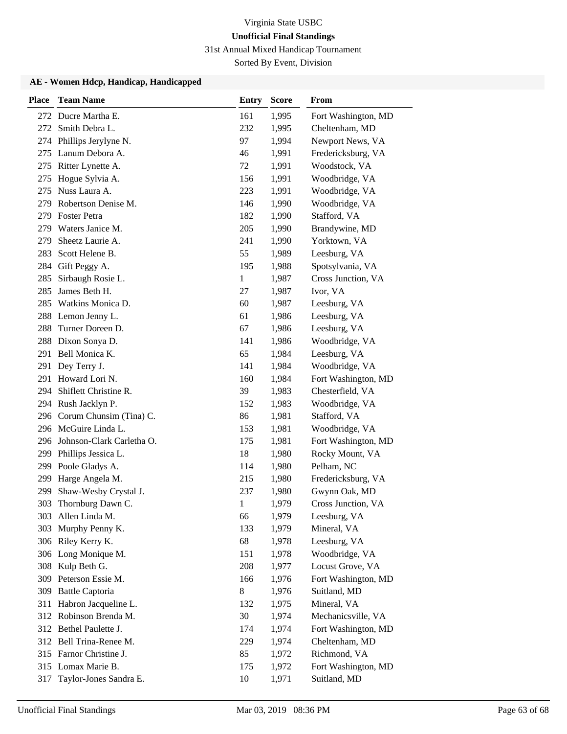Virginia State USBC

**Unofficial Final Standings**

31st Annual Mixed Handicap Tournament

Sorted By Event, Division

### AE - Women Hdcp, Handicap, Handicapped

| Place | Team Name | Entry | Score | From |
|---|---|---|---|---|
| 272 | Ducre Martha E. | 161 | 1,995 | Fort Washington, MD |
| 272 | Smith Debra L. | 232 | 1,995 | Cheltenham, MD |
| 274 | Phillips Jerylyne N. | 97 | 1,994 | Newport News, VA |
| 275 | Lanum Debora A. | 46 | 1,991 | Fredericksburg, VA |
| 275 | Ritter Lynette A. | 72 | 1,991 | Woodstock, VA |
| 275 | Hogue Sylvia A. | 156 | 1,991 | Woodbridge, VA |
| 275 | Nuss Laura A. | 223 | 1,991 | Woodbridge, VA |
| 279 | Robertson Denise M. | 146 | 1,990 | Woodbridge, VA |
| 279 | Foster Petra | 182 | 1,990 | Stafford, VA |
| 279 | Waters Janice M. | 205 | 1,990 | Brandywine, MD |
| 279 | Sheetz Laurie A. | 241 | 1,990 | Yorktown, VA |
| 283 | Scott Helene B. | 55 | 1,989 | Leesburg, VA |
| 284 | Gift Peggy A. | 195 | 1,988 | Spotsylvania, VA |
| 285 | Sirbaugh Rosie L. | 1 | 1,987 | Cross Junction, VA |
| 285 | James Beth H. | 27 | 1,987 | Ivor, VA |
| 285 | Watkins Monica D. | 60 | 1,987 | Leesburg, VA |
| 288 | Lemon Jenny L. | 61 | 1,986 | Leesburg, VA |
| 288 | Turner Doreen D. | 67 | 1,986 | Leesburg, VA |
| 288 | Dixon Sonya D. | 141 | 1,986 | Woodbridge, VA |
| 291 | Bell Monica K. | 65 | 1,984 | Leesburg, VA |
| 291 | Dey Terry J. | 141 | 1,984 | Woodbridge, VA |
| 291 | Howard Lori N. | 160 | 1,984 | Fort Washington, MD |
| 294 | Shiflett Christine R. | 39 | 1,983 | Chesterfield, VA |
| 294 | Rush Jacklyn P. | 152 | 1,983 | Woodbridge, VA |
| 296 | Corum Chunsim (Tina) C. | 86 | 1,981 | Stafford, VA |
| 296 | McGuire Linda L. | 153 | 1,981 | Woodbridge, VA |
| 296 | Johnson-Clark Carletha O. | 175 | 1,981 | Fort Washington, MD |
| 299 | Phillips Jessica L. | 18 | 1,980 | Rocky Mount, VA |
| 299 | Poole Gladys A. | 114 | 1,980 | Pelham, NC |
| 299 | Harge Angela M. | 215 | 1,980 | Fredericksburg, VA |
| 299 | Shaw-Wesby Crystal J. | 237 | 1,980 | Gwynn Oak, MD |
| 303 | Thornburg Dawn C. | 1 | 1,979 | Cross Junction, VA |
| 303 | Allen Linda M. | 66 | 1,979 | Leesburg, VA |
| 303 | Murphy Penny K. | 133 | 1,979 | Mineral, VA |
| 306 | Riley Kerry K. | 68 | 1,978 | Leesburg, VA |
| 306 | Long Monique M. | 151 | 1,978 | Woodbridge, VA |
| 308 | Kulp Beth G. | 208 | 1,977 | Locust Grove, VA |
| 309 | Peterson Essie M. | 166 | 1,976 | Fort Washington, MD |
| 309 | Battle Captoria | 8 | 1,976 | Suitland, MD |
| 311 | Habron Jacqueline L. | 132 | 1,975 | Mineral, VA |
| 312 | Robinson Brenda M. | 30 | 1,974 | Mechanicsville, VA |
| 312 | Bethel Paulette J. | 174 | 1,974 | Fort Washington, MD |
| 312 | Bell Trina-Renee M. | 229 | 1,974 | Cheltenham, MD |
| 315 | Farnor Christine J. | 85 | 1,972 | Richmond, VA |
| 315 | Lomax Marie B. | 175 | 1,972 | Fort Washington, MD |
| 317 | Taylor-Jones Sandra E. | 10 | 1,971 | Suitland, MD |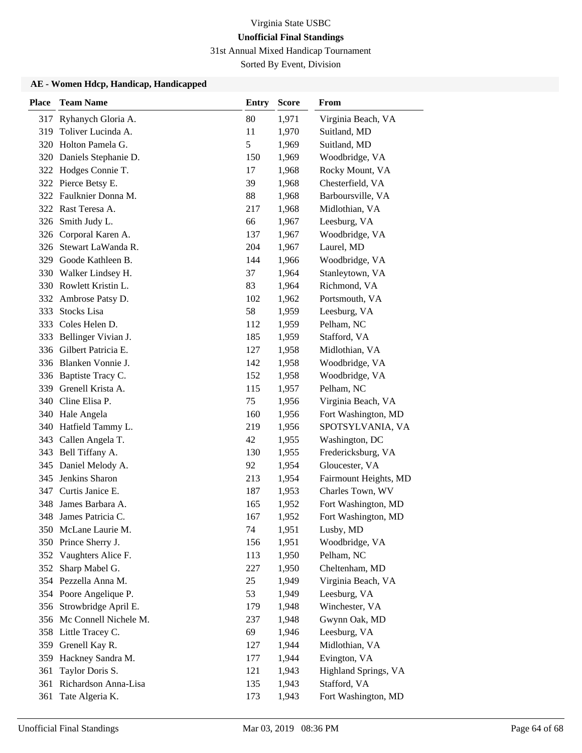Virginia State USBC

**Unofficial Final Standings**

31st Annual Mixed Handicap Tournament

Sorted By Event, Division

### AE - Women Hdcp, Handicap, Handicapped

| Place | Team Name | Entry | Score | From |
|---|---|---|---|---|
| 317 | Ryhanych Gloria A. | 80 | 1,971 | Virginia Beach, VA |
| 319 | Toliver Lucinda A. | 11 | 1,970 | Suitland, MD |
| 320 | Holton Pamela G. | 5 | 1,969 | Suitland, MD |
| 320 | Daniels Stephanie D. | 150 | 1,969 | Woodbridge, VA |
| 322 | Hodges Connie T. | 17 | 1,968 | Rocky Mount, VA |
| 322 | Pierce Betsy E. | 39 | 1,968 | Chesterfield, VA |
| 322 | Faulknier Donna M. | 88 | 1,968 | Barboursville, VA |
| 322 | Rast Teresa A. | 217 | 1,968 | Midlothian, VA |
| 326 | Smith Judy L. | 66 | 1,967 | Leesburg, VA |
| 326 | Corporal Karen A. | 137 | 1,967 | Woodbridge, VA |
| 326 | Stewart LaWanda R. | 204 | 1,967 | Laurel, MD |
| 329 | Goode Kathleen B. | 144 | 1,966 | Woodbridge, VA |
| 330 | Walker Lindsey H. | 37 | 1,964 | Stanleytown, VA |
| 330 | Rowlett Kristin L. | 83 | 1,964 | Richmond, VA |
| 332 | Ambrose Patsy D. | 102 | 1,962 | Portsmouth, VA |
| 333 | Stocks Lisa | 58 | 1,959 | Leesburg, VA |
| 333 | Coles Helen D. | 112 | 1,959 | Pelham, NC |
| 333 | Bellinger Vivian J. | 185 | 1,959 | Stafford, VA |
| 336 | Gilbert Patricia E. | 127 | 1,958 | Midlothian, VA |
| 336 | Blanken Vonnie J. | 142 | 1,958 | Woodbridge, VA |
| 336 | Baptiste Tracy C. | 152 | 1,958 | Woodbridge, VA |
| 339 | Grenell Krista A. | 115 | 1,957 | Pelham, NC |
| 340 | Cline Elisa P. | 75 | 1,956 | Virginia Beach, VA |
| 340 | Hale Angela | 160 | 1,956 | Fort Washington, MD |
| 340 | Hatfield Tammy L. | 219 | 1,956 | SPOTSYLVANIA, VA |
| 343 | Callen Angela T. | 42 | 1,955 | Washington, DC |
| 343 | Bell Tiffany A. | 130 | 1,955 | Fredericksburg, VA |
| 345 | Daniel Melody A. | 92 | 1,954 | Gloucester, VA |
| 345 | Jenkins Sharon | 213 | 1,954 | Fairmount Heights, MD |
| 347 | Curtis Janice E. | 187 | 1,953 | Charles Town, WV |
| 348 | James Barbara A. | 165 | 1,952 | Fort Washington, MD |
| 348 | James Patricia C. | 167 | 1,952 | Fort Washington, MD |
| 350 | McLane Laurie M. | 74 | 1,951 | Lusby, MD |
| 350 | Prince Sherry J. | 156 | 1,951 | Woodbridge, VA |
| 352 | Vaughters Alice F. | 113 | 1,950 | Pelham, NC |
| 352 | Sharp Mabel G. | 227 | 1,950 | Cheltenham, MD |
| 354 | Pezzella Anna M. | 25 | 1,949 | Virginia Beach, VA |
| 354 | Poore Angelique P. | 53 | 1,949 | Leesburg, VA |
| 356 | Strowbridge April E. | 179 | 1,948 | Winchester, VA |
| 356 | Mc Connell Nichele M. | 237 | 1,948 | Gwynn Oak, MD |
| 358 | Little Tracey C. | 69 | 1,946 | Leesburg, VA |
| 359 | Grenell Kay R. | 127 | 1,944 | Midlothian, VA |
| 359 | Hackney Sandra M. | 177 | 1,944 | Evington, VA |
| 361 | Taylor Doris S. | 121 | 1,943 | Highland Springs, VA |
| 361 | Richardson Anna-Lisa | 135 | 1,943 | Stafford, VA |
| 361 | Tate Algeria K. | 173 | 1,943 | Fort Washington, MD |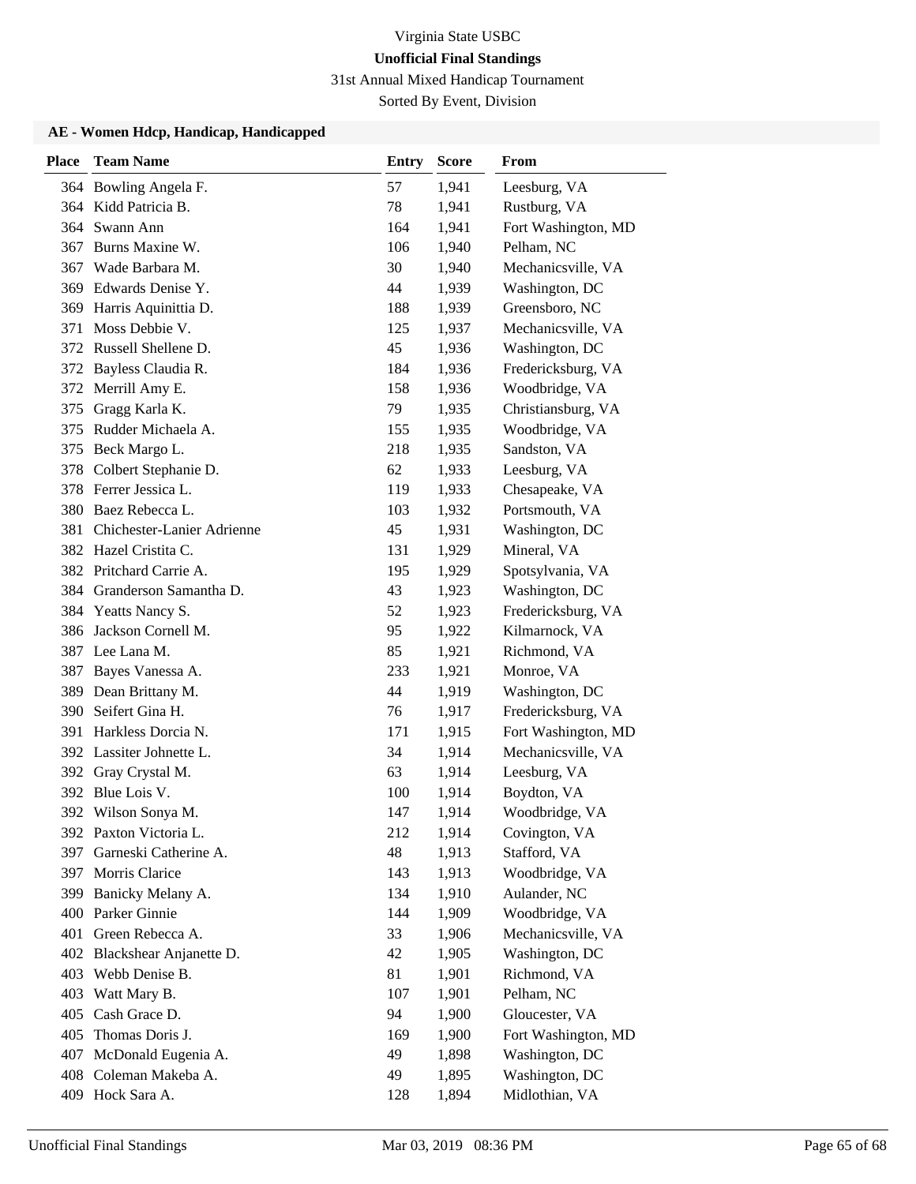Virginia State USBC

**Unofficial Final Standings**

31st Annual Mixed Handicap Tournament

Sorted By Event, Division

### AE - Women Hdcp, Handicap, Handicapped

| Place | Team Name | Entry | Score | From |
|---|---|---|---|---|
| 364 | Bowling Angela F. | 57 | 1,941 | Leesburg, VA |
| 364 | Kidd Patricia B. | 78 | 1,941 | Rustburg, VA |
| 364 | Swann Ann | 164 | 1,941 | Fort Washington, MD |
| 367 | Burns Maxine W. | 106 | 1,940 | Pelham, NC |
| 367 | Wade Barbara M. | 30 | 1,940 | Mechanicsville, VA |
| 369 | Edwards Denise Y. | 44 | 1,939 | Washington, DC |
| 369 | Harris Aquinittia D. | 188 | 1,939 | Greensboro, NC |
| 371 | Moss Debbie V. | 125 | 1,937 | Mechanicsville, VA |
| 372 | Russell Shellene D. | 45 | 1,936 | Washington, DC |
| 372 | Bayless Claudia R. | 184 | 1,936 | Fredericksburg, VA |
| 372 | Merrill Amy E. | 158 | 1,936 | Woodbridge, VA |
| 375 | Gragg Karla K. | 79 | 1,935 | Christiansburg, VA |
| 375 | Rudder Michaela A. | 155 | 1,935 | Woodbridge, VA |
| 375 | Beck Margo L. | 218 | 1,935 | Sandston, VA |
| 378 | Colbert Stephanie D. | 62 | 1,933 | Leesburg, VA |
| 378 | Ferrer Jessica L. | 119 | 1,933 | Chesapeake, VA |
| 380 | Baez Rebecca L. | 103 | 1,932 | Portsmouth, VA |
| 381 | Chichester-Lanier Adrienne | 45 | 1,931 | Washington, DC |
| 382 | Hazel Cristita C. | 131 | 1,929 | Mineral, VA |
| 382 | Pritchard Carrie A. | 195 | 1,929 | Spotsylvania, VA |
| 384 | Granderson Samantha D. | 43 | 1,923 | Washington, DC |
| 384 | Yeatts Nancy S. | 52 | 1,923 | Fredericksburg, VA |
| 386 | Jackson Cornell M. | 95 | 1,922 | Kilmarnock, VA |
| 387 | Lee Lana M. | 85 | 1,921 | Richmond, VA |
| 387 | Bayes Vanessa A. | 233 | 1,921 | Monroe, VA |
| 389 | Dean Brittany M. | 44 | 1,919 | Washington, DC |
| 390 | Seifert Gina H. | 76 | 1,917 | Fredericksburg, VA |
| 391 | Harkless Dorcia N. | 171 | 1,915 | Fort Washington, MD |
| 392 | Lassiter Johnette L. | 34 | 1,914 | Mechanicsville, VA |
| 392 | Gray Crystal M. | 63 | 1,914 | Leesburg, VA |
| 392 | Blue Lois V. | 100 | 1,914 | Boydton, VA |
| 392 | Wilson Sonya M. | 147 | 1,914 | Woodbridge, VA |
| 392 | Paxton Victoria L. | 212 | 1,914 | Covington, VA |
| 397 | Garneski Catherine A. | 48 | 1,913 | Stafford, VA |
| 397 | Morris Clarice | 143 | 1,913 | Woodbridge, VA |
| 399 | Banicky Melany A. | 134 | 1,910 | Aulander, NC |
| 400 | Parker Ginnie | 144 | 1,909 | Woodbridge, VA |
| 401 | Green Rebecca A. | 33 | 1,906 | Mechanicsville, VA |
| 402 | Blackshear Anjanette D. | 42 | 1,905 | Washington, DC |
| 403 | Webb Denise B. | 81 | 1,901 | Richmond, VA |
| 403 | Watt Mary B. | 107 | 1,901 | Pelham, NC |
| 405 | Cash Grace D. | 94 | 1,900 | Gloucester, VA |
| 405 | Thomas Doris J. | 169 | 1,900 | Fort Washington, MD |
| 407 | McDonald Eugenia A. | 49 | 1,898 | Washington, DC |
| 408 | Coleman Makeba A. | 49 | 1,895 | Washington, DC |
| 409 | Hock Sara A. | 128 | 1,894 | Midlothian, VA |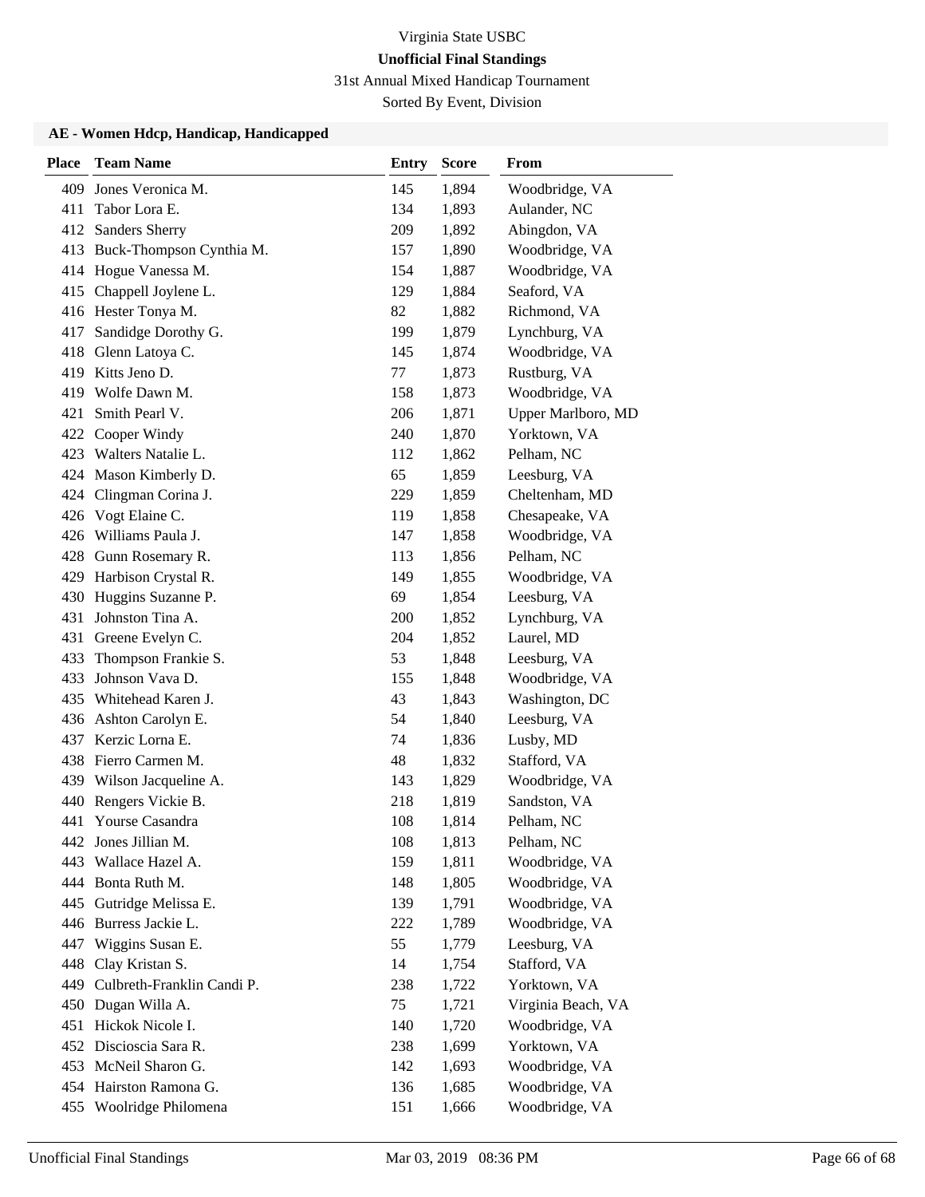Virginia State USBC

**Unofficial Final Standings**

31st Annual Mixed Handicap Tournament

Sorted By Event, Division

### AE - Women Hdcp, Handicap, Handicapped

| Place | Team Name | Entry | Score | From |
|---|---|---|---|---|
| 409 | Jones Veronica M. | 145 | 1,894 | Woodbridge, VA |
| 411 | Tabor Lora E. | 134 | 1,893 | Aulander, NC |
| 412 | Sanders Sherry | 209 | 1,892 | Abingdon, VA |
| 413 | Buck-Thompson Cynthia M. | 157 | 1,890 | Woodbridge, VA |
| 414 | Hogue Vanessa M. | 154 | 1,887 | Woodbridge, VA |
| 415 | Chappell Joylene L. | 129 | 1,884 | Seaford, VA |
| 416 | Hester Tonya M. | 82 | 1,882 | Richmond, VA |
| 417 | Sandidge Dorothy G. | 199 | 1,879 | Lynchburg, VA |
| 418 | Glenn Latoya C. | 145 | 1,874 | Woodbridge, VA |
| 419 | Kitts Jeno D. | 77 | 1,873 | Rustburg, VA |
| 419 | Wolfe Dawn M. | 158 | 1,873 | Woodbridge, VA |
| 421 | Smith Pearl V. | 206 | 1,871 | Upper Marlboro, MD |
| 422 | Cooper Windy | 240 | 1,870 | Yorktown, VA |
| 423 | Walters Natalie L. | 112 | 1,862 | Pelham, NC |
| 424 | Mason Kimberly D. | 65 | 1,859 | Leesburg, VA |
| 424 | Clingman Corina J. | 229 | 1,859 | Cheltenham, MD |
| 426 | Vogt Elaine C. | 119 | 1,858 | Chesapeake, VA |
| 426 | Williams Paula J. | 147 | 1,858 | Woodbridge, VA |
| 428 | Gunn Rosemary R. | 113 | 1,856 | Pelham, NC |
| 429 | Harbison Crystal R. | 149 | 1,855 | Woodbridge, VA |
| 430 | Huggins Suzanne P. | 69 | 1,854 | Leesburg, VA |
| 431 | Johnston Tina A. | 200 | 1,852 | Lynchburg, VA |
| 431 | Greene Evelyn C. | 204 | 1,852 | Laurel, MD |
| 433 | Thompson Frankie S. | 53 | 1,848 | Leesburg, VA |
| 433 | Johnson Vava D. | 155 | 1,848 | Woodbridge, VA |
| 435 | Whitehead Karen J. | 43 | 1,843 | Washington, DC |
| 436 | Ashton Carolyn E. | 54 | 1,840 | Leesburg, VA |
| 437 | Kerzic Lorna E. | 74 | 1,836 | Lusby, MD |
| 438 | Fierro Carmen M. | 48 | 1,832 | Stafford, VA |
| 439 | Wilson Jacqueline A. | 143 | 1,829 | Woodbridge, VA |
| 440 | Rengers Vickie B. | 218 | 1,819 | Sandston, VA |
| 441 | Yourse Casandra | 108 | 1,814 | Pelham, NC |
| 442 | Jones Jillian M. | 108 | 1,813 | Pelham, NC |
| 443 | Wallace Hazel A. | 159 | 1,811 | Woodbridge, VA |
| 444 | Bonta Ruth M. | 148 | 1,805 | Woodbridge, VA |
| 445 | Gutridge Melissa E. | 139 | 1,791 | Woodbridge, VA |
| 446 | Burress Jackie L. | 222 | 1,789 | Woodbridge, VA |
| 447 | Wiggins Susan E. | 55 | 1,779 | Leesburg, VA |
| 448 | Clay Kristan S. | 14 | 1,754 | Stafford, VA |
| 449 | Culbreth-Franklin Candi P. | 238 | 1,722 | Yorktown, VA |
| 450 | Dugan Willa A. | 75 | 1,721 | Virginia Beach, VA |
| 451 | Hickok Nicole I. | 140 | 1,720 | Woodbridge, VA |
| 452 | Discioscia Sara R. | 238 | 1,699 | Yorktown, VA |
| 453 | McNeil Sharon G. | 142 | 1,693 | Woodbridge, VA |
| 454 | Hairston Ramona G. | 136 | 1,685 | Woodbridge, VA |
| 455 | Woolridge Philomena | 151 | 1,666 | Woodbridge, VA |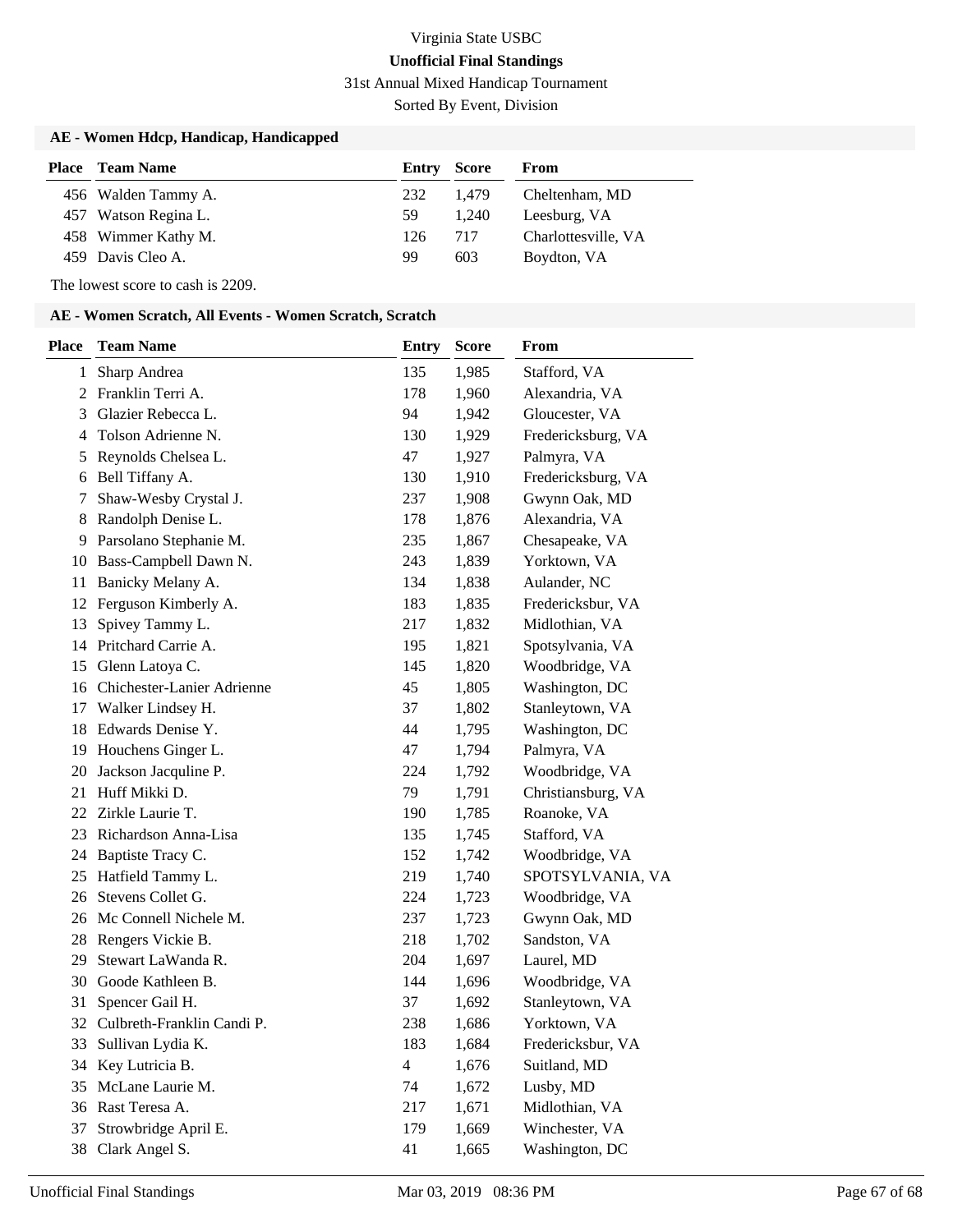Virginia State USBC

**Unofficial Final Standings**

31st Annual Mixed Handicap Tournament

Sorted By Event, Division

### AE - Women Hdcp, Handicap, Handicapped

| Place | Team Name | Entry | Score | From |
|---|---|---|---|---|
| 456 | Walden Tammy A. | 232 | 1,479 | Cheltenham, MD |
| 457 | Watson Regina L. | 59 | 1,240 | Leesburg, VA |
| 458 | Wimmer Kathy M. | 126 | 717 | Charlottesville, VA |
| 459 | Davis Cleo A. | 99 | 603 | Boydton, VA |

The lowest score to cash is 2209.

### AE - Women Scratch, All Events - Women Scratch, Scratch

| Place | Team Name | Entry | Score | From |
|---|---|---|---|---|
| 1 | Sharp Andrea | 135 | 1,985 | Stafford, VA |
| 2 | Franklin Terri A. | 178 | 1,960 | Alexandria, VA |
| 3 | Glazier Rebecca L. | 94 | 1,942 | Gloucester, VA |
| 4 | Tolson Adrienne N. | 130 | 1,929 | Fredericksburg, VA |
| 5 | Reynolds Chelsea L. | 47 | 1,927 | Palmyra, VA |
| 6 | Bell Tiffany A. | 130 | 1,910 | Fredericksburg, VA |
| 7 | Shaw-Wesby Crystal J. | 237 | 1,908 | Gwynn Oak, MD |
| 8 | Randolph Denise L. | 178 | 1,876 | Alexandria, VA |
| 9 | Parsolano Stephanie M. | 235 | 1,867 | Chesapeake, VA |
| 10 | Bass-Campbell Dawn N. | 243 | 1,839 | Yorktown, VA |
| 11 | Banicky Melany A. | 134 | 1,838 | Aulander, NC |
| 12 | Ferguson Kimberly A. | 183 | 1,835 | Fredericksbur, VA |
| 13 | Spivey Tammy L. | 217 | 1,832 | Midlothian, VA |
| 14 | Pritchard Carrie A. | 195 | 1,821 | Spotsylvania, VA |
| 15 | Glenn Latoya C. | 145 | 1,820 | Woodbridge, VA |
| 16 | Chichester-Lanier Adrienne | 45 | 1,805 | Washington, DC |
| 17 | Walker Lindsey H. | 37 | 1,802 | Stanleytown, VA |
| 18 | Edwards Denise Y. | 44 | 1,795 | Washington, DC |
| 19 | Houchens Ginger L. | 47 | 1,794 | Palmyra, VA |
| 20 | Jackson Jacquline P. | 224 | 1,792 | Woodbridge, VA |
| 21 | Huff Mikki D. | 79 | 1,791 | Christiansburg, VA |
| 22 | Zirkle Laurie T. | 190 | 1,785 | Roanoke, VA |
| 23 | Richardson Anna-Lisa | 135 | 1,745 | Stafford, VA |
| 24 | Baptiste Tracy C. | 152 | 1,742 | Woodbridge, VA |
| 25 | Hatfield Tammy L. | 219 | 1,740 | SPOTSYLVANIA, VA |
| 26 | Stevens Collet G. | 224 | 1,723 | Woodbridge, VA |
| 26 | Mc Connell Nichele M. | 237 | 1,723 | Gwynn Oak, MD |
| 28 | Rengers Vickie B. | 218 | 1,702 | Sandston, VA |
| 29 | Stewart LaWanda R. | 204 | 1,697 | Laurel, MD |
| 30 | Goode Kathleen B. | 144 | 1,696 | Woodbridge, VA |
| 31 | Spencer Gail H. | 37 | 1,692 | Stanleytown, VA |
| 32 | Culbreth-Franklin Candi P. | 238 | 1,686 | Yorktown, VA |
| 33 | Sullivan Lydia K. | 183 | 1,684 | Fredericksbur, VA |
| 34 | Key Lutricia B. | 4 | 1,676 | Suitland, MD |
| 35 | McLane Laurie M. | 74 | 1,672 | Lusby, MD |
| 36 | Rast Teresa A. | 217 | 1,671 | Midlothian, VA |
| 37 | Strowbridge April E. | 179 | 1,669 | Winchester, VA |
| 38 | Clark Angel S. | 41 | 1,665 | Washington, DC |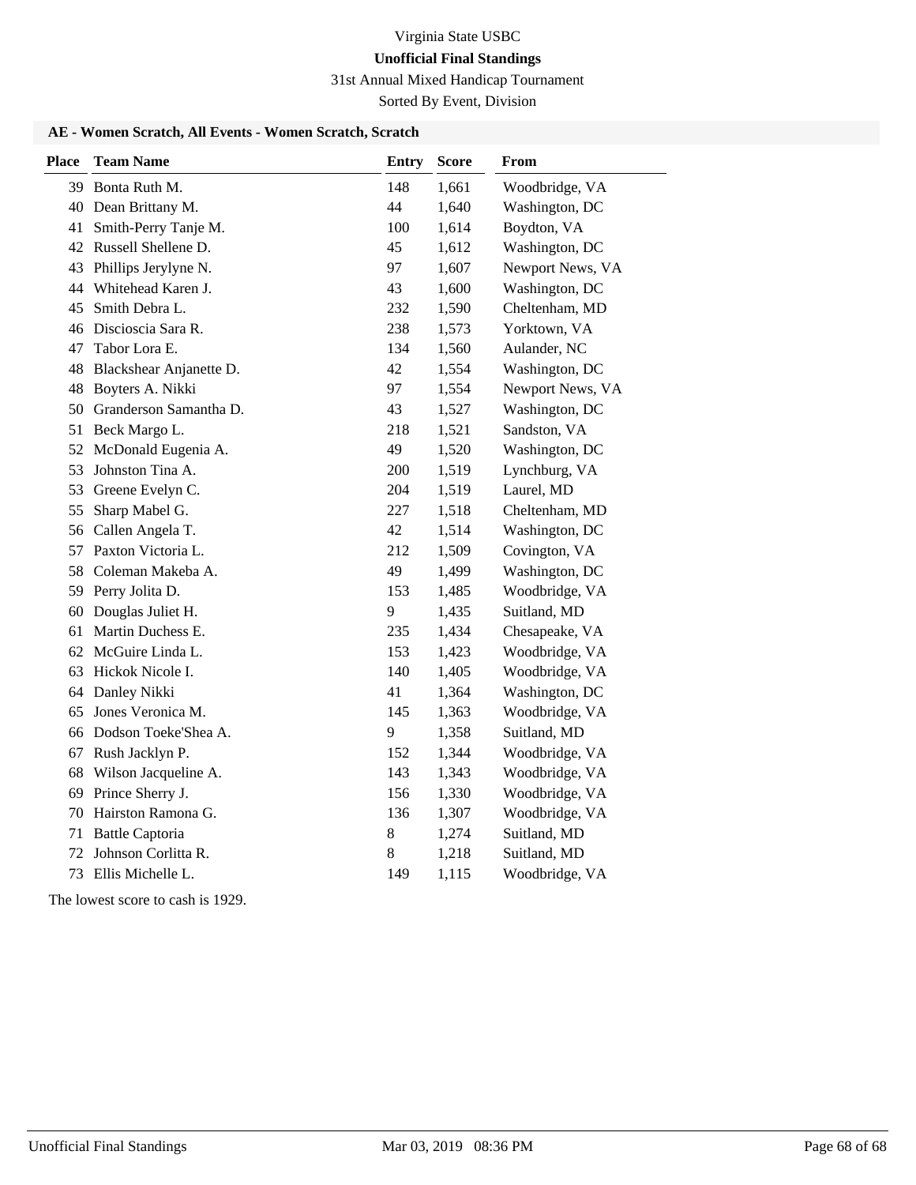Virginia State USBC

**Unofficial Final Standings**

31st Annual Mixed Handicap Tournament

Sorted By Event, Division

### AE - Women Scratch, All Events - Women Scratch, Scratch

| Place | Team Name | Entry | Score | From |
|---|---|---|---|---|
| 39 | Bonta Ruth M. | 148 | 1,661 | Woodbridge, VA |
| 40 | Dean Brittany M. | 44 | 1,640 | Washington, DC |
| 41 | Smith-Perry Tanje M. | 100 | 1,614 | Boydton, VA |
| 42 | Russell Shellene D. | 45 | 1,612 | Washington, DC |
| 43 | Phillips Jerylyne N. | 97 | 1,607 | Newport News, VA |
| 44 | Whitehead Karen J. | 43 | 1,600 | Washington, DC |
| 45 | Smith Debra L. | 232 | 1,590 | Cheltenham, MD |
| 46 | Discioscia Sara R. | 238 | 1,573 | Yorktown, VA |
| 47 | Tabor Lora E. | 134 | 1,560 | Aulander, NC |
| 48 | Blackshear Anjanette D. | 42 | 1,554 | Washington, DC |
| 48 | Boyters A. Nikki | 97 | 1,554 | Newport News, VA |
| 50 | Granderson Samantha D. | 43 | 1,527 | Washington, DC |
| 51 | Beck Margo L. | 218 | 1,521 | Sandston, VA |
| 52 | McDonald Eugenia A. | 49 | 1,520 | Washington, DC |
| 53 | Johnston Tina A. | 200 | 1,519 | Lynchburg, VA |
| 53 | Greene Evelyn C. | 204 | 1,519 | Laurel, MD |
| 55 | Sharp Mabel G. | 227 | 1,518 | Cheltenham, MD |
| 56 | Callen Angela T. | 42 | 1,514 | Washington, DC |
| 57 | Paxton Victoria L. | 212 | 1,509 | Covington, VA |
| 58 | Coleman Makeba A. | 49 | 1,499 | Washington, DC |
| 59 | Perry Jolita D. | 153 | 1,485 | Woodbridge, VA |
| 60 | Douglas Juliet H. | 9 | 1,435 | Suitland, MD |
| 61 | Martin Duchess E. | 235 | 1,434 | Chesapeake, VA |
| 62 | McGuire Linda L. | 153 | 1,423 | Woodbridge, VA |
| 63 | Hickok Nicole I. | 140 | 1,405 | Woodbridge, VA |
| 64 | Danley Nikki | 41 | 1,364 | Washington, DC |
| 65 | Jones Veronica M. | 145 | 1,363 | Woodbridge, VA |
| 66 | Dodson Toeke'Shea A. | 9 | 1,358 | Suitland, MD |
| 67 | Rush Jacklyn P. | 152 | 1,344 | Woodbridge, VA |
| 68 | Wilson Jacqueline A. | 143 | 1,343 | Woodbridge, VA |
| 69 | Prince Sherry J. | 156 | 1,330 | Woodbridge, VA |
| 70 | Hairston Ramona G. | 136 | 1,307 | Woodbridge, VA |
| 71 | Battle Captoria | 8 | 1,274 | Suitland, MD |
| 72 | Johnson Corlitta R. | 8 | 1,218 | Suitland, MD |
| 73 | Ellis Michelle L. | 149 | 1,115 | Woodbridge, VA |

The lowest score to cash is 1929.